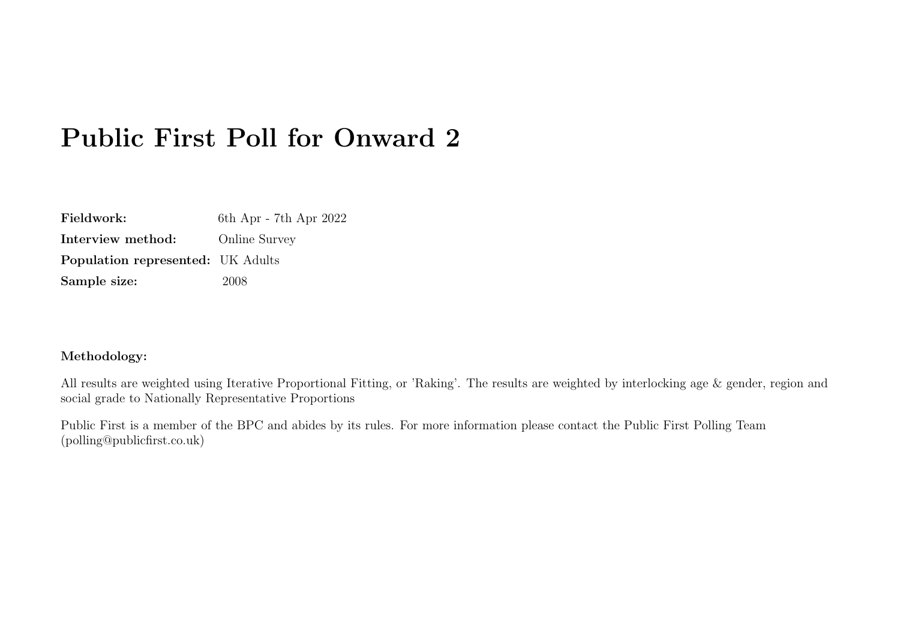# Public First Poll for Onward 2

**Fieldwork:** 6th Apr - 7th Apr 2022
**Interview method:** Online Survey
**Population represented:** UK Adults
**Sample size:** 2008

**Methodology:**

All results are weighted using Iterative Proportional Fitting, or 'Raking'. The results are weighted by interlocking age & gender, region and social grade to Nationally Representative Proportions

Public First is a member of the BPC and abides by its rules. For more information please contact the Public First Polling Team (polling@publicfirst.co.uk)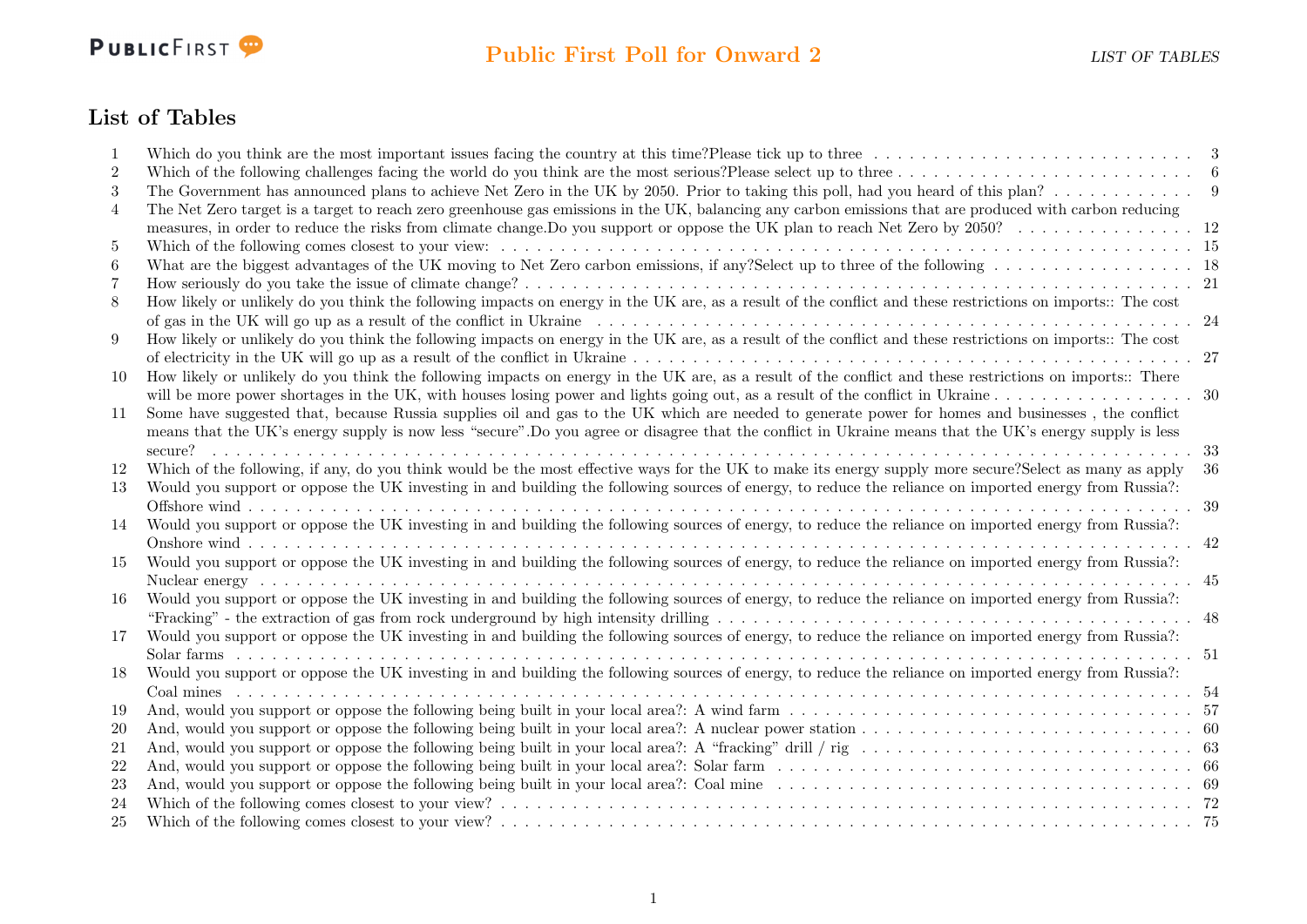# List of Tables

| # | Table | Page |
|---|---|---|
| 1 | Which do you think are the most important issues facing the country at this time?Please tick up to three | 3 |
| 2 | Which of the following challenges facing the world do you think are the most serious?Please select up to three | 6 |
| 3 | The Government has announced plans to achieve Net Zero in the UK by 2050. Prior to taking this poll, had you heard of this plan? | 9 |
| 4 | The Net Zero target is a target to reach zero greenhouse gas emissions in the UK, balancing any carbon emissions that are produced with carbon reducing measures, in order to reduce the risks from climate change.Do you support or oppose the UK plan to reach Net Zero by 2050? | 12 |
| 5 | Which of the following comes closest to your view: | 15 |
| 6 | What are the biggest advantages of the UK moving to Net Zero carbon emissions, if any?Select up to three of the following | 18 |
| 7 | How seriously do you take the issue of climate change? | 21 |
| 8 | How likely or unlikely do you think the following impacts on energy in the UK are, as a result of the conflict and these restrictions on imports:: The cost of gas in the UK will go up as a result of the conflict in Ukraine | 24 |
| 9 | How likely or unlikely do you think the following impacts on energy in the UK are, as a result of the conflict and these restrictions on imports:: The cost of electricity in the UK will go up as a result of the conflict in Ukraine | 27 |
| 10 | How likely or unlikely do you think the following impacts on energy in the UK are, as a result of the conflict and these restrictions on imports:: There will be more power shortages in the UK, with houses losing power and lights going out, as a result of the conflict in Ukraine | 30 |
| 11 | Some have suggested that, because Russia supplies oil and gas to the UK which are needed to generate power for homes and businesses , the conflict means that the UK's energy supply is now less "secure".Do you agree or disagree that the conflict in Ukraine means that the UK's energy supply is less secure? | 33 |
| 12 | Which of the following, if any, do you think would be the most effective ways for the UK to make its energy supply more secure?Select as many as apply | 36 |
| 13 | Would you support or oppose the UK investing in and building the following sources of energy, to reduce the reliance on imported energy from Russia?: Offshore wind | 39 |
| 14 | Would you support or oppose the UK investing in and building the following sources of energy, to reduce the reliance on imported energy from Russia?: Onshore wind | 42 |
| 15 | Would you support or oppose the UK investing in and building the following sources of energy, to reduce the reliance on imported energy from Russia?: Nuclear energy | 45 |
| 16 | Would you support or oppose the UK investing in and building the following sources of energy, to reduce the reliance on imported energy from Russia?: "Fracking" - the extraction of gas from rock underground by high intensity drilling | 48 |
| 17 | Would you support or oppose the UK investing in and building the following sources of energy, to reduce the reliance on imported energy from Russia?: Solar farms | 51 |
| 18 | Would you support or oppose the UK investing in and building the following sources of energy, to reduce the reliance on imported energy from Russia?: Coal mines | 54 |
| 19 | And, would you support or oppose the following being built in your local area?: A wind farm | 57 |
| 20 | And, would you support or oppose the following being built in your local area?: A nuclear power station | 60 |
| 21 | And, would you support or oppose the following being built in your local area?: A "fracking" drill / rig | 63 |
| 22 | And, would you support or oppose the following being built in your local area?: Solar farm | 66 |
| 23 | And, would you support or oppose the following being built in your local area?: Coal mine | 69 |
| 24 | Which of the following comes closest to your view? | 72 |
| 25 | Which of the following comes closest to your view? | 75 |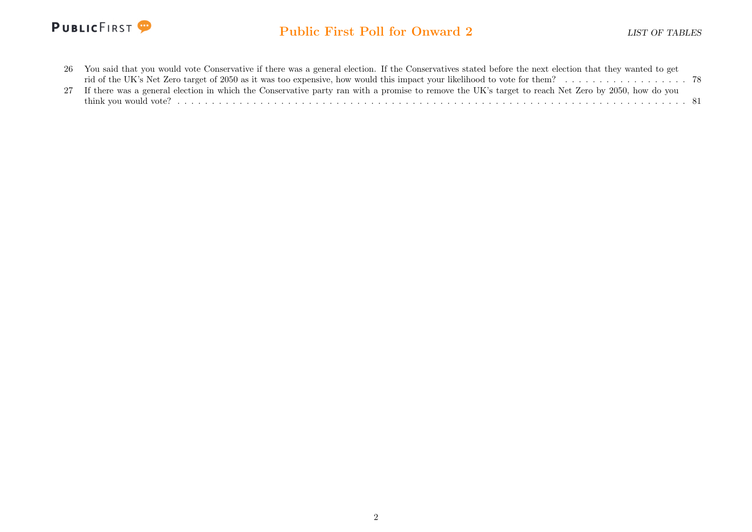26 You said that you would vote Conservative if there was a general election. If the Conservatives stated before the next election that they wanted to get rid of the UK's Net Zero target of 2050 as it was too expensive, how would this impact your likelihood to vote for them? . . . . . . . . . . . . . . . . . . 78

27 If there was a general election in which the Conservative party ran with a promise to remove the UK's target to reach Net Zero by 2050, how do you think you would vote? . . . . . . . . . . . . . . . . . . . . . . . . . . . . . . . . . . . . . . . . . . . . . . . . . . . . . . . . . . . . . . . . . . . . . . . . . . . . 81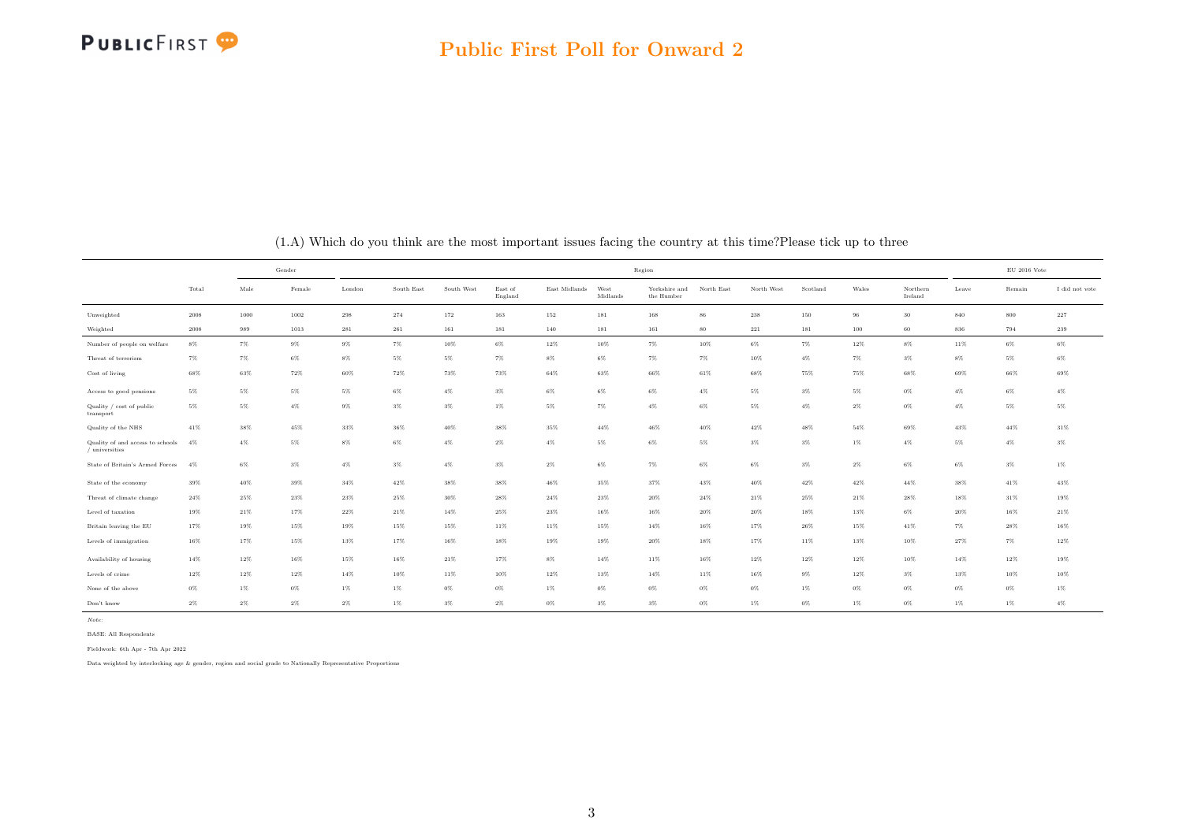## Public First Poll for Onward 2

(1.A) Which do you think are the most important issues facing the country at this time?Please tick up to three

| | Total | Gender | | Region | | | | | | | | | | | | EU 2016 Vote | | |
|---|---|---|---|---|---|---|---|---|---|---|---|---|---|---|---|---|---|---|
| | | Male | Female | London | South East | South West | East of England | East Midlands | West Midlands | Yorkshire and the Humber | North East | North West | Scotland | Wales | Northern Ireland | Leave | Remain | I did not vote |
| Unweighted | 2008 | 1000 | 1002 | 298 | 274 | 172 | 163 | 152 | 181 | 168 | 86 | 238 | 150 | 96 | 30 | 840 | 800 | 227 |
| Weighted | 2008 | 989 | 1013 | 281 | 261 | 161 | 181 | 140 | 181 | 161 | 80 | 221 | 181 | 100 | 60 | 836 | 794 | 239 |
| Number of people on welfare | 8% | 7% | 9% | 9% | 7% | 10% | 6% | 12% | 10% | 7% | 10% | 6% | 7% | 12% | 8% | 11% | 6% | 6% |
| Threat of terrorism | 7% | 7% | 6% | 8% | 5% | 5% | 7% | 8% | 6% | 7% | 7% | 10% | 4% | 7% | 3% | 8% | 5% | 6% |
| Cost of living | 68% | 63% | 72% | 60% | 72% | 73% | 73% | 64% | 63% | 66% | 61% | 68% | 75% | 75% | 68% | 69% | 66% | 69% |
| Access to good pensions | 5% | 5% | 5% | 5% | 6% | 4% | 3% | 6% | 6% | 6% | 4% | 5% | 3% | 5% | 0% | 4% | 6% | 4% |
| Quality / cost of public transport | 5% | 5% | 4% | 9% | 3% | 3% | 1% | 5% | 7% | 4% | 6% | 5% | 4% | 2% | 0% | 4% | 5% | 5% |
| Quality of the NHS | 41% | 38% | 45% | 33% | 36% | 40% | 38% | 35% | 44% | 46% | 40% | 42% | 48% | 54% | 69% | 43% | 44% | 31% |
| Quality of and access to schools / universities | 4% | 4% | 5% | 8% | 6% | 4% | 2% | 4% | 5% | 6% | 5% | 3% | 3% | 1% | 4% | 5% | 4% | 3% |
| State of Britain's Armed Forces | 4% | 6% | 3% | 4% | 3% | 4% | 3% | 2% | 6% | 7% | 6% | 6% | 3% | 2% | 6% | 6% | 3% | 1% |
| State of the economy | 39% | 40% | 39% | 34% | 42% | 38% | 38% | 46% | 35% | 37% | 43% | 40% | 42% | 42% | 44% | 38% | 41% | 43% |
| Threat of climate change | 24% | 25% | 23% | 23% | 25% | 30% | 28% | 24% | 23% | 20% | 24% | 21% | 25% | 21% | 28% | 18% | 31% | 19% |
| Level of taxation | 19% | 21% | 17% | 22% | 21% | 14% | 25% | 23% | 16% | 16% | 20% | 20% | 18% | 13% | 6% | 20% | 16% | 21% |
| Britain leaving the EU | 17% | 19% | 15% | 19% | 15% | 15% | 11% | 11% | 15% | 14% | 16% | 17% | 26% | 15% | 41% | 7% | 28% | 16% |
| Levels of immigration | 16% | 17% | 15% | 13% | 17% | 16% | 18% | 19% | 19% | 20% | 18% | 17% | 11% | 13% | 10% | 27% | 7% | 12% |
| Availability of housing | 14% | 12% | 16% | 15% | 16% | 21% | 17% | 8% | 14% | 11% | 16% | 12% | 12% | 12% | 10% | 14% | 12% | 19% |
| Levels of crime | 12% | 12% | 12% | 14% | 10% | 11% | 10% | 12% | 13% | 14% | 11% | 16% | 9% | 12% | 3% | 13% | 10% | 10% |
| None of the above | 0% | 1% | 0% | 1% | 1% | 0% | 0% | 1% | 0% | 0% | 0% | 0% | 1% | 0% | 0% | 0% | 0% | 1% |
| Don't know | 2% | 2% | 2% | 2% | 1% | 3% | 2% | 0% | 3% | 3% | 0% | 1% | 0% | 1% | 0% | 1% | 1% | 4% |

*Note:*

BASE: All Respondents

Fieldwork: 6th Apr - 7th Apr 2022

Data weighted by interlocking age & gender, region and social grade to Nationally Representative Proportions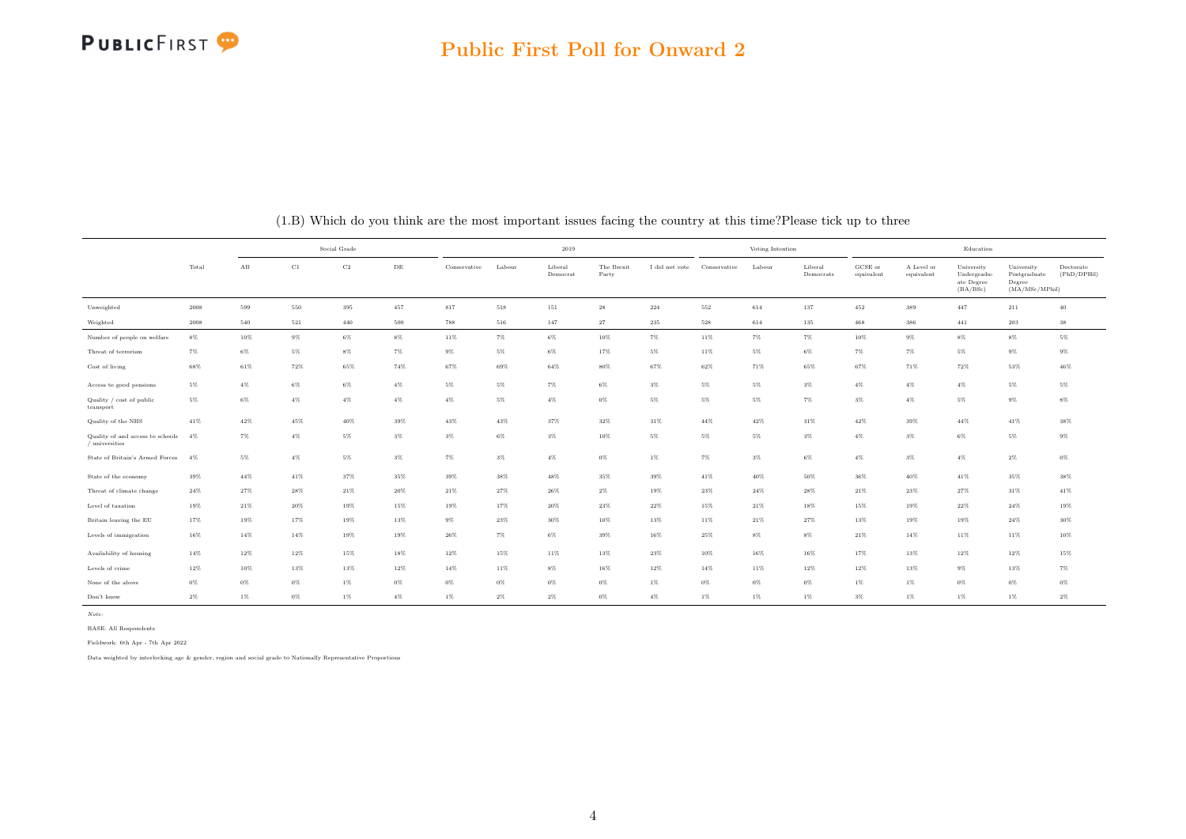# Public First Poll for Onward 2

(1.B) Which do you think are the most important issues facing the country at this time?Please tick up to three

| | Total | Social Grade | | | | 2019 | | | | | Voting Intention | | | Education | | | | |
|---|---|---|---|---|---|---|---|---|---|---|---|---|---|---|---|---|---|---|
| | | AB | C1 | C2 | DE | Conservative | Labour | Liberal Democrat | The Brexit Party | I did not vote | Conservative | Labour | Liberal Democrats | GCSE or equivalent | A Level or equivalent | University Undergraduate Degree (BA/BSc) | University Postgraduate Degree (MA/MSc/MPhil) | Doctorate (PhD/DPHil) |
| Unweighted | 2008 | 599 | 550 | 395 | 457 | 817 | 518 | 151 | 28 | 224 | 552 | 614 | 137 | 452 | 389 | 447 | 211 | 40 |
| Weighted | 2008 | 540 | 521 | 440 | 500 | 788 | 516 | 147 | 27 | 235 | 528 | 614 | 135 | 468 | 386 | 441 | 203 | 38 |
| Number of people on welfare | 8% | 10% | 9% | 6% | 8% | 11% | 7% | 6% | 10% | 7% | 11% | 7% | 7% | 10% | 9% | 8% | 8% | 5% |
| Threat of terrorism | 7% | 6% | 5% | 8% | 7% | 9% | 5% | 6% | 17% | 5% | 11% | 5% | 6% | 7% | 7% | 5% | 9% | 9% |
| Cost of living | 68% | 61% | 72% | 65% | 74% | 67% | 69% | 64% | 80% | 67% | 62% | 71% | 65% | 67% | 71% | 72% | 53% | 46% |
| Access to good pensions | 5% | 4% | 6% | 6% | 4% | 5% | 5% | 7% | 6% | 3% | 5% | 5% | 3% | 4% | 4% | 4% | 5% | 5% |
| Quality / cost of public transport | 5% | 6% | 4% | 4% | 4% | 4% | 5% | 4% | 0% | 5% | 5% | 5% | 7% | 3% | 4% | 5% | 9% | 8% |
| Quality of the NHS | 41% | 42% | 45% | 40% | 39% | 43% | 43% | 37% | 32% | 31% | 44% | 42% | 31% | 42% | 39% | 44% | 41% | 38% |
| Quality of and access to schools / universities | 4% | 7% | 4% | 5% | 3% | 3% | 6% | 3% | 10% | 5% | 5% | 5% | 3% | 4% | 3% | 6% | 5% | 9% |
| State of Britain's Armed Forces | 4% | 5% | 4% | 5% | 3% | 7% | 3% | 4% | 0% | 1% | 7% | 3% | 6% | 4% | 3% | 4% | 2% | 0% |
| State of the economy | 39% | 44% | 41% | 37% | 35% | 39% | 38% | 48% | 35% | 39% | 41% | 40% | 50% | 36% | 40% | 41% | 35% | 38% |
| Threat of climate change | 24% | 27% | 28% | 21% | 20% | 21% | 27% | 26% | 2% | 19% | 23% | 24% | 28% | 21% | 23% | 27% | 31% | 41% |
| Level of taxation | 19% | 21% | 20% | 19% | 15% | 19% | 17% | 20% | 23% | 22% | 15% | 21% | 18% | 15% | 19% | 22% | 24% | 19% |
| Britain leaving the EU | 17% | 19% | 17% | 19% | 13% | 9% | 23% | 30% | 10% | 13% | 11% | 21% | 27% | 13% | 19% | 19% | 24% | 30% |
| Levels of immigration | 16% | 14% | 14% | 19% | 19% | 26% | 7% | 6% | 39% | 16% | 25% | 8% | 8% | 21% | 14% | 11% | 11% | 10% |
| Availability of housing | 14% | 12% | 12% | 15% | 18% | 12% | 15% | 11% | 13% | 23% | 10% | 16% | 16% | 17% | 13% | 12% | 12% | 15% |
| Levels of crime | 12% | 10% | 13% | 13% | 12% | 14% | 11% | 8% | 16% | 12% | 14% | 11% | 12% | 12% | 13% | 9% | 13% | 7% |
| None of the above | 0% | 0% | 0% | 1% | 0% | 0% | 0% | 0% | 0% | 1% | 0% | 0% | 0% | 1% | 1% | 0% | 0% | 0% |
| Don't know | 2% | 1% | 0% | 1% | 4% | 1% | 2% | 2% | 0% | 4% | 1% | 1% | 1% | 3% | 1% | 1% | 1% | 2% |

*Note:*

BASE: All Respondents

Fieldwork: 6th Apr - 7th Apr 2022

Data weighted by interlocking age & gender, region and social grade to Nationally Representative Proportions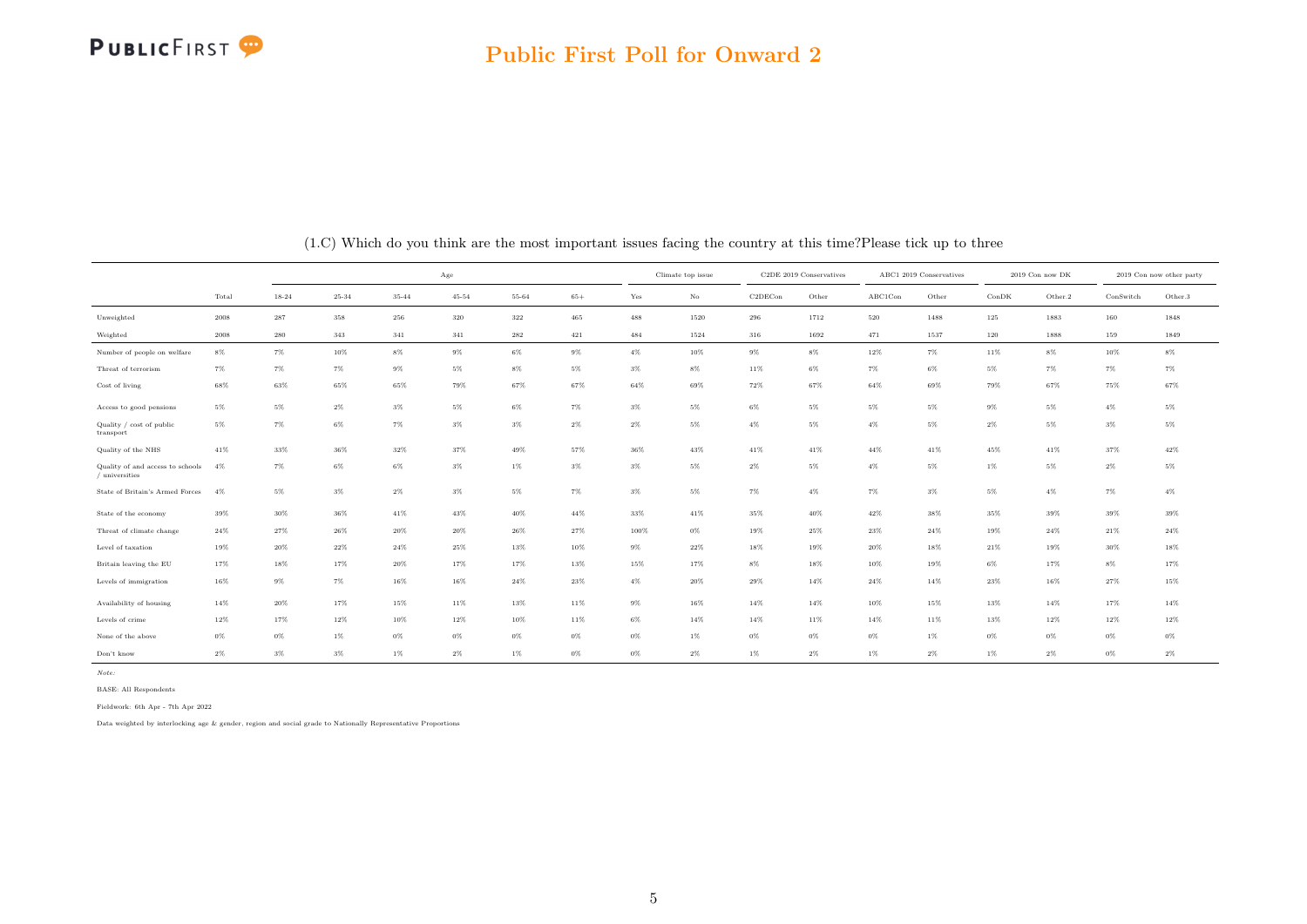# Public First Poll for Onward 2

(1.C) Which do you think are the most important issues facing the country at this time?Please tick up to three

| | | Age | | | | | | Climate top issue | | C2DE 2019 Conservatives | | ABC1 2019 Conservatives | | 2019 Con now DK | | 2019 Con now other party | |
|---|---|---|---|---|---|---|---|---|---|---|---|---|---|---|---|---|---|
| | Total | 18-24 | 25-34 | 35-44 | 45-54 | 55-64 | 65+ | Yes | No | C2DECon | Other | ABC1Con | Other | ConDK | Other.2 | ConSwitch | Other.3 |
| Unweighted | 2008 | 287 | 358 | 256 | 320 | 322 | 465 | 488 | 1520 | 296 | 1712 | 520 | 1488 | 125 | 1883 | 160 | 1848 |
| Weighted | 2008 | 280 | 343 | 341 | 341 | 282 | 421 | 484 | 1524 | 316 | 1692 | 471 | 1537 | 120 | 1888 | 159 | 1849 |
| Number of people on welfare | 8% | 7% | 10% | 8% | 9% | 6% | 9% | 4% | 10% | 9% | 8% | 12% | 7% | 11% | 8% | 10% | 8% |
| Threat of terrorism | 7% | 7% | 7% | 9% | 5% | 8% | 5% | 3% | 8% | 11% | 6% | 7% | 6% | 5% | 7% | 7% | 7% |
| Cost of living | 68% | 63% | 65% | 65% | 79% | 67% | 67% | 64% | 69% | 72% | 67% | 64% | 69% | 79% | 67% | 75% | 67% |
| Access to good pensions | 5% | 5% | 2% | 3% | 5% | 6% | 7% | 3% | 5% | 6% | 5% | 5% | 5% | 9% | 5% | 4% | 5% |
| Quality / cost of public transport | 5% | 7% | 6% | 7% | 3% | 3% | 2% | 2% | 5% | 4% | 5% | 4% | 5% | 2% | 5% | 3% | 5% |
| Quality of the NHS | 41% | 33% | 36% | 32% | 37% | 49% | 57% | 36% | 43% | 41% | 41% | 44% | 41% | 45% | 41% | 37% | 42% |
| Quality of and access to schools / universities | 4% | 7% | 6% | 6% | 3% | 1% | 3% | 3% | 5% | 2% | 5% | 4% | 5% | 1% | 5% | 2% | 5% |
| State of Britain's Armed Forces | 4% | 5% | 3% | 2% | 3% | 5% | 7% | 3% | 5% | 7% | 4% | 7% | 3% | 5% | 4% | 7% | 4% |
| State of the economy | 39% | 30% | 36% | 41% | 43% | 40% | 44% | 33% | 41% | 35% | 40% | 42% | 38% | 35% | 39% | 39% | 39% |
| Threat of climate change | 24% | 27% | 26% | 20% | 20% | 26% | 27% | 100% | 0% | 19% | 25% | 23% | 24% | 19% | 24% | 21% | 24% |
| Level of taxation | 19% | 20% | 22% | 24% | 25% | 13% | 10% | 9% | 22% | 18% | 19% | 20% | 18% | 21% | 19% | 30% | 18% |
| Britain leaving the EU | 17% | 18% | 17% | 20% | 17% | 17% | 13% | 15% | 17% | 8% | 18% | 10% | 19% | 6% | 17% | 8% | 17% |
| Levels of immigration | 16% | 9% | 7% | 16% | 16% | 24% | 23% | 4% | 20% | 29% | 14% | 24% | 14% | 23% | 16% | 27% | 15% |
| Availability of housing | 14% | 20% | 17% | 15% | 11% | 13% | 11% | 9% | 16% | 14% | 14% | 10% | 15% | 13% | 14% | 17% | 14% |
| Levels of crime | 12% | 17% | 12% | 10% | 12% | 10% | 11% | 6% | 14% | 14% | 11% | 14% | 11% | 13% | 12% | 12% | 12% |
| None of the above | 0% | 0% | 1% | 0% | 0% | 0% | 0% | 0% | 1% | 0% | 0% | 0% | 1% | 0% | 0% | 0% | 0% |
| Don't know | 2% | 3% | 3% | 1% | 2% | 1% | 0% | 0% | 2% | 1% | 2% | 1% | 2% | 1% | 2% | 0% | 2% |

*Note:*

BASE: All Respondents

Fieldwork: 6th Apr - 7th Apr 2022

Data weighted by interlocking age & gender, region and social grade to Nationally Representative Proportions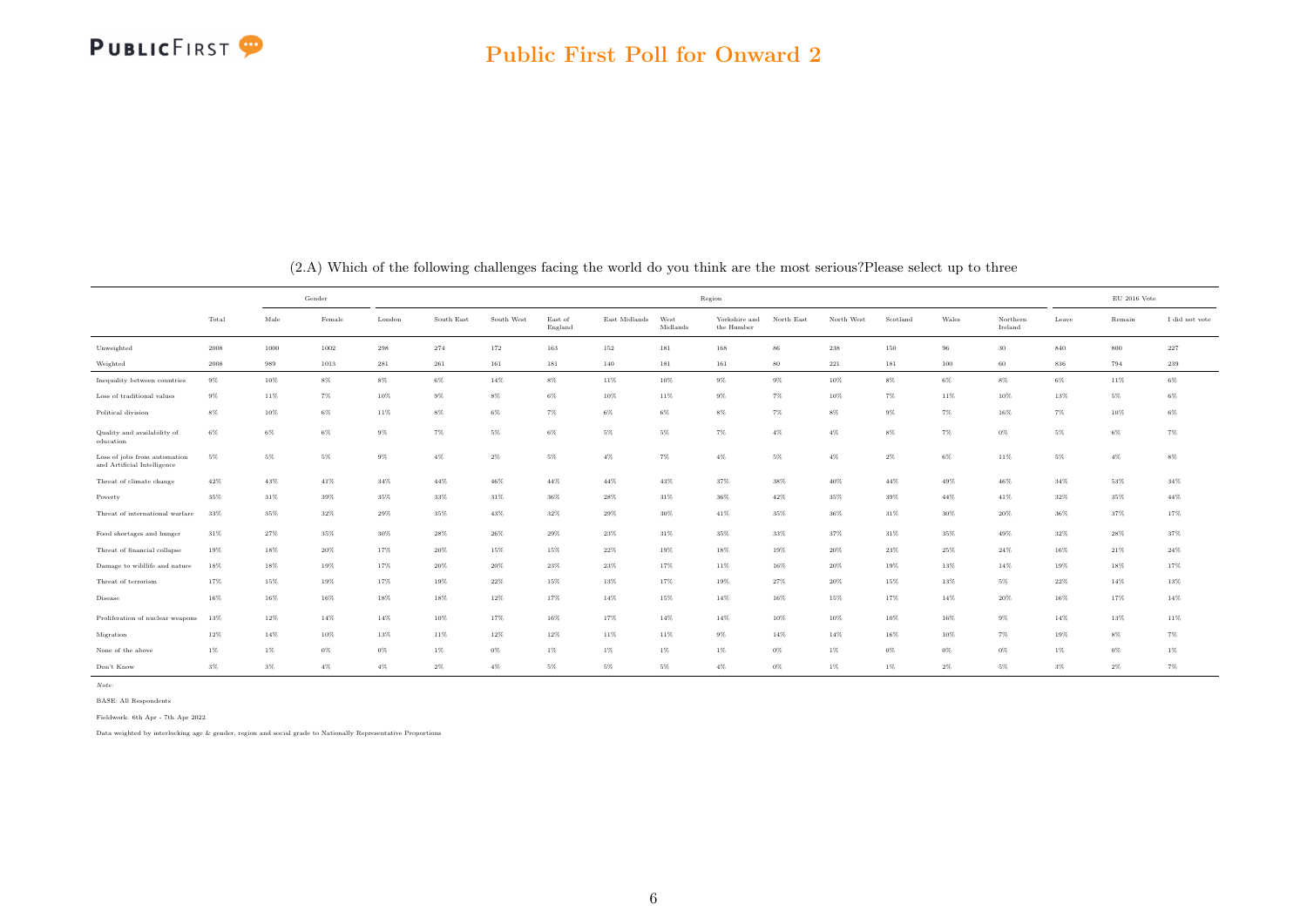# Public First Poll for Onward 2

(2.A) Which of the following challenges facing the world do you think are the most serious?Please select up to three

| | | Gender | | Region | | | | | | | | | | | | | EU 2016 Vote | | |
|---|---|---|---|---|---|---|---|---|---|---|---|---|---|---|---|---|---|---|---|
| | Total | Male | Female | London | South East | South West | East of England | East Midlands | West Midlands | Yorkshire and the Humber | North East | North West | Scotland | Wales | Northern Ireland | Leave | Remain | I did not vote |
| Unweighted | 2008 | 1000 | 1002 | 298 | 274 | 172 | 163 | 152 | 181 | 168 | 86 | 238 | 150 | 96 | 30 | 840 | 800 | 227 |
| Weighted | 2008 | 989 | 1013 | 281 | 261 | 161 | 181 | 140 | 181 | 161 | 80 | 221 | 181 | 100 | 60 | 836 | 794 | 239 |
| Inequality between countries | 9% | 10% | 8% | 8% | 6% | 14% | 8% | 11% | 10% | 9% | 9% | 10% | 8% | 6% | 8% | 6% | 11% | 6% |
| Loss of traditional values | 9% | 11% | 7% | 10% | 9% | 8% | 6% | 10% | 11% | 9% | 7% | 10% | 7% | 11% | 10% | 13% | 5% | 6% |
| Political division | 8% | 10% | 6% | 11% | 8% | 6% | 7% | 6% | 6% | 8% | 7% | 8% | 9% | 7% | 16% | 7% | 10% | 6% |
| Quality and availability of education | 6% | 6% | 6% | 9% | 7% | 5% | 6% | 5% | 5% | 7% | 4% | 4% | 8% | 7% | 0% | 5% | 6% | 7% |
| Loss of jobs from automation and Artificial Intelligence | 5% | 5% | 5% | 9% | 4% | 2% | 5% | 4% | 7% | 4% | 5% | 4% | 2% | 6% | 11% | 5% | 4% | 8% |
| Threat of climate change | 42% | 43% | 41% | 34% | 44% | 46% | 44% | 44% | 43% | 37% | 38% | 40% | 44% | 49% | 46% | 34% | 53% | 34% |
| Poverty | 35% | 31% | 39% | 35% | 33% | 31% | 36% | 28% | 31% | 36% | 42% | 35% | 39% | 44% | 41% | 32% | 35% | 44% |
| Threat of international warfare | 33% | 35% | 32% | 29% | 35% | 43% | 32% | 29% | 30% | 41% | 35% | 36% | 31% | 30% | 20% | 36% | 37% | 17% |
| Food shortages and hunger | 31% | 27% | 35% | 30% | 28% | 26% | 29% | 23% | 31% | 35% | 33% | 37% | 31% | 35% | 49% | 32% | 28% | 37% |
| Threat of financial collapse | 19% | 18% | 20% | 17% | 20% | 15% | 15% | 22% | 19% | 18% | 19% | 20% | 23% | 25% | 24% | 16% | 21% | 24% |
| Damage to wildlife and nature | 18% | 18% | 19% | 17% | 20% | 20% | 23% | 23% | 17% | 11% | 16% | 20% | 19% | 13% | 14% | 19% | 18% | 17% |
| Threat of terrorism | 17% | 15% | 19% | 17% | 19% | 22% | 15% | 13% | 17% | 19% | 27% | 20% | 15% | 13% | 5% | 22% | 14% | 13% |
| Disease | 16% | 16% | 16% | 18% | 18% | 12% | 17% | 14% | 15% | 14% | 16% | 15% | 17% | 14% | 20% | 16% | 17% | 14% |
| Proliferation of nuclear weapons | 13% | 12% | 14% | 14% | 10% | 17% | 16% | 17% | 14% | 14% | 10% | 10% | 10% | 16% | 9% | 14% | 13% | 11% |
| Migration | 12% | 14% | 10% | 13% | 11% | 12% | 12% | 11% | 11% | 9% | 14% | 14% | 16% | 10% | 7% | 19% | 8% | 7% |
| None of the above | 1% | 1% | 0% | 0% | 1% | 0% | 1% | 1% | 1% | 1% | 0% | 1% | 0% | 0% | 0% | 1% | 0% | 1% |
| Don't Know | 3% | 3% | 4% | 4% | 2% | 4% | 5% | 5% | 5% | 4% | 0% | 1% | 1% | 2% | 5% | 3% | 2% | 7% |

*Note:*

BASE: All Respondents

Fieldwork: 6th Apr - 7th Apr 2022

Data weighted by interlocking age & gender, region and social grade to Nationally Representative Proportions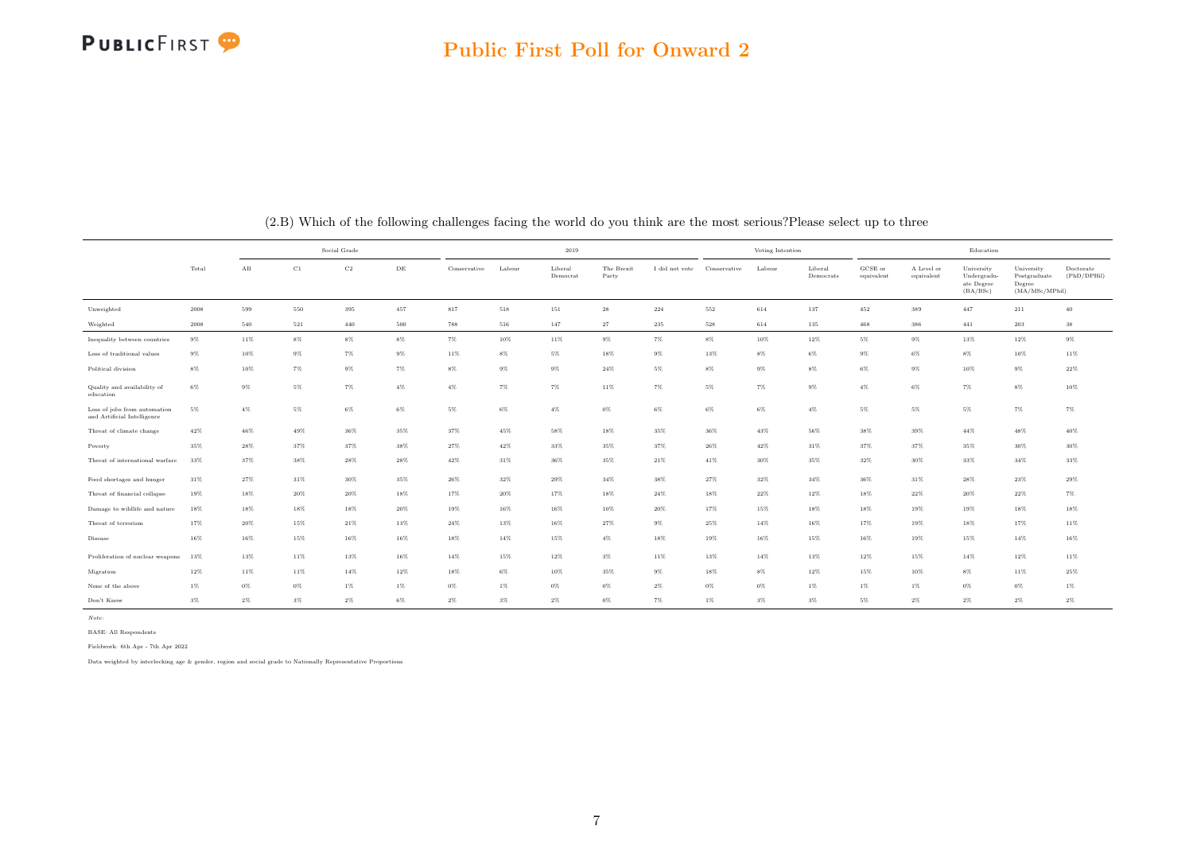## Public First Poll for Onward 2

(2.B) Which of the following challenges facing the world do you think are the most serious?Please select up to three

| | Total | Social Grade | | | | 2019 | | | | | Voting Intention | | | Education | | | | |
|---|---|---|---|---|---|---|---|---|---|---|---|---|---|---|---|---|---|---|
| | | AB | C1 | C2 | DE | Conservative | Labour | Liberal Democrat | The Brexit Party | I did not vote | Conservative | Labour | Liberal Democrats | GCSE or equivalent | A Level or equivalent | University Undergraduate Degree (BA/BSc) | University Postgraduate Degree (MA/MSc/MPhil) | Doctorate (PhD/DPHil) |
| Unweighted | 2008 | 599 | 550 | 395 | 457 | 817 | 518 | 151 | 28 | 224 | 552 | 614 | 137 | 452 | 389 | 447 | 211 | 40 |
| Weighted | 2008 | 540 | 521 | 440 | 500 | 788 | 516 | 147 | 27 | 235 | 528 | 614 | 135 | 468 | 386 | 441 | 203 | 38 |
| Inequality between countries | 9% | 11% | 8% | 8% | 8% | 7% | 10% | 11% | 9% | 7% | 8% | 10% | 12% | 5% | 9% | 13% | 12% | 9% |
| Loss of traditional values | 9% | 10% | 9% | 7% | 9% | 11% | 8% | 5% | 18% | 9% | 13% | 8% | 6% | 9% | 6% | 8% | 10% | 11% |
| Political division | 8% | 10% | 7% | 9% | 7% | 8% | 9% | 9% | 24% | 5% | 8% | 9% | 8% | 6% | 9% | 10% | 9% | 22% |
| Quality and availability of education | 6% | 9% | 5% | 7% | 4% | 4% | 7% | 7% | 11% | 7% | 5% | 7% | 9% | 4% | 6% | 7% | 8% | 10% |
| Loss of jobs from automation and Artificial Intelligence | 5% | 4% | 5% | 6% | 6% | 5% | 6% | 4% | 0% | 6% | 6% | 6% | 4% | 5% | 5% | 5% | 7% | 7% |
| Threat of climate change | 42% | 46% | 49% | 36% | 35% | 37% | 45% | 58% | 18% | 35% | 36% | 43% | 56% | 38% | 39% | 44% | 48% | 40% |
| Poverty | 35% | 28% | 37% | 37% | 38% | 27% | 42% | 33% | 35% | 37% | 26% | 42% | 31% | 37% | 37% | 35% | 30% | 30% |
| Threat of international warfare | 33% | 37% | 38% | 28% | 28% | 42% | 31% | 36% | 35% | 21% | 41% | 30% | 35% | 32% | 30% | 33% | 34% | 33% |
| Food shortages and hunger | 31% | 27% | 31% | 30% | 35% | 26% | 32% | 29% | 34% | 38% | 27% | 32% | 34% | 36% | 31% | 28% | 23% | 29% |
| Threat of financial collapse | 19% | 18% | 20% | 20% | 18% | 17% | 20% | 17% | 18% | 24% | 18% | 22% | 12% | 18% | 22% | 20% | 22% | 7% |
| Damage to wildlife and nature | 18% | 18% | 18% | 18% | 20% | 19% | 16% | 16% | 10% | 20% | 17% | 15% | 18% | 18% | 19% | 19% | 18% | 18% |
| Threat of terrorism | 17% | 20% | 15% | 21% | 13% | 24% | 13% | 16% | 27% | 9% | 25% | 14% | 16% | 17% | 19% | 18% | 17% | 11% |
| Disease | 16% | 16% | 15% | 16% | 16% | 18% | 14% | 15% | 4% | 18% | 19% | 16% | 15% | 16% | 19% | 15% | 14% | 16% |
| Proliferation of nuclear weapons | 13% | 13% | 11% | 13% | 16% | 14% | 15% | 12% | 3% | 11% | 13% | 14% | 13% | 12% | 15% | 14% | 12% | 11% |
| Migration | 12% | 11% | 11% | 14% | 12% | 18% | 6% | 10% | 35% | 9% | 18% | 8% | 12% | 15% | 10% | 8% | 11% | 25% |
| None of the above | 1% | 0% | 0% | 1% | 1% | 0% | 1% | 0% | 0% | 2% | 0% | 0% | 1% | 1% | 1% | 0% | 0% | 1% |
| Don't Know | 3% | 2% | 3% | 2% | 6% | 2% | 3% | 2% | 0% | 7% | 1% | 3% | 3% | 5% | 2% | 2% | 2% | 2% |

*Note:*

BASE: All Respondents

Fieldwork: 6th Apr - 7th Apr 2022

Data weighted by interlocking age & gender, region and social grade to Nationally Representative Proportions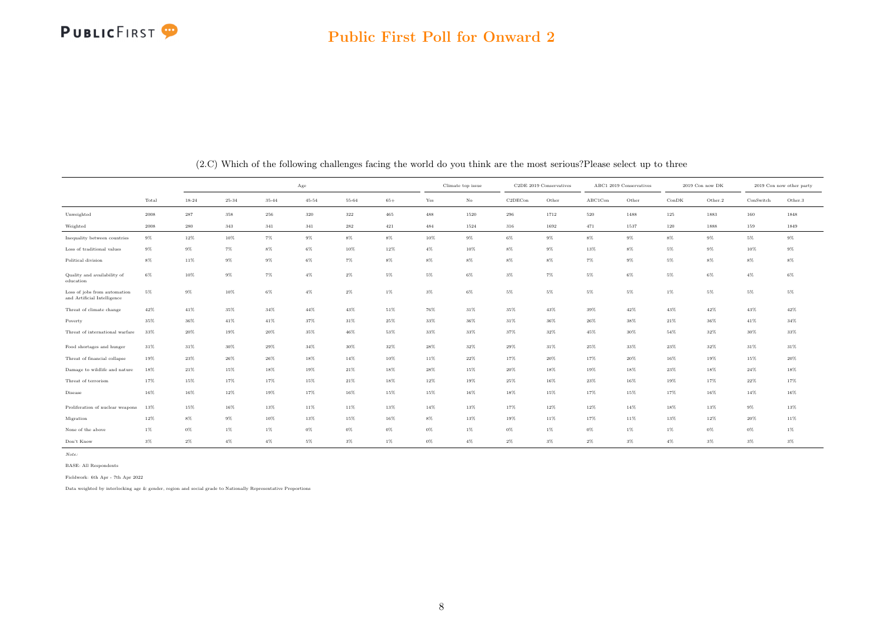# Public First Poll for Onward 2

(2.C) Which of the following challenges facing the world do you think are the most serious?Please select up to three

| | | Age | | | | | | Climate top issue | | C2DE 2019 Conservatives | | ABC1 2019 Conservatives | | 2019 Con now DK | | 2019 Con now other party | |
|---|---|---|---|---|---|---|---|---|---|---|---|---|---|---|---|---|---|
| | Total | 18-24 | 25-34 | 35-44 | 45-54 | 55-64 | 65+ | Yes | No | C2DECon | Other | ABC1Con | Other | ConDK | Other.2 | ConSwitch | Other.3 |
| Unweighted | 2008 | 287 | 358 | 256 | 320 | 322 | 465 | 488 | 1520 | 296 | 1712 | 520 | 1488 | 125 | 1883 | 160 | 1848 |
| Weighted | 2008 | 280 | 343 | 341 | 341 | 282 | 421 | 484 | 1524 | 316 | 1692 | 471 | 1537 | 120 | 1888 | 159 | 1849 |
| Inequality between countries | 9% | 12% | 10% | 7% | 9% | 8% | 8% | 10% | 9% | 6% | 9% | 8% | 9% | 8% | 9% | 5% | 9% |
| Loss of traditional values | 9% | 9% | 7% | 8% | 6% | 10% | 12% | 4% | 10% | 8% | 9% | 13% | 8% | 5% | 9% | 10% | 9% |
| Political division | 8% | 11% | 9% | 9% | 6% | 7% | 8% | 8% | 8% | 8% | 8% | 7% | 9% | 5% | 8% | 8% | 8% |
| Quality and availability of education | 6% | 10% | 9% | 7% | 4% | 2% | 5% | 5% | 6% | 3% | 7% | 5% | 6% | 5% | 6% | 4% | 6% |
| Loss of jobs from automation and Artificial Intelligence | 5% | 9% | 10% | 6% | 4% | 2% | 1% | 3% | 6% | 5% | 5% | 5% | 5% | 1% | 5% | 5% | 5% |
| Threat of climate change | 42% | 41% | 35% | 34% | 44% | 43% | 51% | 76% | 31% | 35% | 43% | 39% | 42% | 43% | 42% | 43% | 42% |
| Poverty | 35% | 36% | 41% | 41% | 37% | 31% | 25% | 33% | 36% | 31% | 36% | 26% | 38% | 21% | 36% | 41% | 34% |
| Threat of international warfare | 33% | 20% | 19% | 20% | 35% | 46% | 53% | 33% | 33% | 37% | 32% | 45% | 30% | 54% | 32% | 30% | 33% |
| Food shortages and hunger | 31% | 31% | 30% | 29% | 34% | 30% | 32% | 28% | 32% | 29% | 31% | 25% | 33% | 23% | 32% | 31% | 31% |
| Threat of financial collapse | 19% | 23% | 26% | 26% | 18% | 14% | 10% | 11% | 22% | 17% | 20% | 17% | 20% | 16% | 19% | 15% | 20% |
| Damage to wildlife and nature | 18% | 21% | 15% | 18% | 19% | 21% | 18% | 28% | 15% | 20% | 18% | 19% | 18% | 23% | 18% | 24% | 18% |
| Threat of terrorism | 17% | 15% | 17% | 17% | 15% | 21% | 18% | 12% | 19% | 25% | 16% | 23% | 16% | 19% | 17% | 22% | 17% |
| Disease | 16% | 16% | 12% | 19% | 17% | 16% | 15% | 15% | 16% | 18% | 15% | 17% | 15% | 17% | 16% | 14% | 16% |
| Proliferation of nuclear weapons | 13% | 15% | 16% | 13% | 11% | 11% | 13% | 14% | 13% | 17% | 12% | 12% | 14% | 18% | 13% | 9% | 13% |
| Migration | 12% | 8% | 9% | 10% | 13% | 15% | 16% | 8% | 13% | 19% | 11% | 17% | 11% | 13% | 12% | 20% | 11% |
| None of the above | 1% | 0% | 1% | 1% | 0% | 0% | 0% | 0% | 1% | 0% | 1% | 0% | 1% | 1% | 0% | 0% | 1% |
| Don't Know | 3% | 2% | 4% | 4% | 5% | 3% | 1% | 0% | 4% | 2% | 3% | 2% | 3% | 4% | 3% | 3% | 3% |

*Note:*

BASE: All Respondents

Fieldwork: 6th Apr - 7th Apr 2022

Data weighted by interlocking age & gender, region and social grade to Nationally Representative Proportions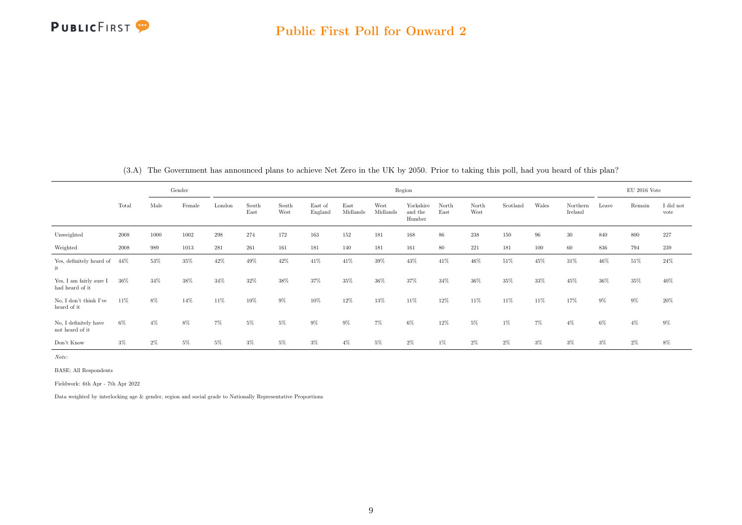(3.A) The Government has announced plans to achieve Net Zero in the UK by 2050. Prior to taking this poll, had you heard of this plan?

| | | Gender | | Region | | | | | | | | | | | | | EU 2016 Vote | | |
|---|---|---|---|---|---|---|---|---|---|---|---|---|---|---|---|---|---|---|---|
| | Total | Male | Female | London | South East | South West | East of England | East Midlands | West Midlands | Yorkshire and the Humber | North East | North West | Scotland | Wales | Northern Ireland | Leave | Remain | I did not vote |
| Unweighted | 2008 | 1000 | 1002 | 298 | 274 | 172 | 163 | 152 | 181 | 168 | 86 | 238 | 150 | 96 | 30 | 840 | 800 | 227 |
| Weighted | 2008 | 989 | 1013 | 281 | 261 | 161 | 181 | 140 | 181 | 161 | 80 | 221 | 181 | 100 | 60 | 836 | 794 | 239 |
| Yes, definitely heard of it | 44% | 53% | 35% | 42% | 49% | 42% | 41% | 41% | 39% | 43% | 41% | 46% | 51% | 45% | 31% | 46% | 51% | 24% |
| Yes, I am fairly sure I had heard of it | 36% | 34% | 38% | 34% | 32% | 38% | 37% | 35% | 36% | 37% | 34% | 36% | 35% | 33% | 45% | 36% | 35% | 40% |
| No, I don't think I've heard of it | 11% | 8% | 14% | 11% | 10% | 9% | 10% | 12% | 13% | 11% | 12% | 11% | 11% | 11% | 17% | 9% | 9% | 20% |
| No, I definitely have not heard of it | 6% | 4% | 8% | 7% | 5% | 5% | 9% | 9% | 7% | 6% | 12% | 5% | 1% | 7% | 4% | 6% | 4% | 9% |
| Don't Know | 3% | 2% | 5% | 5% | 3% | 5% | 3% | 4% | 5% | 2% | 1% | 2% | 2% | 3% | 3% | 3% | 2% | 8% |

*Note:*

BASE: All Respondents

Fieldwork: 6th Apr - 7th Apr 2022

Data weighted by interlocking age & gender, region and social grade to Nationally Representative Proportions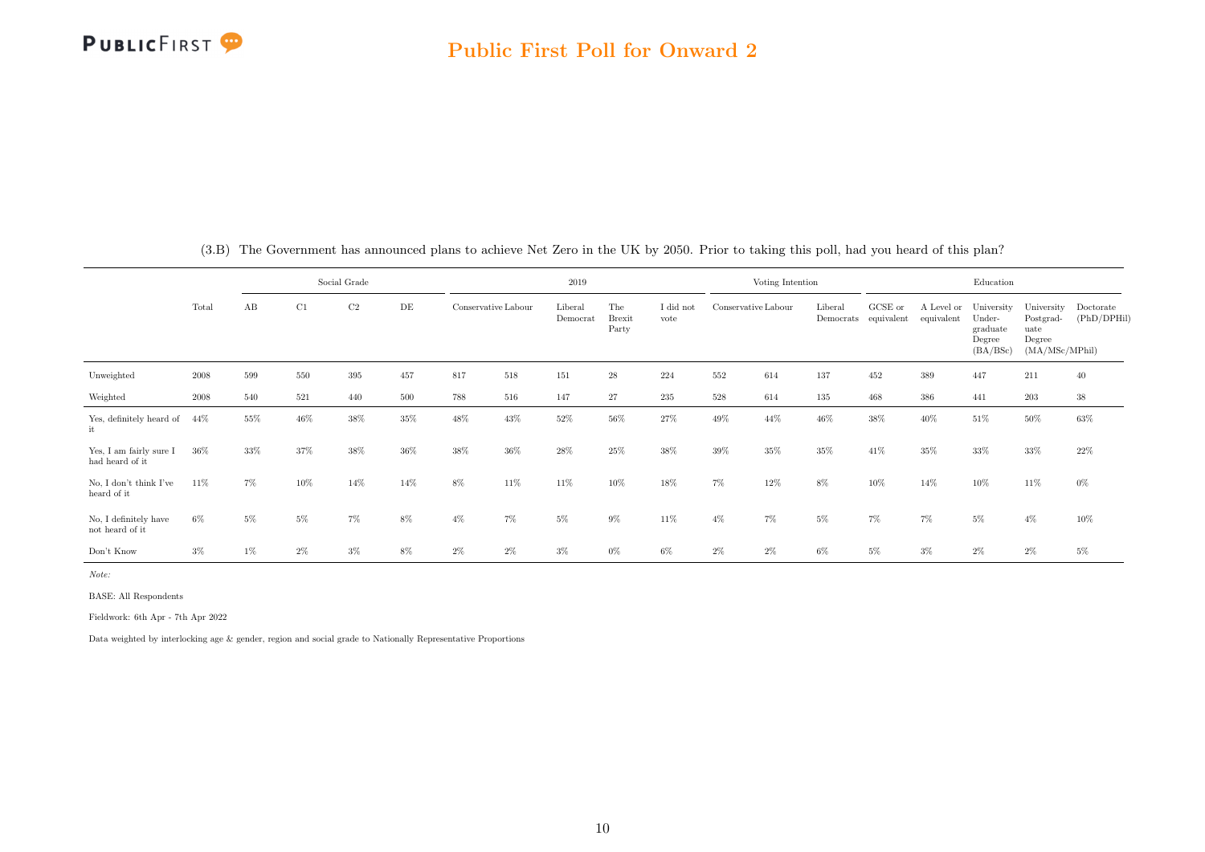## Public First Poll for Onward 2

(3.B) The Government has announced plans to achieve Net Zero in the UK by 2050. Prior to taking this poll, had you heard of this plan?

| | Total | Social Grade | | | | 2019 | | | | | Voting Intention | | | Education | | | | |
|---|---|---|---|---|---|---|---|---|---|---|---|---|---|---|---|---|---|---|
| | Total | AB | C1 | C2 | DE | Conservative | Labour | Liberal Democrat | The Brexit Party | I did not vote | Conservative | Labour | Liberal Democrats | GCSE or equivalent | A Level or equivalent | University Under-graduate Degree (BA/BSc) | University Postgrad-uate Degree (MA/MSc/MPhil) | Doctorate (PhD/DPHil) |
| Unweighted | 2008 | 599 | 550 | 395 | 457 | 817 | 518 | 151 | 28 | 224 | 552 | 614 | 137 | 452 | 389 | 447 | 211 | 40 |
| Weighted | 2008 | 540 | 521 | 440 | 500 | 788 | 516 | 147 | 27 | 235 | 528 | 614 | 135 | 468 | 386 | 441 | 203 | 38 |
| Yes, definitely heard of it | 44% | 55% | 46% | 38% | 35% | 48% | 43% | 52% | 56% | 27% | 49% | 44% | 46% | 38% | 40% | 51% | 50% | 63% |
| Yes, I am fairly sure I had heard of it | 36% | 33% | 37% | 38% | 36% | 38% | 36% | 28% | 25% | 38% | 39% | 35% | 35% | 41% | 35% | 33% | 33% | 22% |
| No, I don't think I've heard of it | 11% | 7% | 10% | 14% | 14% | 8% | 11% | 11% | 10% | 18% | 7% | 12% | 8% | 10% | 14% | 10% | 11% | 0% |
| No, I definitely have not heard of it | 6% | 5% | 5% | 7% | 8% | 4% | 7% | 5% | 9% | 11% | 4% | 7% | 5% | 7% | 7% | 5% | 4% | 10% |
| Don't Know | 3% | 1% | 2% | 3% | 8% | 2% | 2% | 3% | 0% | 6% | 2% | 2% | 6% | 5% | 3% | 2% | 2% | 5% |

*Note:*

BASE: All Respondents

Fieldwork: 6th Apr - 7th Apr 2022

Data weighted by interlocking age & gender, region and social grade to Nationally Representative Proportions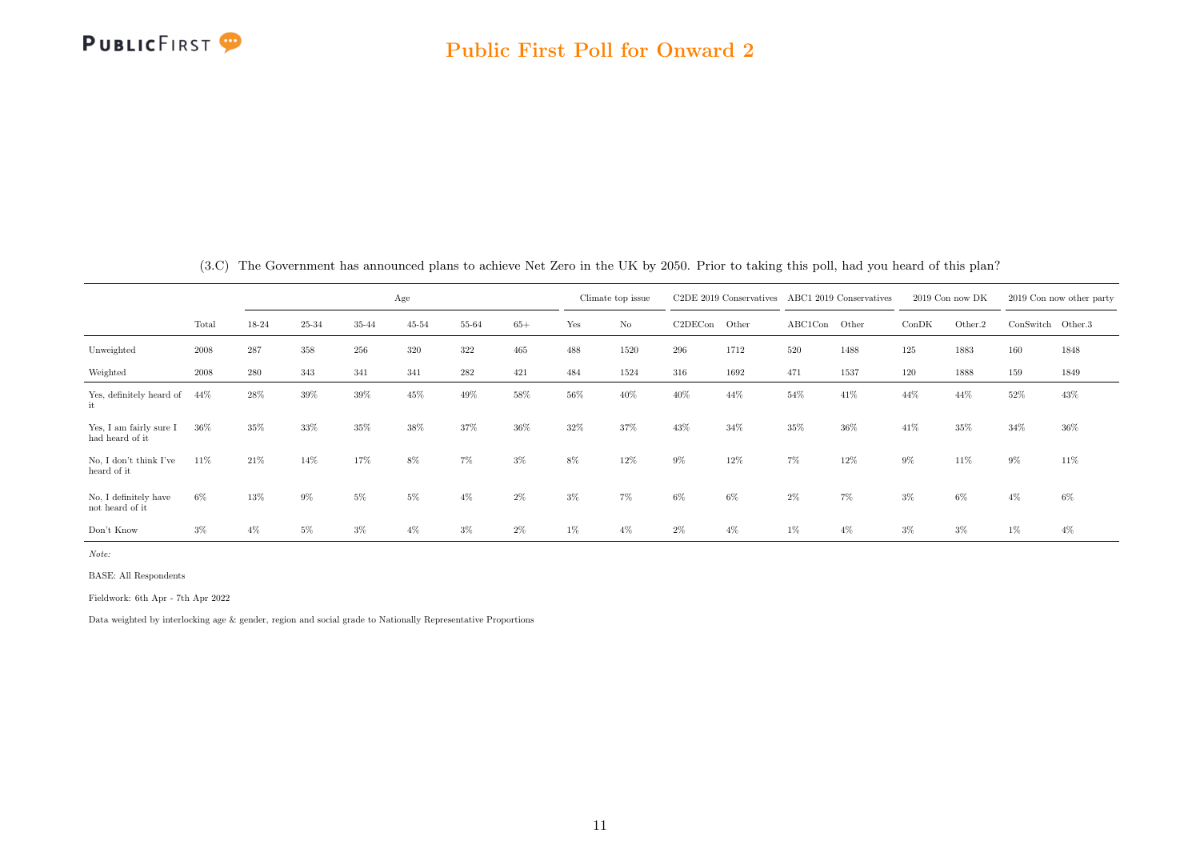(3.C) The Government has announced plans to achieve Net Zero in the UK by 2050. Prior to taking this poll, had you heard of this plan?

| | | Age | | | | | | Climate top issue | | C2DE 2019 Conservatives | | ABC1 2019 Conservatives | | 2019 Con now DK | | 2019 Con now other party | |
|---|---|---|---|---|---|---|---|---|---|---|---|---|---|---|---|---|---|
| | Total | 18-24 | 25-34 | 35-44 | 45-54 | 55-64 | 65+ | Yes | No | C2DECon | Other | ABC1Con | Other | ConDK | Other.2 | ConSwitch | Other.3 |
| Unweighted | 2008 | 287 | 358 | 256 | 320 | 322 | 465 | 488 | 1520 | 296 | 1712 | 520 | 1488 | 125 | 1883 | 160 | 1848 |
| Weighted | 2008 | 280 | 343 | 341 | 341 | 282 | 421 | 484 | 1524 | 316 | 1692 | 471 | 1537 | 120 | 1888 | 159 | 1849 |
| Yes, definitely heard of it | 44% | 28% | 39% | 39% | 45% | 49% | 58% | 56% | 40% | 40% | 44% | 54% | 41% | 44% | 44% | 52% | 43% |
| Yes, I am fairly sure I had heard of it | 36% | 35% | 33% | 35% | 38% | 37% | 36% | 32% | 37% | 43% | 34% | 35% | 36% | 41% | 35% | 34% | 36% |
| No, I don't think I've heard of it | 11% | 21% | 14% | 17% | 8% | 7% | 3% | 8% | 12% | 9% | 12% | 7% | 12% | 9% | 11% | 9% | 11% |
| No, I definitely have not heard of it | 6% | 13% | 9% | 5% | 5% | 4% | 2% | 3% | 7% | 6% | 6% | 2% | 7% | 3% | 6% | 4% | 6% |
| Don't Know | 3% | 4% | 5% | 3% | 4% | 3% | 2% | 1% | 4% | 2% | 4% | 1% | 4% | 3% | 3% | 1% | 4% |

*Note:*

BASE: All Respondents

Fieldwork: 6th Apr - 7th Apr 2022

Data weighted by interlocking age & gender, region and social grade to Nationally Representative Proportions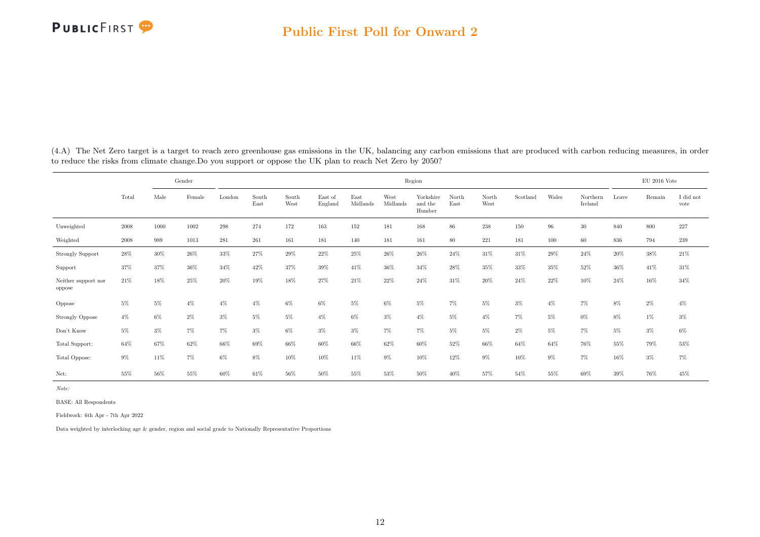(4.A) The Net Zero target is a target to reach zero greenhouse gas emissions in the UK, balancing any carbon emissions that are produced with carbon reducing measures, in order to reduce the risks from climate change.Do you support or oppose the UK plan to reach Net Zero by 2050?

| | | Gender | | Region | | | | | | | | | | | | | EU 2016 Vote | | |
|---|---|---|---|---|---|---|---|---|---|---|---|---|---|---|---|---|---|---|---|
| | Total | Male | Female | London | South East | South West | East of England | East Midlands | West Midlands | Yorkshire and the Humber | North East | North West | Scotland | Wales | Northern Ireland | Leave | Remain | I did not vote |
| Unweighted | 2008 | 1000 | 1002 | 298 | 274 | 172 | 163 | 152 | 181 | 168 | 86 | 238 | 150 | 96 | 30 | 840 | 800 | 227 |
| Weighted | 2008 | 989 | 1013 | 281 | 261 | 161 | 181 | 140 | 181 | 161 | 80 | 221 | 181 | 100 | 60 | 836 | 794 | 239 |
| Strongly Support | 28% | 30% | 26% | 33% | 27% | 29% | 22% | 25% | 26% | 26% | 24% | 31% | 31% | 29% | 24% | 20% | 38% | 21% |
| Support | 37% | 37% | 36% | 34% | 42% | 37% | 39% | 41% | 36% | 34% | 28% | 35% | 33% | 35% | 52% | 36% | 41% | 31% |
| Neither support nor oppose | 21% | 18% | 25% | 20% | 19% | 18% | 27% | 21% | 22% | 24% | 31% | 20% | 24% | 22% | 10% | 24% | 16% | 34% |
| Oppose | 5% | 5% | 4% | 4% | 4% | 6% | 6% | 5% | 6% | 5% | 7% | 5% | 3% | 4% | 7% | 8% | 2% | 4% |
| Strongly Oppose | 4% | 6% | 2% | 3% | 5% | 5% | 4% | 6% | 3% | 4% | 5% | 4% | 7% | 5% | 0% | 8% | 1% | 3% |
| Don't Know | 5% | 3% | 7% | 7% | 3% | 6% | 3% | 3% | 7% | 7% | 5% | 5% | 2% | 5% | 7% | 5% | 3% | 6% |
| Total Support: | 64% | 67% | 62% | 66% | 69% | 66% | 60% | 66% | 62% | 60% | 52% | 66% | 64% | 64% | 76% | 55% | 79% | 53% |
| Total Oppose: | 9% | 11% | 7% | 6% | 8% | 10% | 10% | 11% | 9% | 10% | 12% | 9% | 10% | 9% | 7% | 16% | 3% | 7% |
| Net: | 55% | 56% | 55% | 60% | 61% | 56% | 50% | 55% | 53% | 50% | 40% | 57% | 54% | 55% | 69% | 39% | 76% | 45% |

*Note:*

BASE: All Respondents

Fieldwork: 6th Apr - 7th Apr 2022

Data weighted by interlocking age & gender, region and social grade to Nationally Representative Proportions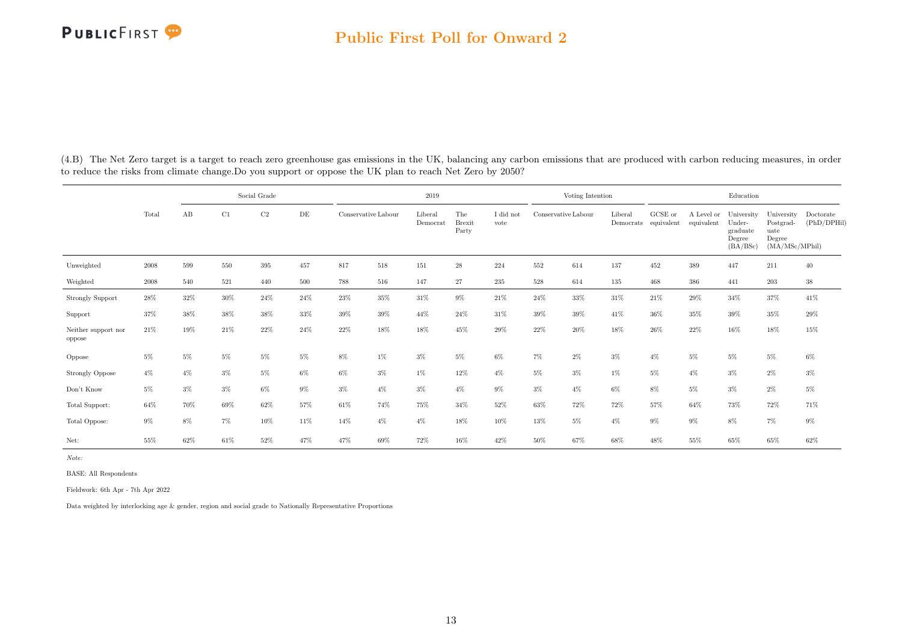(4.B) The Net Zero target is a target to reach zero greenhouse gas emissions in the UK, balancing any carbon emissions that are produced with carbon reducing measures, in order to reduce the risks from climate change.Do you support or oppose the UK plan to reach Net Zero by 2050?

| | Total | Social Grade | | | | 2019 | | | | | Voting Intention | | | Education | | | | |
|---|---|---|---|---|---|---|---|---|---|---|---|---|---|---|---|---|---|---|
| | | AB | C1 | C2 | DE | Conservative | Labour | Liberal Democrat | The Brexit Party | I did not vote | Conservative | Labour | Liberal Democrats | GCSE or equivalent | A Level or equivalent | University Under-graduate Degree (BA/BSc) | University Postgrad-uate Degree (MA/MSc/MPhil) | Doctorate (PhD/DPHil) |
| Unweighted | 2008 | 599 | 550 | 395 | 457 | 817 | 518 | 151 | 28 | 224 | 552 | 614 | 137 | 452 | 389 | 447 | 211 | 40 |
| Weighted | 2008 | 540 | 521 | 440 | 500 | 788 | 516 | 147 | 27 | 235 | 528 | 614 | 135 | 468 | 386 | 441 | 203 | 38 |
| Strongly Support | 28% | 32% | 30% | 24% | 24% | 23% | 35% | 31% | 9% | 21% | 24% | 33% | 31% | 21% | 29% | 34% | 37% | 41% |
| Support | 37% | 38% | 38% | 38% | 33% | 39% | 39% | 44% | 24% | 31% | 39% | 39% | 41% | 36% | 35% | 39% | 35% | 29% |
| Neither support nor oppose | 21% | 19% | 21% | 22% | 24% | 22% | 18% | 18% | 45% | 29% | 22% | 20% | 18% | 26% | 22% | 16% | 18% | 15% |
| Oppose | 5% | 5% | 5% | 5% | 5% | 8% | 1% | 3% | 5% | 6% | 7% | 2% | 3% | 4% | 5% | 5% | 5% | 6% |
| Strongly Oppose | 4% | 4% | 3% | 5% | 6% | 6% | 3% | 1% | 12% | 4% | 5% | 3% | 1% | 5% | 4% | 3% | 2% | 3% |
| Don't Know | 5% | 3% | 3% | 6% | 9% | 3% | 4% | 3% | 4% | 9% | 3% | 4% | 6% | 8% | 5% | 3% | 2% | 5% |
| Total Support: | 64% | 70% | 69% | 62% | 57% | 61% | 74% | 75% | 34% | 52% | 63% | 72% | 72% | 57% | 64% | 73% | 72% | 71% |
| Total Oppose: | 9% | 8% | 7% | 10% | 11% | 14% | 4% | 4% | 18% | 10% | 13% | 5% | 4% | 9% | 9% | 8% | 7% | 9% |
| Net: | 55% | 62% | 61% | 52% | 47% | 47% | 69% | 72% | 16% | 42% | 50% | 67% | 68% | 48% | 55% | 65% | 65% | 62% |

*Note:*

BASE: All Respondents

Fieldwork: 6th Apr - 7th Apr 2022

Data weighted by interlocking age & gender, region and social grade to Nationally Representative Proportions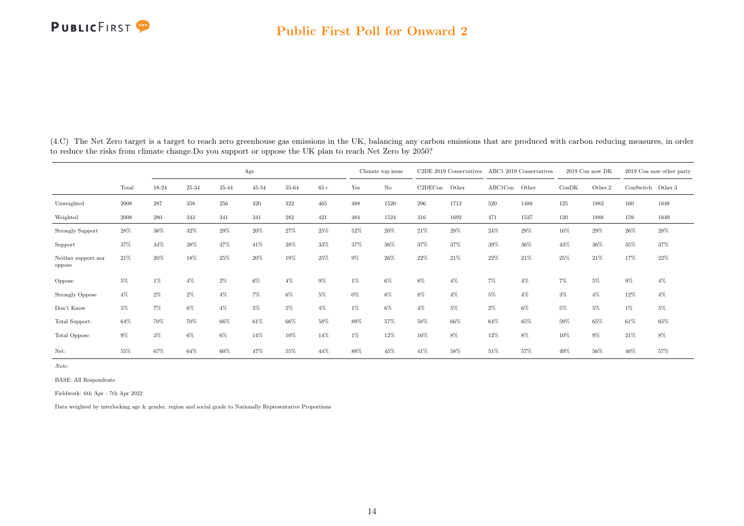(4.C) The Net Zero target is a target to reach zero greenhouse gas emissions in the UK, balancing any carbon emissions that are produced with carbon reducing measures, in order to reduce the risks from climate change.Do you support or oppose the UK plan to reach Net Zero by 2050?

| | | Age | | | | | | Climate top issue | | C2DE 2019 Conservatives | | ABC1 2019 Conservatives | | 2019 Con now DK | | 2019 Con now other party | |
|---|---|---|---|---|---|---|---|---|---|---|---|---|---|---|---|---|---|
| | Total | 18-24 | 25-34 | 35-44 | 45-54 | 55-64 | 65+ | Yes | No | C2DECon | Other | ABC1Con | Other | ConDK | Other.2 | ConSwitch | Other.3 |
| Unweighted | 2008 | 287 | 358 | 256 | 320 | 322 | 465 | 488 | 1520 | 296 | 1712 | 520 | 1488 | 125 | 1883 | 160 | 1848 |
| Weighted | 2008 | 280 | 343 | 341 | 341 | 282 | 421 | 484 | 1524 | 316 | 1692 | 471 | 1537 | 120 | 1888 | 159 | 1849 |
| Strongly Support | 28% | 36% | 32% | 29% | 20% | 27% | 25% | 52% | 20% | 21% | 29% | 24% | 29% | 16% | 29% | 26% | 28% |
| Support | 37% | 34% | 38% | 37% | 41% | 38% | 33% | 37% | 36% | 37% | 37% | 39% | 36% | 43% | 36% | 35% | 37% |
| Neither support nor oppose | 21% | 20% | 18% | 25% | 20% | 19% | 25% | 9% | 26% | 22% | 21% | 22% | 21% | 25% | 21% | 17% | 22% |
| Oppose | 5% | 1% | 4% | 2% | 6% | 4% | 9% | 1% | 6% | 8% | 4% | 7% | 4% | 7% | 5% | 9% | 4% |
| Strongly Oppose | 4% | 2% | 2% | 4% | 7% | 6% | 5% | 0% | 6% | 8% | 4% | 5% | 4% | 3% | 4% | 12% | 4% |
| Don't Know | 5% | 7% | 6% | 4% | 5% | 5% | 4% | 1% | 6% | 4% | 5% | 2% | 6% | 5% | 5% | 1% | 5% |
| Total Support: | 64% | 70% | 70% | 66% | 61% | 66% | 58% | 89% | 57% | 58% | 66% | 64% | 65% | 59% | 65% | 61% | 65% |
| Total Oppose: | 9% | 3% | 6% | 6% | 14% | 10% | 14% | 1% | 12% | 16% | 8% | 12% | 8% | 10% | 9% | 21% | 8% |
| Net: | 55% | 67% | 64% | 60% | 47% | 55% | 44% | 88% | 45% | 41% | 58% | 51% | 57% | 49% | 56% | 40% | 57% |

*Note:*

BASE: All Respondents

Fieldwork: 6th Apr - 7th Apr 2022

Data weighted by interlocking age & gender, region and social grade to Nationally Representative Proportions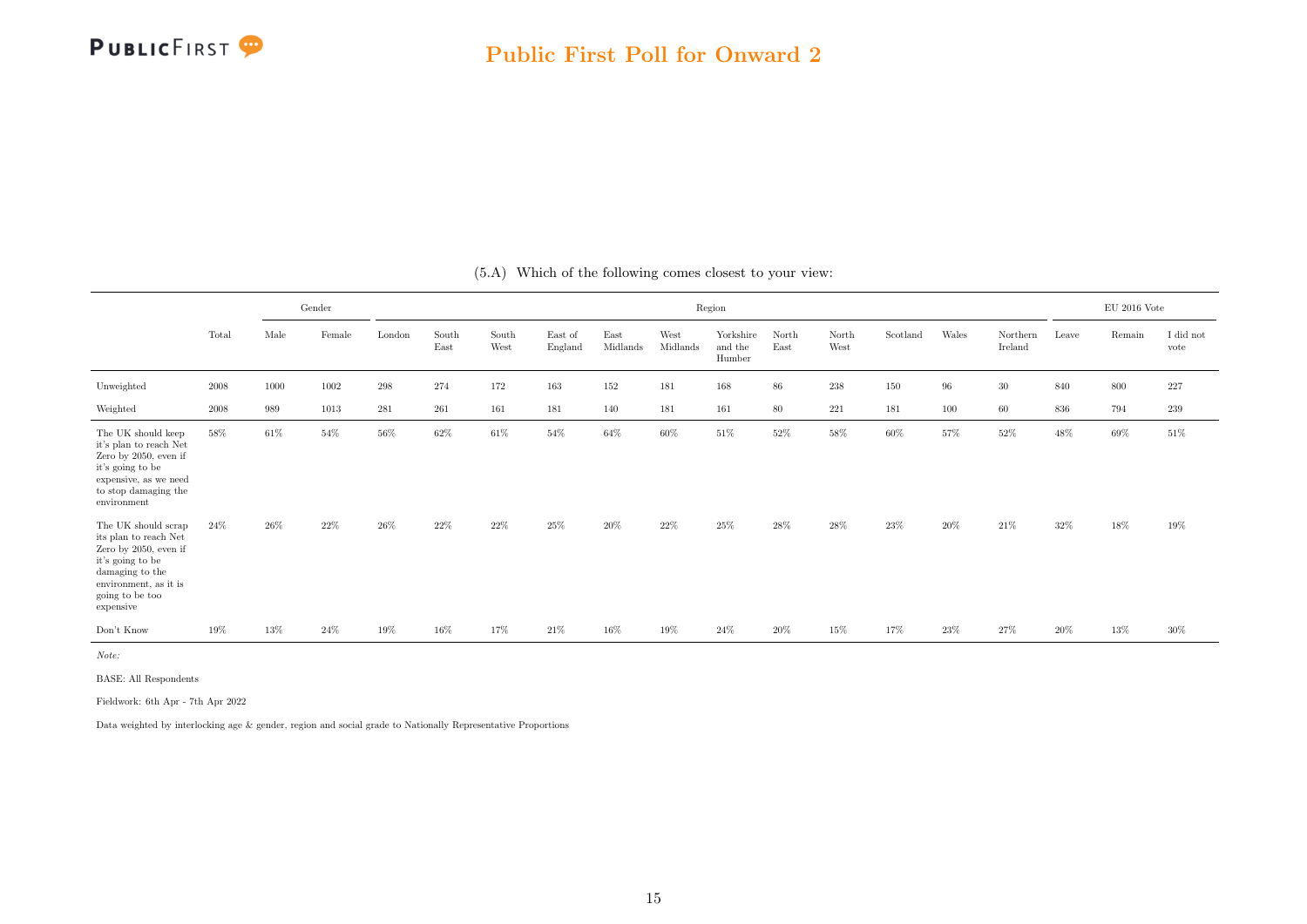(5.A) Which of the following comes closest to your view:

| | Total | Gender | | Region | | | | | | | | | | | | EU 2016 Vote | | |
|---|---|---|---|---|---|---|---|---|---|---|---|---|---|---|---|---|---|---|
| | | Male | Female | London | South East | South West | East of England | East Midlands | West Midlands | Yorkshire and the Humber | North East | North West | Scotland | Wales | Northern Ireland | Leave | Remain | I did not vote |
| Unweighted | 2008 | 1000 | 1002 | 298 | 274 | 172 | 163 | 152 | 181 | 168 | 86 | 238 | 150 | 96 | 30 | 840 | 800 | 227 |
| Weighted | 2008 | 989 | 1013 | 281 | 261 | 161 | 181 | 140 | 181 | 161 | 80 | 221 | 181 | 100 | 60 | 836 | 794 | 239 |
| The UK should keep it's plan to reach Net Zero by 2050, even if it's going to be expensive, as we need to stop damaging the environment | 58% | 61% | 54% | 56% | 62% | 61% | 54% | 64% | 60% | 51% | 52% | 58% | 60% | 57% | 52% | 48% | 69% | 51% |
| The UK should scrap its plan to reach Net Zero by 2050, even if it's going to be damaging to the environment, as it is going to be too expensive | 24% | 26% | 22% | 26% | 22% | 22% | 25% | 20% | 22% | 25% | 28% | 28% | 23% | 20% | 21% | 32% | 18% | 19% |
| Don't Know | 19% | 13% | 24% | 19% | 16% | 17% | 21% | 16% | 19% | 24% | 20% | 15% | 17% | 23% | 27% | 20% | 13% | 30% |

*Note:*

BASE: All Respondents

Fieldwork: 6th Apr - 7th Apr 2022

Data weighted by interlocking age & gender, region and social grade to Nationally Representative Proportions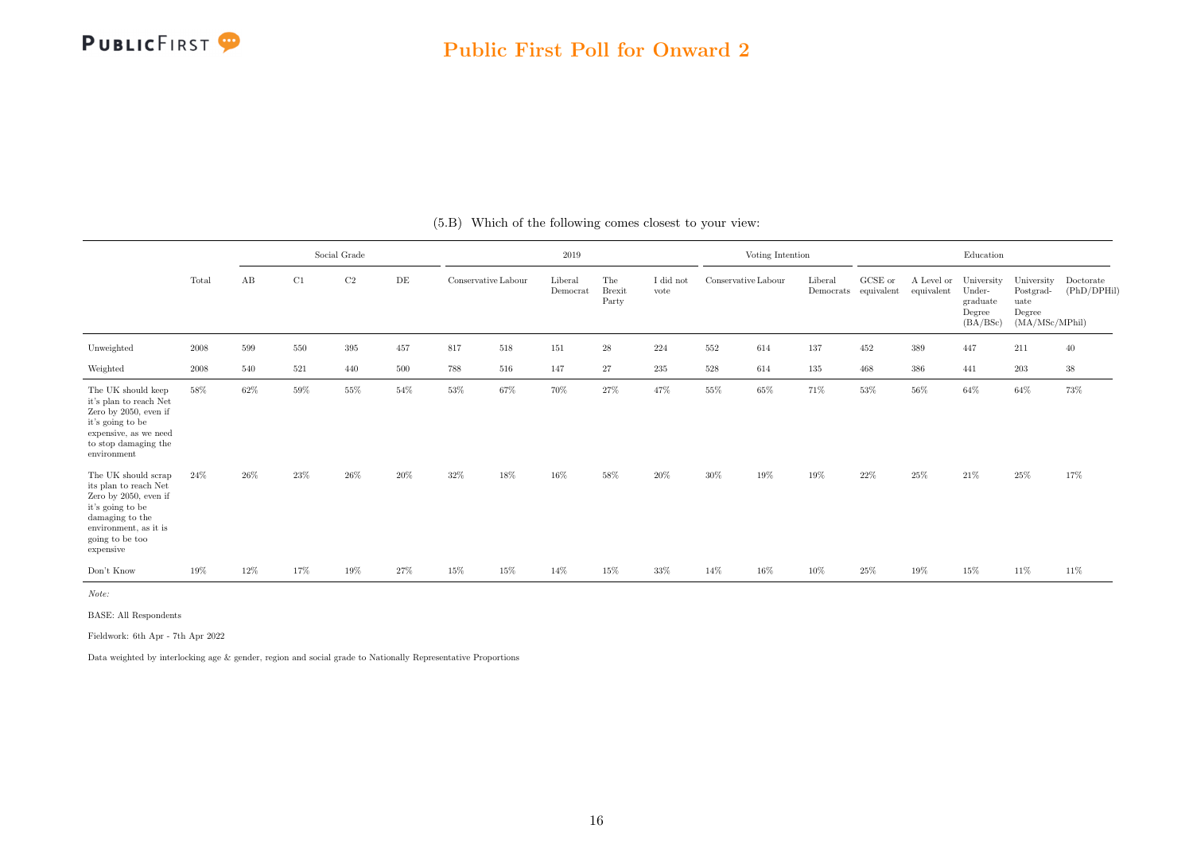(5.B) Which of the following comes closest to your view:

| | Total | Social Grade | | | | 2019 | | | | | Voting Intention | | | Education | | | | |
|---|---|---|---|---|---|---|---|---|---|---|---|---|---|---|---|---|---|---|
| | | AB | C1 | C2 | DE | Conservative | Labour | Liberal Democrat | The Brexit Party | I did not vote | Conservative | Labour | Liberal Democrats | GCSE or equivalent | A Level or equivalent | University Undergraduate Degree (BA/BSc) | University Postgraduate Degree (MA/MSc/MPhil) | Doctorate (PhD/DPHil) |
| Unweighted | 2008 | 599 | 550 | 395 | 457 | 817 | 518 | 151 | 28 | 224 | 552 | 614 | 137 | 452 | 389 | 447 | 211 | 40 |
| Weighted | 2008 | 540 | 521 | 440 | 500 | 788 | 516 | 147 | 27 | 235 | 528 | 614 | 135 | 468 | 386 | 441 | 203 | 38 |
| The UK should keep it's plan to reach Net Zero by 2050, even if it's going to be expensive, as we need to stop damaging the environment | 58% | 62% | 59% | 55% | 54% | 53% | 67% | 70% | 27% | 47% | 55% | 65% | 71% | 53% | 56% | 64% | 64% | 73% |
| The UK should scrap its plan to reach Net Zero by 2050, even if it's going to be damaging to the environment, as it is going to be too expensive | 24% | 26% | 23% | 26% | 20% | 32% | 18% | 16% | 58% | 20% | 30% | 19% | 19% | 22% | 25% | 21% | 25% | 17% |
| Don't Know | 19% | 12% | 17% | 19% | 27% | 15% | 15% | 14% | 15% | 33% | 14% | 16% | 10% | 25% | 19% | 15% | 11% | 11% |

*Note:*

BASE: All Respondents

Fieldwork: 6th Apr - 7th Apr 2022

Data weighted by interlocking age & gender, region and social grade to Nationally Representative Proportions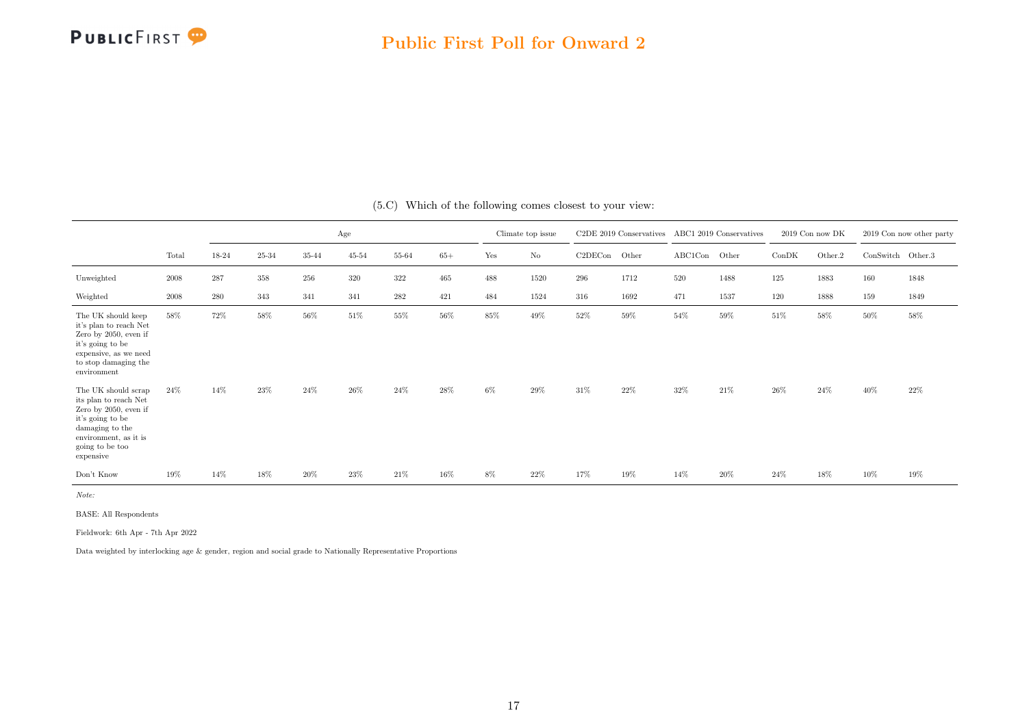## Public First Poll for Onward 2

(5.C) Which of the following comes closest to your view:

| | Total | Age | | | | | | Climate top issue | | C2DE 2019 Conservatives | | ABC1 2019 Conservatives | | 2019 Con now DK | | 2019 Con now other party | |
|---|---|---|---|---|---|---|---|---|---|---|---|---|---|---|---|---|---|
| | | 18-24 | 25-34 | 35-44 | 45-54 | 55-64 | 65+ | Yes | No | C2DECon | Other | ABC1Con | Other | ConDK | Other.2 | ConSwitch | Other.3 |
| Unweighted | 2008 | 287 | 358 | 256 | 320 | 322 | 465 | 488 | 1520 | 296 | 1712 | 520 | 1488 | 125 | 1883 | 160 | 1848 |
| Weighted | 2008 | 280 | 343 | 341 | 341 | 282 | 421 | 484 | 1524 | 316 | 1692 | 471 | 1537 | 120 | 1888 | 159 | 1849 |
| The UK should keep it's plan to reach Net Zero by 2050, even if it's going to be expensive, as we need to stop damaging the environment | 58% | 72% | 58% | 56% | 51% | 55% | 56% | 85% | 49% | 52% | 59% | 54% | 59% | 51% | 58% | 50% | 58% |
| The UK should scrap its plan to reach Net Zero by 2050, even if it's going to be damaging to the environment, as it is going to be too expensive | 24% | 14% | 23% | 24% | 26% | 24% | 28% | 6% | 29% | 31% | 22% | 32% | 21% | 26% | 24% | 40% | 22% |
| Don't Know | 19% | 14% | 18% | 20% | 23% | 21% | 16% | 8% | 22% | 17% | 19% | 14% | 20% | 24% | 18% | 10% | 19% |

*Note:*

BASE: All Respondents

Fieldwork: 6th Apr - 7th Apr 2022

Data weighted by interlocking age & gender, region and social grade to Nationally Representative Proportions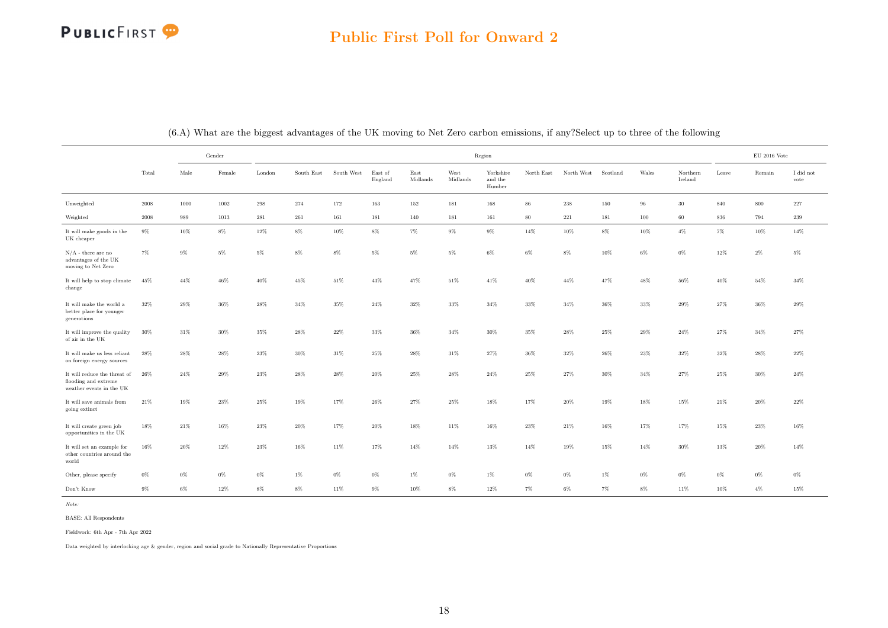## Public First Poll for Onward 2

(6.A) What are the biggest advantages of the UK moving to Net Zero carbon emissions, if any?Select up to three of the following

| | | Gender | | Region | | | | | | | | | | | | EU 2016 Vote | | |
|---|---|---|---|---|---|---|---|---|---|---|---|---|---|---|---|---|---|---|
| | Total | Male | Female | London | South East | South West | East of England | East Midlands | West Midlands | Yorkshire and the Humber | North East | North West | Scotland | Wales | Northern Ireland | Leave | Remain | I did not vote |
| Unweighted | 2008 | 1000 | 1002 | 298 | 274 | 172 | 163 | 152 | 181 | 168 | 86 | 238 | 150 | 96 | 30 | 840 | 800 | 227 |
| Weighted | 2008 | 989 | 1013 | 281 | 261 | 161 | 181 | 140 | 181 | 161 | 80 | 221 | 181 | 100 | 60 | 836 | 794 | 239 |
| It will make goods in the UK cheaper | 9% | 10% | 8% | 12% | 8% | 10% | 8% | 7% | 9% | 9% | 14% | 10% | 8% | 10% | 4% | 7% | 10% | 14% |
| N/A - there are no advantages of the UK moving to Net Zero | 7% | 9% | 5% | 5% | 8% | 8% | 5% | 5% | 5% | 6% | 6% | 8% | 10% | 6% | 0% | 12% | 2% | 5% |
| It will help to stop climate change | 45% | 44% | 46% | 40% | 45% | 51% | 43% | 47% | 51% | 41% | 40% | 44% | 47% | 48% | 56% | 40% | 54% | 34% |
| It will make the world a better place for younger generations | 32% | 29% | 36% | 28% | 34% | 35% | 24% | 32% | 33% | 34% | 33% | 34% | 36% | 33% | 29% | 27% | 36% | 29% |
| It will improve the quality of air in the UK | 30% | 31% | 30% | 35% | 28% | 22% | 33% | 36% | 34% | 30% | 35% | 28% | 25% | 29% | 24% | 27% | 34% | 27% |
| It will make us less reliant on foreign energy sources | 28% | 28% | 28% | 23% | 30% | 31% | 25% | 28% | 31% | 27% | 36% | 32% | 26% | 23% | 32% | 32% | 28% | 22% |
| It will reduce the threat of flooding and extreme weather events in the UK | 26% | 24% | 29% | 23% | 28% | 28% | 20% | 25% | 28% | 24% | 25% | 27% | 30% | 34% | 27% | 25% | 30% | 24% |
| It will save animals from going extinct | 21% | 19% | 23% | 25% | 19% | 17% | 26% | 27% | 25% | 18% | 17% | 20% | 19% | 18% | 15% | 21% | 20% | 22% |
| It will create green job opportunities in the UK | 18% | 21% | 16% | 23% | 20% | 17% | 20% | 18% | 11% | 16% | 23% | 21% | 16% | 17% | 17% | 15% | 23% | 16% |
| It will set an example for other countries around the world | 16% | 20% | 12% | 23% | 16% | 11% | 17% | 14% | 14% | 13% | 14% | 19% | 15% | 14% | 30% | 13% | 20% | 14% |
| Other, please specify | 0% | 0% | 0% | 0% | 1% | 0% | 0% | 1% | 0% | 1% | 0% | 0% | 1% | 0% | 0% | 0% | 0% | 0% |
| Don't Know | 9% | 6% | 12% | 8% | 8% | 11% | 9% | 10% | 8% | 12% | 7% | 6% | 7% | 8% | 11% | 10% | 4% | 15% |

*Note:*

BASE: All Respondents

Fieldwork: 6th Apr - 7th Apr 2022

Data weighted by interlocking age & gender, region and social grade to Nationally Representative Proportions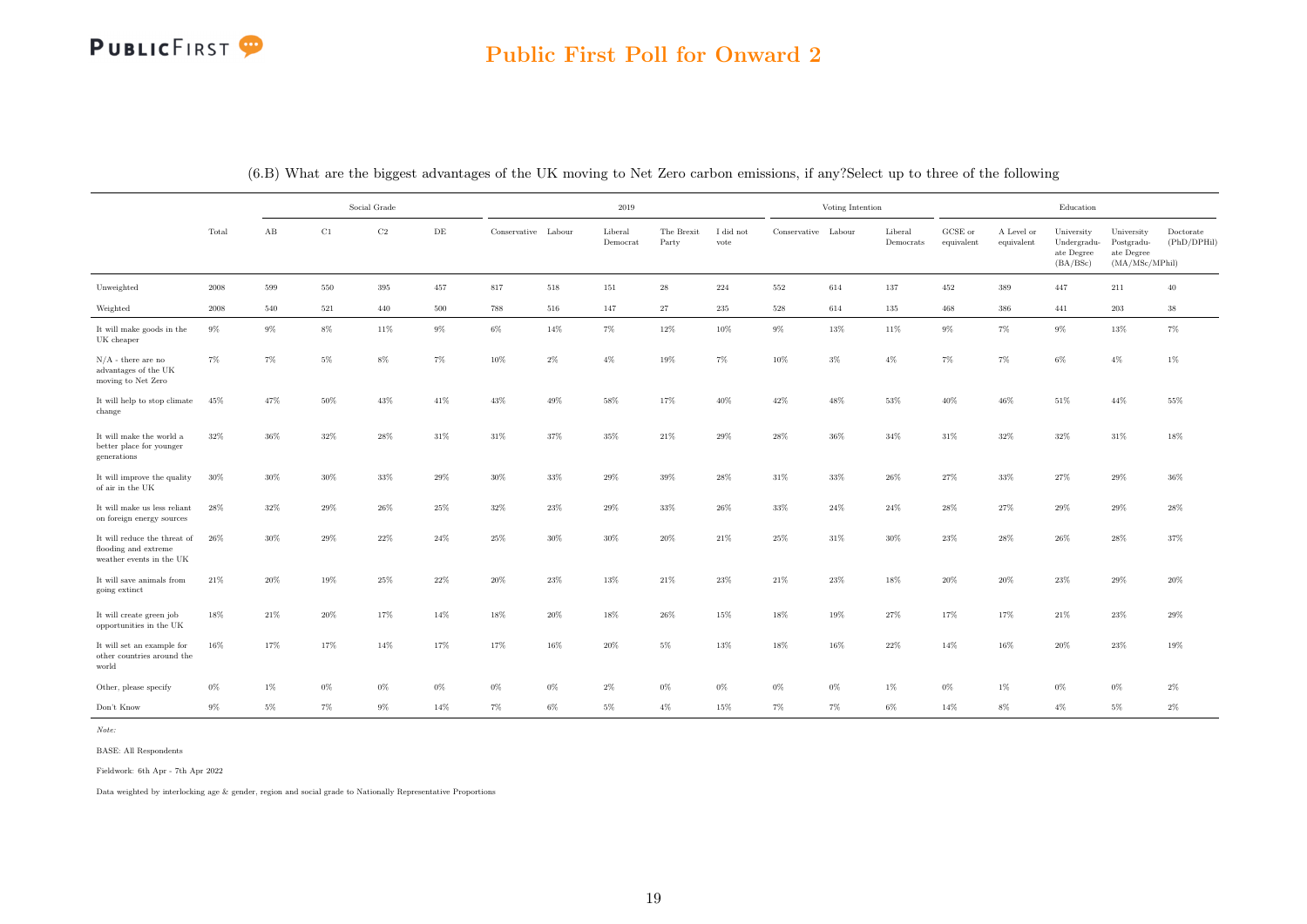## Public First Poll for Onward 2

(6.B) What are the biggest advantages of the UK moving to Net Zero carbon emissions, if any?Select up to three of the following

| | Total | Social Grade | | | | 2019 | | | | | Voting Intention | | | Education | | | | |
|---|---|---|---|---|---|---|---|---|---|---|---|---|---|---|---|---|---|---|
| | | AB | C1 | C2 | DE | Conservative | Labour | Liberal Democrat | The Brexit Party | I did not vote | Conservative | Labour | Liberal Democrats | GCSE or equivalent | A Level or equivalent | University Undergraduate Degree (BA/BSc) | University Postgraduate Degree (MA/MSc/MPhil) | Doctorate (PhD/DPHil) |
| Unweighted | 2008 | 599 | 550 | 395 | 457 | 817 | 518 | 151 | 28 | 224 | 552 | 614 | 137 | 452 | 389 | 447 | 211 | 40 |
| Weighted | 2008 | 540 | 521 | 440 | 500 | 788 | 516 | 147 | 27 | 235 | 528 | 614 | 135 | 468 | 386 | 441 | 203 | 38 |
| It will make goods in the UK cheaper | 9% | 9% | 8% | 11% | 9% | 6% | 14% | 7% | 12% | 10% | 9% | 13% | 11% | 9% | 7% | 9% | 13% | 7% |
| N/A - there are no advantages of the UK moving to Net Zero | 7% | 7% | 5% | 8% | 7% | 10% | 2% | 4% | 19% | 7% | 10% | 3% | 4% | 7% | 7% | 6% | 4% | 1% |
| It will help to stop climate change | 45% | 47% | 50% | 43% | 41% | 43% | 49% | 58% | 17% | 40% | 42% | 48% | 53% | 40% | 46% | 51% | 44% | 55% |
| It will make the world a better place for younger generations | 32% | 36% | 32% | 28% | 31% | 31% | 37% | 35% | 21% | 29% | 28% | 36% | 34% | 31% | 32% | 32% | 31% | 18% |
| It will improve the quality of air in the UK | 30% | 30% | 30% | 33% | 29% | 30% | 33% | 29% | 39% | 28% | 31% | 33% | 26% | 27% | 33% | 27% | 29% | 36% |
| It will make us less reliant on foreign energy sources | 28% | 32% | 29% | 26% | 25% | 32% | 23% | 29% | 33% | 26% | 33% | 24% | 24% | 28% | 27% | 29% | 29% | 28% |
| It will reduce the threat of flooding and extreme weather events in the UK | 26% | 30% | 29% | 22% | 24% | 25% | 30% | 30% | 20% | 21% | 25% | 31% | 30% | 23% | 28% | 26% | 28% | 37% |
| It will save animals from going extinct | 21% | 20% | 19% | 25% | 22% | 20% | 23% | 13% | 21% | 23% | 21% | 23% | 18% | 20% | 20% | 23% | 29% | 20% |
| It will create green job opportunities in the UK | 18% | 21% | 20% | 17% | 14% | 18% | 20% | 18% | 26% | 15% | 18% | 19% | 27% | 17% | 17% | 21% | 23% | 29% |
| It will set an example for other countries around the world | 16% | 17% | 17% | 14% | 17% | 17% | 16% | 20% | 5% | 13% | 18% | 16% | 22% | 14% | 16% | 20% | 23% | 19% |
| Other, please specify | 0% | 1% | 0% | 0% | 0% | 0% | 0% | 2% | 0% | 0% | 0% | 0% | 1% | 0% | 1% | 0% | 0% | 2% |
| Don't Know | 9% | 5% | 7% | 9% | 14% | 7% | 6% | 5% | 4% | 15% | 7% | 7% | 6% | 14% | 8% | 4% | 5% | 2% |

*Note:*

BASE: All Respondents

Fieldwork: 6th Apr - 7th Apr 2022

Data weighted by interlocking age & gender, region and social grade to Nationally Representative Proportions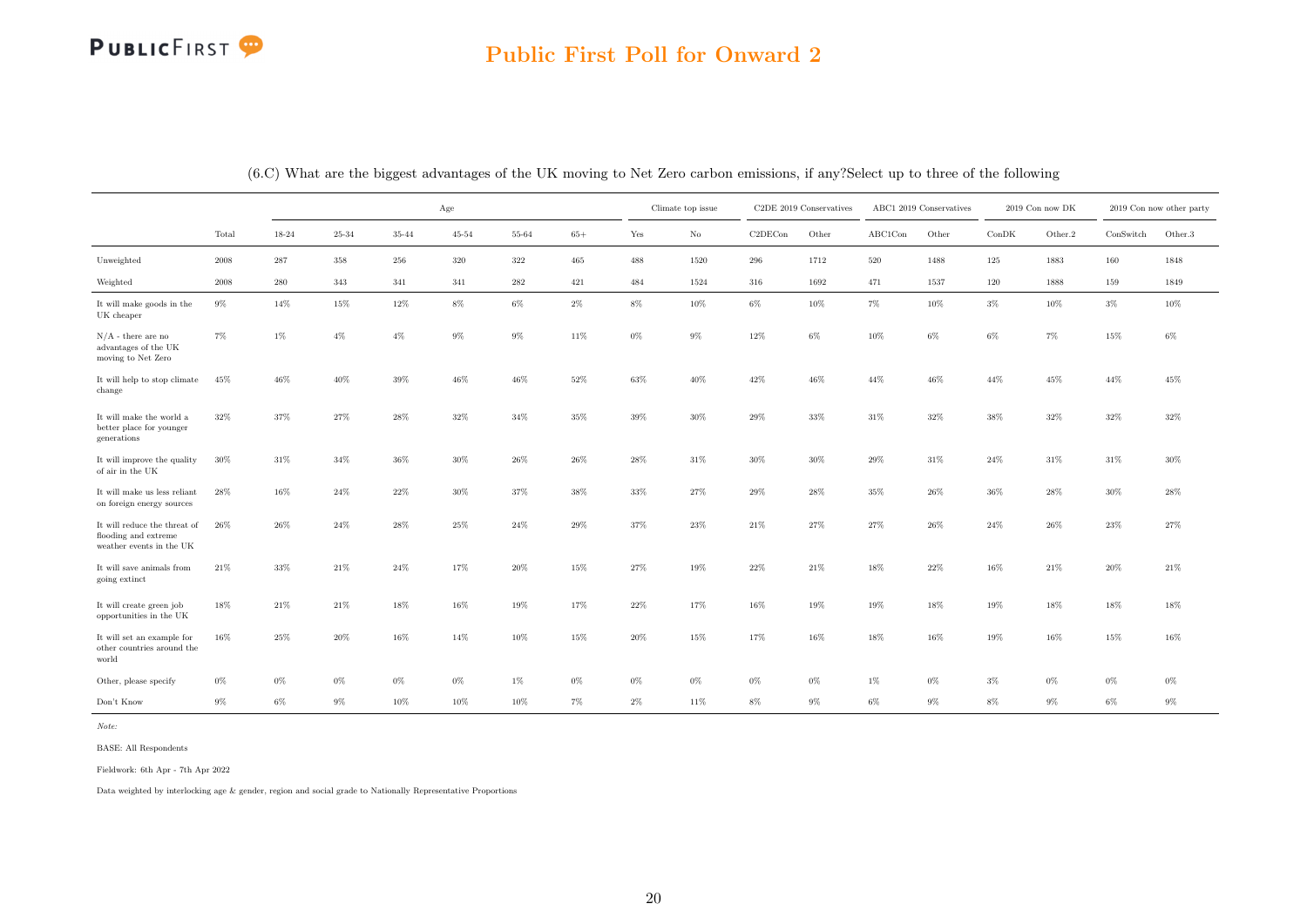## Public First Poll for Onward 2

(6.C) What are the biggest advantages of the UK moving to Net Zero carbon emissions, if any?Select up to three of the following

| | | Age | | | | | | Climate top issue | | C2DE 2019 Conservatives | | ABC1 2019 Conservatives | | 2019 Con now DK | | 2019 Con now other party | |
|---|---|---|---|---|---|---|---|---|---|---|---|---|---|---|---|---|---|
| | Total | 18-24 | 25-34 | 35-44 | 45-54 | 55-64 | 65+ | Yes | No | C2DECon | Other | ABC1Con | Other | ConDK | Other.2 | ConSwitch | Other.3 |
| Unweighted | 2008 | 287 | 358 | 256 | 320 | 322 | 465 | 488 | 1520 | 296 | 1712 | 520 | 1488 | 125 | 1883 | 160 | 1848 |
| Weighted | 2008 | 280 | 343 | 341 | 341 | 282 | 421 | 484 | 1524 | 316 | 1692 | 471 | 1537 | 120 | 1888 | 159 | 1849 |
| It will make goods in the UK cheaper | 9% | 14% | 15% | 12% | 8% | 6% | 2% | 8% | 10% | 6% | 10% | 7% | 10% | 3% | 10% | 3% | 10% |
| N/A - there are no advantages of the UK moving to Net Zero | 7% | 1% | 4% | 4% | 9% | 9% | 11% | 0% | 9% | 12% | 6% | 10% | 6% | 6% | 7% | 15% | 6% |
| It will help to stop climate change | 45% | 46% | 40% | 39% | 46% | 46% | 52% | 63% | 40% | 42% | 46% | 44% | 46% | 44% | 45% | 44% | 45% |
| It will make the world a better place for younger generations | 32% | 37% | 27% | 28% | 32% | 34% | 35% | 39% | 30% | 29% | 33% | 31% | 32% | 38% | 32% | 32% | 32% |
| It will improve the quality of air in the UK | 30% | 31% | 34% | 36% | 30% | 26% | 26% | 28% | 31% | 30% | 30% | 29% | 31% | 24% | 31% | 31% | 30% |
| It will make us less reliant on foreign energy sources | 28% | 16% | 24% | 22% | 30% | 37% | 38% | 33% | 27% | 29% | 28% | 35% | 26% | 36% | 28% | 30% | 28% |
| It will reduce the threat of flooding and extreme weather events in the UK | 26% | 26% | 24% | 28% | 25% | 24% | 29% | 37% | 23% | 21% | 27% | 27% | 26% | 24% | 26% | 23% | 27% |
| It will save animals from going extinct | 21% | 33% | 21% | 24% | 17% | 20% | 15% | 27% | 19% | 22% | 21% | 18% | 22% | 16% | 21% | 20% | 21% |
| It will create green job opportunities in the UK | 18% | 21% | 21% | 18% | 16% | 19% | 17% | 22% | 17% | 16% | 19% | 19% | 18% | 19% | 18% | 18% | 18% |
| It will set an example for other countries around the world | 16% | 25% | 20% | 16% | 14% | 10% | 15% | 20% | 15% | 17% | 16% | 18% | 16% | 19% | 16% | 15% | 16% |
| Other, please specify | 0% | 0% | 0% | 0% | 0% | 1% | 0% | 0% | 0% | 0% | 0% | 1% | 0% | 3% | 0% | 0% | 0% |
| Don't Know | 9% | 6% | 9% | 10% | 10% | 10% | 7% | 2% | 11% | 8% | 9% | 6% | 9% | 8% | 9% | 6% | 9% |

*Note:*

BASE: All Respondents

Fieldwork: 6th Apr - 7th Apr 2022

Data weighted by interlocking age & gender, region and social grade to Nationally Representative Proportions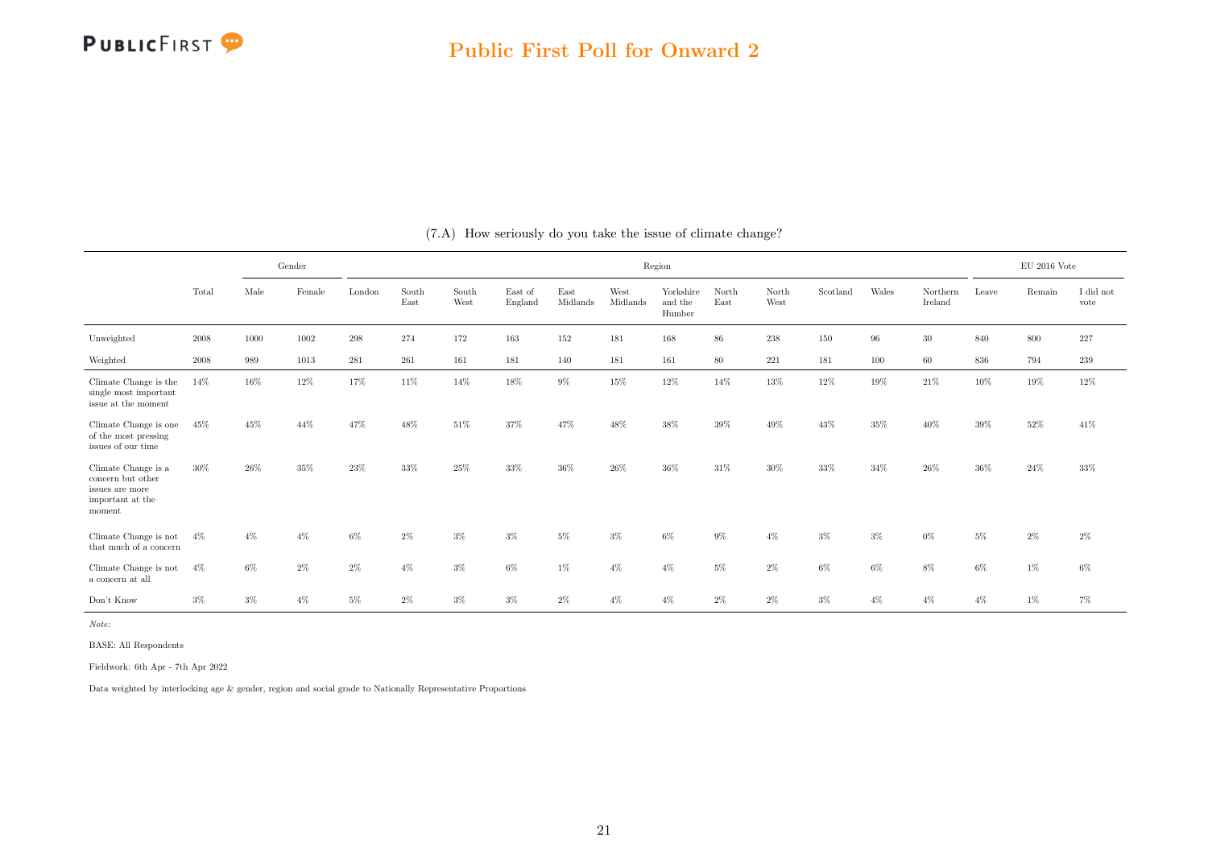## (7.A) How seriously do you take the issue of climate change?

| | | Gender | | Region | | | | | | | | | | | | EU 2016 Vote | | |
|---|---|---|---|---|---|---|---|---|---|---|---|---|---|---|---|---|---|---|
| | Total | Male | Female | London | South East | South West | East of England | East Midlands | West Midlands | Yorkshire and the Humber | North East | North West | Scotland | Wales | Northern Ireland | Leave | Remain | I did not vote |
| Unweighted | 2008 | 1000 | 1002 | 298 | 274 | 172 | 163 | 152 | 181 | 168 | 86 | 238 | 150 | 96 | 30 | 840 | 800 | 227 |
| Weighted | 2008 | 989 | 1013 | 281 | 261 | 161 | 181 | 140 | 181 | 161 | 80 | 221 | 181 | 100 | 60 | 836 | 794 | 239 |
| Climate Change is the single most important issue at the moment | 14% | 16% | 12% | 17% | 11% | 14% | 18% | 9% | 15% | 12% | 14% | 13% | 12% | 19% | 21% | 10% | 19% | 12% |
| Climate Change is one of the most pressing issues of our time | 45% | 45% | 44% | 47% | 48% | 51% | 37% | 47% | 48% | 38% | 39% | 49% | 43% | 35% | 40% | 39% | 52% | 41% |
| Climate Change is a concern but other issues are more important at the moment | 30% | 26% | 35% | 23% | 33% | 25% | 33% | 36% | 26% | 36% | 31% | 30% | 33% | 34% | 26% | 36% | 24% | 33% |
| Climate Change is not that much of a concern | 4% | 4% | 4% | 6% | 2% | 3% | 3% | 5% | 3% | 6% | 9% | 4% | 3% | 3% | 0% | 5% | 2% | 2% |
| Climate Change is not a concern at all | 4% | 6% | 2% | 2% | 4% | 3% | 6% | 1% | 4% | 4% | 5% | 2% | 6% | 6% | 8% | 6% | 1% | 6% |
| Don't Know | 3% | 3% | 4% | 5% | 2% | 3% | 3% | 2% | 4% | 4% | 2% | 2% | 3% | 4% | 4% | 4% | 1% | 7% |

*Note:*

BASE: All Respondents

Fieldwork: 6th Apr - 7th Apr 2022

Data weighted by interlocking age & gender, region and social grade to Nationally Representative Proportions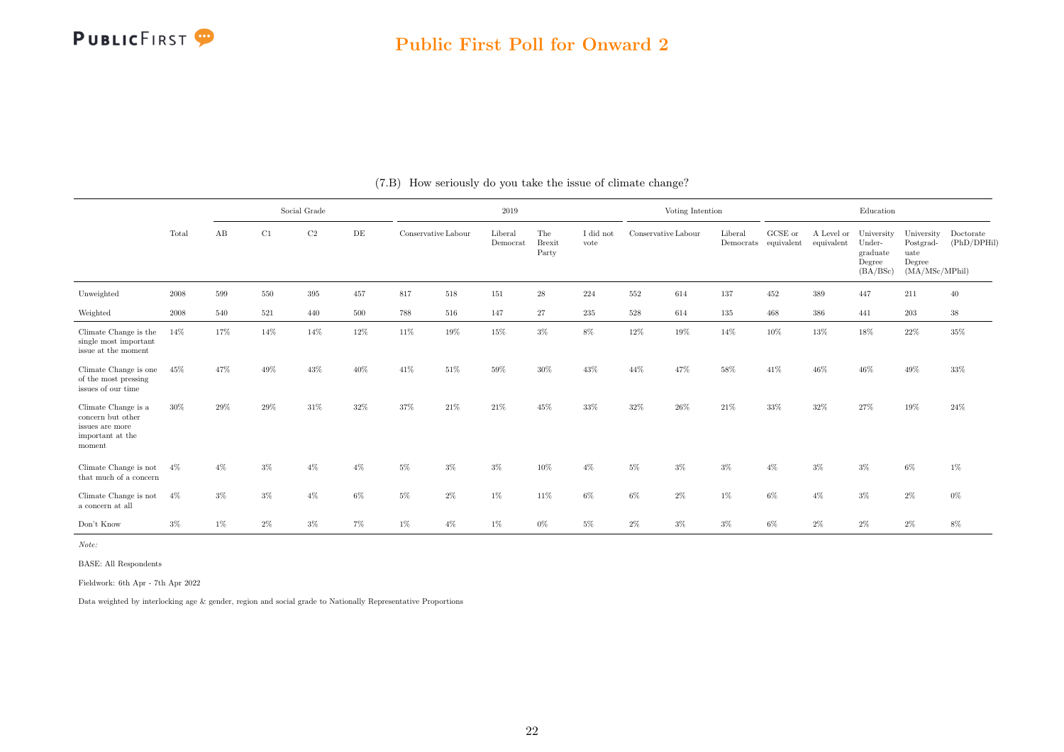## (7.B) How seriously do you take the issue of climate change?

| | | Social Grade | | | | 2019 | | | | | Voting Intention | | | Education | | | | |
|---|---|---|---|---|---|---|---|---|---|---|---|---|---|---|---|---|---|---|
| | Total | AB | C1 | C2 | DE | Conservative | Labour | Liberal Democrat | The Brexit Party | I did not vote | Conservative | Labour | Liberal Democrats | GCSE or equivalent | A Level or equivalent | University Under-graduate Degree (BA/BSc) | University Postgrad-uate Degree (MA/MSc/MPhil) | Doctorate (PhD/DPHil) |
| Unweighted | 2008 | 599 | 550 | 395 | 457 | 817 | 518 | 151 | 28 | 224 | 552 | 614 | 137 | 452 | 389 | 447 | 211 | 40 |
| Weighted | 2008 | 540 | 521 | 440 | 500 | 788 | 516 | 147 | 27 | 235 | 528 | 614 | 135 | 468 | 386 | 441 | 203 | 38 |
| Climate Change is the single most important issue at the moment | 14% | 17% | 14% | 14% | 12% | 11% | 19% | 15% | 3% | 8% | 12% | 19% | 14% | 10% | 13% | 18% | 22% | 35% |
| Climate Change is one of the most pressing issues of our time | 45% | 47% | 49% | 43% | 40% | 41% | 51% | 59% | 30% | 43% | 44% | 47% | 58% | 41% | 46% | 46% | 49% | 33% |
| Climate Change is a concern but other issues are more important at the moment | 30% | 29% | 29% | 31% | 32% | 37% | 21% | 21% | 45% | 33% | 32% | 26% | 21% | 33% | 32% | 27% | 19% | 24% |
| Climate Change is not that much of a concern | 4% | 4% | 3% | 4% | 4% | 5% | 3% | 3% | 10% | 4% | 5% | 3% | 3% | 4% | 3% | 3% | 6% | 1% |
| Climate Change is not a concern at all | 4% | 3% | 3% | 4% | 6% | 5% | 2% | 1% | 11% | 6% | 6% | 2% | 1% | 6% | 4% | 3% | 2% | 0% |
| Don't Know | 3% | 1% | 2% | 3% | 7% | 1% | 4% | 1% | 0% | 5% | 2% | 3% | 3% | 6% | 2% | 2% | 2% | 8% |

*Note:*

BASE: All Respondents

Fieldwork: 6th Apr - 7th Apr 2022

Data weighted by interlocking age & gender, region and social grade to Nationally Representative Proportions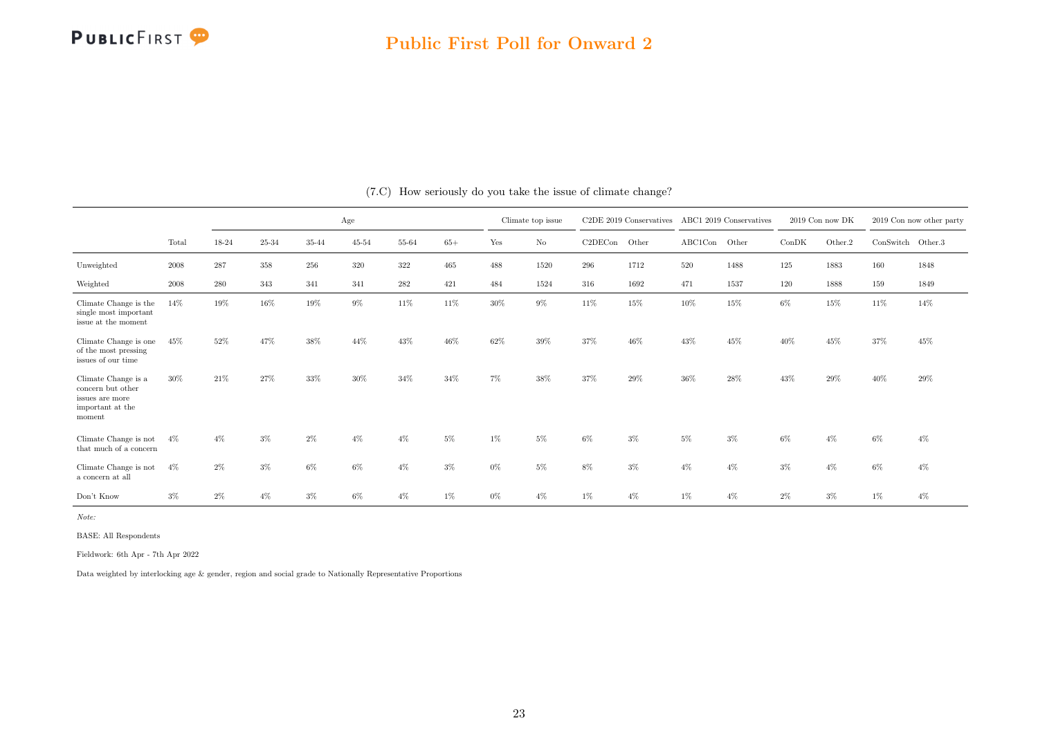(7.C) How seriously do you take the issue of climate change?

| | Total | Age | | | | | | Climate top issue | | C2DE 2019 Conservatives | | ABC1 2019 Conservatives | | 2019 Con now DK | | 2019 Con now other party | |
|---|---|---|---|---|---|---|---|---|---|---|---|---|---|---|---|---|---|
| | | 18-24 | 25-34 | 35-44 | 45-54 | 55-64 | 65+ | Yes | No | C2DECon | Other | ABC1Con | Other | ConDK | Other.2 | ConSwitch | Other.3 |
| Unweighted | 2008 | 287 | 358 | 256 | 320 | 322 | 465 | 488 | 1520 | 296 | 1712 | 520 | 1488 | 125 | 1883 | 160 | 1848 |
| Weighted | 2008 | 280 | 343 | 341 | 341 | 282 | 421 | 484 | 1524 | 316 | 1692 | 471 | 1537 | 120 | 1888 | 159 | 1849 |
| Climate Change is the single most important issue at the moment | 14% | 19% | 16% | 19% | 9% | 11% | 11% | 30% | 9% | 11% | 15% | 10% | 15% | 6% | 15% | 11% | 14% |
| Climate Change is one of the most pressing issues of our time | 45% | 52% | 47% | 38% | 44% | 43% | 46% | 62% | 39% | 37% | 46% | 43% | 45% | 40% | 45% | 37% | 45% |
| Climate Change is a concern but other issues are more important at the moment | 30% | 21% | 27% | 33% | 30% | 34% | 34% | 7% | 38% | 37% | 29% | 36% | 28% | 43% | 29% | 40% | 29% |
| Climate Change is not that much of a concern | 4% | 4% | 3% | 2% | 4% | 4% | 5% | 1% | 5% | 6% | 3% | 5% | 3% | 6% | 4% | 6% | 4% |
| Climate Change is not a concern at all | 4% | 2% | 3% | 6% | 6% | 4% | 3% | 0% | 5% | 8% | 3% | 4% | 4% | 3% | 4% | 6% | 4% |
| Don't Know | 3% | 2% | 4% | 3% | 6% | 4% | 1% | 0% | 4% | 1% | 4% | 1% | 4% | 2% | 3% | 1% | 4% |

*Note:*

BASE: All Respondents

Fieldwork: 6th Apr - 7th Apr 2022

Data weighted by interlocking age & gender, region and social grade to Nationally Representative Proportions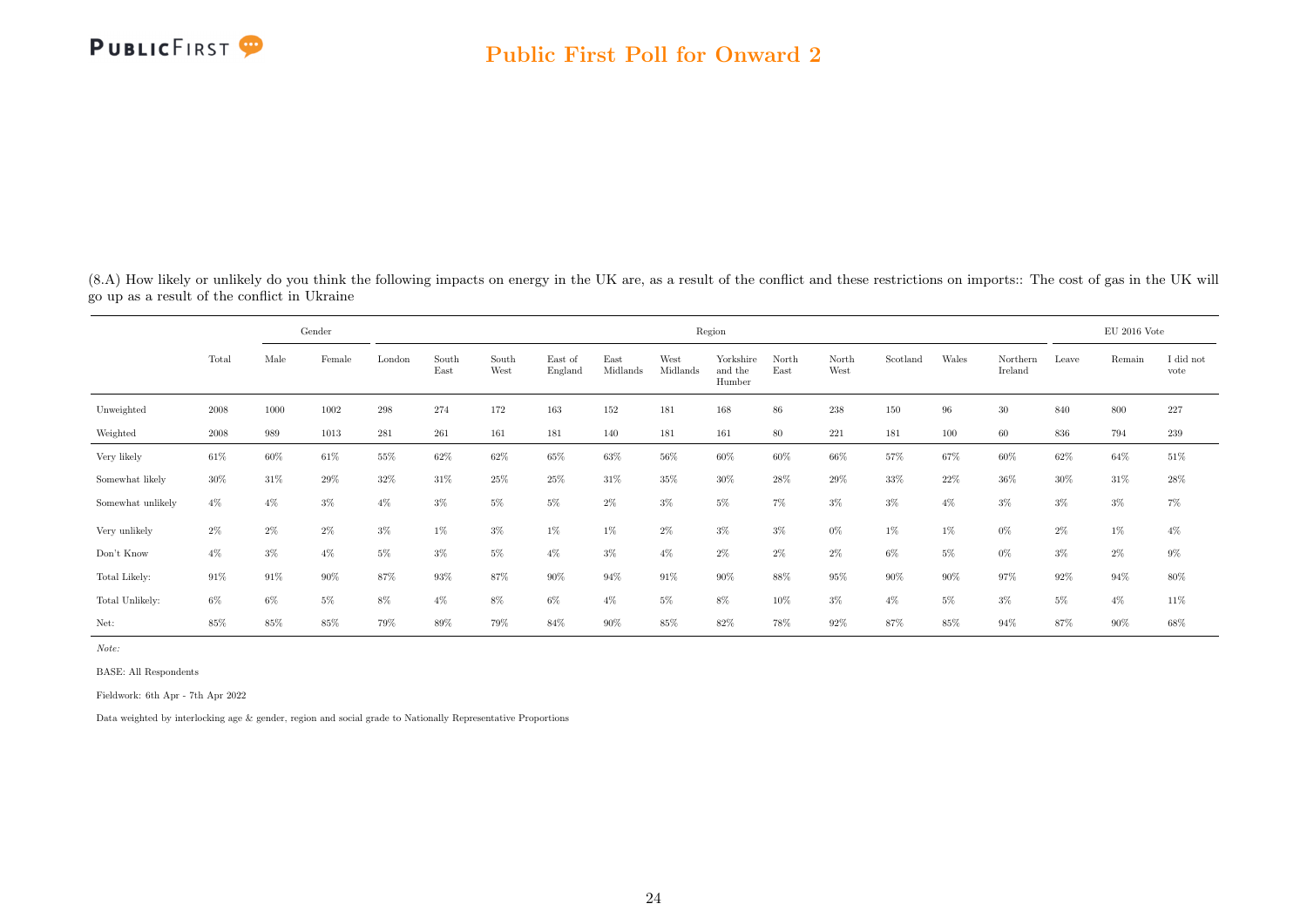(8.A) How likely or unlikely do you think the following impacts on energy in the UK are, as a result of the conflict and these restrictions on imports:: The cost of gas in the UK will go up as a result of the conflict in Ukraine

| | Total | Gender | | Region | | | | | | | | | | | | | EU 2016 Vote | | |
|---|---|---|---|---|---|---|---|---|---|---|---|---|---|---|---|---|---|---|---|
| | | Male | Female | London | South East | South West | East of England | East Midlands | West Midlands | Yorkshire and the Humber | North East | North West | Scotland | Wales | Northern Ireland | Leave | Remain | I did not vote |
| Unweighted | 2008 | 1000 | 1002 | 298 | 274 | 172 | 163 | 152 | 181 | 168 | 86 | 238 | 150 | 96 | 30 | 840 | 800 | 227 |
| Weighted | 2008 | 989 | 1013 | 281 | 261 | 161 | 181 | 140 | 181 | 161 | 80 | 221 | 181 | 100 | 60 | 836 | 794 | 239 |
| Very likely | 61% | 60% | 61% | 55% | 62% | 62% | 65% | 63% | 56% | 60% | 60% | 66% | 57% | 67% | 60% | 62% | 64% | 51% |
| Somewhat likely | 30% | 31% | 29% | 32% | 31% | 25% | 25% | 31% | 35% | 30% | 28% | 29% | 33% | 22% | 36% | 30% | 31% | 28% |
| Somewhat unlikely | 4% | 4% | 3% | 4% | 3% | 5% | 5% | 2% | 3% | 5% | 7% | 3% | 3% | 4% | 3% | 3% | 3% | 7% |
| Very unlikely | 2% | 2% | 2% | 3% | 1% | 3% | 1% | 1% | 2% | 3% | 3% | 0% | 1% | 1% | 0% | 2% | 1% | 4% |
| Don't Know | 4% | 3% | 4% | 5% | 3% | 5% | 4% | 3% | 4% | 2% | 2% | 2% | 6% | 5% | 0% | 3% | 2% | 9% |
| Total Likely: | 91% | 91% | 90% | 87% | 93% | 87% | 90% | 94% | 91% | 90% | 88% | 95% | 90% | 90% | 97% | 92% | 94% | 80% |
| Total Unlikely: | 6% | 6% | 5% | 8% | 4% | 8% | 6% | 4% | 5% | 8% | 10% | 3% | 4% | 5% | 3% | 5% | 4% | 11% |
| Net: | 85% | 85% | 85% | 79% | 89% | 79% | 84% | 90% | 85% | 82% | 78% | 92% | 87% | 85% | 94% | 87% | 90% | 68% |

*Note:*

BASE: All Respondents

Fieldwork: 6th Apr - 7th Apr 2022

Data weighted by interlocking age & gender, region and social grade to Nationally Representative Proportions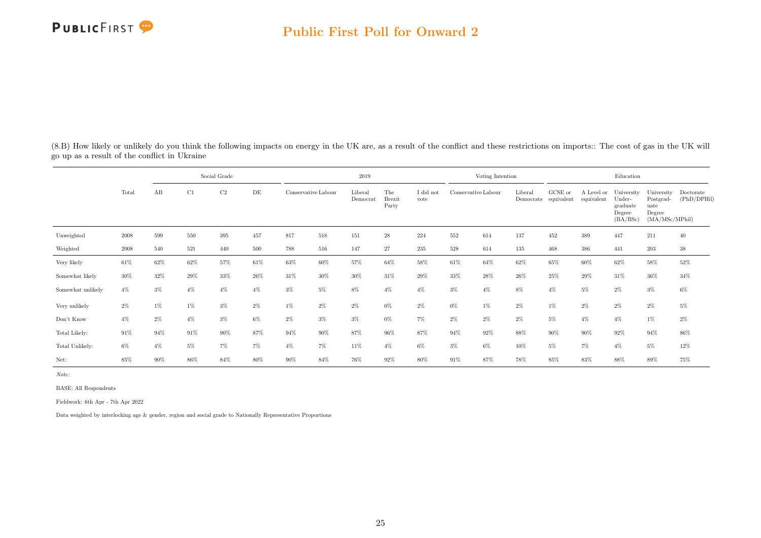(8.B) How likely or unlikely do you think the following impacts on energy in the UK are, as a result of the conflict and these restrictions on imports:: The cost of gas in the UK will go up as a result of the conflict in Ukraine

| | | Social Grade | | | | 2019 | | | | | Voting Intention | | | Education | | | | |
|---|---|---|---|---|---|---|---|---|---|---|---|---|---|---|---|---|---|---|
| | Total | AB | C1 | C2 | DE | Conservative | Labour | Liberal Democrat | The Brexit Party | I did not vote | Conservative | Labour | Liberal Democrats | GCSE or equivalent | A Level or equivalent | University Undergraduate Degree (BA/BSc) | University Postgraduate Degree (MA/MSc/MPhil) | Doctorate (PhD/DPHil) |
| Unweighted | 2008 | 599 | 550 | 395 | 457 | 817 | 518 | 151 | 28 | 224 | 552 | 614 | 137 | 452 | 389 | 447 | 211 | 40 |
| Weighted | 2008 | 540 | 521 | 440 | 500 | 788 | 516 | 147 | 27 | 235 | 528 | 614 | 135 | 468 | 386 | 441 | 203 | 38 |
| Very likely | 61% | 62% | 62% | 57% | 61% | 63% | 60% | 57% | 64% | 58% | 61% | 64% | 62% | 65% | 60% | 62% | 58% | 52% |
| Somewhat likely | 30% | 32% | 29% | 33% | 26% | 31% | 30% | 30% | 31% | 29% | 33% | 28% | 26% | 25% | 29% | 31% | 36% | 34% |
| Somewhat unlikely | 4% | 3% | 4% | 4% | 4% | 3% | 5% | 8% | 4% | 4% | 3% | 4% | 8% | 4% | 5% | 2% | 3% | 6% |
| Very unlikely | 2% | 1% | 1% | 3% | 2% | 1% | 2% | 2% | 0% | 2% | 0% | 1% | 2% | 1% | 2% | 2% | 2% | 5% |
| Don't Know | 4% | 2% | 4% | 3% | 6% | 2% | 3% | 3% | 0% | 7% | 2% | 2% | 2% | 5% | 4% | 4% | 1% | 2% |
| Total Likely: | 91% | 94% | 91% | 90% | 87% | 94% | 90% | 87% | 96% | 87% | 94% | 92% | 88% | 90% | 90% | 92% | 94% | 86% |
| Total Unlikely: | 6% | 4% | 5% | 7% | 7% | 4% | 7% | 11% | 4% | 6% | 3% | 6% | 10% | 5% | 7% | 4% | 5% | 12% |
| Net: | 85% | 90% | 86% | 84% | 80% | 90% | 84% | 76% | 92% | 80% | 91% | 87% | 78% | 85% | 83% | 88% | 89% | 75% |

*Note:*

BASE: All Respondents

Fieldwork: 6th Apr - 7th Apr 2022

Data weighted by interlocking age & gender, region and social grade to Nationally Representative Proportions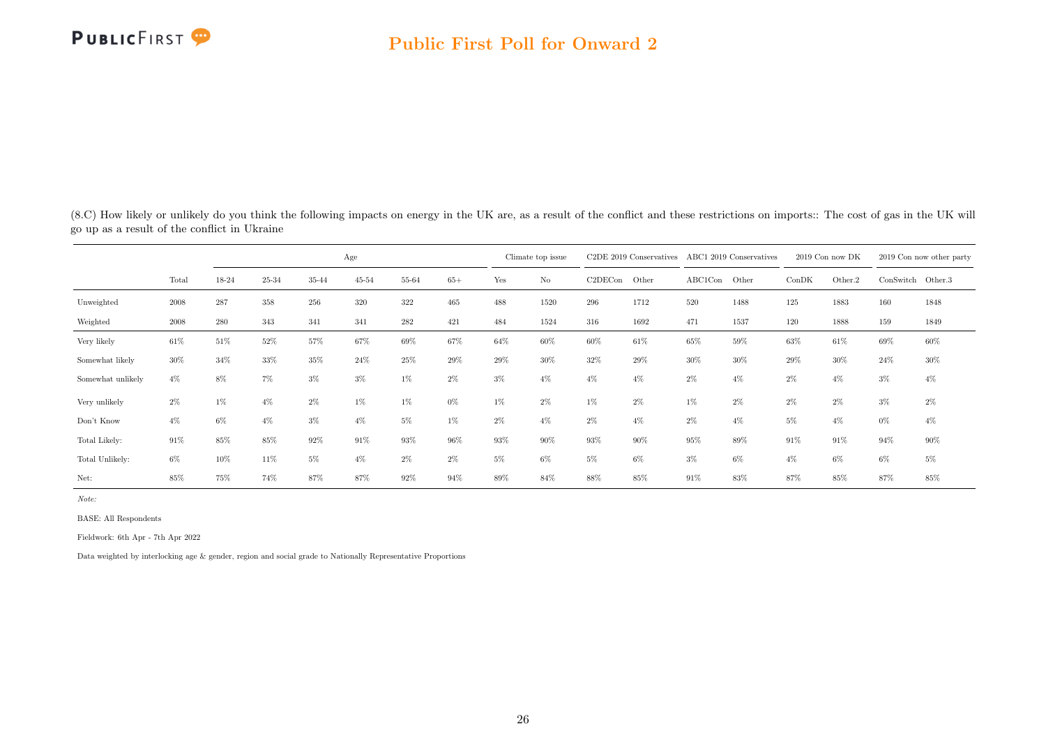(8.C) How likely or unlikely do you think the following impacts on energy in the UK are, as a result of the conflict and these restrictions on imports:: The cost of gas in the UK will go up as a result of the conflict in Ukraine

| | | Age | | | | | | Climate top issue | | C2DE 2019 Conservatives | | ABC1 2019 Conservatives | | 2019 Con now DK | | 2019 Con now other party | |
|---|---|---|---|---|---|---|---|---|---|---|---|---|---|---|---|---|---|
| | Total | 18-24 | 25-34 | 35-44 | 45-54 | 55-64 | 65+ | Yes | No | C2DECon | Other | ABC1Con | Other | ConDK | Other.2 | ConSwitch | Other.3 |
| Unweighted | 2008 | 287 | 358 | 256 | 320 | 322 | 465 | 488 | 1520 | 296 | 1712 | 520 | 1488 | 125 | 1883 | 160 | 1848 |
| Weighted | 2008 | 280 | 343 | 341 | 341 | 282 | 421 | 484 | 1524 | 316 | 1692 | 471 | 1537 | 120 | 1888 | 159 | 1849 |
| Very likely | 61% | 51% | 52% | 57% | 67% | 69% | 67% | 64% | 60% | 60% | 61% | 65% | 59% | 63% | 61% | 69% | 60% |
| Somewhat likely | 30% | 34% | 33% | 35% | 24% | 25% | 29% | 29% | 30% | 32% | 29% | 30% | 30% | 29% | 30% | 24% | 30% |
| Somewhat unlikely | 4% | 8% | 7% | 3% | 3% | 1% | 2% | 3% | 4% | 4% | 4% | 2% | 4% | 2% | 4% | 3% | 4% |
| Very unlikely | 2% | 1% | 4% | 2% | 1% | 1% | 0% | 1% | 2% | 1% | 2% | 1% | 2% | 2% | 2% | 3% | 2% |
| Don't Know | 4% | 6% | 4% | 3% | 4% | 5% | 1% | 2% | 4% | 2% | 4% | 2% | 4% | 5% | 4% | 0% | 4% |
| Total Likely: | 91% | 85% | 85% | 92% | 91% | 93% | 96% | 93% | 90% | 93% | 90% | 95% | 89% | 91% | 91% | 94% | 90% |
| Total Unlikely: | 6% | 10% | 11% | 5% | 4% | 2% | 2% | 5% | 6% | 5% | 6% | 3% | 6% | 4% | 6% | 6% | 5% |
| Net: | 85% | 75% | 74% | 87% | 87% | 92% | 94% | 89% | 84% | 88% | 85% | 91% | 83% | 87% | 85% | 87% | 85% |

*Note:*

BASE: All Respondents

Fieldwork: 6th Apr - 7th Apr 2022

Data weighted by interlocking age & gender, region and social grade to Nationally Representative Proportions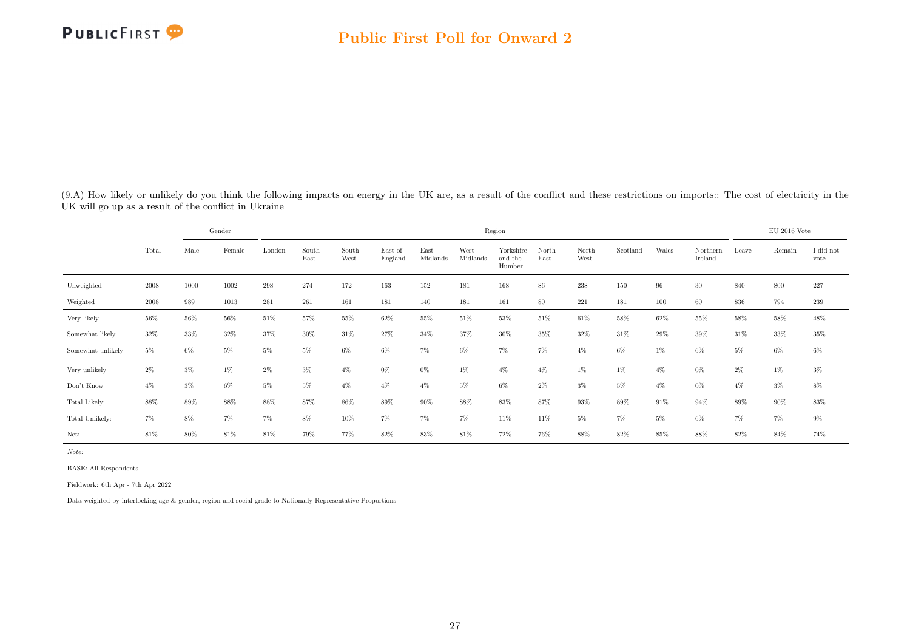(9.A) How likely or unlikely do you think the following impacts on energy in the UK are, as a result of the conflict and these restrictions on imports:: The cost of electricity in the UK will go up as a result of the conflict in Ukraine

| | Total | Gender | | Region | | | | | | | | | | | | | EU 2016 Vote | | |
|---|---|---|---|---|---|---|---|---|---|---|---|---|---|---|---|---|---|---|---|
| | | Male | Female | London | South East | South West | East of England | East Midlands | West Midlands | Yorkshire and the Humber | North East | North West | Scotland | Wales | Northern Ireland | Leave | Remain | I did not vote |
| Unweighted | 2008 | 1000 | 1002 | 298 | 274 | 172 | 163 | 152 | 181 | 168 | 86 | 238 | 150 | 96 | 30 | 840 | 800 | 227 |
| Weighted | 2008 | 989 | 1013 | 281 | 261 | 161 | 181 | 140 | 181 | 161 | 80 | 221 | 181 | 100 | 60 | 836 | 794 | 239 |
| Very likely | 56% | 56% | 56% | 51% | 57% | 55% | 62% | 55% | 51% | 53% | 51% | 61% | 58% | 62% | 55% | 58% | 58% | 48% |
| Somewhat likely | 32% | 33% | 32% | 37% | 30% | 31% | 27% | 34% | 37% | 30% | 35% | 32% | 31% | 29% | 39% | 31% | 33% | 35% |
| Somewhat unlikely | 5% | 6% | 5% | 5% | 5% | 6% | 6% | 7% | 6% | 7% | 7% | 4% | 6% | 1% | 6% | 5% | 6% | 6% |
| Very unlikely | 2% | 3% | 1% | 2% | 3% | 4% | 0% | 0% | 1% | 4% | 4% | 1% | 1% | 4% | 0% | 2% | 1% | 3% |
| Don't Know | 4% | 3% | 6% | 5% | 5% | 4% | 4% | 4% | 5% | 6% | 2% | 3% | 5% | 4% | 0% | 4% | 3% | 8% |
| Total Likely: | 88% | 89% | 88% | 88% | 87% | 86% | 89% | 90% | 88% | 83% | 87% | 93% | 89% | 91% | 94% | 89% | 90% | 83% |
| Total Unlikely: | 7% | 8% | 7% | 7% | 8% | 10% | 7% | 7% | 7% | 11% | 11% | 5% | 7% | 5% | 6% | 7% | 7% | 9% |
| Net: | 81% | 80% | 81% | 81% | 79% | 77% | 82% | 83% | 81% | 72% | 76% | 88% | 82% | 85% | 88% | 82% | 84% | 74% |

*Note:*

BASE: All Respondents

Fieldwork: 6th Apr - 7th Apr 2022

Data weighted by interlocking age & gender, region and social grade to Nationally Representative Proportions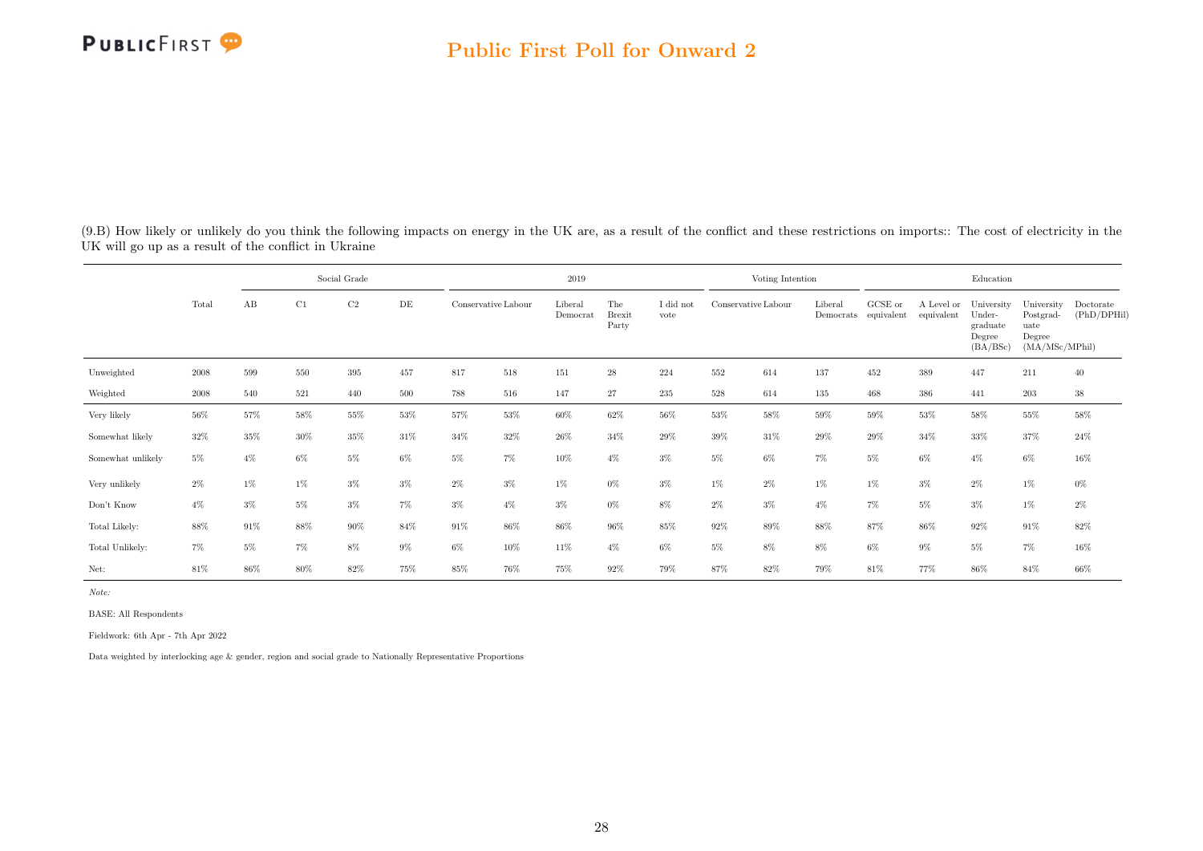(9.B) How likely or unlikely do you think the following impacts on energy in the UK are, as a result of the conflict and these restrictions on imports:: The cost of electricity in the UK will go up as a result of the conflict in Ukraine

| | | Social Grade | | | | 2019 | | | | | Voting Intention | | | Education | | | | |
|---|---|---|---|---|---|---|---|---|---|---|---|---|---|---|---|---|---|---|
| | Total | AB | C1 | C2 | DE | Conservative | Labour | Liberal Democrat | The Brexit Party | I did not vote | Conservative | Labour | Liberal Democrats | GCSE or equivalent | A Level or equivalent | University Under-graduate Degree (BA/BSc) | University Postgrad-uate Degree (MA/MSc/MPhil) | Doctorate (PhD/DPHil) |
| Unweighted | 2008 | 599 | 550 | 395 | 457 | 817 | 518 | 151 | 28 | 224 | 552 | 614 | 137 | 452 | 389 | 447 | 211 | 40 |
| Weighted | 2008 | 540 | 521 | 440 | 500 | 788 | 516 | 147 | 27 | 235 | 528 | 614 | 135 | 468 | 386 | 441 | 203 | 38 |
| Very likely | 56% | 57% | 58% | 55% | 53% | 57% | 53% | 60% | 62% | 56% | 53% | 58% | 59% | 59% | 53% | 58% | 55% | 58% |
| Somewhat likely | 32% | 35% | 30% | 35% | 31% | 34% | 32% | 26% | 34% | 29% | 39% | 31% | 29% | 29% | 34% | 33% | 37% | 24% |
| Somewhat unlikely | 5% | 4% | 6% | 5% | 6% | 5% | 7% | 10% | 4% | 3% | 5% | 6% | 7% | 5% | 6% | 4% | 6% | 16% |
| Very unlikely | 2% | 1% | 1% | 3% | 3% | 2% | 3% | 1% | 0% | 3% | 1% | 2% | 1% | 1% | 3% | 2% | 1% | 0% |
| Don't Know | 4% | 3% | 5% | 3% | 7% | 3% | 4% | 3% | 0% | 8% | 2% | 3% | 4% | 7% | 5% | 3% | 1% | 2% |
| Total Likely: | 88% | 91% | 88% | 90% | 84% | 91% | 86% | 86% | 96% | 85% | 92% | 89% | 88% | 87% | 86% | 92% | 91% | 82% |
| Total Unlikely: | 7% | 5% | 7% | 8% | 9% | 6% | 10% | 11% | 4% | 6% | 5% | 8% | 8% | 6% | 9% | 5% | 7% | 16% |
| Net: | 81% | 86% | 80% | 82% | 75% | 85% | 76% | 75% | 92% | 79% | 87% | 82% | 79% | 81% | 77% | 86% | 84% | 66% |

*Note:*

BASE: All Respondents

Fieldwork: 6th Apr - 7th Apr 2022

Data weighted by interlocking age & gender, region and social grade to Nationally Representative Proportions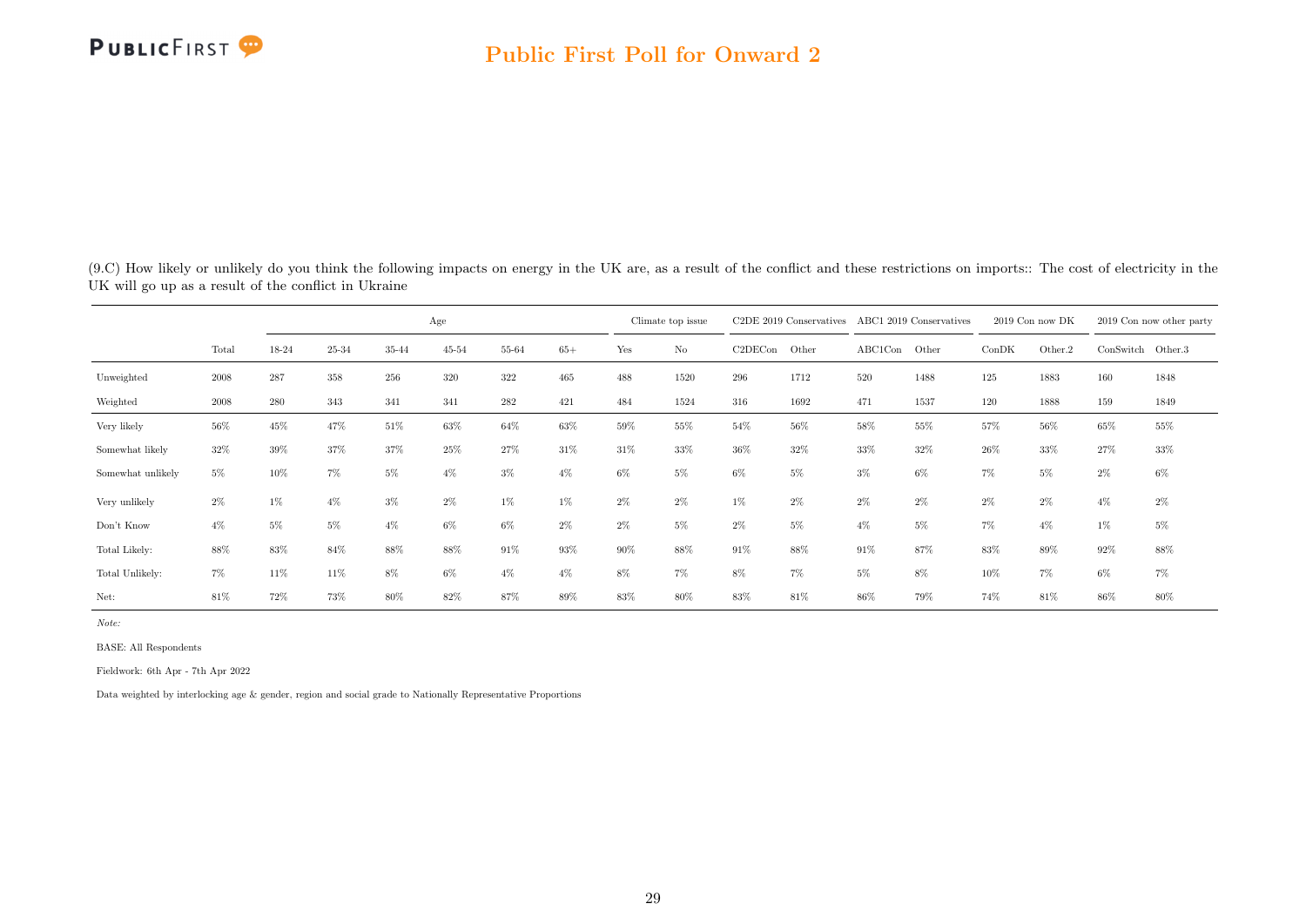(9.C) How likely or unlikely do you think the following impacts on energy in the UK are, as a result of the conflict and these restrictions on imports:: The cost of electricity in the UK will go up as a result of the conflict in Ukraine

| | | Age | | | | | | Climate top issue | | C2DE 2019 Conservatives | | ABC1 2019 Conservatives | | 2019 Con now DK | | 2019 Con now other party | |
|---|---|---|---|---|---|---|---|---|---|---|---|---|---|---|---|---|---|
| | Total | 18-24 | 25-34 | 35-44 | 45-54 | 55-64 | 65+ | Yes | No | C2DECon | Other | ABC1Con | Other | ConDK | Other.2 | ConSwitch | Other.3 |
| Unweighted | 2008 | 287 | 358 | 256 | 320 | 322 | 465 | 488 | 1520 | 296 | 1712 | 520 | 1488 | 125 | 1883 | 160 | 1848 |
| Weighted | 2008 | 280 | 343 | 341 | 341 | 282 | 421 | 484 | 1524 | 316 | 1692 | 471 | 1537 | 120 | 1888 | 159 | 1849 |
| Very likely | 56% | 45% | 47% | 51% | 63% | 64% | 63% | 59% | 55% | 54% | 56% | 58% | 55% | 57% | 56% | 65% | 55% |
| Somewhat likely | 32% | 39% | 37% | 37% | 25% | 27% | 31% | 31% | 33% | 36% | 32% | 33% | 32% | 26% | 33% | 27% | 33% |
| Somewhat unlikely | 5% | 10% | 7% | 5% | 4% | 3% | 4% | 6% | 5% | 6% | 5% | 3% | 6% | 7% | 5% | 2% | 6% |
| Very unlikely | 2% | 1% | 4% | 3% | 2% | 1% | 1% | 2% | 2% | 1% | 2% | 2% | 2% | 2% | 2% | 4% | 2% |
| Don't Know | 4% | 5% | 5% | 4% | 6% | 6% | 2% | 2% | 5% | 2% | 5% | 4% | 5% | 7% | 4% | 1% | 5% |
| Total Likely: | 88% | 83% | 84% | 88% | 88% | 91% | 93% | 90% | 88% | 91% | 88% | 91% | 87% | 83% | 89% | 92% | 88% |
| Total Unlikely: | 7% | 11% | 11% | 8% | 6% | 4% | 4% | 8% | 7% | 8% | 7% | 5% | 8% | 10% | 7% | 6% | 7% |
| Net: | 81% | 72% | 73% | 80% | 82% | 87% | 89% | 83% | 80% | 83% | 81% | 86% | 79% | 74% | 81% | 86% | 80% |

*Note:*

BASE: All Respondents

Fieldwork: 6th Apr - 7th Apr 2022

Data weighted by interlocking age & gender, region and social grade to Nationally Representative Proportions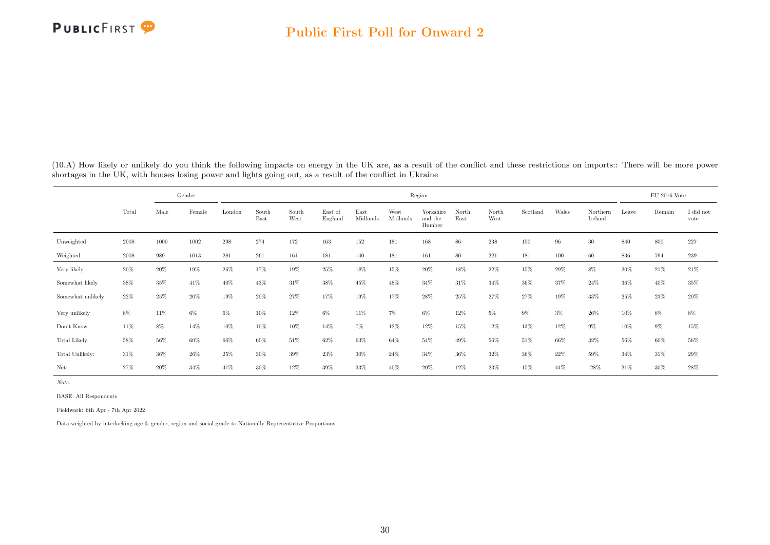(10.A) How likely or unlikely do you think the following impacts on energy in the UK are, as a result of the conflict and these restrictions on imports:: There will be more power shortages in the UK, with houses losing power and lights going out, as a result of the conflict in Ukraine

| | Total | Gender | | Region | | | | | | | | | | | | | EU 2016 Vote | | |
|---|---|---|---|---|---|---|---|---|---|---|---|---|---|---|---|---|---|---|---|
| | | Male | Female | London | South East | South West | East of England | East Midlands | West Midlands | Yorkshire and the Humber | North East | North West | Scotland | Wales | Northern Ireland | Leave | Remain | I did not vote |
| Unweighted | 2008 | 1000 | 1002 | 298 | 274 | 172 | 163 | 152 | 181 | 168 | 86 | 238 | 150 | 96 | 30 | 840 | 800 | 227 |
| Weighted | 2008 | 989 | 1013 | 281 | 261 | 161 | 181 | 140 | 181 | 161 | 80 | 221 | 181 | 100 | 60 | 836 | 794 | 239 |
| Very likely | 20% | 20% | 19% | 26% | 17% | 19% | 25% | 18% | 15% | 20% | 18% | 22% | 15% | 29% | 8% | 20% | 21% | 21% |
| Somewhat likely | 38% | 35% | 41% | 40% | 43% | 31% | 38% | 45% | 48% | 34% | 31% | 34% | 36% | 37% | 24% | 36% | 40% | 35% |
| Somewhat unlikely | 22% | 25% | 20% | 19% | 20% | 27% | 17% | 19% | 17% | 28% | 25% | 27% | 27% | 19% | 33% | 25% | 23% | 20% |
| Very unlikely | 8% | 11% | 6% | 6% | 10% | 12% | 6% | 11% | 7% | 6% | 12% | 5% | 9% | 3% | 26% | 10% | 8% | 8% |
| Don't Know | 11% | 8% | 14% | 10% | 10% | 10% | 14% | 7% | 12% | 12% | 15% | 12% | 13% | 12% | 9% | 10% | 9% | 15% |
| Total Likely: | 58% | 56% | 60% | 66% | 60% | 51% | 62% | 63% | 64% | 54% | 49% | 56% | 51% | 66% | 32% | 56% | 60% | 56% |
| Total Unlikely: | 31% | 36% | 26% | 25% | 30% | 39% | 23% | 30% | 24% | 34% | 36% | 32% | 36% | 22% | 59% | 34% | 31% | 29% |
| Net: | 27% | 20% | 34% | 41% | 30% | 12% | 39% | 33% | 40% | 20% | 12% | 23% | 15% | 44% | -28% | 21% | 30% | 28% |

*Note:*

BASE: All Respondents

Fieldwork: 6th Apr - 7th Apr 2022

Data weighted by interlocking age & gender, region and social grade to Nationally Representative Proportions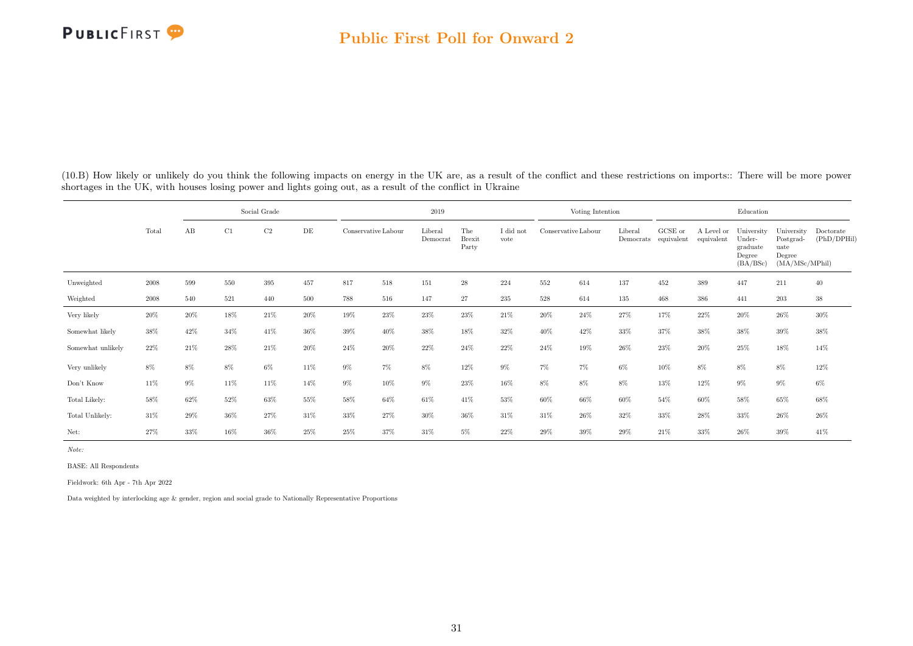(10.B) How likely or unlikely do you think the following impacts on energy in the UK are, as a result of the conflict and these restrictions on imports:: There will be more power shortages in the UK, with houses losing power and lights going out, as a result of the conflict in Ukraine

| | | Social Grade | | | | 2019 | | | | | Voting Intention | | | Education | | | | |
|---|---|---|---|---|---|---|---|---|---|---|---|---|---|---|---|---|---|---|
| | Total | AB | C1 | C2 | DE | Conservative | Labour | Liberal Democrat | The Brexit Party | I did not vote | Conservative | Labour | Liberal Democrats | GCSE or equivalent | A Level or equivalent | University Undergraduate Degree (BA/BSc) | University Postgraduate Degree (MA/MSc/MPhil) | Doctorate (PhD/DPHil) |
| Unweighted | 2008 | 599 | 550 | 395 | 457 | 817 | 518 | 151 | 28 | 224 | 552 | 614 | 137 | 452 | 389 | 447 | 211 | 40 |
| Weighted | 2008 | 540 | 521 | 440 | 500 | 788 | 516 | 147 | 27 | 235 | 528 | 614 | 135 | 468 | 386 | 441 | 203 | 38 |
| Very likely | 20% | 20% | 18% | 21% | 20% | 19% | 23% | 23% | 23% | 21% | 20% | 24% | 27% | 17% | 22% | 20% | 26% | 30% |
| Somewhat likely | 38% | 42% | 34% | 41% | 36% | 39% | 40% | 38% | 18% | 32% | 40% | 42% | 33% | 37% | 38% | 38% | 39% | 38% |
| Somewhat unlikely | 22% | 21% | 28% | 21% | 20% | 24% | 20% | 22% | 24% | 22% | 24% | 19% | 26% | 23% | 20% | 25% | 18% | 14% |
| Very unlikely | 8% | 8% | 8% | 6% | 11% | 9% | 7% | 8% | 12% | 9% | 7% | 7% | 6% | 10% | 8% | 8% | 8% | 12% |
| Don't Know | 11% | 9% | 11% | 11% | 14% | 9% | 10% | 9% | 23% | 16% | 8% | 8% | 8% | 13% | 12% | 9% | 9% | 6% |
| Total Likely: | 58% | 62% | 52% | 63% | 55% | 58% | 64% | 61% | 41% | 53% | 60% | 66% | 60% | 54% | 60% | 58% | 65% | 68% |
| Total Unlikely: | 31% | 29% | 36% | 27% | 31% | 33% | 27% | 30% | 36% | 31% | 31% | 26% | 32% | 33% | 28% | 33% | 26% | 26% |
| Net: | 27% | 33% | 16% | 36% | 25% | 25% | 37% | 31% | 5% | 22% | 29% | 39% | 29% | 21% | 33% | 26% | 39% | 41% |

*Note:*

BASE: All Respondents

Fieldwork: 6th Apr - 7th Apr 2022

Data weighted by interlocking age & gender, region and social grade to Nationally Representative Proportions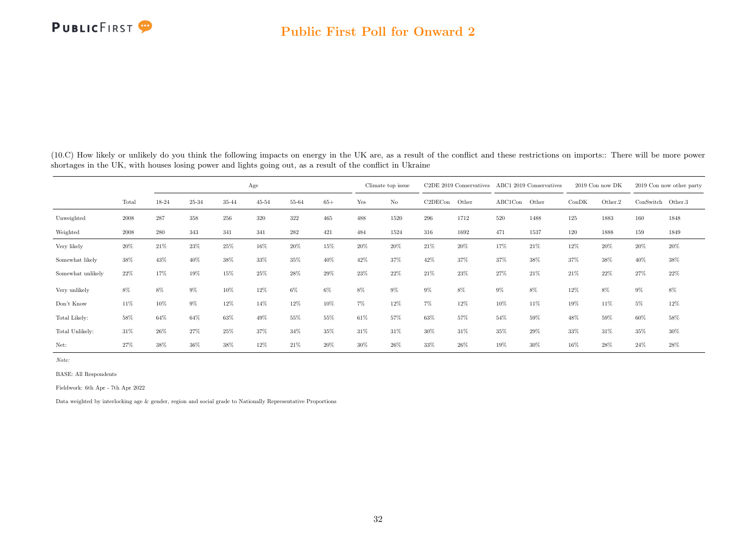## Public First Poll for Onward 2

(10.C) How likely or unlikely do you think the following impacts on energy in the UK are, as a result of the conflict and these restrictions on imports:: There will be more power shortages in the UK, with houses losing power and lights going out, as a result of the conflict in Ukraine

| | | Age | | | | | | Climate top issue | | C2DE 2019 Conservatives | | ABC1 2019 Conservatives | | 2019 Con now DK | | 2019 Con now other party | |
|---|---|---|---|---|---|---|---|---|---|---|---|---|---|---|---|---|---|
| | Total | 18-24 | 25-34 | 35-44 | 45-54 | 55-64 | 65+ | Yes | No | C2DECon | Other | ABC1Con | Other | ConDK | Other.2 | ConSwitch | Other.3 |
| Unweighted | 2008 | 287 | 358 | 256 | 320 | 322 | 465 | 488 | 1520 | 296 | 1712 | 520 | 1488 | 125 | 1883 | 160 | 1848 |
| Weighted | 2008 | 280 | 343 | 341 | 341 | 282 | 421 | 484 | 1524 | 316 | 1692 | 471 | 1537 | 120 | 1888 | 159 | 1849 |
| Very likely | 20% | 21% | 23% | 25% | 16% | 20% | 15% | 20% | 20% | 21% | 20% | 17% | 21% | 12% | 20% | 20% | 20% |
| Somewhat likely | 38% | 43% | 40% | 38% | 33% | 35% | 40% | 42% | 37% | 42% | 37% | 37% | 38% | 37% | 38% | 40% | 38% |
| Somewhat unlikely | 22% | 17% | 19% | 15% | 25% | 28% | 29% | 23% | 22% | 21% | 23% | 27% | 21% | 21% | 22% | 27% | 22% |
| Very unlikely | 8% | 8% | 9% | 10% | 12% | 6% | 6% | 8% | 9% | 9% | 8% | 9% | 8% | 12% | 8% | 9% | 8% |
| Don't Know | 11% | 10% | 9% | 12% | 14% | 12% | 10% | 7% | 12% | 7% | 12% | 10% | 11% | 19% | 11% | 5% | 12% |
| Total Likely: | 58% | 64% | 64% | 63% | 49% | 55% | 55% | 61% | 57% | 63% | 57% | 54% | 59% | 48% | 59% | 60% | 58% |
| Total Unlikely: | 31% | 26% | 27% | 25% | 37% | 34% | 35% | 31% | 31% | 30% | 31% | 35% | 29% | 33% | 31% | 35% | 30% |
| Net: | 27% | 38% | 36% | 38% | 12% | 21% | 20% | 30% | 26% | 33% | 26% | 19% | 30% | 16% | 28% | 24% | 28% |

*Note:*

BASE: All Respondents

Fieldwork: 6th Apr - 7th Apr 2022

Data weighted by interlocking age & gender, region and social grade to Nationally Representative Proportions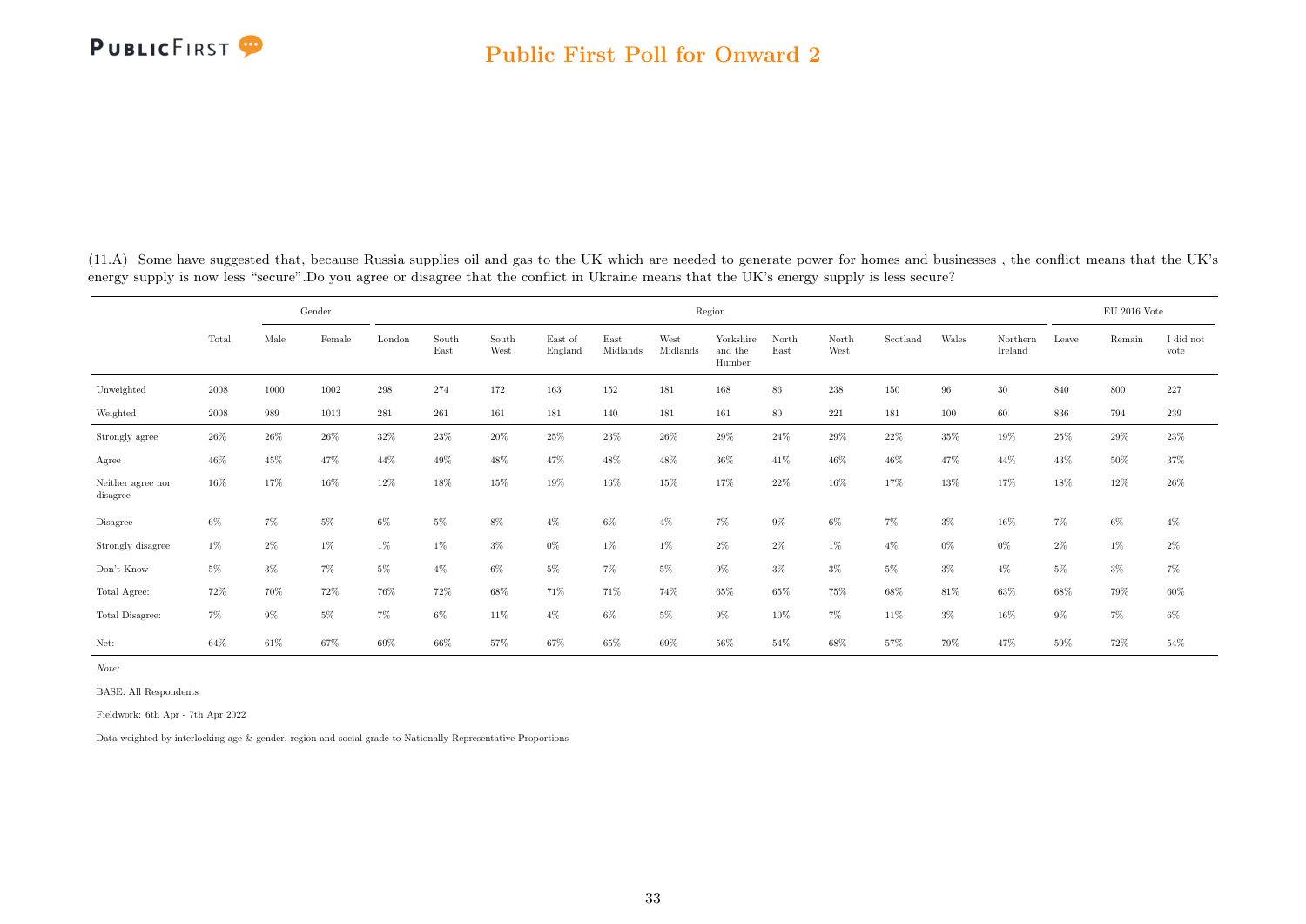(11.A) Some have suggested that, because Russia supplies oil and gas to the UK which are needed to generate power for homes and businesses , the conflict means that the UK's energy supply is now less "secure".Do you agree or disagree that the conflict in Ukraine means that the UK's energy supply is less secure?

| | Total | Gender | | Region | | | | | | | | | | | | | EU 2016 Vote | | |
|---|---|---|---|---|---|---|---|---|---|---|---|---|---|---|---|---|---|---|---|
| | | Male | Female | London | South East | South West | East of England | East Midlands | West Midlands | Yorkshire and the Humber | North East | North West | Scotland | Wales | Northern Ireland | Leave | Remain | I did not vote |
| Unweighted | 2008 | 1000 | 1002 | 298 | 274 | 172 | 163 | 152 | 181 | 168 | 86 | 238 | 150 | 96 | 30 | 840 | 800 | 227 |
| Weighted | 2008 | 989 | 1013 | 281 | 261 | 161 | 181 | 140 | 181 | 161 | 80 | 221 | 181 | 100 | 60 | 836 | 794 | 239 |
| Strongly agree | 26% | 26% | 26% | 32% | 23% | 20% | 25% | 23% | 26% | 29% | 24% | 29% | 22% | 35% | 19% | 25% | 29% | 23% |
| Agree | 46% | 45% | 47% | 44% | 49% | 48% | 47% | 48% | 48% | 36% | 41% | 46% | 46% | 47% | 44% | 43% | 50% | 37% |
| Neither agree nor disagree | 16% | 17% | 16% | 12% | 18% | 15% | 19% | 16% | 15% | 17% | 22% | 16% | 17% | 13% | 17% | 18% | 12% | 26% |
| Disagree | 6% | 7% | 5% | 6% | 5% | 8% | 4% | 6% | 4% | 7% | 9% | 6% | 7% | 3% | 16% | 7% | 6% | 4% |
| Strongly disagree | 1% | 2% | 1% | 1% | 1% | 3% | 0% | 1% | 1% | 2% | 2% | 1% | 4% | 0% | 0% | 2% | 1% | 2% |
| Don't Know | 5% | 3% | 7% | 5% | 4% | 6% | 5% | 7% | 5% | 9% | 3% | 3% | 5% | 3% | 4% | 5% | 3% | 7% |
| Total Agree: | 72% | 70% | 72% | 76% | 72% | 68% | 71% | 71% | 74% | 65% | 65% | 75% | 68% | 81% | 63% | 68% | 79% | 60% |
| Total Disagree: | 7% | 9% | 5% | 7% | 6% | 11% | 4% | 6% | 5% | 9% | 10% | 7% | 11% | 3% | 16% | 9% | 7% | 6% |
| Net: | 64% | 61% | 67% | 69% | 66% | 57% | 67% | 65% | 69% | 56% | 54% | 68% | 57% | 79% | 47% | 59% | 72% | 54% |

*Note:*

BASE: All Respondents

Fieldwork: 6th Apr - 7th Apr 2022

Data weighted by interlocking age & gender, region and social grade to Nationally Representative Proportions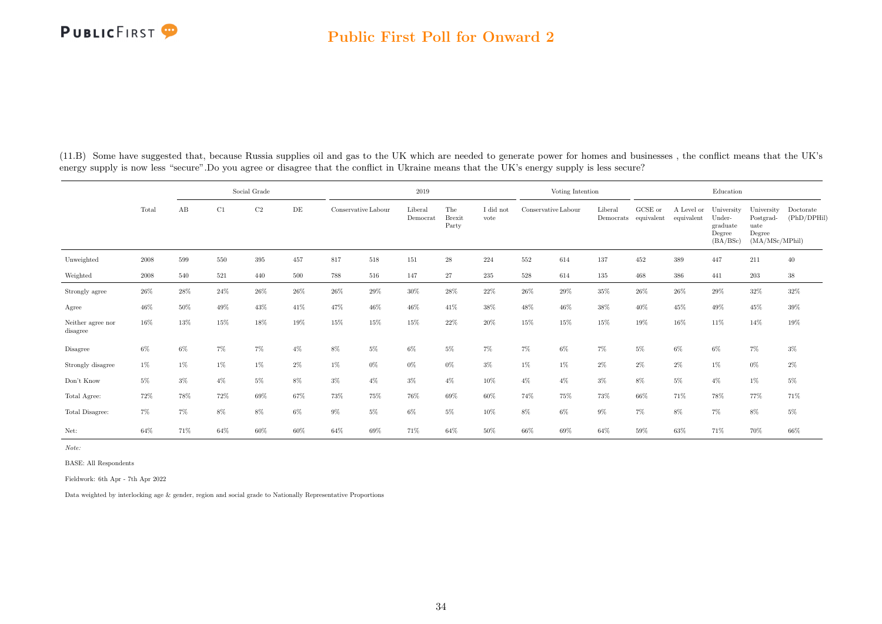## Public First Poll for Onward 2

(11.B) Some have suggested that, because Russia supplies oil and gas to the UK which are needed to generate power for homes and businesses , the conflict means that the UK's energy supply is now less "secure".Do you agree or disagree that the conflict in Ukraine means that the UK's energy supply is less secure?

| | Total | Social Grade | | | | 2019 | | | | | Voting Intention | | | Education | | | | |
|---|---|---|---|---|---|---|---|---|---|---|---|---|---|---|---|---|---|---|
| | | AB | C1 | C2 | DE | Conservative | Labour | Liberal Democrat | The Brexit Party | I did not vote | Conservative | Labour | Liberal Democrats | GCSE or equivalent | A Level or equivalent | University Under-graduate Degree (BA/BSc) | University Postgrad-uate Degree (MA/MSc/MPhil) | Doctorate (PhD/DPHil) |
| Unweighted | 2008 | 599 | 550 | 395 | 457 | 817 | 518 | 151 | 28 | 224 | 552 | 614 | 137 | 452 | 389 | 447 | 211 | 40 |
| Weighted | 2008 | 540 | 521 | 440 | 500 | 788 | 516 | 147 | 27 | 235 | 528 | 614 | 135 | 468 | 386 | 441 | 203 | 38 |
| Strongly agree | 26% | 28% | 24% | 26% | 26% | 26% | 29% | 30% | 28% | 22% | 26% | 29% | 35% | 26% | 26% | 29% | 32% | 32% |
| Agree | 46% | 50% | 49% | 43% | 41% | 47% | 46% | 46% | 41% | 38% | 48% | 46% | 38% | 40% | 45% | 49% | 45% | 39% |
| Neither agree nor disagree | 16% | 13% | 15% | 18% | 19% | 15% | 15% | 15% | 22% | 20% | 15% | 15% | 15% | 19% | 16% | 11% | 14% | 19% |
| Disagree | 6% | 6% | 7% | 7% | 4% | 8% | 5% | 6% | 5% | 7% | 7% | 6% | 7% | 5% | 6% | 6% | 7% | 3% |
| Strongly disagree | 1% | 1% | 1% | 1% | 2% | 1% | 0% | 0% | 0% | 3% | 1% | 1% | 2% | 2% | 2% | 1% | 0% | 2% |
| Don't Know | 5% | 3% | 4% | 5% | 8% | 3% | 4% | 3% | 4% | 10% | 4% | 4% | 3% | 8% | 5% | 4% | 1% | 5% |
| Total Agree: | 72% | 78% | 72% | 69% | 67% | 73% | 75% | 76% | 69% | 60% | 74% | 75% | 73% | 66% | 71% | 78% | 77% | 71% |
| Total Disagree: | 7% | 7% | 8% | 8% | 6% | 9% | 5% | 6% | 5% | 10% | 8% | 6% | 9% | 7% | 8% | 7% | 8% | 5% |
| Net: | 64% | 71% | 64% | 60% | 60% | 64% | 69% | 71% | 64% | 50% | 66% | 69% | 64% | 59% | 63% | 71% | 70% | 66% |

*Note:*

BASE: All Respondents

Fieldwork: 6th Apr - 7th Apr 2022

Data weighted by interlocking age & gender, region and social grade to Nationally Representative Proportions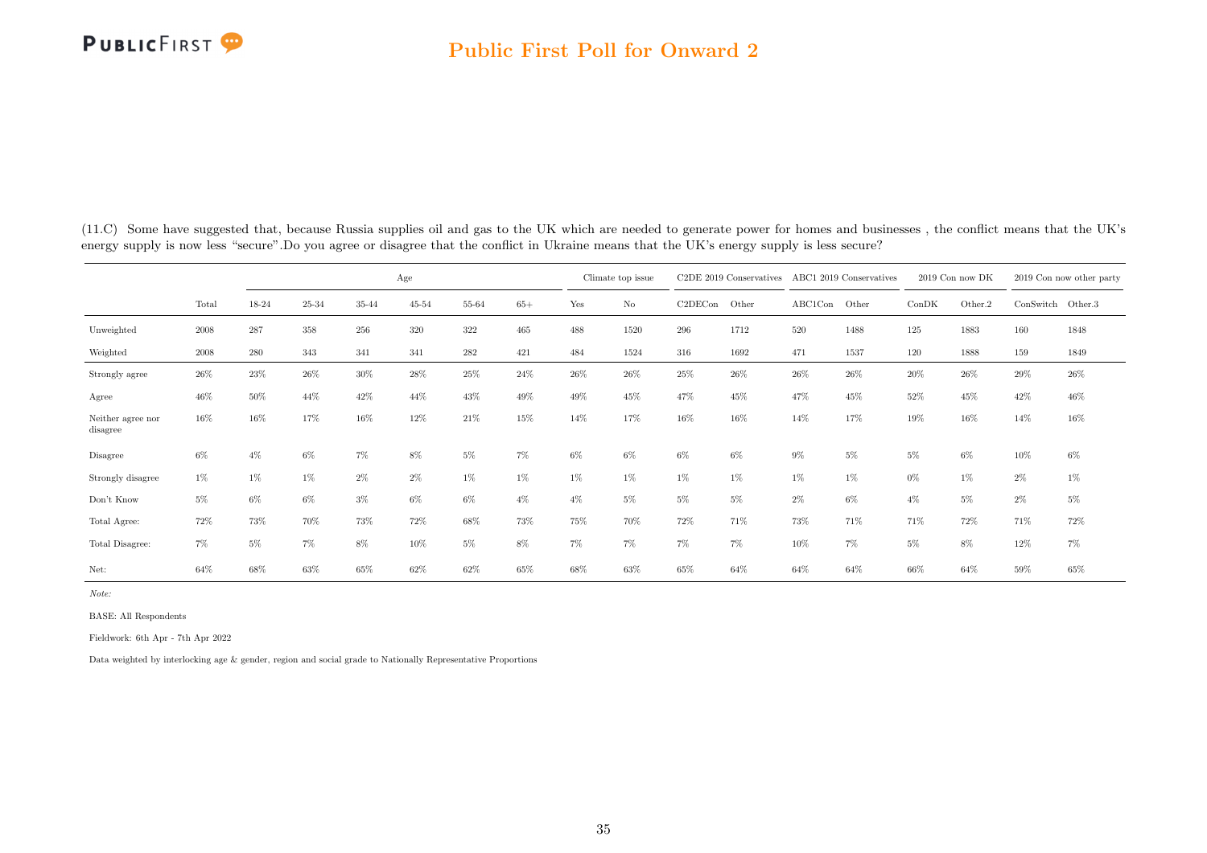(11.C) Some have suggested that, because Russia supplies oil and gas to the UK which are needed to generate power for homes and businesses , the conflict means that the UK's energy supply is now less "secure".Do you agree or disagree that the conflict in Ukraine means that the UK's energy supply is less secure?

| | | Age | | | | | | Climate top issue | | C2DE 2019 Conservatives | | ABC1 2019 Conservatives | | 2019 Con now DK | | 2019 Con now other party | |
|---|---|---|---|---|---|---|---|---|---|---|---|---|---|---|---|---|---|
| | Total | 18-24 | 25-34 | 35-44 | 45-54 | 55-64 | 65+ | Yes | No | C2DECon | Other | ABC1Con | Other | ConDK | Other.2 | ConSwitch | Other.3 |
| Unweighted | 2008 | 287 | 358 | 256 | 320 | 322 | 465 | 488 | 1520 | 296 | 1712 | 520 | 1488 | 125 | 1883 | 160 | 1848 |
| Weighted | 2008 | 280 | 343 | 341 | 341 | 282 | 421 | 484 | 1524 | 316 | 1692 | 471 | 1537 | 120 | 1888 | 159 | 1849 |
| Strongly agree | 26% | 23% | 26% | 30% | 28% | 25% | 24% | 26% | 26% | 25% | 26% | 26% | 26% | 20% | 26% | 29% | 26% |
| Agree | 46% | 50% | 44% | 42% | 44% | 43% | 49% | 49% | 45% | 47% | 45% | 47% | 45% | 52% | 45% | 42% | 46% |
| Neither agree nor disagree | 16% | 16% | 17% | 16% | 12% | 21% | 15% | 14% | 17% | 16% | 16% | 14% | 17% | 19% | 16% | 14% | 16% |
| Disagree | 6% | 4% | 6% | 7% | 8% | 5% | 7% | 6% | 6% | 6% | 6% | 9% | 5% | 5% | 6% | 10% | 6% |
| Strongly disagree | 1% | 1% | 1% | 2% | 2% | 1% | 1% | 1% | 1% | 1% | 1% | 1% | 1% | 0% | 1% | 2% | 1% |
| Don't Know | 5% | 6% | 6% | 3% | 6% | 6% | 4% | 4% | 5% | 5% | 5% | 2% | 6% | 4% | 5% | 2% | 5% |
| Total Agree: | 72% | 73% | 70% | 73% | 72% | 68% | 73% | 75% | 70% | 72% | 71% | 73% | 71% | 71% | 72% | 71% | 72% |
| Total Disagree: | 7% | 5% | 7% | 8% | 10% | 5% | 8% | 7% | 7% | 7% | 7% | 10% | 7% | 5% | 8% | 12% | 7% |
| Net: | 64% | 68% | 63% | 65% | 62% | 62% | 65% | 68% | 63% | 65% | 64% | 64% | 64% | 66% | 64% | 59% | 65% |

*Note:*

BASE: All Respondents

Fieldwork: 6th Apr - 7th Apr 2022

Data weighted by interlocking age & gender, region and social grade to Nationally Representative Proportions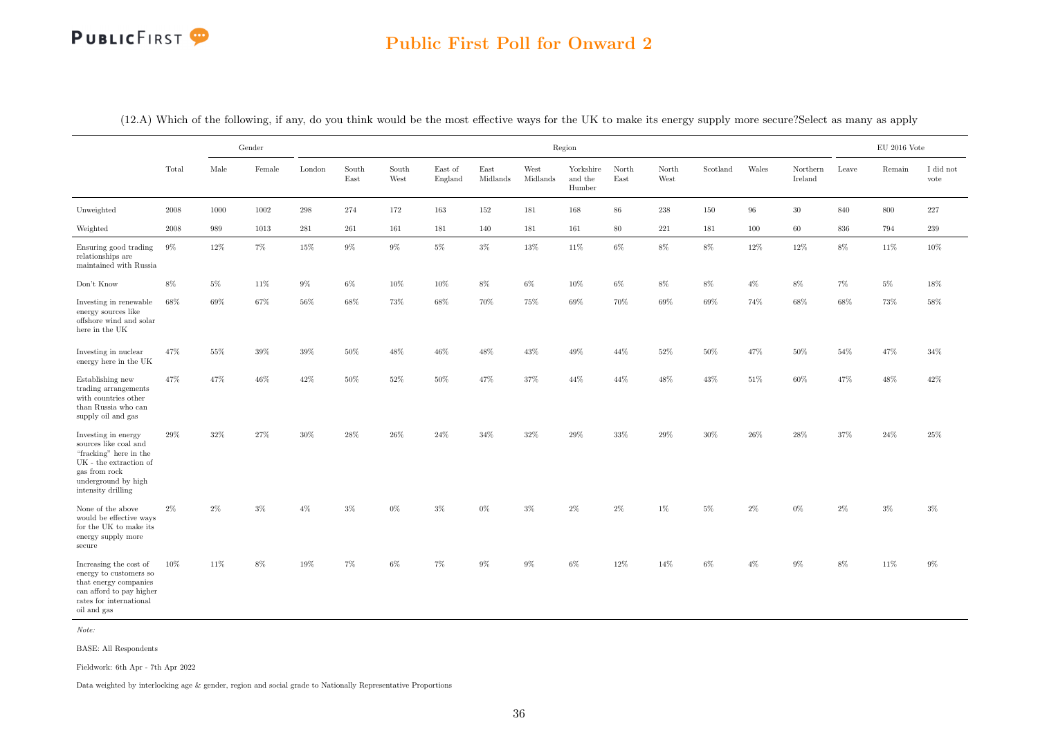## Public First Poll for Onward 2

(12.A) Which of the following, if any, do you think would be the most effective ways for the UK to make its energy supply more secure?Select as many as apply

| | Total | Gender | | Region | | | | | | | | | | | | | EU 2016 Vote | | |
|---|---|---|---|---|---|---|---|---|---|---|---|---|---|---|---|---|---|---|---|
| | | Male | Female | London | South East | South West | East of England | East Midlands | West Midlands | Yorkshire and the Humber | North East | North West | Scotland | Wales | Northern Ireland | Leave | Remain | I did not vote |
| Unweighted | 2008 | 1000 | 1002 | 298 | 274 | 172 | 163 | 152 | 181 | 168 | 86 | 238 | 150 | 96 | 30 | 840 | 800 | 227 |
| Weighted | 2008 | 989 | 1013 | 281 | 261 | 161 | 181 | 140 | 181 | 161 | 80 | 221 | 181 | 100 | 60 | 836 | 794 | 239 |
| Ensuring good trading relationships are maintained with Russia | 9% | 12% | 7% | 15% | 9% | 9% | 5% | 3% | 13% | 11% | 6% | 8% | 8% | 12% | 12% | 8% | 11% | 10% |
| Don't Know | 8% | 5% | 11% | 9% | 6% | 10% | 10% | 8% | 6% | 10% | 6% | 8% | 8% | 4% | 8% | 7% | 5% | 18% |
| Investing in renewable energy sources like offshore wind and solar here in the UK | 68% | 69% | 67% | 56% | 68% | 73% | 68% | 70% | 75% | 69% | 70% | 69% | 69% | 74% | 68% | 68% | 73% | 58% |
| Investing in nuclear energy here in the UK | 47% | 55% | 39% | 39% | 50% | 48% | 46% | 48% | 43% | 49% | 44% | 52% | 50% | 47% | 50% | 54% | 47% | 34% |
| Establishing new trading arrangements with countries other than Russia who can supply oil and gas | 47% | 47% | 46% | 42% | 50% | 52% | 50% | 47% | 37% | 44% | 44% | 48% | 43% | 51% | 60% | 47% | 48% | 42% |
| Investing in energy sources like coal and "fracking" here in the UK - the extraction of gas from rock underground by high intensity drilling | 29% | 32% | 27% | 30% | 28% | 26% | 24% | 34% | 32% | 29% | 33% | 29% | 30% | 26% | 28% | 37% | 24% | 25% |
| None of the above would be effective ways for the UK to make its energy supply more secure | 2% | 2% | 3% | 4% | 3% | 0% | 3% | 0% | 3% | 2% | 2% | 1% | 5% | 2% | 0% | 2% | 3% | 3% |
| Increasing the cost of energy to customers so that energy companies can afford to pay higher rates for international oil and gas | 10% | 11% | 8% | 19% | 7% | 6% | 7% | 9% | 9% | 6% | 12% | 14% | 6% | 4% | 9% | 8% | 11% | 9% |

*Note:*

BASE: All Respondents

Fieldwork: 6th Apr - 7th Apr 2022

Data weighted by interlocking age & gender, region and social grade to Nationally Representative Proportions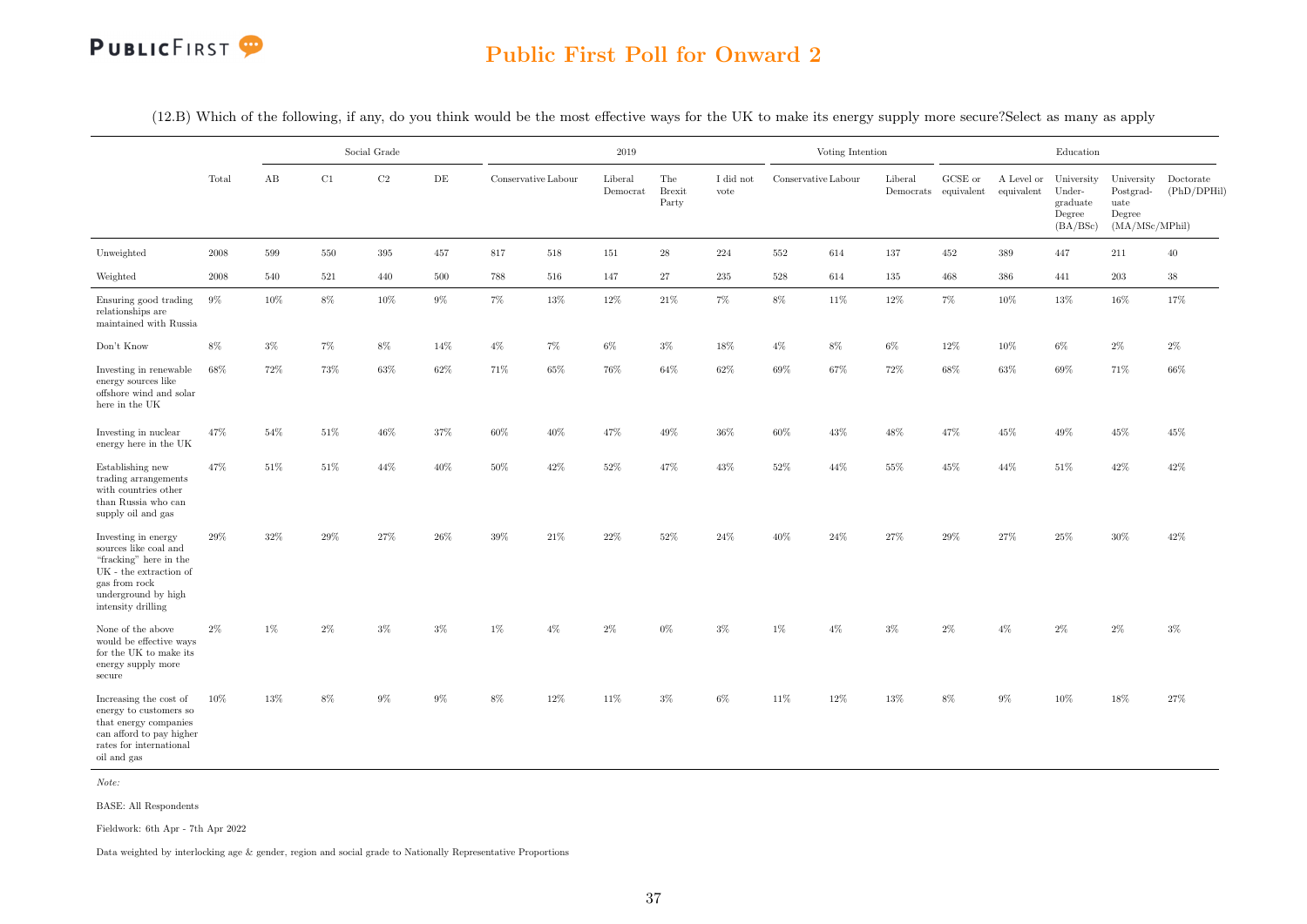## Public First Poll for Onward 2

(12.B) Which of the following, if any, do you think would be the most effective ways for the UK to make its energy supply more secure?Select as many as apply

| | Total | Social Grade | | | | 2019 | | | | | Voting Intention | | | Education | | | | |
|---|---|---|---|---|---|---|---|---|---|---|---|---|---|---|---|---|---|---|
| | | AB | C1 | C2 | DE | Conservative | Labour | Liberal Democrat | The Brexit Party | I did not vote | Conservative | Labour | Liberal Democrats | GCSE or equivalent | A Level or equivalent | University Under-graduate Degree (BA/BSc) | University Postgrad-uate Degree (MA/MSc/MPhil) | Doctorate (PhD/DPHil) |
| Unweighted | 2008 | 599 | 550 | 395 | 457 | 817 | 518 | 151 | 28 | 224 | 552 | 614 | 137 | 452 | 389 | 447 | 211 | 40 |
| Weighted | 2008 | 540 | 521 | 440 | 500 | 788 | 516 | 147 | 27 | 235 | 528 | 614 | 135 | 468 | 386 | 441 | 203 | 38 |
| Ensuring good trading relationships are maintained with Russia | 9% | 10% | 8% | 10% | 9% | 7% | 13% | 12% | 21% | 7% | 8% | 11% | 12% | 7% | 10% | 13% | 16% | 17% |
| Don't Know | 8% | 3% | 7% | 8% | 14% | 4% | 7% | 6% | 3% | 18% | 4% | 8% | 6% | 12% | 10% | 6% | 2% | 2% |
| Investing in renewable energy sources like offshore wind and solar here in the UK | 68% | 72% | 73% | 63% | 62% | 71% | 65% | 76% | 64% | 62% | 69% | 67% | 72% | 68% | 63% | 69% | 71% | 66% |
| Investing in nuclear energy here in the UK | 47% | 54% | 51% | 46% | 37% | 60% | 40% | 47% | 49% | 36% | 60% | 43% | 48% | 47% | 45% | 49% | 45% | 45% |
| Establishing new trading arrangements with countries other than Russia who can supply oil and gas | 47% | 51% | 51% | 44% | 40% | 50% | 42% | 52% | 47% | 43% | 52% | 44% | 55% | 45% | 44% | 51% | 42% | 42% |
| Investing in energy sources like coal and "fracking" here in the UK - the extraction of gas from rock underground by high intensity drilling | 29% | 32% | 29% | 27% | 26% | 39% | 21% | 22% | 52% | 24% | 40% | 24% | 27% | 29% | 27% | 25% | 30% | 42% |
| None of the above would be effective ways for the UK to make its energy supply more secure | 2% | 1% | 2% | 3% | 3% | 1% | 4% | 2% | 0% | 3% | 1% | 4% | 3% | 2% | 4% | 2% | 2% | 3% |
| Increasing the cost of energy to customers so that energy companies can afford to pay higher rates for international oil and gas | 10% | 13% | 8% | 9% | 9% | 8% | 12% | 11% | 3% | 6% | 11% | 12% | 13% | 8% | 9% | 10% | 18% | 27% |

*Note:*

BASE: All Respondents

Fieldwork: 6th Apr - 7th Apr 2022

Data weighted by interlocking age & gender, region and social grade to Nationally Representative Proportions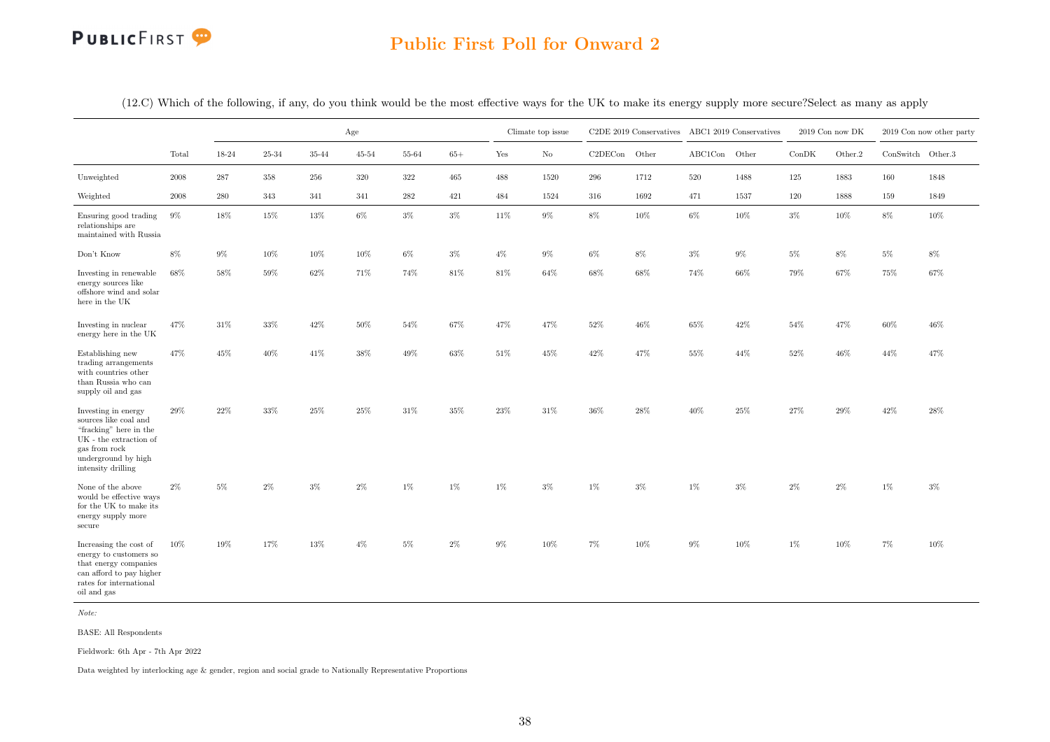## Public First Poll for Onward 2

(12.C) Which of the following, if any, do you think would be the most effective ways for the UK to make its energy supply more secure?Select as many as apply

| | | Age | | | | | | Climate top issue | | C2DE 2019 Conservatives | | ABC1 2019 Conservatives | | 2019 Con now DK | | 2019 Con now other party | |
|---|---|---|---|---|---|---|---|---|---|---|---|---|---|---|---|---|---|
| | Total | 18-24 | 25-34 | 35-44 | 45-54 | 55-64 | 65+ | Yes | No | C2DECon | Other | ABC1Con | Other | ConDK | Other.2 | ConSwitch | Other.3 |
| Unweighted | 2008 | 287 | 358 | 256 | 320 | 322 | 465 | 488 | 1520 | 296 | 1712 | 520 | 1488 | 125 | 1883 | 160 | 1848 |
| Weighted | 2008 | 280 | 343 | 341 | 341 | 282 | 421 | 484 | 1524 | 316 | 1692 | 471 | 1537 | 120 | 1888 | 159 | 1849 |
| Ensuring good trading relationships are maintained with Russia | 9% | 18% | 15% | 13% | 6% | 3% | 3% | 11% | 9% | 8% | 10% | 6% | 10% | 3% | 10% | 8% | 10% |
| Don't Know | 8% | 9% | 10% | 10% | 10% | 6% | 3% | 4% | 9% | 6% | 8% | 3% | 9% | 5% | 8% | 5% | 8% |
| Investing in renewable energy sources like offshore wind and solar here in the UK | 68% | 58% | 59% | 62% | 71% | 74% | 81% | 81% | 64% | 68% | 68% | 74% | 66% | 79% | 67% | 75% | 67% |
| Investing in nuclear energy here in the UK | 47% | 31% | 33% | 42% | 50% | 54% | 67% | 47% | 47% | 52% | 46% | 65% | 42% | 54% | 47% | 60% | 46% |
| Establishing new trading arrangements with countries other than Russia who can supply oil and gas | 47% | 45% | 40% | 41% | 38% | 49% | 63% | 51% | 45% | 42% | 47% | 55% | 44% | 52% | 46% | 44% | 47% |
| Investing in energy sources like coal and "fracking" here in the UK - the extraction of gas from rock underground by high intensity drilling | 29% | 22% | 33% | 25% | 25% | 31% | 35% | 23% | 31% | 36% | 28% | 40% | 25% | 27% | 29% | 42% | 28% |
| None of the above would be effective ways for the UK to make its energy supply more secure | 2% | 5% | 2% | 3% | 2% | 1% | 1% | 1% | 3% | 1% | 3% | 1% | 3% | 2% | 2% | 1% | 3% |
| Increasing the cost of energy to customers so that energy companies can afford to pay higher rates for international oil and gas | 10% | 19% | 17% | 13% | 4% | 5% | 2% | 9% | 10% | 7% | 10% | 9% | 10% | 1% | 10% | 7% | 10% |

*Note:*

BASE: All Respondents

Fieldwork: 6th Apr - 7th Apr 2022

Data weighted by interlocking age & gender, region and social grade to Nationally Representative Proportions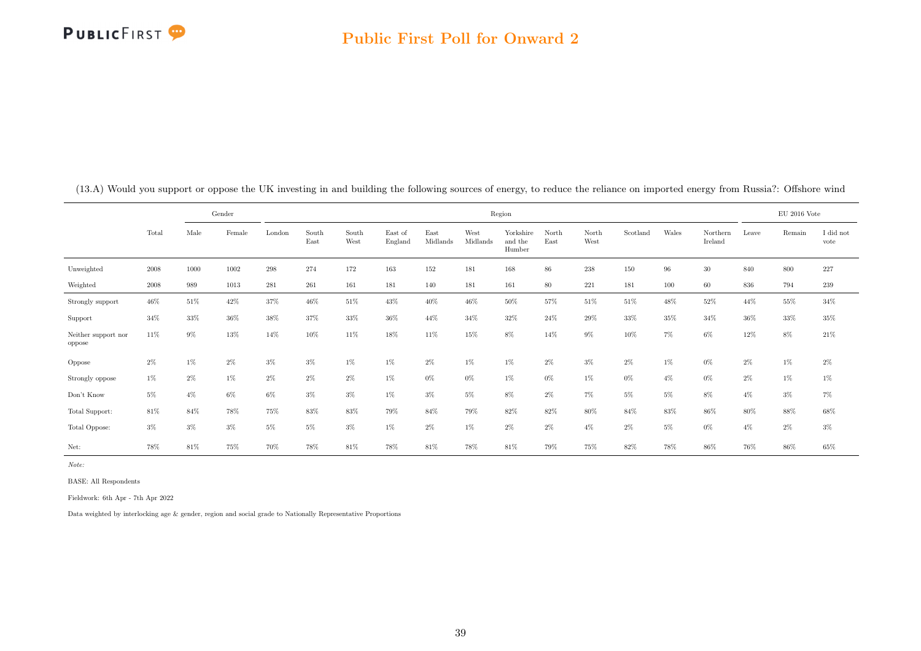(13.A) Would you support or oppose the UK investing in and building the following sources of energy, to reduce the reliance on imported energy from Russia?: Offshore wind

| | Total | Gender | | Region | | | | | | | | | | | | | EU 2016 Vote | | |
|---|---|---|---|---|---|---|---|---|---|---|---|---|---|---|---|---|---|---|---|
| | | Male | Female | London | South East | South West | East of England | East Midlands | West Midlands | Yorkshire and the Humber | North East | North West | Scotland | Wales | Northern Ireland | Leave | Remain | I did not vote |
| Unweighted | 2008 | 1000 | 1002 | 298 | 274 | 172 | 163 | 152 | 181 | 168 | 86 | 238 | 150 | 96 | 30 | 840 | 800 | 227 |
| Weighted | 2008 | 989 | 1013 | 281 | 261 | 161 | 181 | 140 | 181 | 161 | 80 | 221 | 181 | 100 | 60 | 836 | 794 | 239 |
| Strongly support | 46% | 51% | 42% | 37% | 46% | 51% | 43% | 40% | 46% | 50% | 57% | 51% | 51% | 48% | 52% | 44% | 55% | 34% |
| Support | 34% | 33% | 36% | 38% | 37% | 33% | 36% | 44% | 34% | 32% | 24% | 29% | 33% | 35% | 34% | 36% | 33% | 35% |
| Neither support nor oppose | 11% | 9% | 13% | 14% | 10% | 11% | 18% | 11% | 15% | 8% | 14% | 9% | 10% | 7% | 6% | 12% | 8% | 21% |
| Oppose | 2% | 1% | 2% | 3% | 3% | 1% | 1% | 2% | 1% | 1% | 2% | 3% | 2% | 1% | 0% | 2% | 1% | 2% |
| Strongly oppose | 1% | 2% | 1% | 2% | 2% | 2% | 1% | 0% | 0% | 1% | 0% | 1% | 0% | 4% | 0% | 2% | 1% | 1% |
| Don't Know | 5% | 4% | 6% | 6% | 3% | 3% | 1% | 3% | 5% | 8% | 2% | 7% | 5% | 5% | 8% | 4% | 3% | 7% |
| Total Support: | 81% | 84% | 78% | 75% | 83% | 83% | 79% | 84% | 79% | 82% | 82% | 80% | 84% | 83% | 86% | 80% | 88% | 68% |
| Total Oppose: | 3% | 3% | 3% | 5% | 5% | 3% | 1% | 2% | 1% | 2% | 2% | 4% | 2% | 5% | 0% | 4% | 2% | 3% |
| Net: | 78% | 81% | 75% | 70% | 78% | 81% | 78% | 81% | 78% | 81% | 79% | 75% | 82% | 78% | 86% | 76% | 86% | 65% |

*Note:*

BASE: All Respondents

Fieldwork: 6th Apr - 7th Apr 2022

Data weighted by interlocking age & gender, region and social grade to Nationally Representative Proportions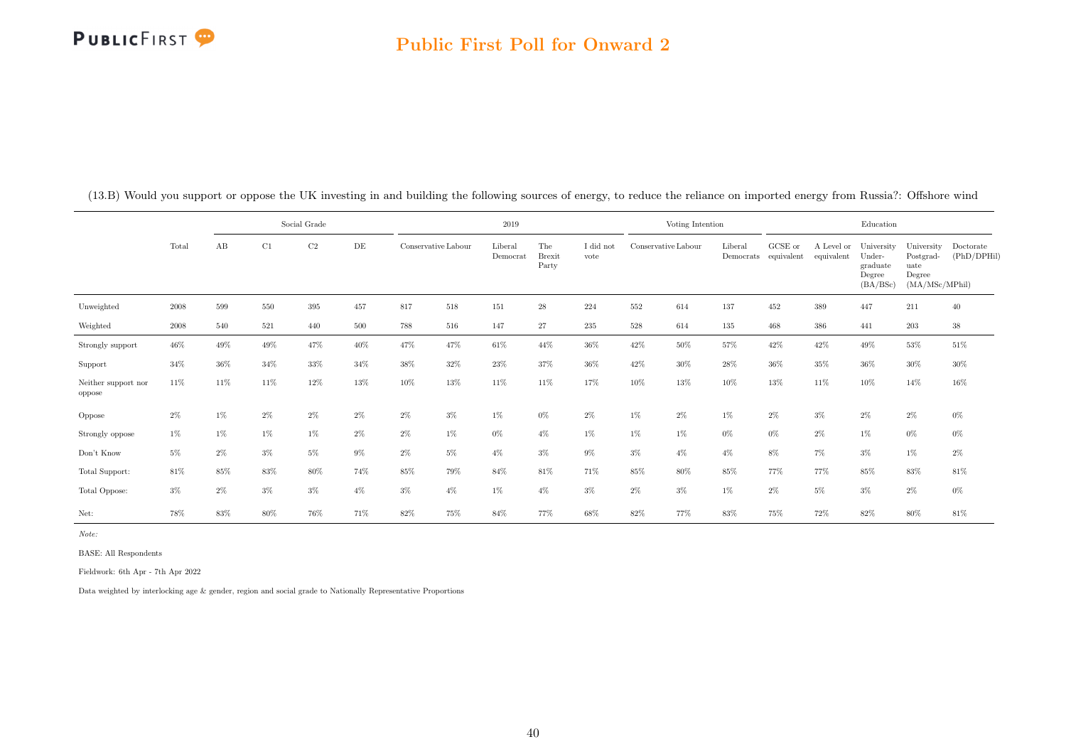(13.B) Would you support or oppose the UK investing in and building the following sources of energy, to reduce the reliance on imported energy from Russia?: Offshore wind

| | Total | Social Grade | | | | 2019 | | | | | Voting Intention | | | Education | | | | |
|---|---|---|---|---|---|---|---|---|---|---|---|---|---|---|---|---|---|---|
| | | AB | C1 | C2 | DE | Conservative | Labour | Liberal Democrat | The Brexit Party | I did not vote | Conservative | Labour | Liberal Democrats | GCSE or equivalent | A Level or equivalent | University Undergraduate Degree (BA/BSc) | University Postgraduate Degree (MA/MSc/MPhil) | Doctorate (PhD/DPHil) |
| Unweighted | 2008 | 599 | 550 | 395 | 457 | 817 | 518 | 151 | 28 | 224 | 552 | 614 | 137 | 452 | 389 | 447 | 211 | 40 |
| Weighted | 2008 | 540 | 521 | 440 | 500 | 788 | 516 | 147 | 27 | 235 | 528 | 614 | 135 | 468 | 386 | 441 | 203 | 38 |
| Strongly support | 46% | 49% | 49% | 47% | 40% | 47% | 47% | 61% | 44% | 36% | 42% | 50% | 57% | 42% | 42% | 49% | 53% | 51% |
| Support | 34% | 36% | 34% | 33% | 34% | 38% | 32% | 23% | 37% | 36% | 42% | 30% | 28% | 36% | 35% | 36% | 30% | 30% |
| Neither support nor oppose | 11% | 11% | 11% | 12% | 13% | 10% | 13% | 11% | 11% | 17% | 10% | 13% | 10% | 13% | 11% | 10% | 14% | 16% |
| Oppose | 2% | 1% | 2% | 2% | 2% | 2% | 3% | 1% | 0% | 2% | 1% | 2% | 1% | 2% | 3% | 2% | 2% | 0% |
| Strongly oppose | 1% | 1% | 1% | 1% | 2% | 2% | 1% | 0% | 4% | 1% | 1% | 1% | 0% | 0% | 2% | 1% | 0% | 0% |
| Don't Know | 5% | 2% | 3% | 5% | 9% | 2% | 5% | 4% | 3% | 9% | 3% | 4% | 4% | 8% | 7% | 3% | 1% | 2% |
| Total Support: | 81% | 85% | 83% | 80% | 74% | 85% | 79% | 84% | 81% | 71% | 85% | 80% | 85% | 77% | 77% | 85% | 83% | 81% |
| Total Oppose: | 3% | 2% | 3% | 3% | 4% | 3% | 4% | 1% | 4% | 3% | 2% | 3% | 1% | 2% | 5% | 3% | 2% | 0% |
| Net: | 78% | 83% | 80% | 76% | 71% | 82% | 75% | 84% | 77% | 68% | 82% | 77% | 83% | 75% | 72% | 82% | 80% | 81% |

*Note:*

BASE: All Respondents

Fieldwork: 6th Apr - 7th Apr 2022

Data weighted by interlocking age & gender, region and social grade to Nationally Representative Proportions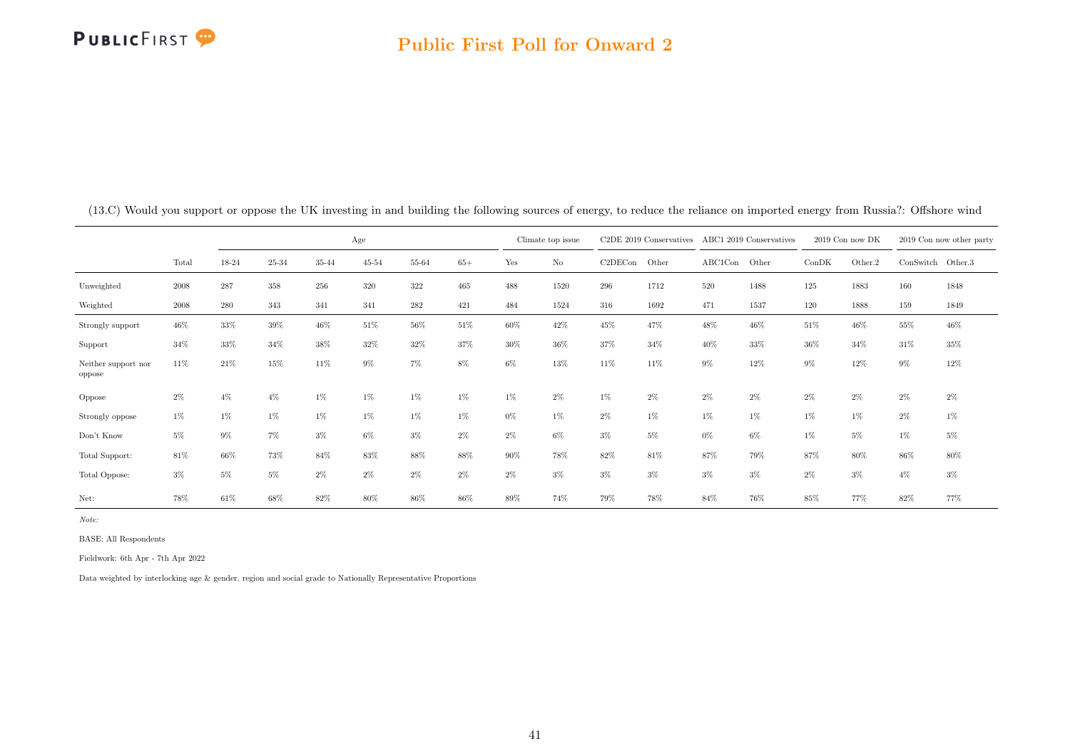(13.C) Would you support or oppose the UK investing in and building the following sources of energy, to reduce the reliance on imported energy from Russia?: Offshore wind

| | | Age | | | | | | Climate top issue | | C2DE 2019 Conservatives | | ABC1 2019 Conservatives | | 2019 Con now DK | | 2019 Con now other party | |
|---|---|---|---|---|---|---|---|---|---|---|---|---|---|---|---|---|---|
| | Total | 18-24 | 25-34 | 35-44 | 45-54 | 55-64 | 65+ | Yes | No | C2DECon | Other | ABC1Con | Other | ConDK | Other.2 | ConSwitch | Other.3 |
| Unweighted | 2008 | 287 | 358 | 256 | 320 | 322 | 465 | 488 | 1520 | 296 | 1712 | 520 | 1488 | 125 | 1883 | 160 | 1848 |
| Weighted | 2008 | 280 | 343 | 341 | 341 | 282 | 421 | 484 | 1524 | 316 | 1692 | 471 | 1537 | 120 | 1888 | 159 | 1849 |
| Strongly support | 46% | 33% | 39% | 46% | 51% | 56% | 51% | 60% | 42% | 45% | 47% | 48% | 46% | 51% | 46% | 55% | 46% |
| Support | 34% | 33% | 34% | 38% | 32% | 32% | 37% | 30% | 36% | 37% | 34% | 40% | 33% | 36% | 34% | 31% | 35% |
| Neither support nor oppose | 11% | 21% | 15% | 11% | 9% | 7% | 8% | 6% | 13% | 11% | 11% | 9% | 12% | 9% | 12% | 9% | 12% |
| Oppose | 2% | 4% | 4% | 1% | 1% | 1% | 1% | 1% | 2% | 1% | 2% | 2% | 2% | 2% | 2% | 2% | 2% |
| Strongly oppose | 1% | 1% | 1% | 1% | 1% | 1% | 1% | 0% | 1% | 2% | 1% | 1% | 1% | 1% | 1% | 2% | 1% |
| Don't Know | 5% | 9% | 7% | 3% | 6% | 3% | 2% | 2% | 6% | 3% | 5% | 0% | 6% | 1% | 5% | 1% | 5% |
| Total Support: | 81% | 66% | 73% | 84% | 83% | 88% | 88% | 90% | 78% | 82% | 81% | 87% | 79% | 87% | 80% | 86% | 80% |
| Total Oppose: | 3% | 5% | 5% | 2% | 2% | 2% | 2% | 2% | 3% | 3% | 3% | 3% | 3% | 2% | 3% | 4% | 3% |
| Net: | 78% | 61% | 68% | 82% | 80% | 86% | 86% | 89% | 74% | 79% | 78% | 84% | 76% | 85% | 77% | 82% | 77% |

*Note:*

BASE: All Respondents

Fieldwork: 6th Apr - 7th Apr 2022

Data weighted by interlocking age & gender, region and social grade to Nationally Representative Proportions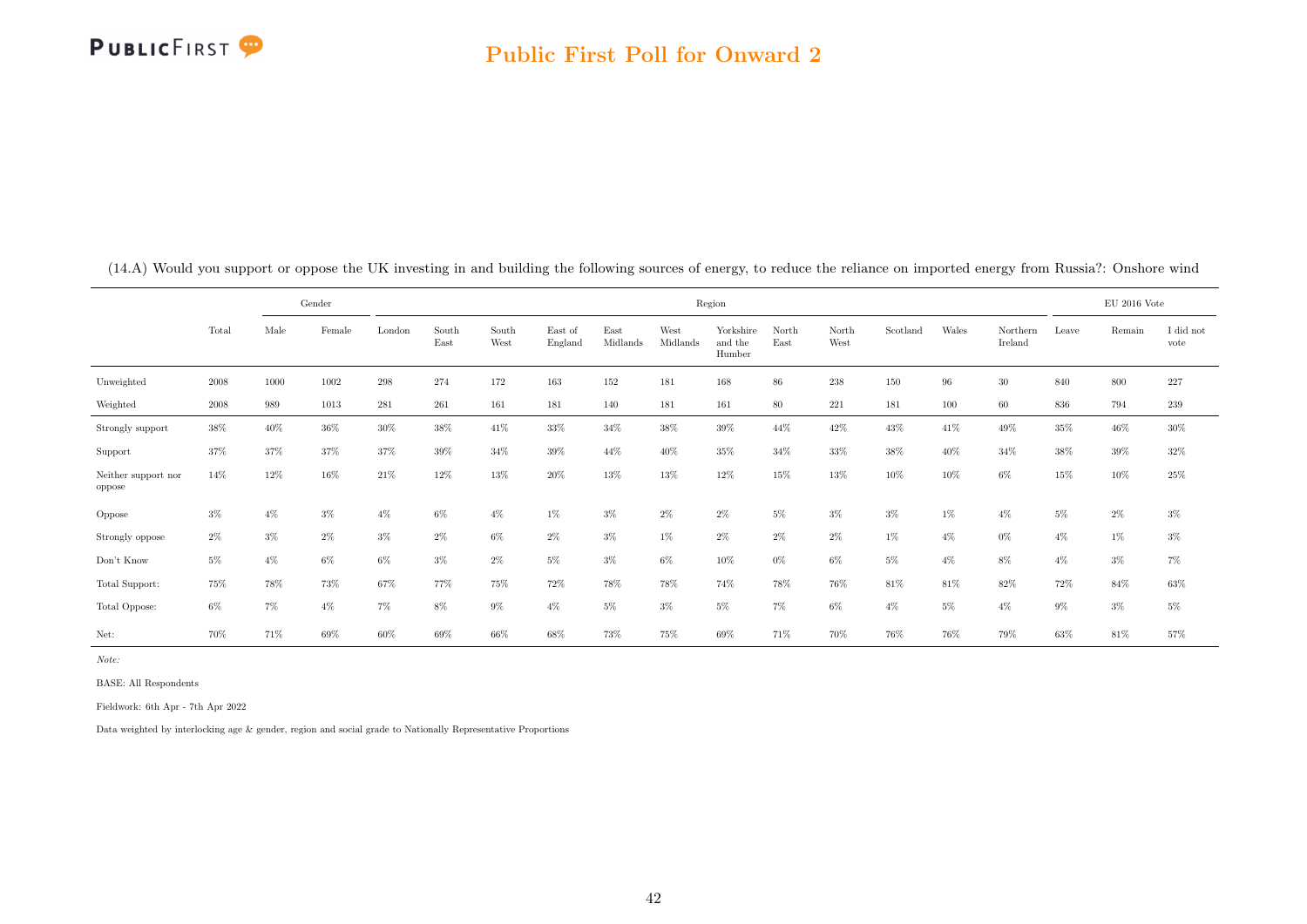(14.A) Would you support or oppose the UK investing in and building the following sources of energy, to reduce the reliance on imported energy from Russia?: Onshore wind

| | | Gender | | Region | | | | | | | | | | | | EU 2016 Vote | | |
|---|---|---|---|---|---|---|---|---|---|---|---|---|---|---|---|---|---|---|
| | Total | Male | Female | London | South East | South West | East of England | East Midlands | West Midlands | Yorkshire and the Humber | North East | North West | Scotland | Wales | Northern Ireland | Leave | Remain | I did not vote |
| Unweighted | 2008 | 1000 | 1002 | 298 | 274 | 172 | 163 | 152 | 181 | 168 | 86 | 238 | 150 | 96 | 30 | 840 | 800 | 227 |
| Weighted | 2008 | 989 | 1013 | 281 | 261 | 161 | 181 | 140 | 181 | 161 | 80 | 221 | 181 | 100 | 60 | 836 | 794 | 239 |
| Strongly support | 38% | 40% | 36% | 30% | 38% | 41% | 33% | 34% | 38% | 39% | 44% | 42% | 43% | 41% | 49% | 35% | 46% | 30% |
| Support | 37% | 37% | 37% | 37% | 39% | 34% | 39% | 44% | 40% | 35% | 34% | 33% | 38% | 40% | 34% | 38% | 39% | 32% |
| Neither support nor oppose | 14% | 12% | 16% | 21% | 12% | 13% | 20% | 13% | 13% | 12% | 15% | 13% | 10% | 10% | 6% | 15% | 10% | 25% |
| Oppose | 3% | 4% | 3% | 4% | 6% | 4% | 1% | 3% | 2% | 2% | 5% | 3% | 3% | 1% | 4% | 5% | 2% | 3% |
| Strongly oppose | 2% | 3% | 2% | 3% | 2% | 6% | 2% | 3% | 1% | 2% | 2% | 2% | 1% | 4% | 0% | 4% | 1% | 3% |
| Don't Know | 5% | 4% | 6% | 6% | 3% | 2% | 5% | 3% | 6% | 10% | 0% | 6% | 5% | 4% | 8% | 4% | 3% | 7% |
| Total Support: | 75% | 78% | 73% | 67% | 77% | 75% | 72% | 78% | 78% | 74% | 78% | 76% | 81% | 81% | 82% | 72% | 84% | 63% |
| Total Oppose: | 6% | 7% | 4% | 7% | 8% | 9% | 4% | 5% | 3% | 5% | 7% | 6% | 4% | 5% | 4% | 9% | 3% | 5% |
| Net: | 70% | 71% | 69% | 60% | 69% | 66% | 68% | 73% | 75% | 69% | 71% | 70% | 76% | 76% | 79% | 63% | 81% | 57% |

*Note:*

BASE: All Respondents

Fieldwork: 6th Apr - 7th Apr 2022

Data weighted by interlocking age & gender, region and social grade to Nationally Representative Proportions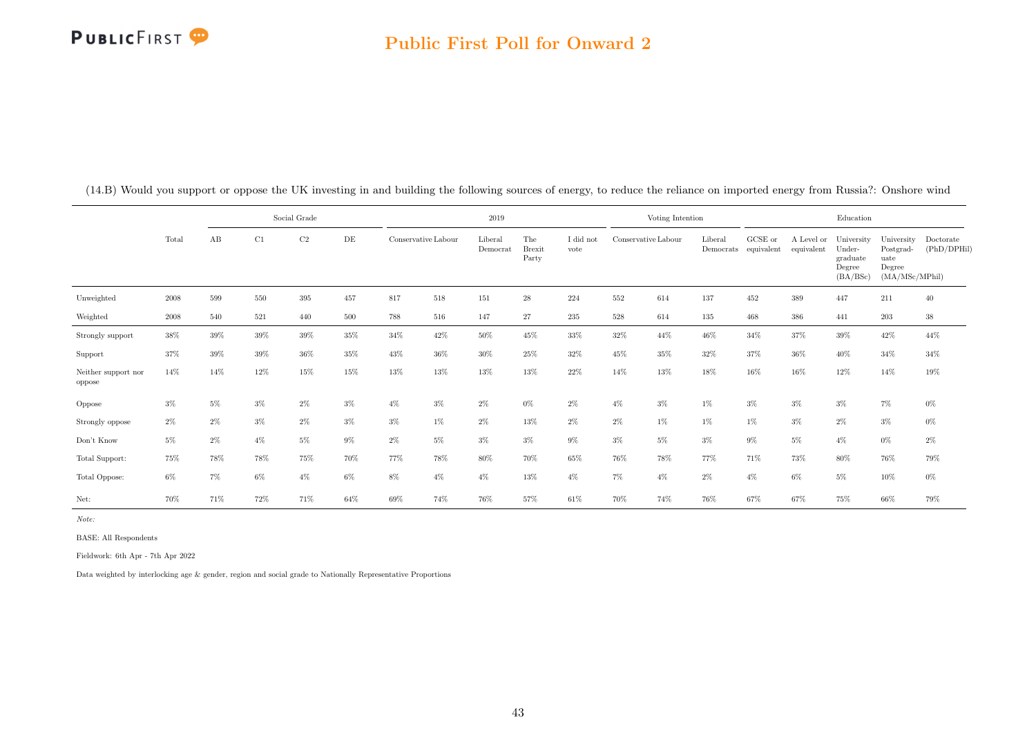(14.B) Would you support or oppose the UK investing in and building the following sources of energy, to reduce the reliance on imported energy from Russia?: Onshore wind

| | Total | Social Grade | | | | 2019 | | | | | Voting Intention | | | Education | | | | |
|---|---|---|---|---|---|---|---|---|---|---|---|---|---|---|---|---|---|---|
| | | AB | C1 | C2 | DE | Conservative | Labour | Liberal Democrat | The Brexit Party | I did not vote | Conservative | Labour | Liberal Democrats | GCSE or equivalent | A Level or equivalent | University Under-graduate Degree (BA/BSc) | University Postgrad-uate Degree (MA/MSc/MPhil) | Doctorate (PhD/DPHil) |
| Unweighted | 2008 | 599 | 550 | 395 | 457 | 817 | 518 | 151 | 28 | 224 | 552 | 614 | 137 | 452 | 389 | 447 | 211 | 40 |
| Weighted | 2008 | 540 | 521 | 440 | 500 | 788 | 516 | 147 | 27 | 235 | 528 | 614 | 135 | 468 | 386 | 441 | 203 | 38 |
| Strongly support | 38% | 39% | 39% | 39% | 35% | 34% | 42% | 50% | 45% | 33% | 32% | 44% | 46% | 34% | 37% | 39% | 42% | 44% |
| Support | 37% | 39% | 39% | 36% | 35% | 43% | 36% | 30% | 25% | 32% | 45% | 35% | 32% | 37% | 36% | 40% | 34% | 34% |
| Neither support nor oppose | 14% | 14% | 12% | 15% | 15% | 13% | 13% | 13% | 13% | 22% | 14% | 13% | 18% | 16% | 16% | 12% | 14% | 19% |
| Oppose | 3% | 5% | 3% | 2% | 3% | 4% | 3% | 2% | 0% | 2% | 4% | 3% | 1% | 3% | 3% | 3% | 7% | 0% |
| Strongly oppose | 2% | 2% | 3% | 2% | 3% | 3% | 1% | 2% | 13% | 2% | 2% | 1% | 1% | 1% | 3% | 2% | 3% | 0% |
| Don't Know | 5% | 2% | 4% | 5% | 9% | 2% | 5% | 3% | 3% | 9% | 3% | 5% | 3% | 9% | 5% | 4% | 0% | 2% |
| Total Support: | 75% | 78% | 78% | 75% | 70% | 77% | 78% | 80% | 70% | 65% | 76% | 78% | 77% | 71% | 73% | 80% | 76% | 79% |
| Total Oppose: | 6% | 7% | 6% | 4% | 6% | 8% | 4% | 4% | 13% | 4% | 7% | 4% | 2% | 4% | 6% | 5% | 10% | 0% |
| Net: | 70% | 71% | 72% | 71% | 64% | 69% | 74% | 76% | 57% | 61% | 70% | 74% | 76% | 67% | 67% | 75% | 66% | 79% |

*Note:*

BASE: All Respondents

Fieldwork: 6th Apr - 7th Apr 2022

Data weighted by interlocking age & gender, region and social grade to Nationally Representative Proportions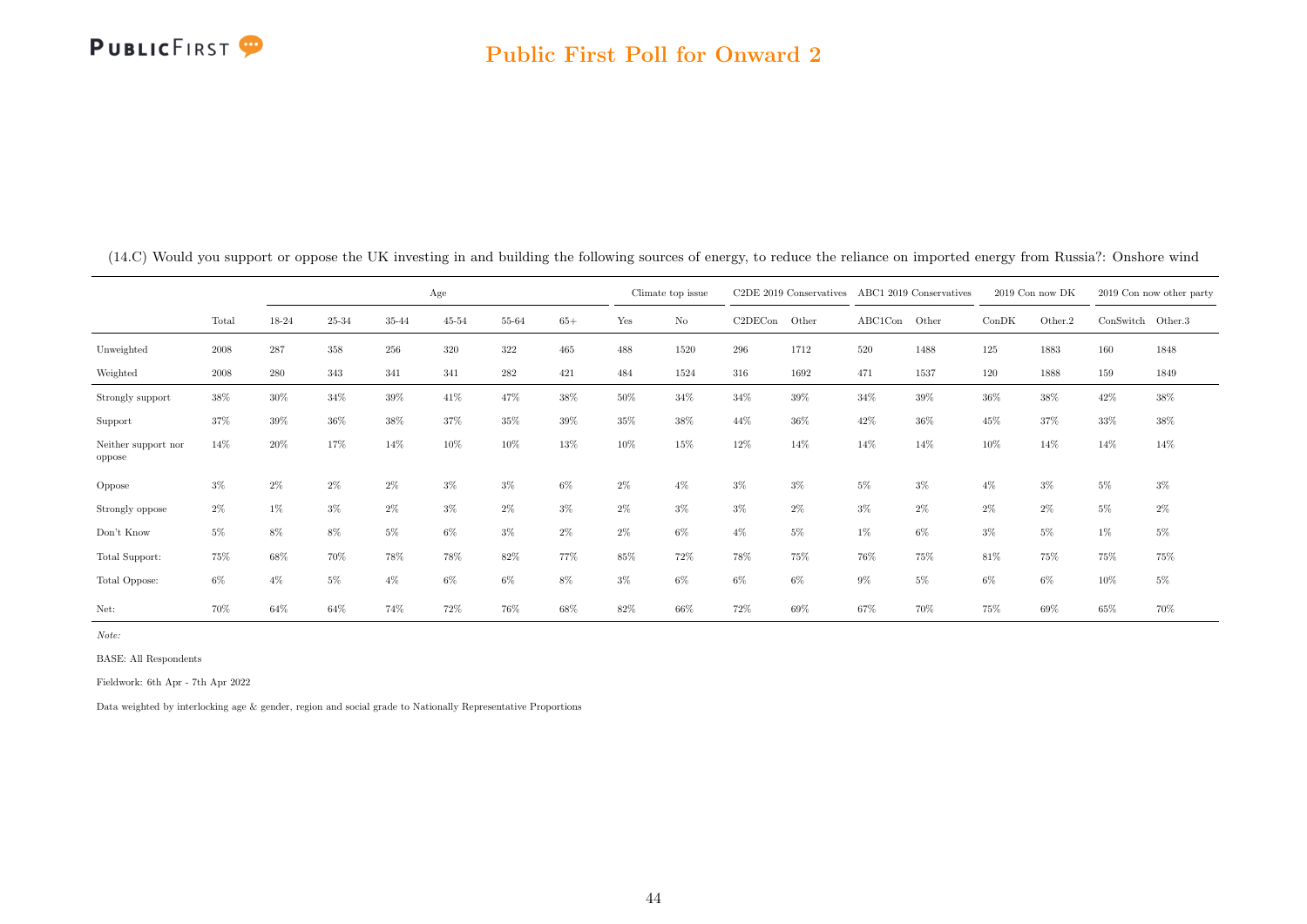(14.C) Would you support or oppose the UK investing in and building the following sources of energy, to reduce the reliance on imported energy from Russia?: Onshore wind

| | | Age | | | | | | Climate top issue | | C2DE 2019 Conservatives | | ABC1 2019 Conservatives | | 2019 Con now DK | | 2019 Con now other party | |
|---|---|---|---|---|---|---|---|---|---|---|---|---|---|---|---|---|---|
| | Total | 18-24 | 25-34 | 35-44 | 45-54 | 55-64 | 65+ | Yes | No | C2DECon | Other | ABC1Con | Other | ConDK | Other.2 | ConSwitch | Other.3 |
| Unweighted | 2008 | 287 | 358 | 256 | 320 | 322 | 465 | 488 | 1520 | 296 | 1712 | 520 | 1488 | 125 | 1883 | 160 | 1848 |
| Weighted | 2008 | 280 | 343 | 341 | 341 | 282 | 421 | 484 | 1524 | 316 | 1692 | 471 | 1537 | 120 | 1888 | 159 | 1849 |
| Strongly support | 38% | 30% | 34% | 39% | 41% | 47% | 38% | 50% | 34% | 34% | 39% | 34% | 39% | 36% | 38% | 42% | 38% |
| Support | 37% | 39% | 36% | 38% | 37% | 35% | 39% | 35% | 38% | 44% | 36% | 42% | 36% | 45% | 37% | 33% | 38% |
| Neither support nor oppose | 14% | 20% | 17% | 14% | 10% | 10% | 13% | 10% | 15% | 12% | 14% | 14% | 14% | 10% | 14% | 14% | 14% |
| Oppose | 3% | 2% | 2% | 2% | 3% | 3% | 6% | 2% | 4% | 3% | 3% | 5% | 3% | 4% | 3% | 5% | 3% |
| Strongly oppose | 2% | 1% | 3% | 2% | 3% | 2% | 3% | 2% | 3% | 3% | 2% | 3% | 2% | 2% | 2% | 5% | 2% |
| Don't Know | 5% | 8% | 8% | 5% | 6% | 3% | 2% | 2% | 6% | 4% | 5% | 1% | 6% | 3% | 5% | 1% | 5% |
| Total Support: | 75% | 68% | 70% | 78% | 78% | 82% | 77% | 85% | 72% | 78% | 75% | 76% | 75% | 81% | 75% | 75% | 75% |
| Total Oppose: | 6% | 4% | 5% | 4% | 6% | 6% | 8% | 3% | 6% | 6% | 6% | 9% | 5% | 6% | 6% | 10% | 5% |
| Net: | 70% | 64% | 64% | 74% | 72% | 76% | 68% | 82% | 66% | 72% | 69% | 67% | 70% | 75% | 69% | 65% | 70% |

*Note:*

BASE: All Respondents

Fieldwork: 6th Apr - 7th Apr 2022

Data weighted by interlocking age & gender, region and social grade to Nationally Representative Proportions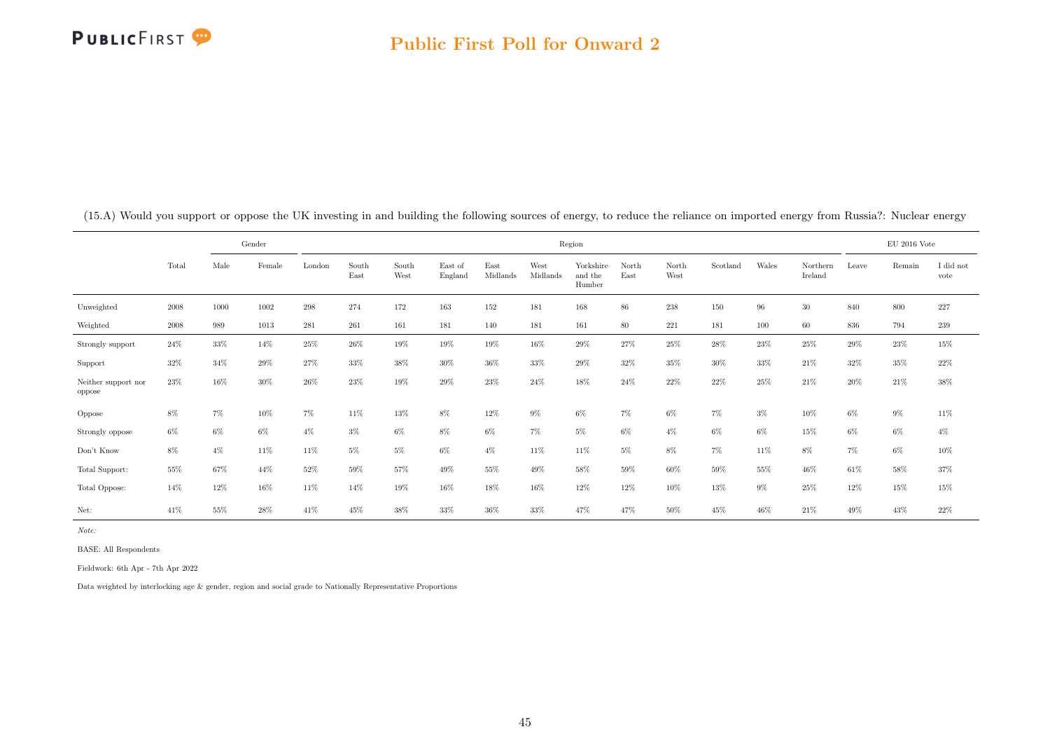(15.A) Would you support or oppose the UK investing in and building the following sources of energy, to reduce the reliance on imported energy from Russia?: Nuclear energy

| | Total | Gender | | Region | | | | | | | | | | | | | EU 2016 Vote | | |
|---|---|---|---|---|---|---|---|---|---|---|---|---|---|---|---|---|---|---|---|
| | | Male | Female | London | South East | South West | East of England | East Midlands | West Midlands | Yorkshire and the Humber | North East | North West | Scotland | Wales | Northern Ireland | Leave | Remain | I did not vote |
| Unweighted | 2008 | 1000 | 1002 | 298 | 274 | 172 | 163 | 152 | 181 | 168 | 86 | 238 | 150 | 96 | 30 | 840 | 800 | 227 |
| Weighted | 2008 | 989 | 1013 | 281 | 261 | 161 | 181 | 140 | 181 | 161 | 80 | 221 | 181 | 100 | 60 | 836 | 794 | 239 |
| Strongly support | 24% | 33% | 14% | 25% | 26% | 19% | 19% | 19% | 16% | 29% | 27% | 25% | 28% | 23% | 25% | 29% | 23% | 15% |
| Support | 32% | 34% | 29% | 27% | 33% | 38% | 30% | 36% | 33% | 29% | 32% | 35% | 30% | 33% | 21% | 32% | 35% | 22% |
| Neither support nor oppose | 23% | 16% | 30% | 26% | 23% | 19% | 29% | 23% | 24% | 18% | 24% | 22% | 22% | 25% | 21% | 20% | 21% | 38% |
| Oppose | 8% | 7% | 10% | 7% | 11% | 13% | 8% | 12% | 9% | 6% | 7% | 6% | 7% | 3% | 10% | 6% | 9% | 11% |
| Strongly oppose | 6% | 6% | 6% | 4% | 3% | 6% | 8% | 6% | 7% | 5% | 6% | 4% | 6% | 6% | 15% | 6% | 6% | 4% |
| Don't Know | 8% | 4% | 11% | 11% | 5% | 5% | 6% | 4% | 11% | 11% | 5% | 8% | 7% | 11% | 8% | 7% | 6% | 10% |
| Total Support: | 55% | 67% | 44% | 52% | 59% | 57% | 49% | 55% | 49% | 58% | 59% | 60% | 59% | 55% | 46% | 61% | 58% | 37% |
| Total Oppose: | 14% | 12% | 16% | 11% | 14% | 19% | 16% | 18% | 16% | 12% | 12% | 10% | 13% | 9% | 25% | 12% | 15% | 15% |
| Net: | 41% | 55% | 28% | 41% | 45% | 38% | 33% | 36% | 33% | 47% | 47% | 50% | 45% | 46% | 21% | 49% | 43% | 22% |

*Note:*

BASE: All Respondents

Fieldwork: 6th Apr - 7th Apr 2022

Data weighted by interlocking age & gender, region and social grade to Nationally Representative Proportions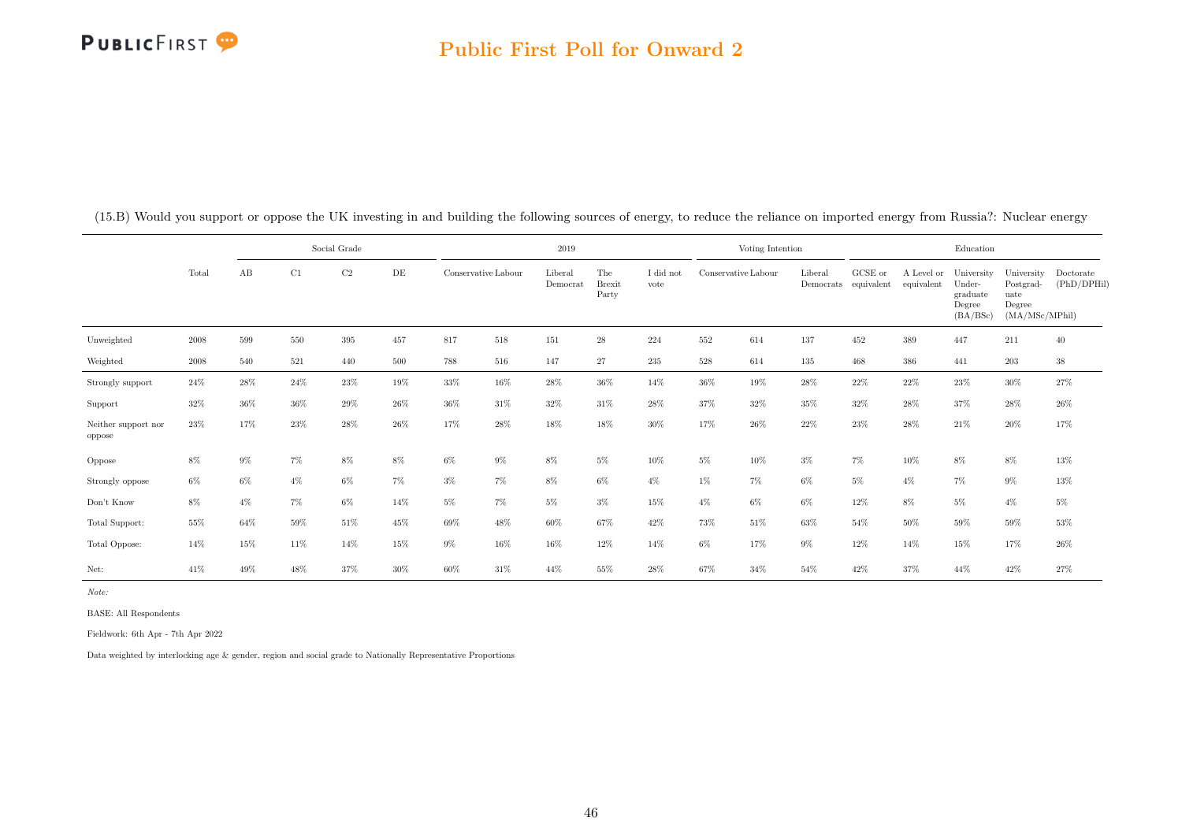# Public First Poll for Onward 2

(15.B) Would you support or oppose the UK investing in and building the following sources of energy, to reduce the reliance on imported energy from Russia?: Nuclear energy

| | Total | Social Grade | | | | 2019 | | | | | Voting Intention | | | Education | | | | |
|---|---|---|---|---|---|---|---|---|---|---|---|---|---|---|---|---|---|---|
| | | AB | C1 | C2 | DE | Conservative | Labour | Liberal Democrat | The Brexit Party | I did not vote | Conservative | Labour | Liberal Democrats | GCSE or equivalent | A Level or equivalent | University Under-graduate Degree (BA/BSc) | University Postgrad-uate Degree (MA/MSc/MPhil) | Doctorate (PhD/DPHil) |
| Unweighted | 2008 | 599 | 550 | 395 | 457 | 817 | 518 | 151 | 28 | 224 | 552 | 614 | 137 | 452 | 389 | 447 | 211 | 40 |
| Weighted | 2008 | 540 | 521 | 440 | 500 | 788 | 516 | 147 | 27 | 235 | 528 | 614 | 135 | 468 | 386 | 441 | 203 | 38 |
| Strongly support | 24% | 28% | 24% | 23% | 19% | 33% | 16% | 28% | 36% | 14% | 36% | 19% | 28% | 22% | 22% | 23% | 30% | 27% |
| Support | 32% | 36% | 36% | 29% | 26% | 36% | 31% | 32% | 31% | 28% | 37% | 32% | 35% | 32% | 28% | 37% | 28% | 26% |
| Neither support nor oppose | 23% | 17% | 23% | 28% | 26% | 17% | 28% | 18% | 18% | 30% | 17% | 26% | 22% | 23% | 28% | 21% | 20% | 17% |
| Oppose | 8% | 9% | 7% | 8% | 8% | 6% | 9% | 8% | 5% | 10% | 5% | 10% | 3% | 7% | 10% | 8% | 8% | 13% |
| Strongly oppose | 6% | 6% | 4% | 6% | 7% | 3% | 7% | 8% | 6% | 4% | 1% | 7% | 6% | 5% | 4% | 7% | 9% | 13% |
| Don't Know | 8% | 4% | 7% | 6% | 14% | 5% | 7% | 5% | 3% | 15% | 4% | 6% | 6% | 12% | 8% | 5% | 4% | 5% |
| Total Support: | 55% | 64% | 59% | 51% | 45% | 69% | 48% | 60% | 67% | 42% | 73% | 51% | 63% | 54% | 50% | 59% | 59% | 53% |
| Total Oppose: | 14% | 15% | 11% | 14% | 15% | 9% | 16% | 16% | 12% | 14% | 6% | 17% | 9% | 12% | 14% | 15% | 17% | 26% |
| Net: | 41% | 49% | 48% | 37% | 30% | 60% | 31% | 44% | 55% | 28% | 67% | 34% | 54% | 42% | 37% | 44% | 42% | 27% |

*Note:*

BASE: All Respondents

Fieldwork: 6th Apr - 7th Apr 2022

Data weighted by interlocking age & gender, region and social grade to Nationally Representative Proportions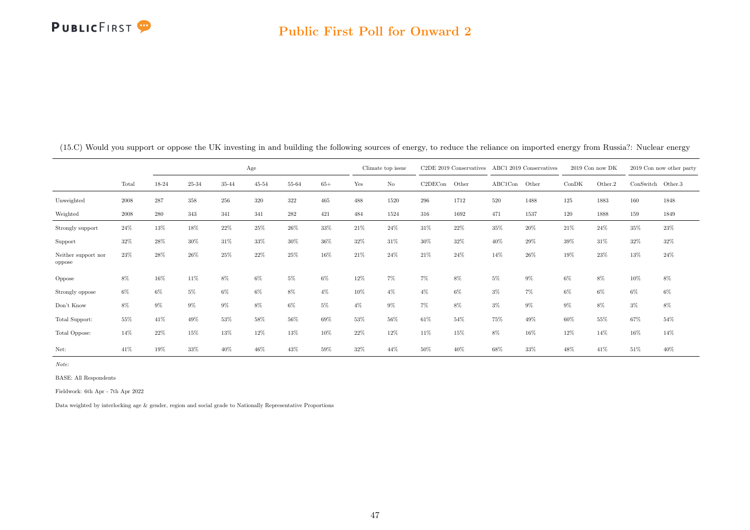(15.C) Would you support or oppose the UK investing in and building the following sources of energy, to reduce the reliance on imported energy from Russia?: Nuclear energy

| | | Age | | | | | | Climate top issue | | C2DE 2019 Conservatives | | ABC1 2019 Conservatives | | 2019 Con now DK | | 2019 Con now other party | |
|---|---|---|---|---|---|---|---|---|---|---|---|---|---|---|---|---|---|
| | Total | 18-24 | 25-34 | 35-44 | 45-54 | 55-64 | 65+ | Yes | No | C2DECon | Other | ABC1Con | Other | ConDK | Other.2 | ConSwitch | Other.3 |
| Unweighted | 2008 | 287 | 358 | 256 | 320 | 322 | 465 | 488 | 1520 | 296 | 1712 | 520 | 1488 | 125 | 1883 | 160 | 1848 |
| Weighted | 2008 | 280 | 343 | 341 | 341 | 282 | 421 | 484 | 1524 | 316 | 1692 | 471 | 1537 | 120 | 1888 | 159 | 1849 |
| Strongly support | 24% | 13% | 18% | 22% | 25% | 26% | 33% | 21% | 24% | 31% | 22% | 35% | 20% | 21% | 24% | 35% | 23% |
| Support | 32% | 28% | 30% | 31% | 33% | 30% | 36% | 32% | 31% | 30% | 32% | 40% | 29% | 39% | 31% | 32% | 32% |
| Neither support nor oppose | 23% | 28% | 26% | 25% | 22% | 25% | 16% | 21% | 24% | 21% | 24% | 14% | 26% | 19% | 23% | 13% | 24% |
| Oppose | 8% | 16% | 11% | 8% | 6% | 5% | 6% | 12% | 7% | 7% | 8% | 5% | 9% | 6% | 8% | 10% | 8% |
| Strongly oppose | 6% | 6% | 5% | 6% | 6% | 8% | 4% | 10% | 4% | 4% | 6% | 3% | 7% | 6% | 6% | 6% | 6% |
| Don't Know | 8% | 9% | 9% | 9% | 8% | 6% | 5% | 4% | 9% | 7% | 8% | 3% | 9% | 9% | 8% | 3% | 8% |
| Total Support: | 55% | 41% | 49% | 53% | 58% | 56% | 69% | 53% | 56% | 61% | 54% | 75% | 49% | 60% | 55% | 67% | 54% |
| Total Oppose: | 14% | 22% | 15% | 13% | 12% | 13% | 10% | 22% | 12% | 11% | 15% | 8% | 16% | 12% | 14% | 16% | 14% |
| Net: | 41% | 19% | 33% | 40% | 46% | 43% | 59% | 32% | 44% | 50% | 40% | 68% | 33% | 48% | 41% | 51% | 40% |

*Note:*

BASE: All Respondents

Fieldwork: 6th Apr - 7th Apr 2022

Data weighted by interlocking age & gender, region and social grade to Nationally Representative Proportions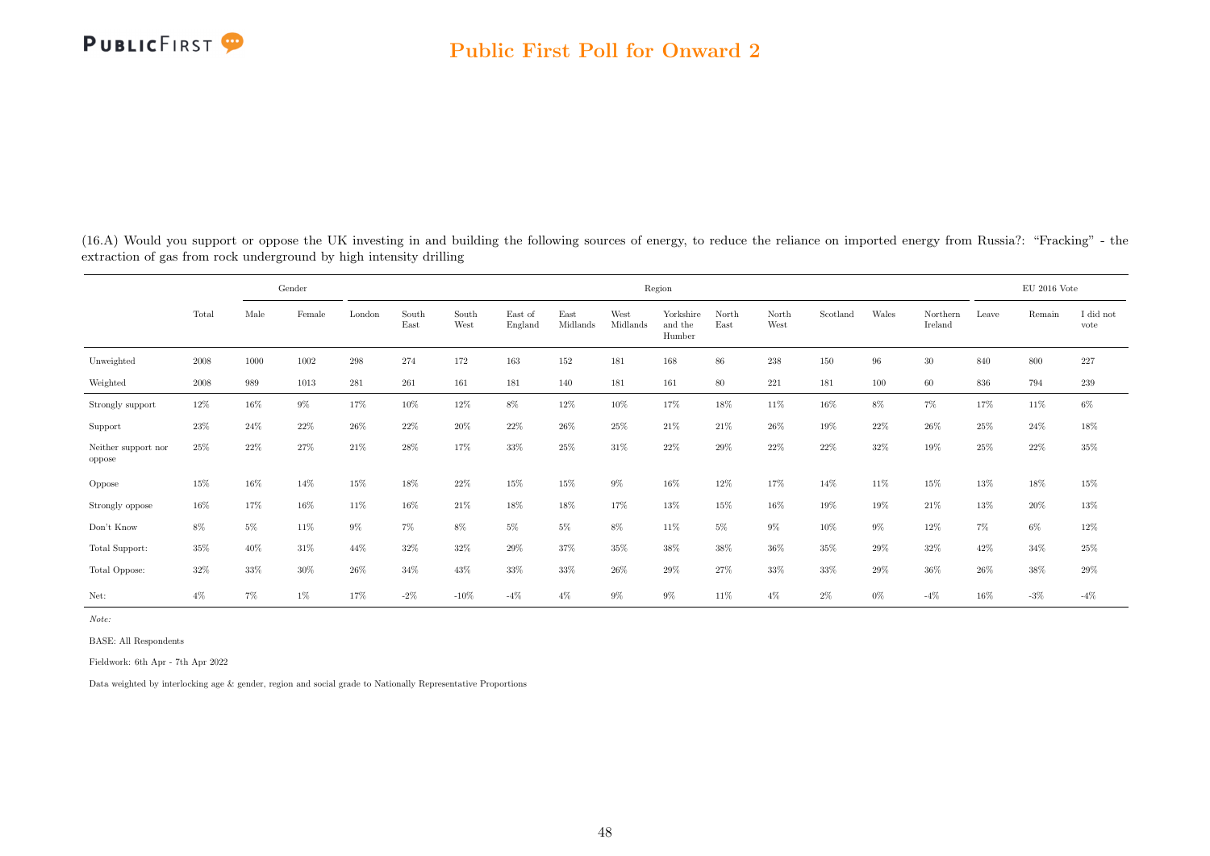## Public First Poll for Onward 2

(16.A) Would you support or oppose the UK investing in and building the following sources of energy, to reduce the reliance on imported energy from Russia?: "Fracking" - the extraction of gas from rock underground by high intensity drilling

| | | Gender | | Region | | | | | | | | | | | | | EU 2016 Vote | | |
|---|---|---|---|---|---|---|---|---|---|---|---|---|---|---|---|---|---|---|---|
| | Total | Male | Female | London | South East | South West | East of England | East Midlands | West Midlands | Yorkshire and the Humber | North East | North West | Scotland | Wales | Northern Ireland | Leave | Remain | I did not vote |
| Unweighted | 2008 | 1000 | 1002 | 298 | 274 | 172 | 163 | 152 | 181 | 168 | 86 | 238 | 150 | 96 | 30 | 840 | 800 | 227 |
| Weighted | 2008 | 989 | 1013 | 281 | 261 | 161 | 181 | 140 | 181 | 161 | 80 | 221 | 181 | 100 | 60 | 836 | 794 | 239 |
| Strongly support | 12% | 16% | 9% | 17% | 10% | 12% | 8% | 12% | 10% | 17% | 18% | 11% | 16% | 8% | 7% | 17% | 11% | 6% |
| Support | 23% | 24% | 22% | 26% | 22% | 20% | 22% | 26% | 25% | 21% | 21% | 26% | 19% | 22% | 26% | 25% | 24% | 18% |
| Neither support nor oppose | 25% | 22% | 27% | 21% | 28% | 17% | 33% | 25% | 31% | 22% | 29% | 22% | 22% | 32% | 19% | 25% | 22% | 35% |
| Oppose | 15% | 16% | 14% | 15% | 18% | 22% | 15% | 15% | 9% | 16% | 12% | 17% | 14% | 11% | 15% | 13% | 18% | 15% |
| Strongly oppose | 16% | 17% | 16% | 11% | 16% | 21% | 18% | 18% | 17% | 13% | 15% | 16% | 19% | 19% | 21% | 13% | 20% | 13% |
| Don't Know | 8% | 5% | 11% | 9% | 7% | 8% | 5% | 5% | 8% | 11% | 5% | 9% | 10% | 9% | 12% | 7% | 6% | 12% |
| Total Support: | 35% | 40% | 31% | 44% | 32% | 32% | 29% | 37% | 35% | 38% | 38% | 36% | 35% | 29% | 32% | 42% | 34% | 25% |
| Total Oppose: | 32% | 33% | 30% | 26% | 34% | 43% | 33% | 33% | 26% | 29% | 27% | 33% | 33% | 29% | 36% | 26% | 38% | 29% |
| Net: | 4% | 7% | 1% | 17% | -2% | -10% | -4% | 4% | 9% | 9% | 11% | 4% | 2% | 0% | -4% | 16% | -3% | -4% |

*Note:*

BASE: All Respondents

Fieldwork: 6th Apr - 7th Apr 2022

Data weighted by interlocking age & gender, region and social grade to Nationally Representative Proportions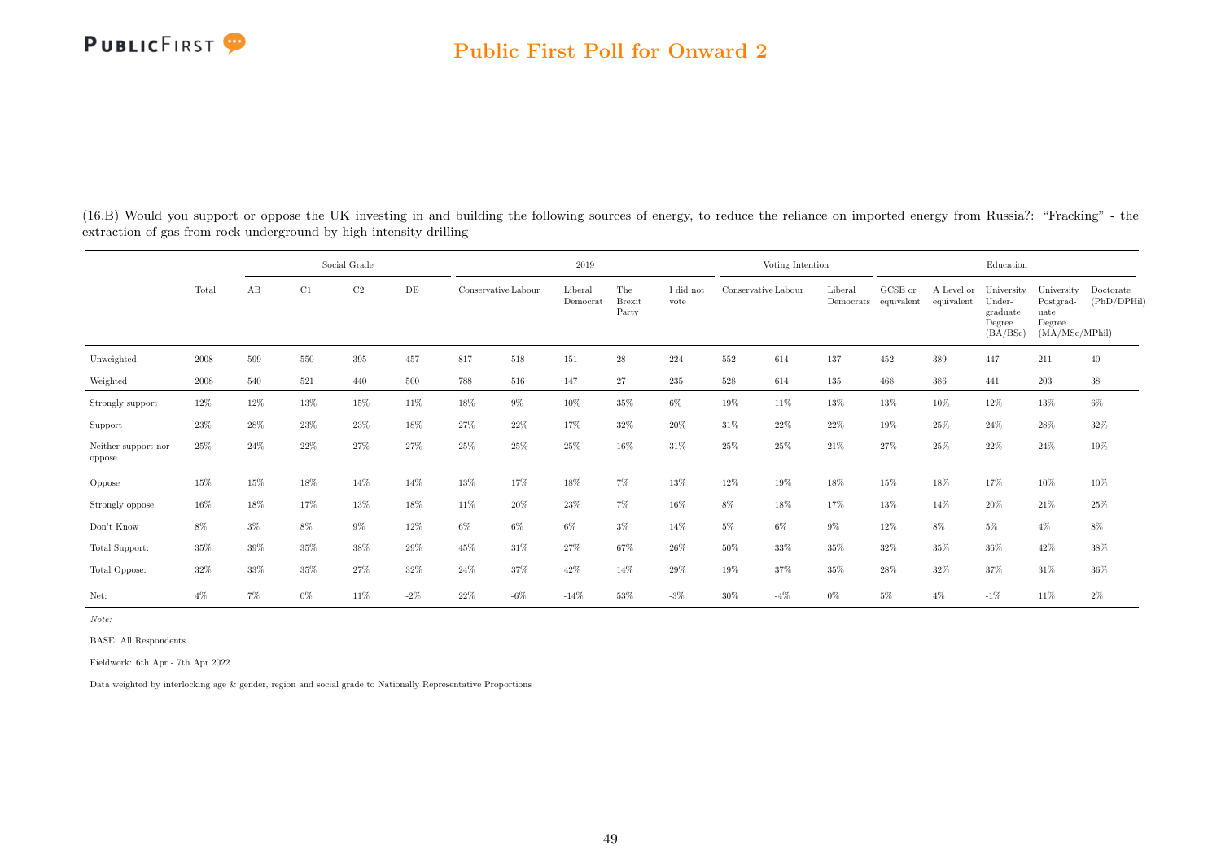(16.B) Would you support or oppose the UK investing in and building the following sources of energy, to reduce the reliance on imported energy from Russia?: "Fracking" - the extraction of gas from rock underground by high intensity drilling

| | | Social Grade | | | | 2019 | | | | | Voting Intention | | | Education | | | | |
|---|---|---|---|---|---|---|---|---|---|---|---|---|---|---|---|---|---|---|
| | Total | AB | C1 | C2 | DE | Conservative | Labour | Liberal Democrat | The Brexit Party | I did not vote | Conservative | Labour | Liberal Democrats | GCSE or equivalent | A Level or equivalent | University Under-graduate Degree (BA/BSc) | University Postgrad-uate Degree (MA/MSc/MPhil) | Doctorate (PhD/DPHil) |
| Unweighted | 2008 | 599 | 550 | 395 | 457 | 817 | 518 | 151 | 28 | 224 | 552 | 614 | 137 | 452 | 389 | 447 | 211 | 40 |
| Weighted | 2008 | 540 | 521 | 440 | 500 | 788 | 516 | 147 | 27 | 235 | 528 | 614 | 135 | 468 | 386 | 441 | 203 | 38 |
| Strongly support | 12% | 12% | 13% | 15% | 11% | 18% | 9% | 10% | 35% | 6% | 19% | 11% | 13% | 13% | 10% | 12% | 13% | 6% |
| Support | 23% | 28% | 23% | 23% | 18% | 27% | 22% | 17% | 32% | 20% | 31% | 22% | 22% | 19% | 25% | 24% | 28% | 32% |
| Neither support nor oppose | 25% | 24% | 22% | 27% | 27% | 25% | 25% | 25% | 16% | 31% | 25% | 25% | 21% | 27% | 25% | 22% | 24% | 19% |
| Oppose | 15% | 15% | 18% | 14% | 14% | 13% | 17% | 18% | 7% | 13% | 12% | 19% | 18% | 15% | 18% | 17% | 10% | 10% |
| Strongly oppose | 16% | 18% | 17% | 13% | 18% | 11% | 20% | 23% | 7% | 16% | 8% | 18% | 17% | 13% | 14% | 20% | 21% | 25% |
| Don't Know | 8% | 3% | 8% | 9% | 12% | 6% | 6% | 6% | 3% | 14% | 5% | 6% | 9% | 12% | 8% | 5% | 4% | 8% |
| Total Support: | 35% | 39% | 35% | 38% | 29% | 45% | 31% | 27% | 67% | 26% | 50% | 33% | 35% | 32% | 35% | 36% | 42% | 38% |
| Total Oppose: | 32% | 33% | 35% | 27% | 32% | 24% | 37% | 42% | 14% | 29% | 19% | 37% | 35% | 28% | 32% | 37% | 31% | 36% |
| Net: | 4% | 7% | 0% | 11% | -2% | 22% | -6% | -14% | 53% | -3% | 30% | -4% | 0% | 5% | 4% | -1% | 11% | 2% |

*Note:*

BASE: All Respondents

Fieldwork: 6th Apr - 7th Apr 2022

Data weighted by interlocking age & gender, region and social grade to Nationally Representative Proportions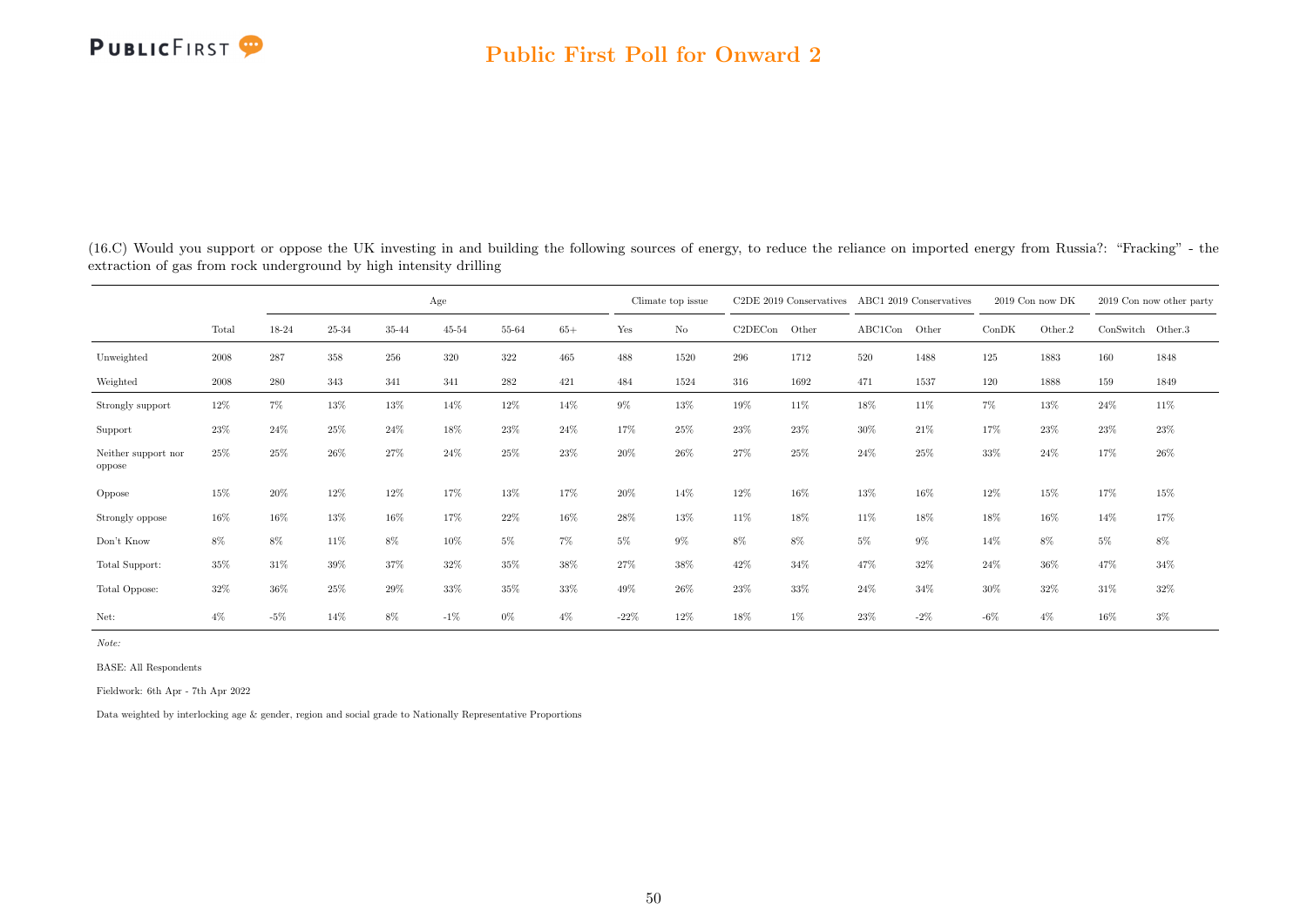## Public First Poll for Onward 2

(16.C) Would you support or oppose the UK investing in and building the following sources of energy, to reduce the reliance on imported energy from Russia?: "Fracking" - the extraction of gas from rock underground by high intensity drilling

| | | Age | | | | | | Climate top issue | | C2DE 2019 Conservatives | | ABC1 2019 Conservatives | | 2019 Con now DK | | 2019 Con now other party | |
|---|---|---|---|---|---|---|---|---|---|---|---|---|---|---|---|---|---|
| | Total | 18-24 | 25-34 | 35-44 | 45-54 | 55-64 | 65+ | Yes | No | C2DECon | Other | ABC1Con | Other | ConDK | Other.2 | ConSwitch | Other.3 |
| Unweighted | 2008 | 287 | 358 | 256 | 320 | 322 | 465 | 488 | 1520 | 296 | 1712 | 520 | 1488 | 125 | 1883 | 160 | 1848 |
| Weighted | 2008 | 280 | 343 | 341 | 341 | 282 | 421 | 484 | 1524 | 316 | 1692 | 471 | 1537 | 120 | 1888 | 159 | 1849 |
| Strongly support | 12% | 7% | 13% | 13% | 14% | 12% | 14% | 9% | 13% | 19% | 11% | 18% | 11% | 7% | 13% | 24% | 11% |
| Support | 23% | 24% | 25% | 24% | 18% | 23% | 24% | 17% | 25% | 23% | 23% | 30% | 21% | 17% | 23% | 23% | 23% |
| Neither support nor oppose | 25% | 25% | 26% | 27% | 24% | 25% | 23% | 20% | 26% | 27% | 25% | 24% | 25% | 33% | 24% | 17% | 26% |
| Oppose | 15% | 20% | 12% | 12% | 17% | 13% | 17% | 20% | 14% | 12% | 16% | 13% | 16% | 12% | 15% | 17% | 15% |
| Strongly oppose | 16% | 16% | 13% | 16% | 17% | 22% | 16% | 28% | 13% | 11% | 18% | 11% | 18% | 18% | 16% | 14% | 17% |
| Don't Know | 8% | 8% | 11% | 8% | 10% | 5% | 7% | 5% | 9% | 8% | 8% | 5% | 9% | 14% | 8% | 5% | 8% |
| Total Support: | 35% | 31% | 39% | 37% | 32% | 35% | 38% | 27% | 38% | 42% | 34% | 47% | 32% | 24% | 36% | 47% | 34% |
| Total Oppose: | 32% | 36% | 25% | 29% | 33% | 35% | 33% | 49% | 26% | 23% | 33% | 24% | 34% | 30% | 32% | 31% | 32% |
| Net: | 4% | -5% | 14% | 8% | -1% | 0% | 4% | -22% | 12% | 18% | 1% | 23% | -2% | -6% | 4% | 16% | 3% |

*Note:*

BASE: All Respondents

Fieldwork: 6th Apr - 7th Apr 2022

Data weighted by interlocking age & gender, region and social grade to Nationally Representative Proportions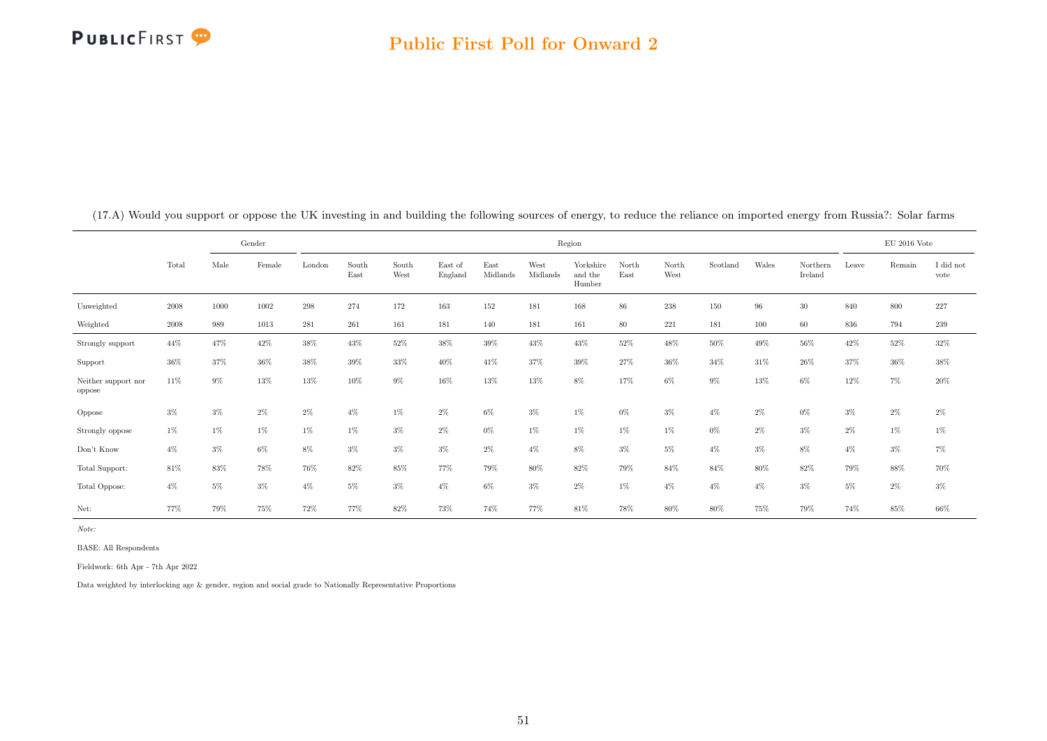(17.A) Would you support or oppose the UK investing in and building the following sources of energy, to reduce the reliance on imported energy from Russia?: Solar farms

| | Total | Gender | | Region | | | | | | | | | | | | | EU 2016 Vote | | |
|---|---|---|---|---|---|---|---|---|---|---|---|---|---|---|---|---|---|---|---|
| | | Male | Female | London | South East | South West | East of England | East Midlands | West Midlands | Yorkshire and the Humber | North East | North West | Scotland | Wales | Northern Ireland | Leave | Remain | I did not vote |
| Unweighted | 2008 | 1000 | 1002 | 298 | 274 | 172 | 163 | 152 | 181 | 168 | 86 | 238 | 150 | 96 | 30 | 840 | 800 | 227 |
| Weighted | 2008 | 989 | 1013 | 281 | 261 | 161 | 181 | 140 | 181 | 161 | 80 | 221 | 181 | 100 | 60 | 836 | 794 | 239 |
| Strongly support | 44% | 47% | 42% | 38% | 43% | 52% | 38% | 39% | 43% | 43% | 52% | 48% | 50% | 49% | 56% | 42% | 52% | 32% |
| Support | 36% | 37% | 36% | 38% | 39% | 33% | 40% | 41% | 37% | 39% | 27% | 36% | 34% | 31% | 26% | 37% | 36% | 38% |
| Neither support nor oppose | 11% | 9% | 13% | 13% | 10% | 9% | 16% | 13% | 13% | 8% | 17% | 6% | 9% | 13% | 6% | 12% | 7% | 20% |
| Oppose | 3% | 3% | 2% | 2% | 4% | 1% | 2% | 6% | 3% | 1% | 0% | 3% | 4% | 2% | 0% | 3% | 2% | 2% |
| Strongly oppose | 1% | 1% | 1% | 1% | 1% | 3% | 2% | 0% | 1% | 1% | 1% | 1% | 0% | 2% | 3% | 2% | 1% | 1% |
| Don't Know | 4% | 3% | 6% | 8% | 3% | 3% | 3% | 2% | 4% | 8% | 3% | 5% | 4% | 3% | 8% | 4% | 3% | 7% |
| Total Support: | 81% | 83% | 78% | 76% | 82% | 85% | 77% | 79% | 80% | 82% | 79% | 84% | 84% | 80% | 82% | 79% | 88% | 70% |
| Total Oppose: | 4% | 5% | 3% | 4% | 5% | 3% | 4% | 6% | 3% | 2% | 1% | 4% | 4% | 4% | 3% | 5% | 2% | 3% |
| Net: | 77% | 79% | 75% | 72% | 77% | 82% | 73% | 74% | 77% | 81% | 78% | 80% | 80% | 75% | 79% | 74% | 85% | 66% |

*Note:*

BASE: All Respondents

Fieldwork: 6th Apr - 7th Apr 2022

Data weighted by interlocking age & gender, region and social grade to Nationally Representative Proportions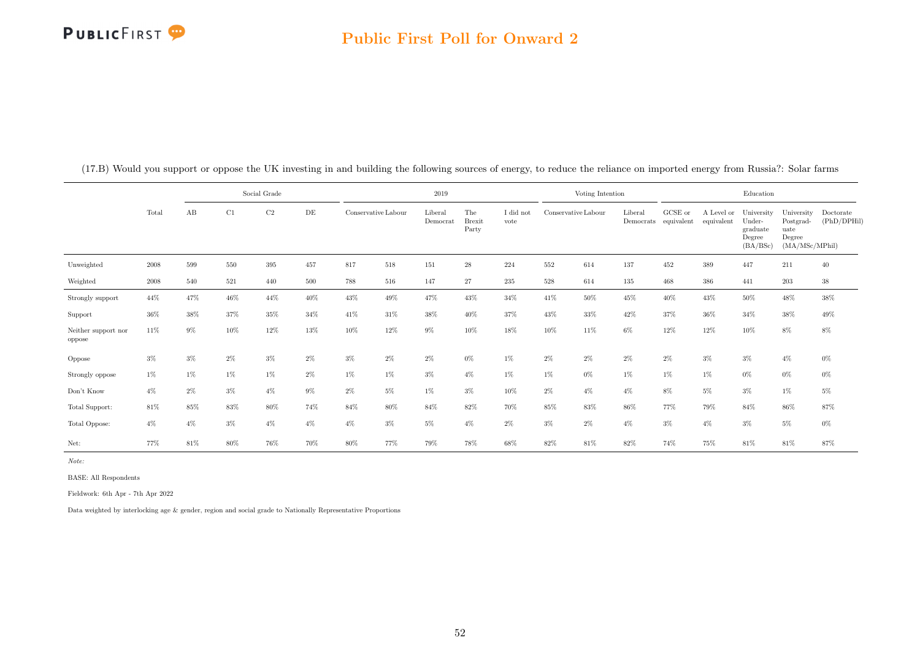(17.B) Would you support or oppose the UK investing in and building the following sources of energy, to reduce the reliance on imported energy from Russia?: Solar farms

| | | Social Grade | | | | 2019 | | | | | Voting Intention | | | Education | | | | |
|---|---|---|---|---|---|---|---|---|---|---|---|---|---|---|---|---|---|---|
| | Total | AB | C1 | C2 | DE | Conservative | Labour | Liberal Democrat | The Brexit Party | I did not vote | Conservative | Labour | Liberal Democrats | GCSE or equivalent | A Level or equivalent | University Under-graduate Degree (BA/BSc) | University Postgrad-uate Degree (MA/MSc/MPhil) | Doctorate (PhD/DPHil) |
| Unweighted | 2008 | 599 | 550 | 395 | 457 | 817 | 518 | 151 | 28 | 224 | 552 | 614 | 137 | 452 | 389 | 447 | 211 | 40 |
| Weighted | 2008 | 540 | 521 | 440 | 500 | 788 | 516 | 147 | 27 | 235 | 528 | 614 | 135 | 468 | 386 | 441 | 203 | 38 |
| Strongly support | 44% | 47% | 46% | 44% | 40% | 43% | 49% | 47% | 43% | 34% | 41% | 50% | 45% | 40% | 43% | 50% | 48% | 38% |
| Support | 36% | 38% | 37% | 35% | 34% | 41% | 31% | 38% | 40% | 37% | 43% | 33% | 42% | 37% | 36% | 34% | 38% | 49% |
| Neither support nor oppose | 11% | 9% | 10% | 12% | 13% | 10% | 12% | 9% | 10% | 18% | 10% | 11% | 6% | 12% | 12% | 10% | 8% | 8% |
| Oppose | 3% | 3% | 2% | 3% | 2% | 3% | 2% | 2% | 0% | 1% | 2% | 2% | 2% | 2% | 3% | 3% | 4% | 0% |
| Strongly oppose | 1% | 1% | 1% | 1% | 2% | 1% | 1% | 3% | 4% | 1% | 1% | 0% | 1% | 1% | 1% | 0% | 0% | 0% |
| Don't Know | 4% | 2% | 3% | 4% | 9% | 2% | 5% | 1% | 3% | 10% | 2% | 4% | 4% | 8% | 5% | 3% | 1% | 5% |
| Total Support: | 81% | 85% | 83% | 80% | 74% | 84% | 80% | 84% | 82% | 70% | 85% | 83% | 86% | 77% | 79% | 84% | 86% | 87% |
| Total Oppose: | 4% | 4% | 3% | 4% | 4% | 4% | 3% | 5% | 4% | 2% | 3% | 2% | 4% | 3% | 4% | 3% | 5% | 0% |
| Net: | 77% | 81% | 80% | 76% | 70% | 80% | 77% | 79% | 78% | 68% | 82% | 81% | 82% | 74% | 75% | 81% | 81% | 87% |

*Note:*

BASE: All Respondents

Fieldwork: 6th Apr - 7th Apr 2022

Data weighted by interlocking age & gender, region and social grade to Nationally Representative Proportions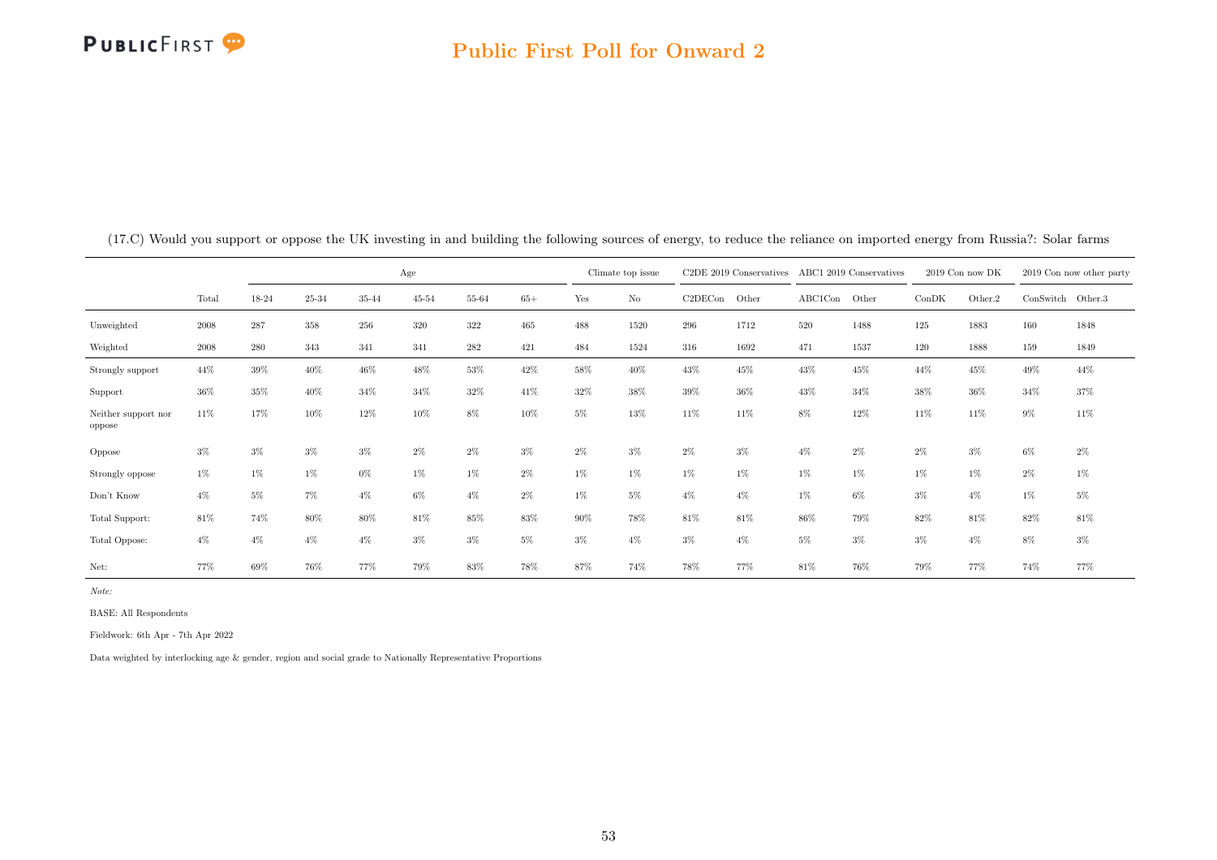(17.C) Would you support or oppose the UK investing in and building the following sources of energy, to reduce the reliance on imported energy from Russia?: Solar farms

| | | Age | | | | | | Climate top issue | | C2DE 2019 Conservatives | | ABC1 2019 Conservatives | | 2019 Con now DK | | 2019 Con now other party | |
|---|---|---|---|---|---|---|---|---|---|---|---|---|---|---|---|---|---|
| | Total | 18-24 | 25-34 | 35-44 | 45-54 | 55-64 | 65+ | Yes | No | C2DECon | Other | ABC1Con | Other | ConDK | Other.2 | ConSwitch | Other.3 |
| Unweighted | 2008 | 287 | 358 | 256 | 320 | 322 | 465 | 488 | 1520 | 296 | 1712 | 520 | 1488 | 125 | 1883 | 160 | 1848 |
| Weighted | 2008 | 280 | 343 | 341 | 341 | 282 | 421 | 484 | 1524 | 316 | 1692 | 471 | 1537 | 120 | 1888 | 159 | 1849 |
| Strongly support | 44% | 39% | 40% | 46% | 48% | 53% | 42% | 58% | 40% | 43% | 45% | 43% | 45% | 44% | 45% | 49% | 44% |
| Support | 36% | 35% | 40% | 34% | 34% | 32% | 41% | 32% | 38% | 39% | 36% | 43% | 34% | 38% | 36% | 34% | 37% |
| Neither support nor oppose | 11% | 17% | 10% | 12% | 10% | 8% | 10% | 5% | 13% | 11% | 11% | 8% | 12% | 11% | 11% | 9% | 11% |
| Oppose | 3% | 3% | 3% | 3% | 2% | 2% | 3% | 2% | 3% | 2% | 3% | 4% | 2% | 2% | 3% | 6% | 2% |
| Strongly oppose | 1% | 1% | 1% | 0% | 1% | 1% | 2% | 1% | 1% | 1% | 1% | 1% | 1% | 1% | 1% | 2% | 1% |
| Don't Know | 4% | 5% | 7% | 4% | 6% | 4% | 2% | 1% | 5% | 4% | 4% | 1% | 6% | 3% | 4% | 1% | 5% |
| Total Support: | 81% | 74% | 80% | 80% | 81% | 85% | 83% | 90% | 78% | 81% | 81% | 86% | 79% | 82% | 81% | 82% | 81% |
| Total Oppose: | 4% | 4% | 4% | 4% | 3% | 3% | 5% | 3% | 4% | 3% | 4% | 5% | 3% | 3% | 4% | 8% | 3% |
| Net: | 77% | 69% | 76% | 77% | 79% | 83% | 78% | 87% | 74% | 78% | 77% | 81% | 76% | 79% | 77% | 74% | 77% |

*Note:*

BASE: All Respondents

Fieldwork: 6th Apr - 7th Apr 2022

Data weighted by interlocking age & gender, region and social grade to Nationally Representative Proportions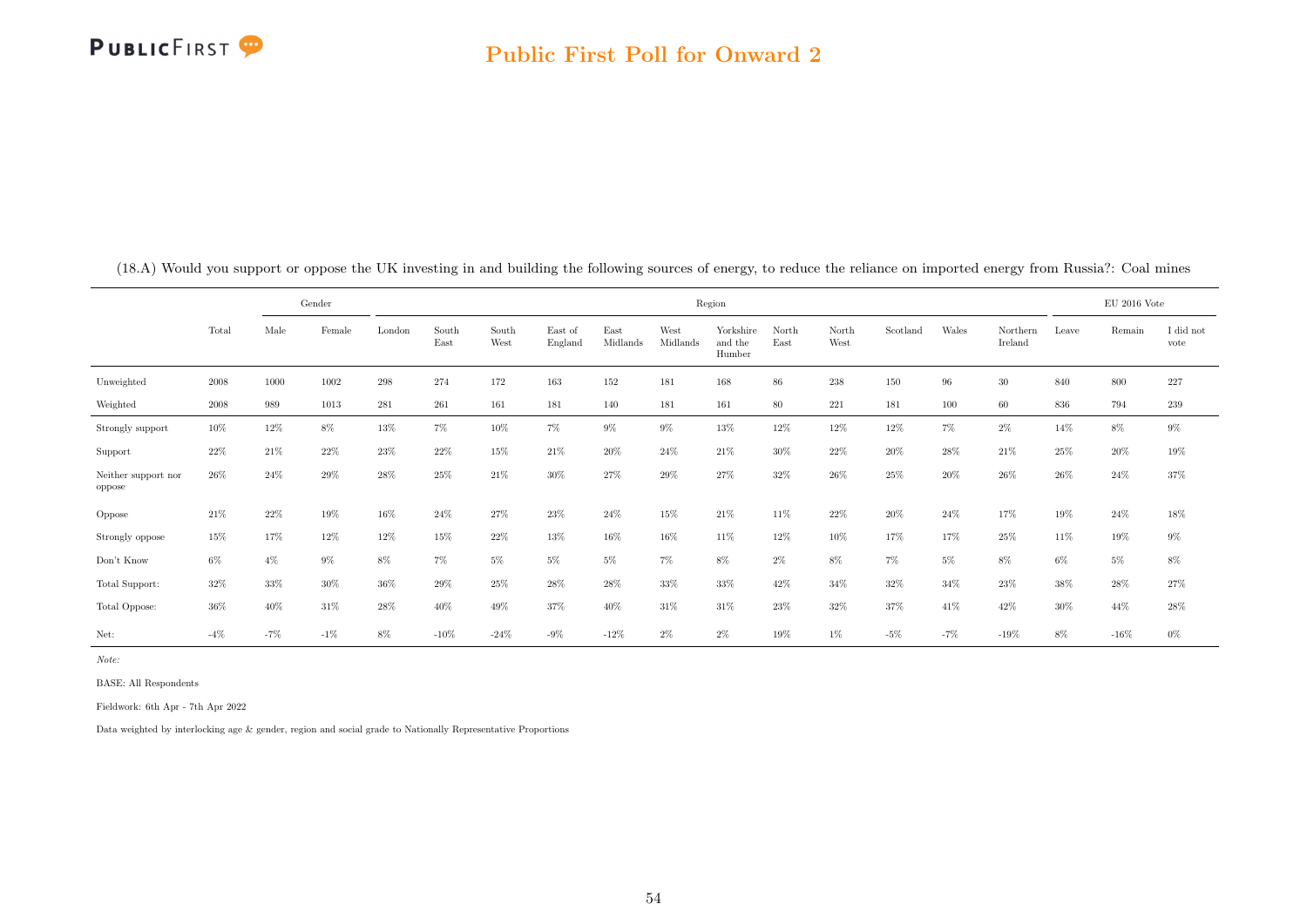## Public First Poll for Onward 2

(18.A) Would you support or oppose the UK investing in and building the following sources of energy, to reduce the reliance on imported energy from Russia?: Coal mines

| | | Gender | | Region | | | | | | | | | | | | EU 2016 Vote | | |
|---|---|---|---|---|---|---|---|---|---|---|---|---|---|---|---|---|---|---|
| | Total | Male | Female | London | South East | South West | East of England | East Midlands | West Midlands | Yorkshire and the Humber | North East | North West | Scotland | Wales | Northern Ireland | Leave | Remain | I did not vote |
| Unweighted | 2008 | 1000 | 1002 | 298 | 274 | 172 | 163 | 152 | 181 | 168 | 86 | 238 | 150 | 96 | 30 | 840 | 800 | 227 |
| Weighted | 2008 | 989 | 1013 | 281 | 261 | 161 | 181 | 140 | 181 | 161 | 80 | 221 | 181 | 100 | 60 | 836 | 794 | 239 |
| Strongly support | 10% | 12% | 8% | 13% | 7% | 10% | 7% | 9% | 9% | 13% | 12% | 12% | 12% | 7% | 2% | 14% | 8% | 9% |
| Support | 22% | 21% | 22% | 23% | 22% | 15% | 21% | 20% | 24% | 21% | 30% | 22% | 20% | 28% | 21% | 25% | 20% | 19% |
| Neither support nor oppose | 26% | 24% | 29% | 28% | 25% | 21% | 30% | 27% | 29% | 27% | 32% | 26% | 25% | 20% | 26% | 26% | 24% | 37% |
| Oppose | 21% | 22% | 19% | 16% | 24% | 27% | 23% | 24% | 15% | 21% | 11% | 22% | 20% | 24% | 17% | 19% | 24% | 18% |
| Strongly oppose | 15% | 17% | 12% | 12% | 15% | 22% | 13% | 16% | 16% | 11% | 12% | 10% | 17% | 17% | 25% | 11% | 19% | 9% |
| Don't Know | 6% | 4% | 9% | 8% | 7% | 5% | 5% | 5% | 7% | 8% | 2% | 8% | 7% | 5% | 8% | 6% | 5% | 8% |
| Total Support: | 32% | 33% | 30% | 36% | 29% | 25% | 28% | 28% | 33% | 33% | 42% | 34% | 32% | 34% | 23% | 38% | 28% | 27% |
| Total Oppose: | 36% | 40% | 31% | 28% | 40% | 49% | 37% | 40% | 31% | 31% | 23% | 32% | 37% | 41% | 42% | 30% | 44% | 28% |
| Net: | -4% | -7% | -1% | 8% | -10% | -24% | -9% | -12% | 2% | 2% | 19% | 1% | -5% | -7% | -19% | 8% | -16% | 0% |

*Note:*

BASE: All Respondents

Fieldwork: 6th Apr - 7th Apr 2022

Data weighted by interlocking age & gender, region and social grade to Nationally Representative Proportions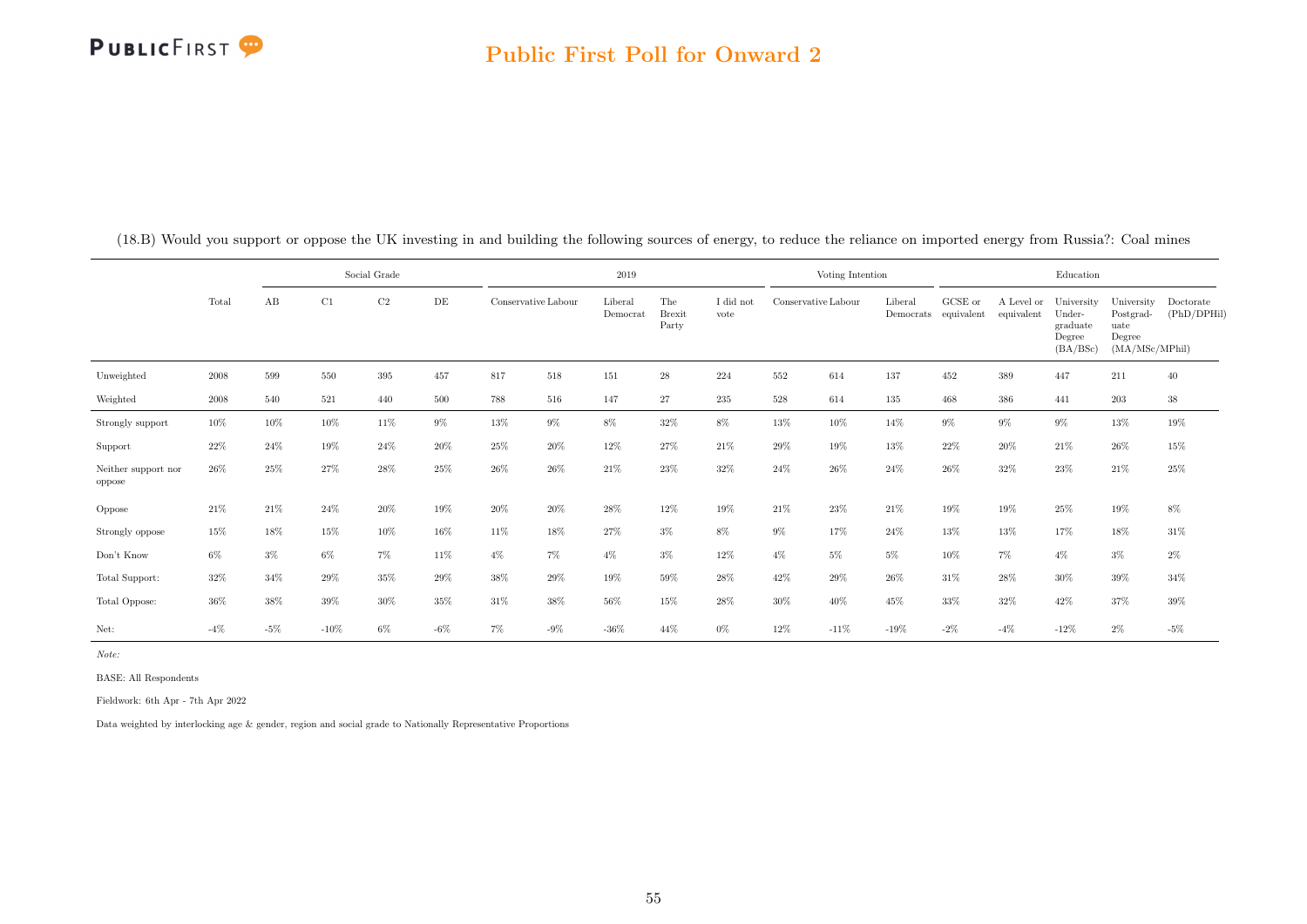(18.B) Would you support or oppose the UK investing in and building the following sources of energy, to reduce the reliance on imported energy from Russia?: Coal mines

| | Total | Social Grade | | | | 2019 | | | | | Voting Intention | | | Education | | | | |
|---|---|---|---|---|---|---|---|---|---|---|---|---|---|---|---|---|---|---|
| | | AB | C1 | C2 | DE | Conservative | Labour | Liberal Democrat | The Brexit Party | I did not vote | Conservative | Labour | Liberal Democrats | GCSE or equivalent | A Level or equivalent | University Under-graduate Degree (BA/BSc) | University Postgrad-uate Degree (MA/MSc/MPhil) | Doctorate (PhD/DPHil) |
| Unweighted | 2008 | 599 | 550 | 395 | 457 | 817 | 518 | 151 | 28 | 224 | 552 | 614 | 137 | 452 | 389 | 447 | 211 | 40 |
| Weighted | 2008 | 540 | 521 | 440 | 500 | 788 | 516 | 147 | 27 | 235 | 528 | 614 | 135 | 468 | 386 | 441 | 203 | 38 |
| Strongly support | 10% | 10% | 10% | 11% | 9% | 13% | 9% | 8% | 32% | 8% | 13% | 10% | 14% | 9% | 9% | 9% | 13% | 19% |
| Support | 22% | 24% | 19% | 24% | 20% | 25% | 20% | 12% | 27% | 21% | 29% | 19% | 13% | 22% | 20% | 21% | 26% | 15% |
| Neither support nor oppose | 26% | 25% | 27% | 28% | 25% | 26% | 26% | 21% | 23% | 32% | 24% | 26% | 24% | 26% | 32% | 23% | 21% | 25% |
| Oppose | 21% | 21% | 24% | 20% | 19% | 20% | 20% | 28% | 12% | 19% | 21% | 23% | 21% | 19% | 19% | 25% | 19% | 8% |
| Strongly oppose | 15% | 18% | 15% | 10% | 16% | 11% | 18% | 27% | 3% | 8% | 9% | 17% | 24% | 13% | 13% | 17% | 18% | 31% |
| Don't Know | 6% | 3% | 6% | 7% | 11% | 4% | 7% | 4% | 3% | 12% | 4% | 5% | 5% | 10% | 7% | 4% | 3% | 2% |
| Total Support: | 32% | 34% | 29% | 35% | 29% | 38% | 29% | 19% | 59% | 28% | 42% | 29% | 26% | 31% | 28% | 30% | 39% | 34% |
| Total Oppose: | 36% | 38% | 39% | 30% | 35% | 31% | 38% | 56% | 15% | 28% | 30% | 40% | 45% | 33% | 32% | 42% | 37% | 39% |
| Net: | -4% | -5% | -10% | 6% | -6% | 7% | -9% | -36% | 44% | 0% | 12% | -11% | -19% | -2% | -4% | -12% | 2% | -5% |

*Note:*

BASE: All Respondents

Fieldwork: 6th Apr - 7th Apr 2022

Data weighted by interlocking age & gender, region and social grade to Nationally Representative Proportions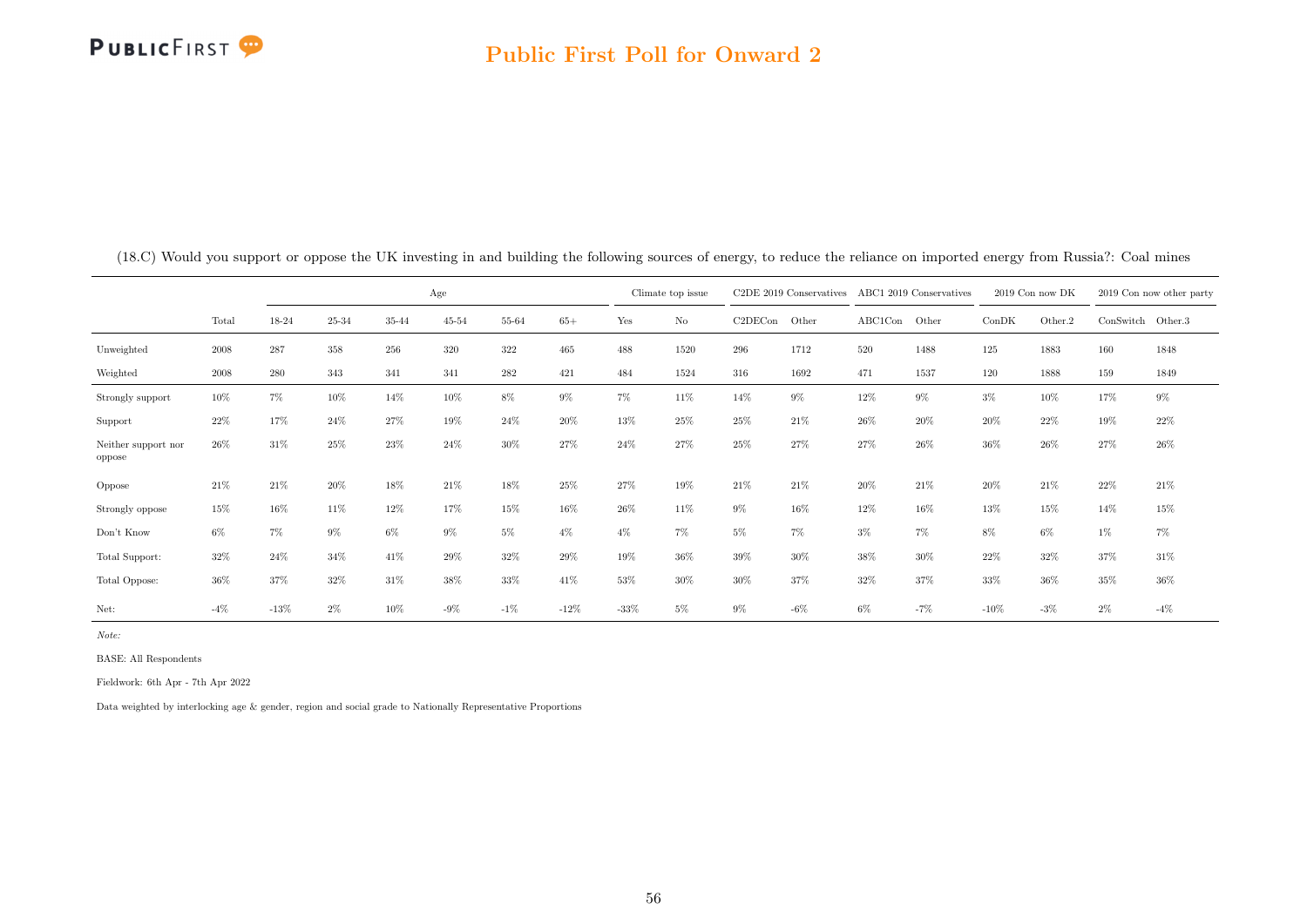(18.C) Would you support or oppose the UK investing in and building the following sources of energy, to reduce the reliance on imported energy from Russia?: Coal mines

| | | Age | | | | | | Climate top issue | | C2DE 2019 Conservatives | | ABC1 2019 Conservatives | | 2019 Con now DK | | 2019 Con now other party | |
|---|---|---|---|---|---|---|---|---|---|---|---|---|---|---|---|---|---|
| | Total | 18-24 | 25-34 | 35-44 | 45-54 | 55-64 | 65+ | Yes | No | C2DECon | Other | ABC1Con | Other | ConDK | Other.2 | ConSwitch | Other.3 |
| Unweighted | 2008 | 287 | 358 | 256 | 320 | 322 | 465 | 488 | 1520 | 296 | 1712 | 520 | 1488 | 125 | 1883 | 160 | 1848 |
| Weighted | 2008 | 280 | 343 | 341 | 341 | 282 | 421 | 484 | 1524 | 316 | 1692 | 471 | 1537 | 120 | 1888 | 159 | 1849 |
| Strongly support | 10% | 7% | 10% | 14% | 10% | 8% | 9% | 7% | 11% | 14% | 9% | 12% | 9% | 3% | 10% | 17% | 9% |
| Support | 22% | 17% | 24% | 27% | 19% | 24% | 20% | 13% | 25% | 25% | 21% | 26% | 20% | 20% | 22% | 19% | 22% |
| Neither support nor oppose | 26% | 31% | 25% | 23% | 24% | 30% | 27% | 24% | 27% | 25% | 27% | 27% | 26% | 36% | 26% | 27% | 26% |
| Oppose | 21% | 21% | 20% | 18% | 21% | 18% | 25% | 27% | 19% | 21% | 21% | 20% | 21% | 20% | 21% | 22% | 21% |
| Strongly oppose | 15% | 16% | 11% | 12% | 17% | 15% | 16% | 26% | 11% | 9% | 16% | 12% | 16% | 13% | 15% | 14% | 15% |
| Don't Know | 6% | 7% | 9% | 6% | 9% | 5% | 4% | 4% | 7% | 5% | 7% | 3% | 7% | 8% | 6% | 1% | 7% |
| Total Support: | 32% | 24% | 34% | 41% | 29% | 32% | 29% | 19% | 36% | 39% | 30% | 38% | 30% | 22% | 32% | 37% | 31% |
| Total Oppose: | 36% | 37% | 32% | 31% | 38% | 33% | 41% | 53% | 30% | 30% | 37% | 32% | 37% | 33% | 36% | 35% | 36% |
| Net: | -4% | -13% | 2% | 10% | -9% | -1% | -12% | -33% | 5% | 9% | -6% | 6% | -7% | -10% | -3% | 2% | -4% |

*Note:*

BASE: All Respondents

Fieldwork: 6th Apr - 7th Apr 2022

Data weighted by interlocking age & gender, region and social grade to Nationally Representative Proportions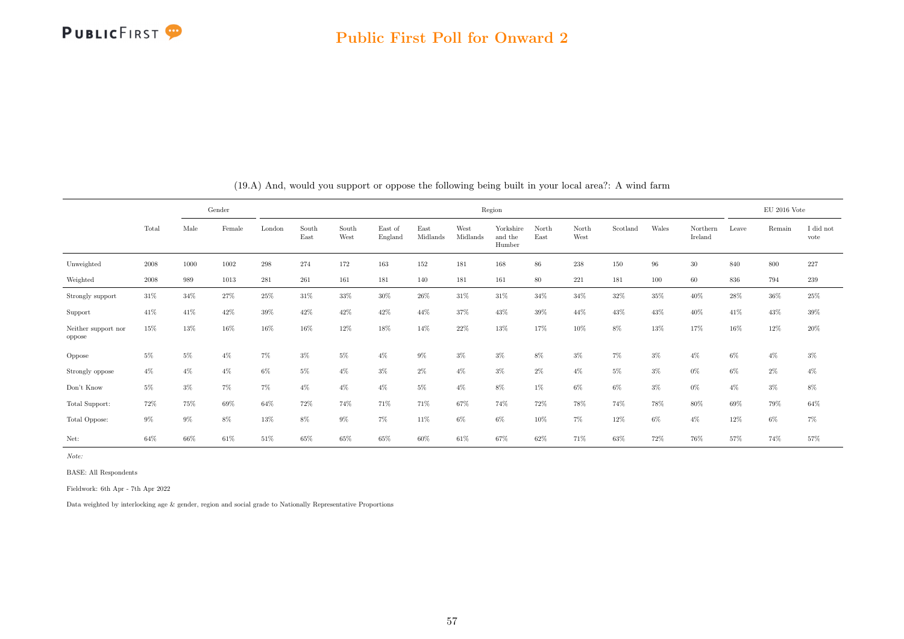(19.A) And, would you support or oppose the following being built in your local area?: A wind farm

| | Total | Gender | | Region | | | | | | | | | | | | | EU 2016 Vote | | |
|---|---|---|---|---|---|---|---|---|---|---|---|---|---|---|---|---|---|---|---|
| | | Male | Female | London | South East | South West | East of England | East Midlands | West Midlands | Yorkshire and the Humber | North East | North West | Scotland | Wales | Northern Ireland | Leave | Remain | I did not vote |
| Unweighted | 2008 | 1000 | 1002 | 298 | 274 | 172 | 163 | 152 | 181 | 168 | 86 | 238 | 150 | 96 | 30 | 840 | 800 | 227 |
| Weighted | 2008 | 989 | 1013 | 281 | 261 | 161 | 181 | 140 | 181 | 161 | 80 | 221 | 181 | 100 | 60 | 836 | 794 | 239 |
| Strongly support | 31% | 34% | 27% | 25% | 31% | 33% | 30% | 26% | 31% | 31% | 34% | 34% | 32% | 35% | 40% | 28% | 36% | 25% |
| Support | 41% | 41% | 42% | 39% | 42% | 42% | 42% | 44% | 37% | 43% | 39% | 44% | 43% | 43% | 40% | 41% | 43% | 39% |
| Neither support nor oppose | 15% | 13% | 16% | 16% | 16% | 12% | 18% | 14% | 22% | 13% | 17% | 10% | 8% | 13% | 17% | 16% | 12% | 20% |
| Oppose | 5% | 5% | 4% | 7% | 3% | 5% | 4% | 9% | 3% | 3% | 8% | 3% | 7% | 3% | 4% | 6% | 4% | 3% |
| Strongly oppose | 4% | 4% | 4% | 6% | 5% | 4% | 3% | 2% | 4% | 3% | 2% | 4% | 5% | 3% | 0% | 6% | 2% | 4% |
| Don't Know | 5% | 3% | 7% | 7% | 4% | 4% | 4% | 5% | 4% | 8% | 1% | 6% | 6% | 3% | 0% | 4% | 3% | 8% |
| Total Support: | 72% | 75% | 69% | 64% | 72% | 74% | 71% | 71% | 67% | 74% | 72% | 78% | 74% | 78% | 80% | 69% | 79% | 64% |
| Total Oppose: | 9% | 9% | 8% | 13% | 8% | 9% | 7% | 11% | 6% | 6% | 10% | 7% | 12% | 6% | 4% | 12% | 6% | 7% |
| Net: | 64% | 66% | 61% | 51% | 65% | 65% | 65% | 60% | 61% | 67% | 62% | 71% | 63% | 72% | 76% | 57% | 74% | 57% |

*Note:*

BASE: All Respondents

Fieldwork: 6th Apr - 7th Apr 2022

Data weighted by interlocking age & gender, region and social grade to Nationally Representative Proportions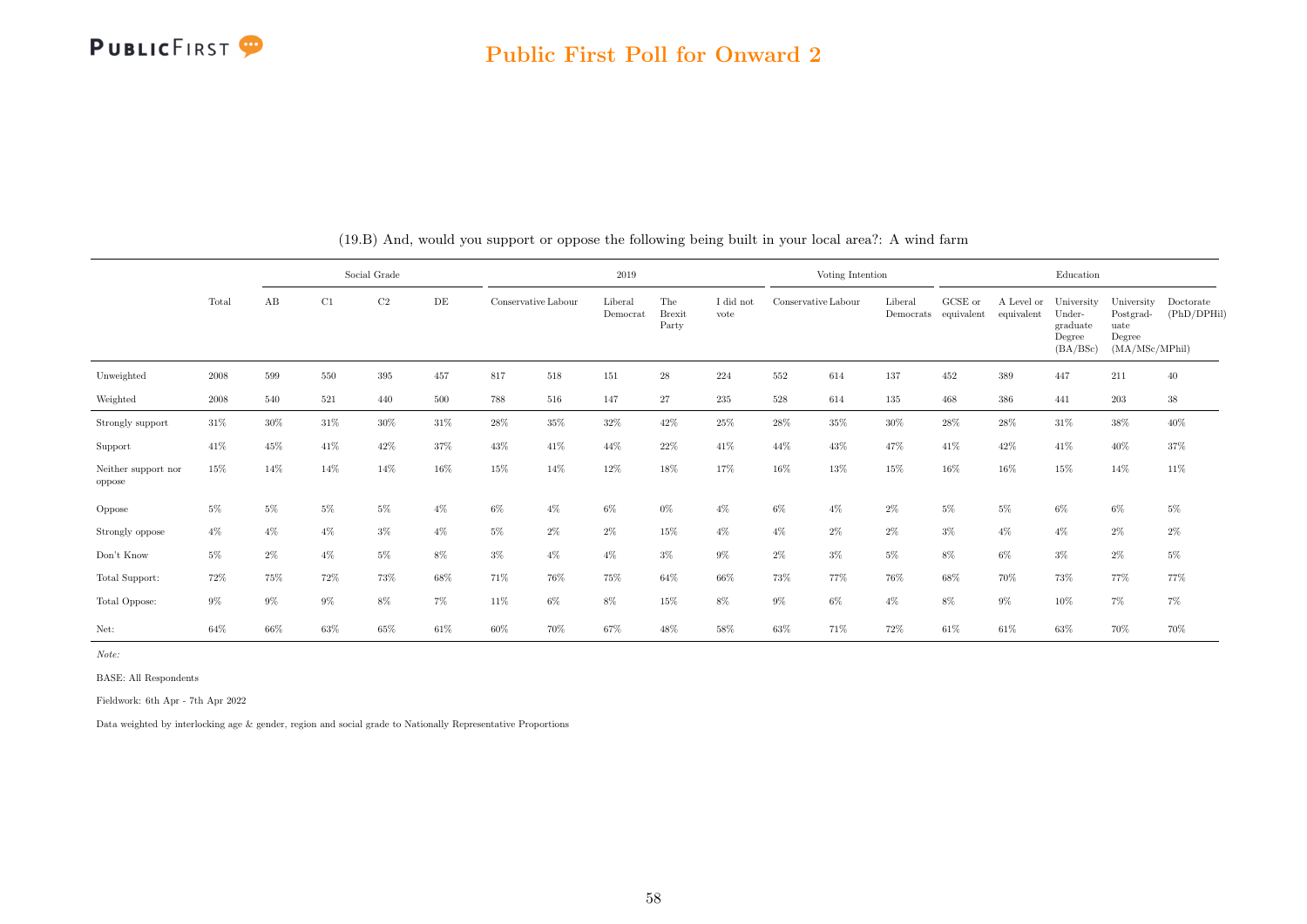## (19.B) And, would you support or oppose the following being built in your local area?: A wind farm

| | Total | Social Grade | | | | 2019 | | | | | Voting Intention | | | Education | | | | |
|---|---|---|---|---|---|---|---|---|---|---|---|---|---|---|---|---|---|---|
| | | AB | C1 | C2 | DE | Conservative | Labour | Liberal Democrat | The Brexit Party | I did not vote | Conservative | Labour | Liberal Democrats | GCSE or equivalent | A Level or equivalent | University Under-graduate Degree (BA/BSc) | University Postgrad-uate Degree (MA/MSc/MPhil) | Doctorate (PhD/DPHil) |
| Unweighted | 2008 | 599 | 550 | 395 | 457 | 817 | 518 | 151 | 28 | 224 | 552 | 614 | 137 | 452 | 389 | 447 | 211 | 40 |
| Weighted | 2008 | 540 | 521 | 440 | 500 | 788 | 516 | 147 | 27 | 235 | 528 | 614 | 135 | 468 | 386 | 441 | 203 | 38 |
| Strongly support | 31% | 30% | 31% | 30% | 31% | 28% | 35% | 32% | 42% | 25% | 28% | 35% | 30% | 28% | 28% | 31% | 38% | 40% |
| Support | 41% | 45% | 41% | 42% | 37% | 43% | 41% | 44% | 22% | 41% | 44% | 43% | 47% | 41% | 42% | 41% | 40% | 37% |
| Neither support nor oppose | 15% | 14% | 14% | 14% | 16% | 15% | 14% | 12% | 18% | 17% | 16% | 13% | 15% | 16% | 16% | 15% | 14% | 11% |
| Oppose | 5% | 5% | 5% | 5% | 4% | 6% | 4% | 6% | 0% | 4% | 6% | 4% | 2% | 5% | 5% | 6% | 6% | 5% |
| Strongly oppose | 4% | 4% | 4% | 3% | 4% | 5% | 2% | 2% | 15% | 4% | 4% | 2% | 2% | 3% | 4% | 4% | 2% | 2% |
| Don't Know | 5% | 2% | 4% | 5% | 8% | 3% | 4% | 4% | 3% | 9% | 2% | 3% | 5% | 8% | 6% | 3% | 2% | 5% |
| Total Support: | 72% | 75% | 72% | 73% | 68% | 71% | 76% | 75% | 64% | 66% | 73% | 77% | 76% | 68% | 70% | 73% | 77% | 77% |
| Total Oppose: | 9% | 9% | 9% | 8% | 7% | 11% | 6% | 8% | 15% | 8% | 9% | 6% | 4% | 8% | 9% | 10% | 7% | 7% |
| Net: | 64% | 66% | 63% | 65% | 61% | 60% | 70% | 67% | 48% | 58% | 63% | 71% | 72% | 61% | 61% | 63% | 70% | 70% |

*Note:*

BASE: All Respondents

Fieldwork: 6th Apr - 7th Apr 2022

Data weighted by interlocking age & gender, region and social grade to Nationally Representative Proportions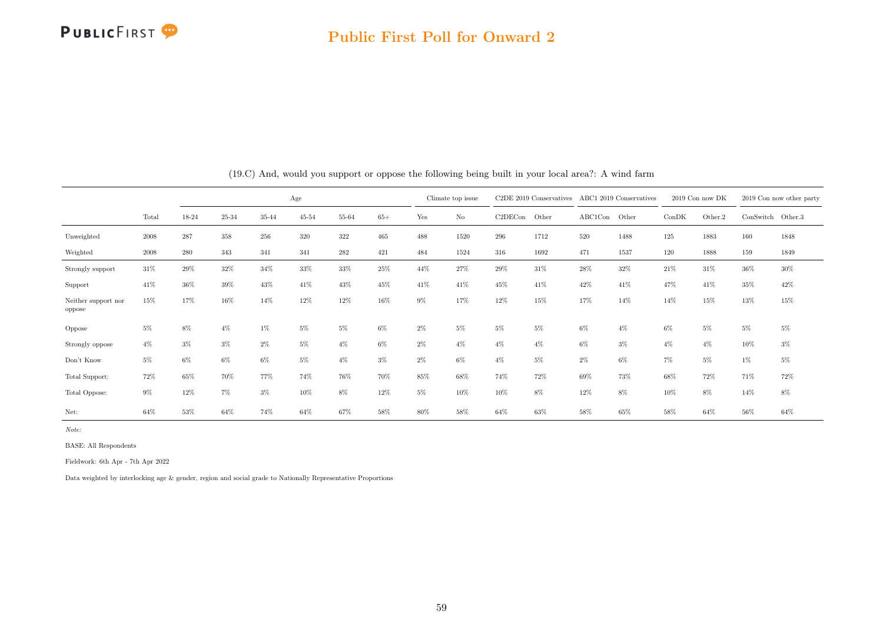(19.C) And, would you support or oppose the following being built in your local area?: A wind farm

| | | Age | | | | | | Climate top issue | | C2DE 2019 Conservatives | | ABC1 2019 Conservatives | | 2019 Con now DK | | 2019 Con now other party | |
|---|---|---|---|---|---|---|---|---|---|---|---|---|---|---|---|---|---|
| | Total | 18-24 | 25-34 | 35-44 | 45-54 | 55-64 | 65+ | Yes | No | C2DECon | Other | ABC1Con | Other | ConDK | Other.2 | ConSwitch | Other.3 |
| Unweighted | 2008 | 287 | 358 | 256 | 320 | 322 | 465 | 488 | 1520 | 296 | 1712 | 520 | 1488 | 125 | 1883 | 160 | 1848 |
| Weighted | 2008 | 280 | 343 | 341 | 341 | 282 | 421 | 484 | 1524 | 316 | 1692 | 471 | 1537 | 120 | 1888 | 159 | 1849 |
| Strongly support | 31% | 29% | 32% | 34% | 33% | 33% | 25% | 44% | 27% | 29% | 31% | 28% | 32% | 21% | 31% | 36% | 30% |
| Support | 41% | 36% | 39% | 43% | 41% | 43% | 45% | 41% | 41% | 45% | 41% | 42% | 41% | 47% | 41% | 35% | 42% |
| Neither support nor oppose | 15% | 17% | 16% | 14% | 12% | 12% | 16% | 9% | 17% | 12% | 15% | 17% | 14% | 14% | 15% | 13% | 15% |
| Oppose | 5% | 8% | 4% | 1% | 5% | 5% | 6% | 2% | 5% | 5% | 5% | 6% | 4% | 6% | 5% | 5% | 5% |
| Strongly oppose | 4% | 3% | 3% | 2% | 5% | 4% | 6% | 2% | 4% | 4% | 4% | 6% | 3% | 4% | 4% | 10% | 3% |
| Don't Know | 5% | 6% | 6% | 6% | 5% | 4% | 3% | 2% | 6% | 4% | 5% | 2% | 6% | 7% | 5% | 1% | 5% |
| Total Support: | 72% | 65% | 70% | 77% | 74% | 76% | 70% | 85% | 68% | 74% | 72% | 69% | 73% | 68% | 72% | 71% | 72% |
| Total Oppose: | 9% | 12% | 7% | 3% | 10% | 8% | 12% | 5% | 10% | 10% | 8% | 12% | 8% | 10% | 8% | 14% | 8% |
| Net: | 64% | 53% | 64% | 74% | 64% | 67% | 58% | 80% | 58% | 64% | 63% | 58% | 65% | 58% | 64% | 56% | 64% |

*Note:*

BASE: All Respondents

Fieldwork: 6th Apr - 7th Apr 2022

Data weighted by interlocking age & gender, region and social grade to Nationally Representative Proportions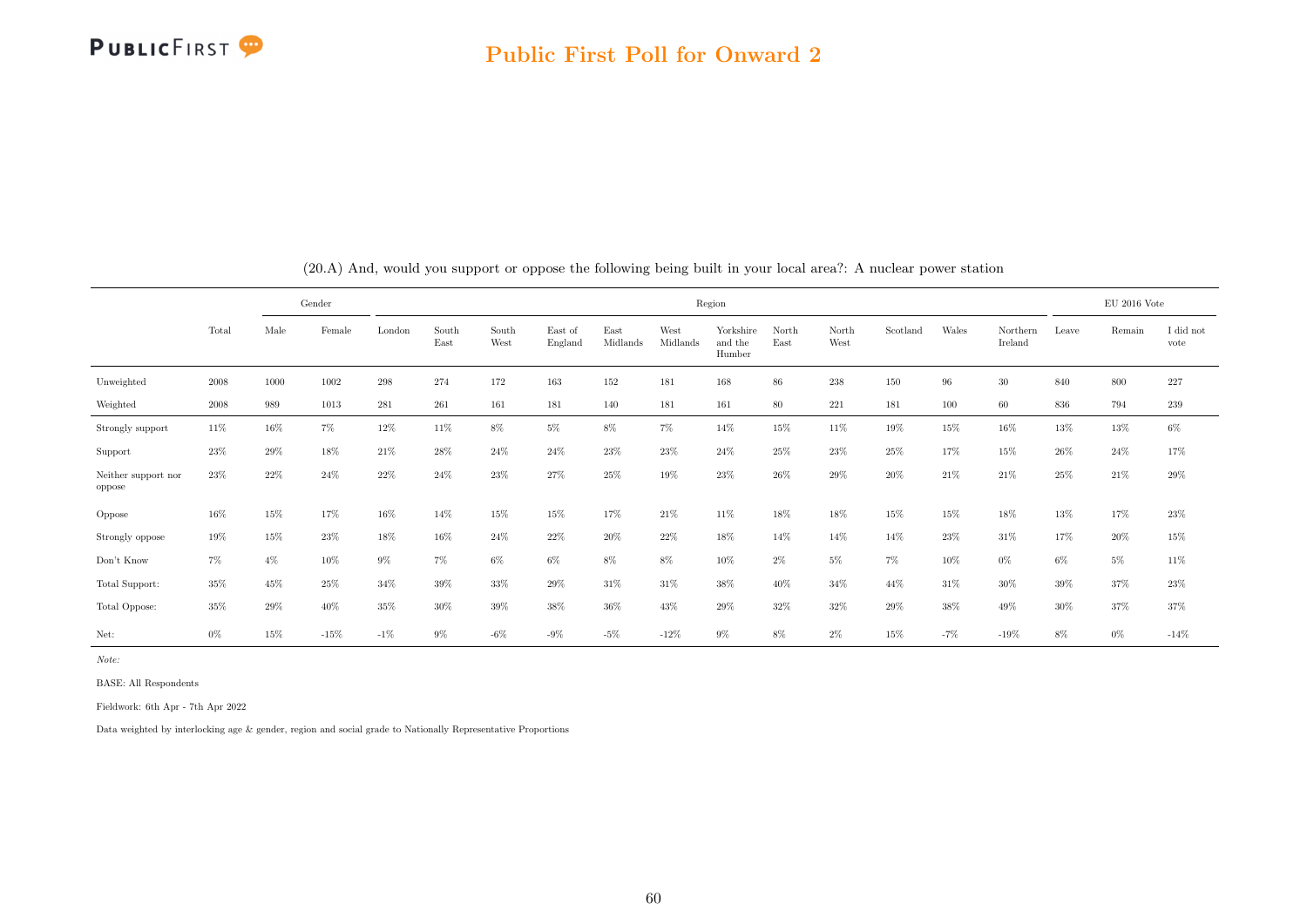(20.A) And, would you support or oppose the following being built in your local area?: A nuclear power station

| | Total | Gender | | Region | | | | | | | | | | | | EU 2016 Vote | | |
|---|---|---|---|---|---|---|---|---|---|---|---|---|---|---|---|---|---|---|
| | | Male | Female | London | South East | South West | East of England | East Midlands | West Midlands | Yorkshire and the Humber | North East | North West | Scotland | Wales | Northern Ireland | Leave | Remain | I did not vote |
| Unweighted | 2008 | 1000 | 1002 | 298 | 274 | 172 | 163 | 152 | 181 | 168 | 86 | 238 | 150 | 96 | 30 | 840 | 800 | 227 |
| Weighted | 2008 | 989 | 1013 | 281 | 261 | 161 | 181 | 140 | 181 | 161 | 80 | 221 | 181 | 100 | 60 | 836 | 794 | 239 |
| Strongly support | 11% | 16% | 7% | 12% | 11% | 8% | 5% | 8% | 7% | 14% | 15% | 11% | 19% | 15% | 16% | 13% | 13% | 6% |
| Support | 23% | 29% | 18% | 21% | 28% | 24% | 24% | 23% | 23% | 24% | 25% | 23% | 25% | 17% | 15% | 26% | 24% | 17% |
| Neither support nor oppose | 23% | 22% | 24% | 22% | 24% | 23% | 27% | 25% | 19% | 23% | 26% | 29% | 20% | 21% | 21% | 25% | 21% | 29% |
| Oppose | 16% | 15% | 17% | 16% | 14% | 15% | 15% | 17% | 21% | 11% | 18% | 18% | 15% | 15% | 18% | 13% | 17% | 23% |
| Strongly oppose | 19% | 15% | 23% | 18% | 16% | 24% | 22% | 20% | 22% | 18% | 14% | 14% | 14% | 23% | 31% | 17% | 20% | 15% |
| Don't Know | 7% | 4% | 10% | 9% | 7% | 6% | 6% | 8% | 8% | 10% | 2% | 5% | 7% | 10% | 0% | 6% | 5% | 11% |
| Total Support: | 35% | 45% | 25% | 34% | 39% | 33% | 29% | 31% | 31% | 38% | 40% | 34% | 44% | 31% | 30% | 39% | 37% | 23% |
| Total Oppose: | 35% | 29% | 40% | 35% | 30% | 39% | 38% | 36% | 43% | 29% | 32% | 32% | 29% | 38% | 49% | 30% | 37% | 37% |
| Net: | 0% | 15% | -15% | -1% | 9% | -6% | -9% | -5% | -12% | 9% | 8% | 2% | 15% | -7% | -19% | 8% | 0% | -14% |

*Note:*

BASE: All Respondents

Fieldwork: 6th Apr - 7th Apr 2022

Data weighted by interlocking age & gender, region and social grade to Nationally Representative Proportions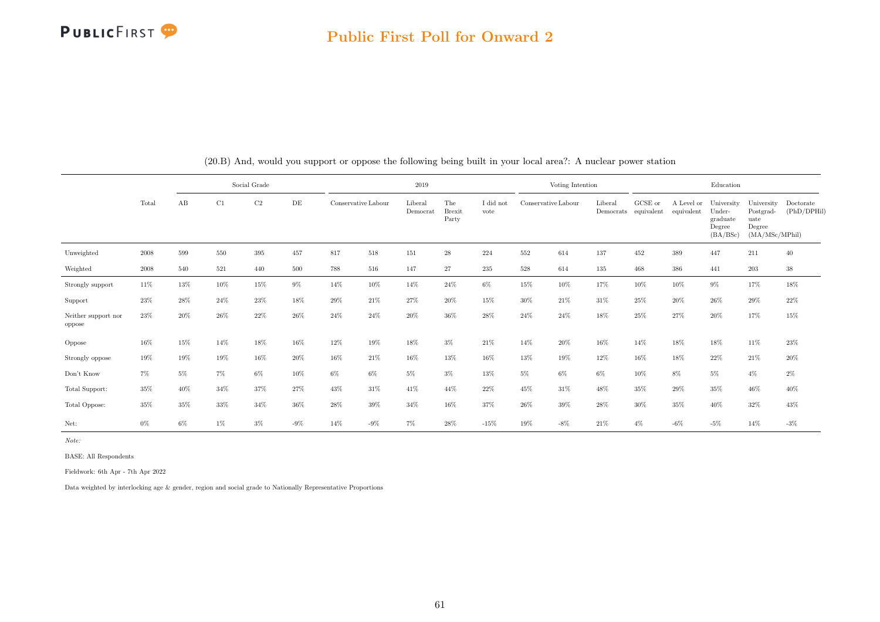(20.B) And, would you support or oppose the following being built in your local area?: A nuclear power station

| | Total | Social Grade | | | | 2019 | | | | | Voting Intention | | | Education | | | | |
|---|---|---|---|---|---|---|---|---|---|---|---|---|---|---|---|---|---|---|
| | | AB | C1 | C2 | DE | Conservative | Labour | Liberal Democrat | The Brexit Party | I did not vote | Conservative | Labour | Liberal Democrats | GCSE or equivalent | A Level or equivalent | University Under-graduate Degree (BA/BSc) | University Postgrad-uate Degree (MA/MSc/MPhil) | Doctorate (PhD/DPHil) |
| Unweighted | 2008 | 599 | 550 | 395 | 457 | 817 | 518 | 151 | 28 | 224 | 552 | 614 | 137 | 452 | 389 | 447 | 211 | 40 |
| Weighted | 2008 | 540 | 521 | 440 | 500 | 788 | 516 | 147 | 27 | 235 | 528 | 614 | 135 | 468 | 386 | 441 | 203 | 38 |
| Strongly support | 11% | 13% | 10% | 15% | 9% | 14% | 10% | 14% | 24% | 6% | 15% | 10% | 17% | 10% | 10% | 9% | 17% | 18% |
| Support | 23% | 28% | 24% | 23% | 18% | 29% | 21% | 27% | 20% | 15% | 30% | 21% | 31% | 25% | 20% | 26% | 29% | 22% |
| Neither support nor oppose | 23% | 20% | 26% | 22% | 26% | 24% | 24% | 20% | 36% | 28% | 24% | 24% | 18% | 25% | 27% | 20% | 17% | 15% |
| Oppose | 16% | 15% | 14% | 18% | 16% | 12% | 19% | 18% | 3% | 21% | 14% | 20% | 16% | 14% | 18% | 18% | 11% | 23% |
| Strongly oppose | 19% | 19% | 19% | 16% | 20% | 16% | 21% | 16% | 13% | 16% | 13% | 19% | 12% | 16% | 18% | 22% | 21% | 20% |
| Don't Know | 7% | 5% | 7% | 6% | 10% | 6% | 6% | 5% | 3% | 13% | 5% | 6% | 6% | 10% | 8% | 5% | 4% | 2% |
| Total Support: | 35% | 40% | 34% | 37% | 27% | 43% | 31% | 41% | 44% | 22% | 45% | 31% | 48% | 35% | 29% | 35% | 46% | 40% |
| Total Oppose: | 35% | 35% | 33% | 34% | 36% | 28% | 39% | 34% | 16% | 37% | 26% | 39% | 28% | 30% | 35% | 40% | 32% | 43% |
| Net: | 0% | 6% | 1% | 3% | -9% | 14% | -9% | 7% | 28% | -15% | 19% | -8% | 21% | 4% | -6% | -5% | 14% | -3% |

*Note:*

BASE: All Respondents

Fieldwork: 6th Apr - 7th Apr 2022

Data weighted by interlocking age & gender, region and social grade to Nationally Representative Proportions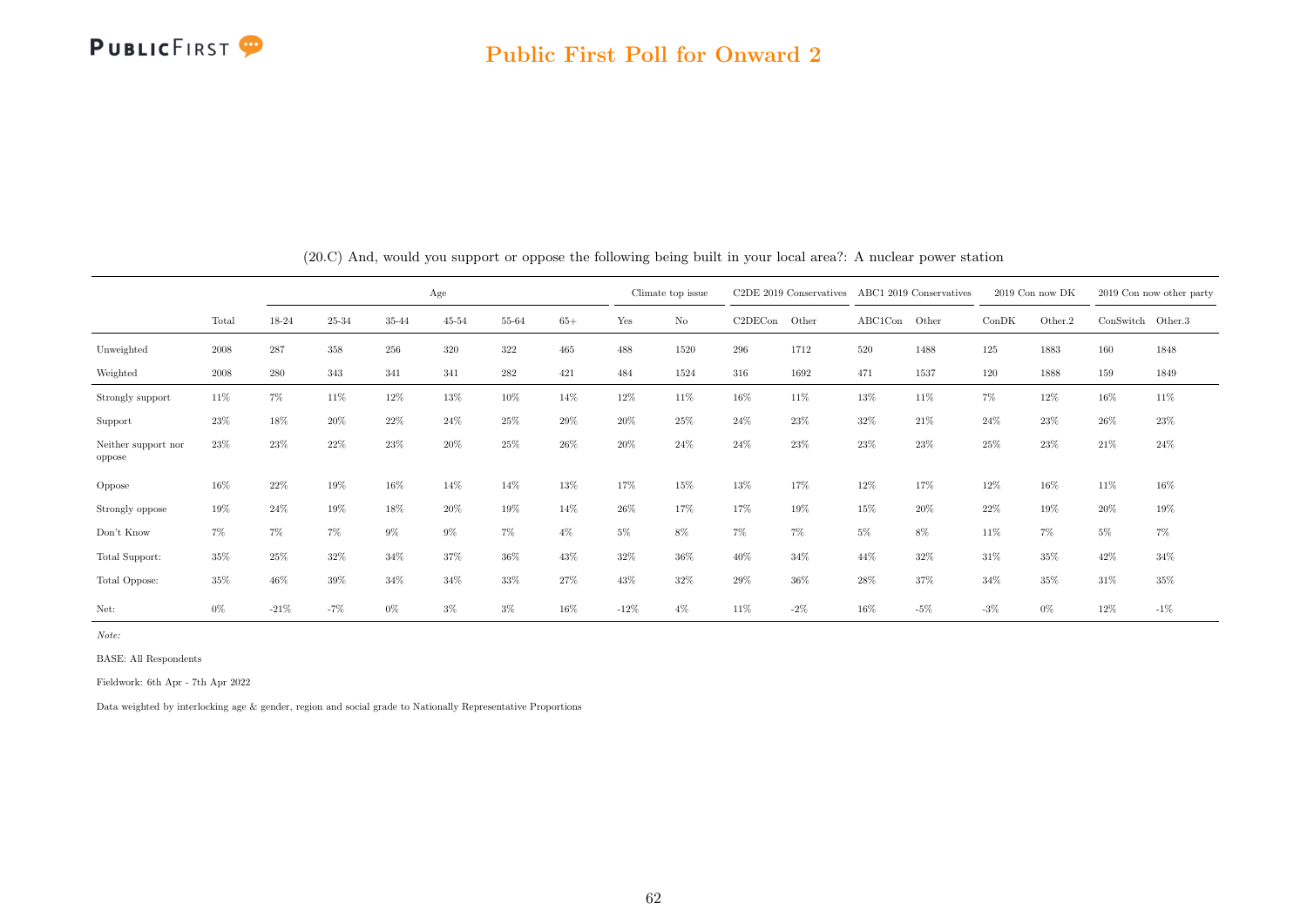## (20.C) And, would you support or oppose the following being built in your local area?: A nuclear power station

| | | Age | | | | | | Climate top issue | | C2DE 2019 Conservatives | | ABC1 2019 Conservatives | | 2019 Con now DK | | 2019 Con now other party | |
|---|---|---|---|---|---|---|---|---|---|---|---|---|---|---|---|---|---|
| | Total | 18-24 | 25-34 | 35-44 | 45-54 | 55-64 | 65+ | Yes | No | C2DECon | Other | ABC1Con | Other | ConDK | Other.2 | ConSwitch | Other.3 |
| Unweighted | 2008 | 287 | 358 | 256 | 320 | 322 | 465 | 488 | 1520 | 296 | 1712 | 520 | 1488 | 125 | 1883 | 160 | 1848 |
| Weighted | 2008 | 280 | 343 | 341 | 341 | 282 | 421 | 484 | 1524 | 316 | 1692 | 471 | 1537 | 120 | 1888 | 159 | 1849 |
| Strongly support | 11% | 7% | 11% | 12% | 13% | 10% | 14% | 12% | 11% | 16% | 11% | 13% | 11% | 7% | 12% | 16% | 11% |
| Support | 23% | 18% | 20% | 22% | 24% | 25% | 29% | 20% | 25% | 24% | 23% | 32% | 21% | 24% | 23% | 26% | 23% |
| Neither support nor oppose | 23% | 23% | 22% | 23% | 20% | 25% | 26% | 20% | 24% | 24% | 23% | 23% | 23% | 25% | 23% | 21% | 24% |
| Oppose | 16% | 22% | 19% | 16% | 14% | 14% | 13% | 17% | 15% | 13% | 17% | 12% | 17% | 12% | 16% | 11% | 16% |
| Strongly oppose | 19% | 24% | 19% | 18% | 20% | 19% | 14% | 26% | 17% | 17% | 19% | 15% | 20% | 22% | 19% | 20% | 19% |
| Don't Know | 7% | 7% | 7% | 9% | 9% | 7% | 4% | 5% | 8% | 7% | 7% | 5% | 8% | 11% | 7% | 5% | 7% |
| Total Support: | 35% | 25% | 32% | 34% | 37% | 36% | 43% | 32% | 36% | 40% | 34% | 44% | 32% | 31% | 35% | 42% | 34% |
| Total Oppose: | 35% | 46% | 39% | 34% | 34% | 33% | 27% | 43% | 32% | 29% | 36% | 28% | 37% | 34% | 35% | 31% | 35% |
| Net: | 0% | -21% | -7% | 0% | 3% | 3% | 16% | -12% | 4% | 11% | -2% | 16% | -5% | -3% | 0% | 12% | -1% |

*Note:*

BASE: All Respondents

Fieldwork: 6th Apr - 7th Apr 2022

Data weighted by interlocking age & gender, region and social grade to Nationally Representative Proportions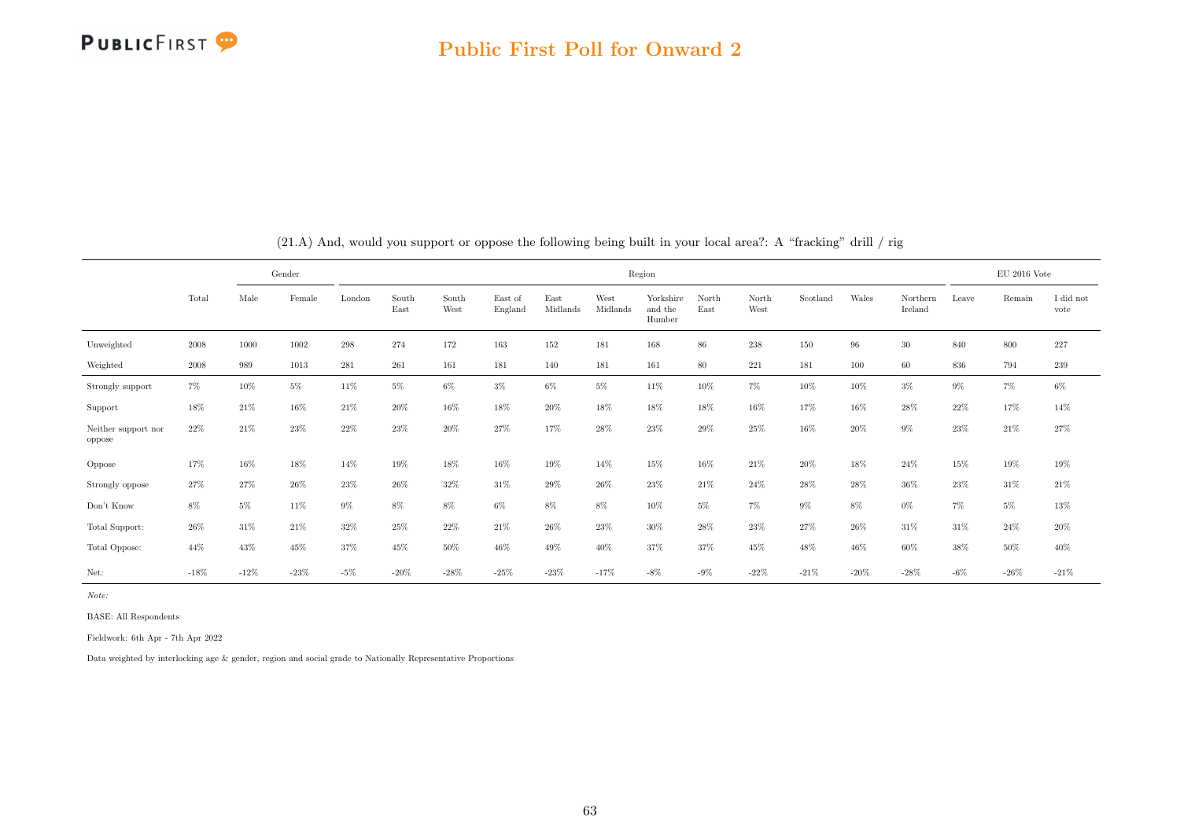(21.A) And, would you support or oppose the following being built in your local area?: A "fracking" drill / rig

| | Total | Gender | | Region | | | | | | | | | | | | | EU 2016 Vote | | |
|---|---|---|---|---|---|---|---|---|---|---|---|---|---|---|---|---|---|---|---|
| | | Male | Female | London | South East | South West | East of England | East Midlands | West Midlands | Yorkshire and the Humber | North East | North West | Scotland | Wales | Northern Ireland | Leave | Remain | I did not vote |
| Unweighted | 2008 | 1000 | 1002 | 298 | 274 | 172 | 163 | 152 | 181 | 168 | 86 | 238 | 150 | 96 | 30 | 840 | 800 | 227 |
| Weighted | 2008 | 989 | 1013 | 281 | 261 | 161 | 181 | 140 | 181 | 161 | 80 | 221 | 181 | 100 | 60 | 836 | 794 | 239 |
| Strongly support | 7% | 10% | 5% | 11% | 5% | 6% | 3% | 6% | 5% | 11% | 10% | 7% | 10% | 10% | 3% | 9% | 7% | 6% |
| Support | 18% | 21% | 16% | 21% | 20% | 16% | 18% | 20% | 18% | 18% | 18% | 16% | 17% | 16% | 28% | 22% | 17% | 14% |
| Neither support nor oppose | 22% | 21% | 23% | 22% | 23% | 20% | 27% | 17% | 28% | 23% | 29% | 25% | 16% | 20% | 9% | 23% | 21% | 27% |
| Oppose | 17% | 16% | 18% | 14% | 19% | 18% | 16% | 19% | 14% | 15% | 16% | 21% | 20% | 18% | 24% | 15% | 19% | 19% |
| Strongly oppose | 27% | 27% | 26% | 23% | 26% | 32% | 31% | 29% | 26% | 23% | 21% | 24% | 28% | 28% | 36% | 23% | 31% | 21% |
| Don't Know | 8% | 5% | 11% | 9% | 8% | 8% | 6% | 8% | 8% | 10% | 5% | 7% | 9% | 8% | 0% | 7% | 5% | 13% |
| Total Support: | 26% | 31% | 21% | 32% | 25% | 22% | 21% | 26% | 23% | 30% | 28% | 23% | 27% | 26% | 31% | 31% | 24% | 20% |
| Total Oppose: | 44% | 43% | 45% | 37% | 45% | 50% | 46% | 49% | 40% | 37% | 37% | 45% | 48% | 46% | 60% | 38% | 50% | 40% |
| Net: | -18% | -12% | -23% | -5% | -20% | -28% | -25% | -23% | -17% | -8% | -9% | -22% | -21% | -20% | -28% | -6% | -26% | -21% |

*Note:*

BASE: All Respondents

Fieldwork: 6th Apr - 7th Apr 2022

Data weighted by interlocking age & gender, region and social grade to Nationally Representative Proportions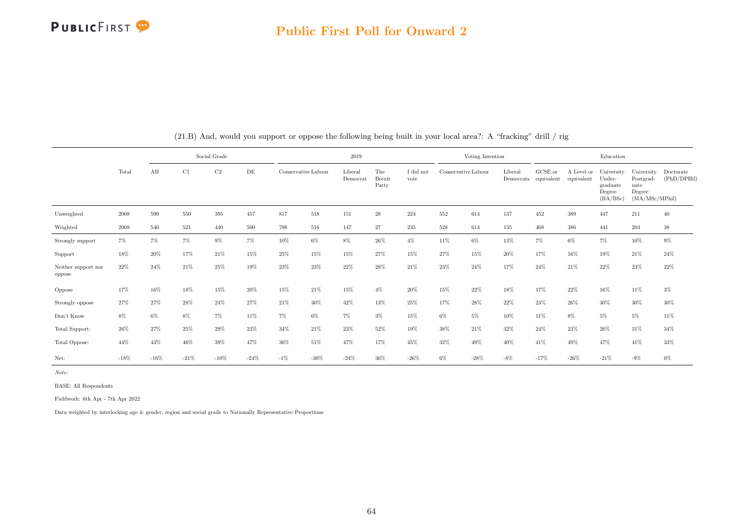# Public First Poll for Onward 2

(21.B) And, would you support or oppose the following being built in your local area?: A "fracking" drill / rig

| | Total | Social Grade | | | | 2019 | | | | | Voting Intention | | | Education | | | | |
|---|---|---|---|---|---|---|---|---|---|---|---|---|---|---|---|---|---|---|
| | | AB | C1 | C2 | DE | Conservative | Labour | Liberal Democrat | The Brexit Party | I did not vote | Conservative | Labour | Liberal Democrats | GCSE or equivalent | A Level or equivalent | University Under-graduate Degree (BA/BSc) | University Postgrad-uate Degree (MA/MSc/MPhil) | Doctorate (PhD/DPHil) |
| Unweighted | 2008 | 599 | 550 | 395 | 457 | 817 | 518 | 151 | 28 | 224 | 552 | 614 | 137 | 452 | 389 | 447 | 211 | 40 |
| Weighted | 2008 | 540 | 521 | 440 | 500 | 788 | 516 | 147 | 27 | 235 | 528 | 614 | 135 | 468 | 386 | 441 | 203 | 38 |
| Strongly support | 7% | 7% | 7% | 9% | 7% | 10% | 6% | 8% | 26% | 4% | 11% | 6% | 13% | 7% | 6% | 7% | 10% | 9% |
| Support | 18% | 20% | 17% | 21% | 15% | 25% | 15% | 15% | 27% | 15% | 27% | 15% | 20% | 17% | 16% | 19% | 21% | 24% |
| Neither support nor oppose | 22% | 24% | 21% | 25% | 19% | 23% | 23% | 22% | 28% | 21% | 23% | 24% | 17% | 24% | 21% | 22% | 23% | 22% |
| Oppose | 17% | 16% | 18% | 15% | 20% | 15% | 21% | 15% | 4% | 20% | 15% | 22% | 18% | 17% | 22% | 16% | 11% | 3% |
| Strongly oppose | 27% | 27% | 28% | 24% | 27% | 21% | 30% | 32% | 13% | 25% | 17% | 28% | 22% | 23% | 26% | 30% | 30% | 30% |
| Don't Know | 8% | 6% | 8% | 7% | 11% | 7% | 6% | 7% | 3% | 15% | 6% | 5% | 10% | 11% | 8% | 5% | 5% | 11% |
| Total Support: | 26% | 27% | 25% | 29% | 23% | 34% | 21% | 23% | 52% | 19% | 38% | 21% | 32% | 24% | 23% | 26% | 31% | 34% |
| Total Oppose: | 44% | 43% | 46% | 39% | 47% | 36% | 51% | 47% | 17% | 45% | 32% | 49% | 40% | 41% | 49% | 47% | 41% | 33% |
| Net: | -18% | -16% | -21% | -10% | -24% | -1% | -30% | -24% | 36% | -26% | 6% | -28% | -8% | -17% | -26% | -21% | -9% | 0% |

*Note:*

BASE: All Respondents

Fieldwork: 6th Apr - 7th Apr 2022

Data weighted by interlocking age & gender, region and social grade to Nationally Representative Proportions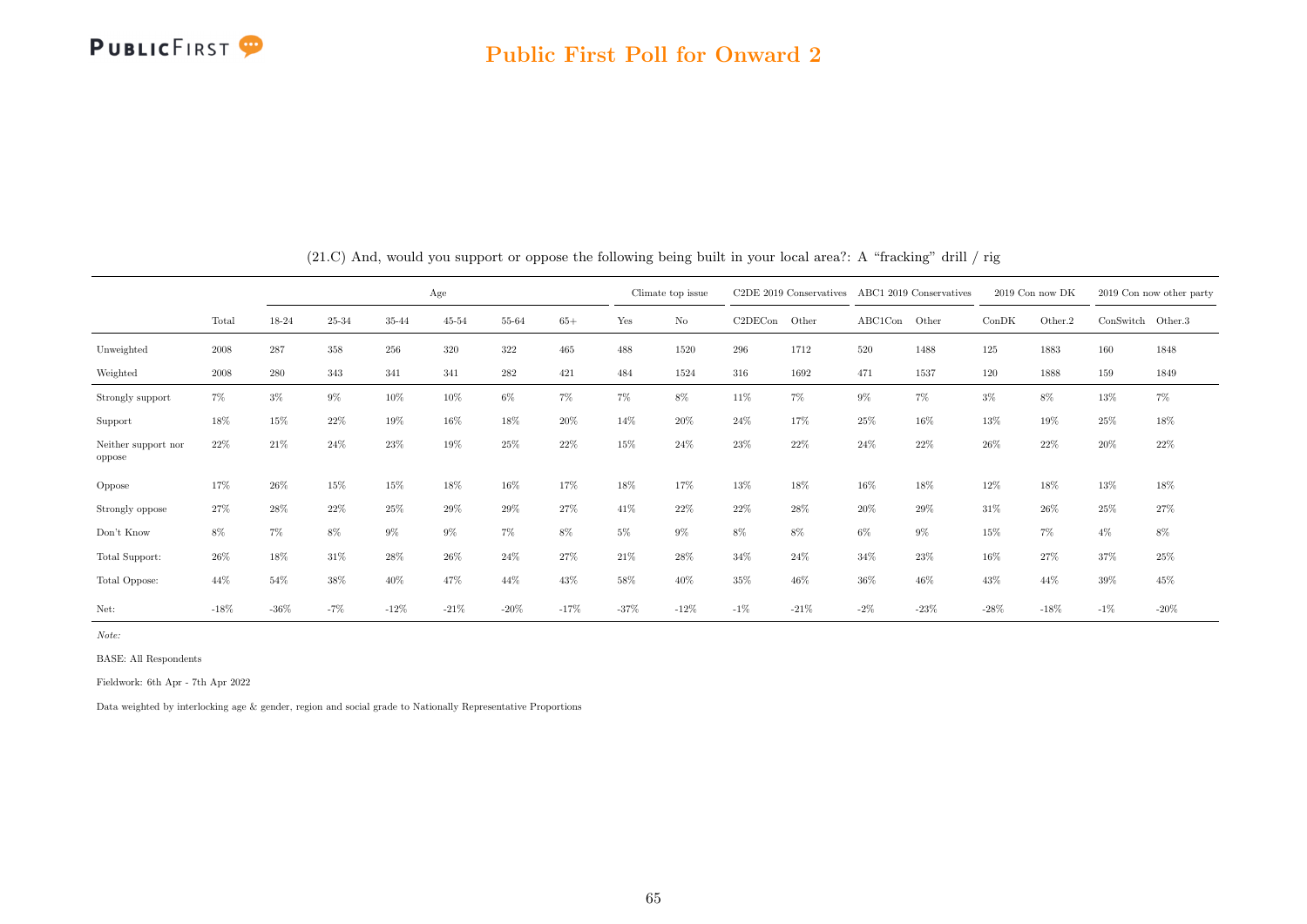(21.C) And, would you support or oppose the following being built in your local area?: A "fracking" drill / rig

| | Total | Age | | | | | | Climate top issue | | C2DE 2019 Conservatives | | ABC1 2019 Conservatives | | 2019 Con now DK | | 2019 Con now other party | |
|---|---|---|---|---|---|---|---|---|---|---|---|---|---|---|---|---|---|
| | | 18-24 | 25-34 | 35-44 | 45-54 | 55-64 | 65+ | Yes | No | C2DECon | Other | ABC1Con | Other | ConDK | Other.2 | ConSwitch | Other.3 |
| Unweighted | 2008 | 287 | 358 | 256 | 320 | 322 | 465 | 488 | 1520 | 296 | 1712 | 520 | 1488 | 125 | 1883 | 160 | 1848 |
| Weighted | 2008 | 280 | 343 | 341 | 341 | 282 | 421 | 484 | 1524 | 316 | 1692 | 471 | 1537 | 120 | 1888 | 159 | 1849 |
| Strongly support | 7% | 3% | 9% | 10% | 10% | 6% | 7% | 7% | 8% | 11% | 7% | 9% | 7% | 3% | 8% | 13% | 7% |
| Support | 18% | 15% | 22% | 19% | 16% | 18% | 20% | 14% | 20% | 24% | 17% | 25% | 16% | 13% | 19% | 25% | 18% |
| Neither support nor oppose | 22% | 21% | 24% | 23% | 19% | 25% | 22% | 15% | 24% | 23% | 22% | 24% | 22% | 26% | 22% | 20% | 22% |
| Oppose | 17% | 26% | 15% | 15% | 18% | 16% | 17% | 18% | 17% | 13% | 18% | 16% | 18% | 12% | 18% | 13% | 18% |
| Strongly oppose | 27% | 28% | 22% | 25% | 29% | 29% | 27% | 41% | 22% | 22% | 28% | 20% | 29% | 31% | 26% | 25% | 27% |
| Don't Know | 8% | 7% | 8% | 9% | 9% | 7% | 8% | 5% | 9% | 8% | 8% | 6% | 9% | 15% | 7% | 4% | 8% |
| Total Support: | 26% | 18% | 31% | 28% | 26% | 24% | 27% | 21% | 28% | 34% | 24% | 34% | 23% | 16% | 27% | 37% | 25% |
| Total Oppose: | 44% | 54% | 38% | 40% | 47% | 44% | 43% | 58% | 40% | 35% | 46% | 36% | 46% | 43% | 44% | 39% | 45% |
| Net: | -18% | -36% | -7% | -12% | -21% | -20% | -17% | -37% | -12% | -1% | -21% | -2% | -23% | -28% | -18% | -1% | -20% |

*Note:*

BASE: All Respondents

Fieldwork: 6th Apr - 7th Apr 2022

Data weighted by interlocking age & gender, region and social grade to Nationally Representative Proportions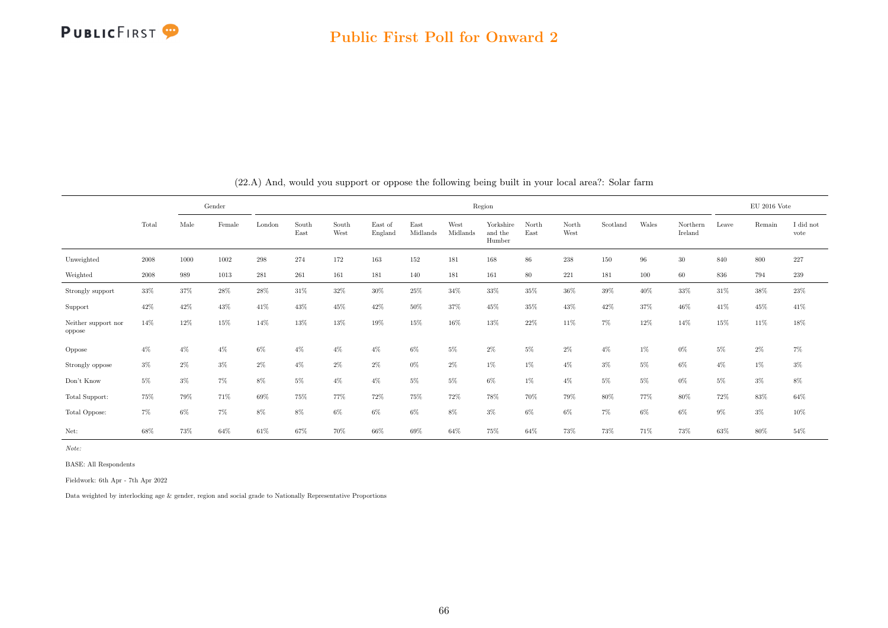## Public First Poll for Onward 2

(22.A) And, would you support or oppose the following being built in your local area?: Solar farm

| | Total | Gender | | Region | | | | | | | | | | | | | EU 2016 Vote | | |
|---|---|---|---|---|---|---|---|---|---|---|---|---|---|---|---|---|---|---|---|
| | | Male | Female | London | South East | South West | East of England | East Midlands | West Midlands | Yorkshire and the Humber | North East | North West | Scotland | Wales | Northern Ireland | Leave | Remain | I did not vote |
| Unweighted | 2008 | 1000 | 1002 | 298 | 274 | 172 | 163 | 152 | 181 | 168 | 86 | 238 | 150 | 96 | 30 | 840 | 800 | 227 |
| Weighted | 2008 | 989 | 1013 | 281 | 261 | 161 | 181 | 140 | 181 | 161 | 80 | 221 | 181 | 100 | 60 | 836 | 794 | 239 |
| Strongly support | 33% | 37% | 28% | 28% | 31% | 32% | 30% | 25% | 34% | 33% | 35% | 36% | 39% | 40% | 33% | 31% | 38% | 23% |
| Support | 42% | 42% | 43% | 41% | 43% | 45% | 42% | 50% | 37% | 45% | 35% | 43% | 42% | 37% | 46% | 41% | 45% | 41% |
| Neither support nor oppose | 14% | 12% | 15% | 14% | 13% | 13% | 19% | 15% | 16% | 13% | 22% | 11% | 7% | 12% | 14% | 15% | 11% | 18% |
| Oppose | 4% | 4% | 4% | 6% | 4% | 4% | 4% | 6% | 5% | 2% | 5% | 2% | 4% | 1% | 0% | 5% | 2% | 7% |
| Strongly oppose | 3% | 2% | 3% | 2% | 4% | 2% | 2% | 0% | 2% | 1% | 1% | 4% | 3% | 5% | 6% | 4% | 1% | 3% |
| Don't Know | 5% | 3% | 7% | 8% | 5% | 4% | 4% | 5% | 5% | 6% | 1% | 4% | 5% | 5% | 0% | 5% | 3% | 8% |
| Total Support: | 75% | 79% | 71% | 69% | 75% | 77% | 72% | 75% | 72% | 78% | 70% | 79% | 80% | 77% | 80% | 72% | 83% | 64% |
| Total Oppose: | 7% | 6% | 7% | 8% | 8% | 6% | 6% | 6% | 8% | 3% | 6% | 6% | 7% | 6% | 6% | 9% | 3% | 10% |
| Net: | 68% | 73% | 64% | 61% | 67% | 70% | 66% | 69% | 64% | 75% | 64% | 73% | 73% | 71% | 73% | 63% | 80% | 54% |

*Note:*

BASE: All Respondents

Fieldwork: 6th Apr - 7th Apr 2022

Data weighted by interlocking age & gender, region and social grade to Nationally Representative Proportions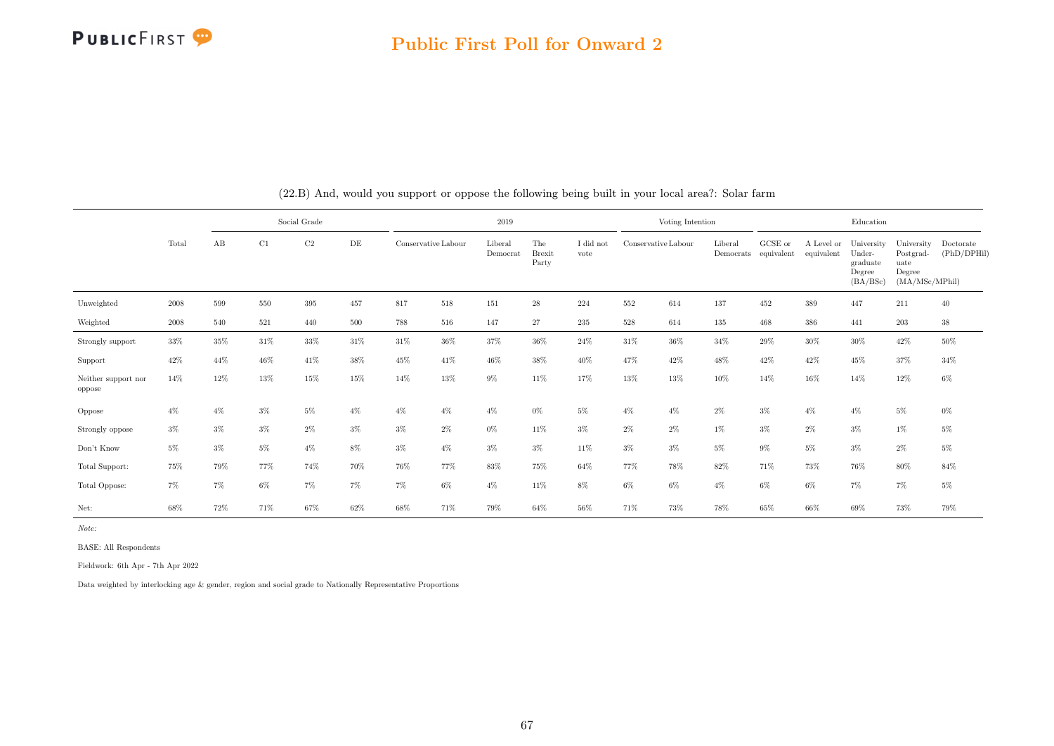## (22.B) And, would you support or oppose the following being built in your local area?: Solar farm

| | Total | Social Grade | | | | 2019 | | | | | Voting Intention | | | Education | | | | |
|---|---|---|---|---|---|---|---|---|---|---|---|---|---|---|---|---|---|---|
| | | AB | C1 | C2 | DE | Conservative | Labour | Liberal Democrat | The Brexit Party | I did not vote | Conservative | Labour | Liberal Democrats | GCSE or equivalent | A Level or equivalent | University Undergraduate Degree (BA/BSc) | University Postgraduate Degree (MA/MSc/MPhil) | Doctorate (PhD/DPHil) |
| Unweighted | 2008 | 599 | 550 | 395 | 457 | 817 | 518 | 151 | 28 | 224 | 552 | 614 | 137 | 452 | 389 | 447 | 211 | 40 |
| Weighted | 2008 | 540 | 521 | 440 | 500 | 788 | 516 | 147 | 27 | 235 | 528 | 614 | 135 | 468 | 386 | 441 | 203 | 38 |
| Strongly support | 33% | 35% | 31% | 33% | 31% | 31% | 36% | 37% | 36% | 24% | 31% | 36% | 34% | 29% | 30% | 30% | 42% | 50% |
| Support | 42% | 44% | 46% | 41% | 38% | 45% | 41% | 46% | 38% | 40% | 47% | 42% | 48% | 42% | 42% | 45% | 37% | 34% |
| Neither support nor oppose | 14% | 12% | 13% | 15% | 15% | 14% | 13% | 9% | 11% | 17% | 13% | 13% | 10% | 14% | 16% | 14% | 12% | 6% |
| Oppose | 4% | 4% | 3% | 5% | 4% | 4% | 4% | 4% | 0% | 5% | 4% | 4% | 2% | 3% | 4% | 4% | 5% | 0% |
| Strongly oppose | 3% | 3% | 3% | 2% | 3% | 3% | 2% | 0% | 11% | 3% | 2% | 2% | 1% | 3% | 2% | 3% | 1% | 5% |
| Don't Know | 5% | 3% | 5% | 4% | 8% | 3% | 4% | 3% | 3% | 11% | 3% | 3% | 5% | 9% | 5% | 3% | 2% | 5% |
| Total Support: | 75% | 79% | 77% | 74% | 70% | 76% | 77% | 83% | 75% | 64% | 77% | 78% | 82% | 71% | 73% | 76% | 80% | 84% |
| Total Oppose: | 7% | 7% | 6% | 7% | 7% | 7% | 6% | 4% | 11% | 8% | 6% | 6% | 4% | 6% | 6% | 7% | 7% | 5% |
| Net: | 68% | 72% | 71% | 67% | 62% | 68% | 71% | 79% | 64% | 56% | 71% | 73% | 78% | 65% | 66% | 69% | 73% | 79% |

*Note:*

BASE: All Respondents

Fieldwork: 6th Apr - 7th Apr 2022

Data weighted by interlocking age & gender, region and social grade to Nationally Representative Proportions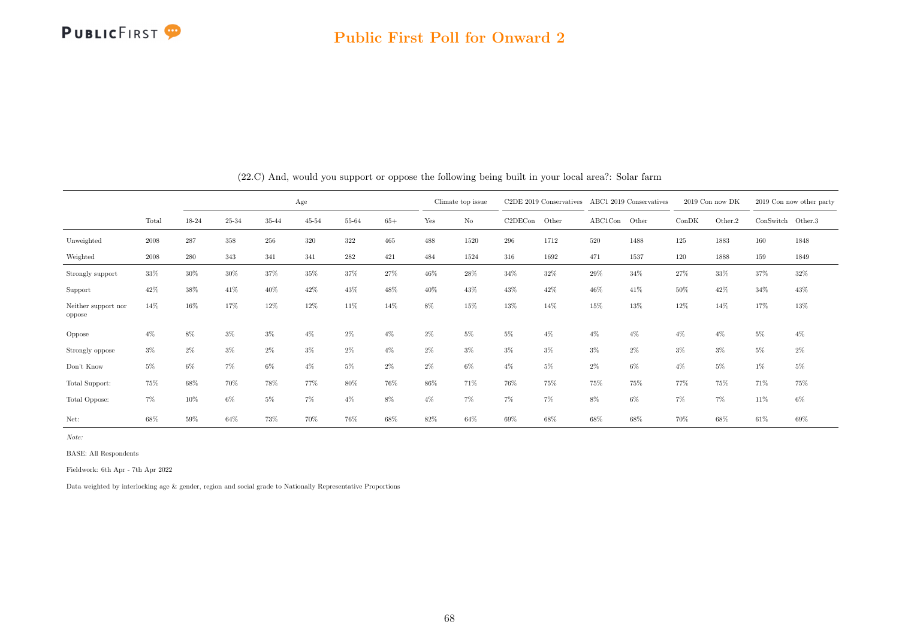(22.C) And, would you support or oppose the following being built in your local area?: Solar farm

| | | Age | | | | | | Climate top issue | | C2DE 2019 Conservatives | | ABC1 2019 Conservatives | | 2019 Con now DK | | 2019 Con now other party | |
|---|---|---|---|---|---|---|---|---|---|---|---|---|---|---|---|---|---|
| | Total | 18-24 | 25-34 | 35-44 | 45-54 | 55-64 | 65+ | Yes | No | C2DECon | Other | ABC1Con | Other | ConDK | Other.2 | ConSwitch | Other.3 |
| Unweighted | 2008 | 287 | 358 | 256 | 320 | 322 | 465 | 488 | 1520 | 296 | 1712 | 520 | 1488 | 125 | 1883 | 160 | 1848 |
| Weighted | 2008 | 280 | 343 | 341 | 341 | 282 | 421 | 484 | 1524 | 316 | 1692 | 471 | 1537 | 120 | 1888 | 159 | 1849 |
| Strongly support | 33% | 30% | 30% | 37% | 35% | 37% | 27% | 46% | 28% | 34% | 32% | 29% | 34% | 27% | 33% | 37% | 32% |
| Support | 42% | 38% | 41% | 40% | 42% | 43% | 48% | 40% | 43% | 43% | 42% | 46% | 41% | 50% | 42% | 34% | 43% |
| Neither support nor oppose | 14% | 16% | 17% | 12% | 12% | 11% | 14% | 8% | 15% | 13% | 14% | 15% | 13% | 12% | 14% | 17% | 13% |
| Oppose | 4% | 8% | 3% | 3% | 4% | 2% | 4% | 2% | 5% | 5% | 4% | 4% | 4% | 4% | 4% | 5% | 4% |
| Strongly oppose | 3% | 2% | 3% | 2% | 3% | 2% | 4% | 2% | 3% | 3% | 3% | 3% | 2% | 3% | 3% | 5% | 2% |
| Don't Know | 5% | 6% | 7% | 6% | 4% | 5% | 2% | 2% | 6% | 4% | 5% | 2% | 6% | 4% | 5% | 1% | 5% |
| Total Support: | 75% | 68% | 70% | 78% | 77% | 80% | 76% | 86% | 71% | 76% | 75% | 75% | 75% | 77% | 75% | 71% | 75% |
| Total Oppose: | 7% | 10% | 6% | 5% | 7% | 4% | 8% | 4% | 7% | 7% | 7% | 8% | 6% | 7% | 7% | 11% | 6% |
| Net: | 68% | 59% | 64% | 73% | 70% | 76% | 68% | 82% | 64% | 69% | 68% | 68% | 68% | 70% | 68% | 61% | 69% |

*Note:*

BASE: All Respondents

Fieldwork: 6th Apr - 7th Apr 2022

Data weighted by interlocking age & gender, region and social grade to Nationally Representative Proportions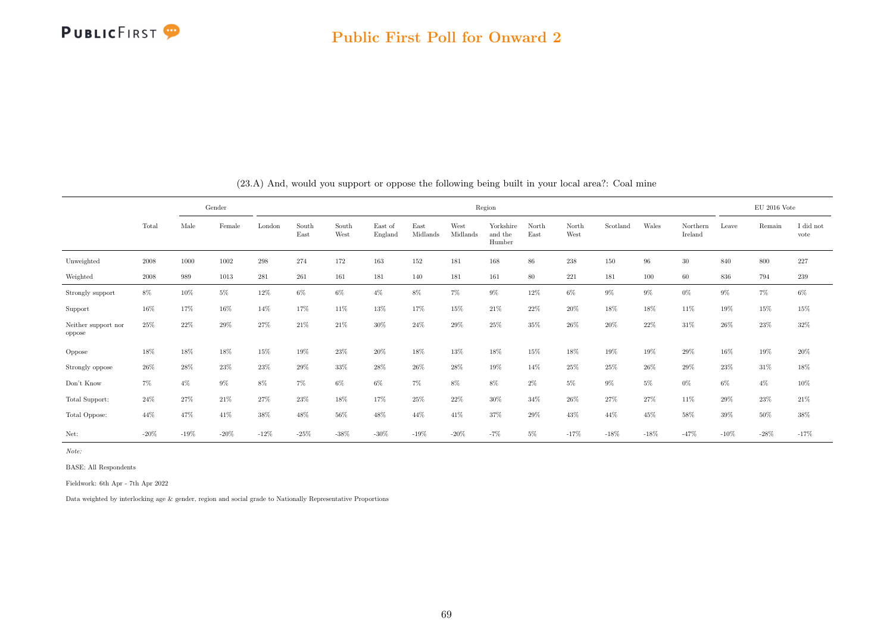(23.A) And, would you support or oppose the following being built in your local area?: Coal mine

| | Total | Gender | | Region | | | | | | | | | | | | EU 2016 Vote | | |
|---|---|---|---|---|---|---|---|---|---|---|---|---|---|---|---|---|---|---|
| | | Male | Female | London | South East | South West | East of England | East Midlands | West Midlands | Yorkshire and the Humber | North East | North West | Scotland | Wales | Northern Ireland | Leave | Remain | I did not vote |
| Unweighted | 2008 | 1000 | 1002 | 298 | 274 | 172 | 163 | 152 | 181 | 168 | 86 | 238 | 150 | 96 | 30 | 840 | 800 | 227 |
| Weighted | 2008 | 989 | 1013 | 281 | 261 | 161 | 181 | 140 | 181 | 161 | 80 | 221 | 181 | 100 | 60 | 836 | 794 | 239 |
| Strongly support | 8% | 10% | 5% | 12% | 6% | 6% | 4% | 8% | 7% | 9% | 12% | 6% | 9% | 9% | 0% | 9% | 7% | 6% |
| Support | 16% | 17% | 16% | 14% | 17% | 11% | 13% | 17% | 15% | 21% | 22% | 20% | 18% | 18% | 11% | 19% | 15% | 15% |
| Neither support nor oppose | 25% | 22% | 29% | 27% | 21% | 21% | 30% | 24% | 29% | 25% | 35% | 26% | 20% | 22% | 31% | 26% | 23% | 32% |
| Oppose | 18% | 18% | 18% | 15% | 19% | 23% | 20% | 18% | 13% | 18% | 15% | 18% | 19% | 19% | 29% | 16% | 19% | 20% |
| Strongly oppose | 26% | 28% | 23% | 23% | 29% | 33% | 28% | 26% | 28% | 19% | 14% | 25% | 25% | 26% | 29% | 23% | 31% | 18% |
| Don't Know | 7% | 4% | 9% | 8% | 7% | 6% | 6% | 7% | 8% | 8% | 2% | 5% | 9% | 5% | 0% | 6% | 4% | 10% |
| Total Support: | 24% | 27% | 21% | 27% | 23% | 18% | 17% | 25% | 22% | 30% | 34% | 26% | 27% | 27% | 11% | 29% | 23% | 21% |
| Total Oppose: | 44% | 47% | 41% | 38% | 48% | 56% | 48% | 44% | 41% | 37% | 29% | 43% | 44% | 45% | 58% | 39% | 50% | 38% |
| Net: | -20% | -19% | -20% | -12% | -25% | -38% | -30% | -19% | -20% | -7% | 5% | -17% | -18% | -18% | -47% | -10% | -28% | -17% |

*Note:*

BASE: All Respondents

Fieldwork: 6th Apr - 7th Apr 2022

Data weighted by interlocking age & gender, region and social grade to Nationally Representative Proportions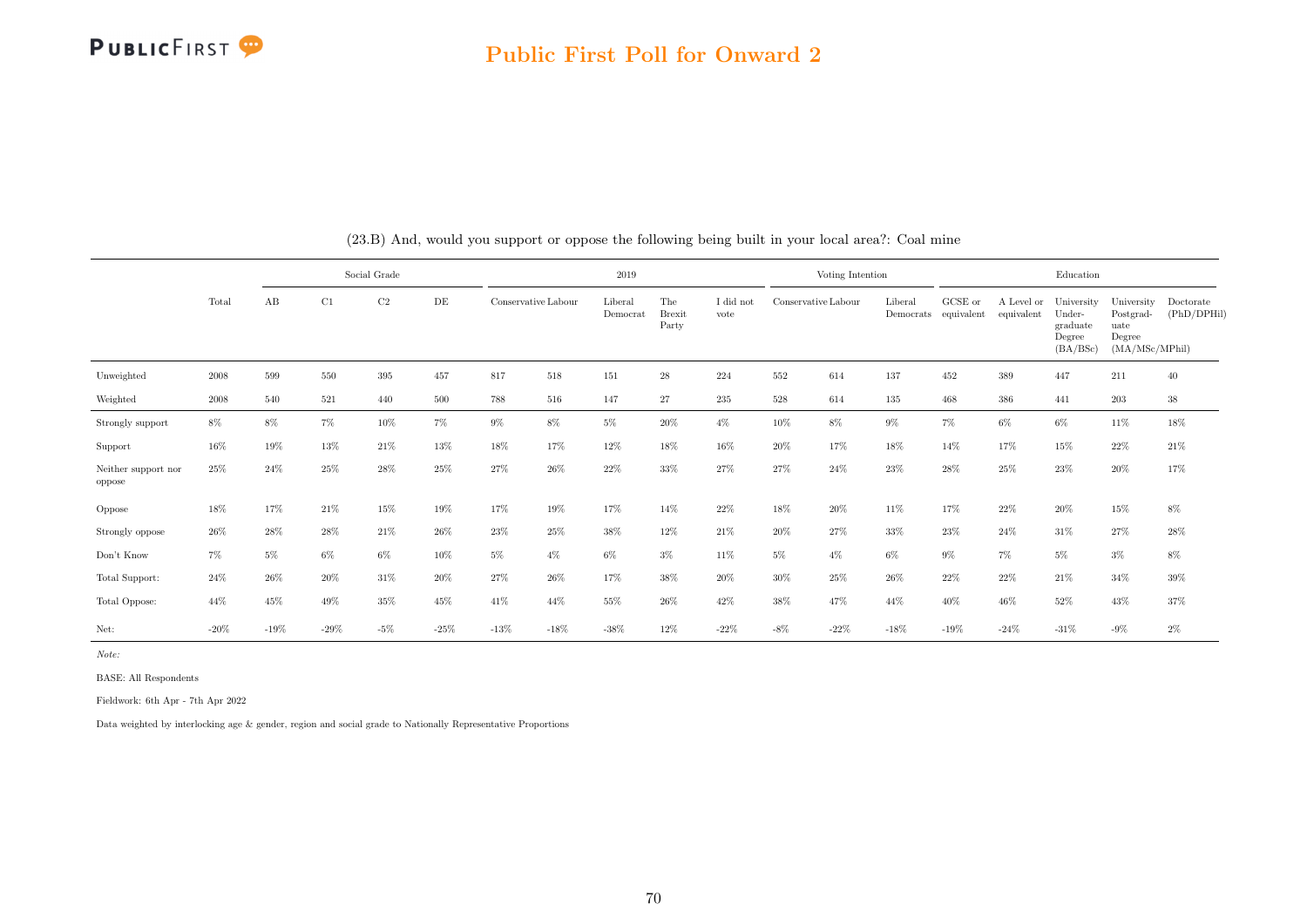## Public First Poll for Onward 2

(23.B) And, would you support or oppose the following being built in your local area?: Coal mine

| | Total | Social Grade | | | | 2019 | | | | | Voting Intention | | | Education | | | | |
|---|---|---|---|---|---|---|---|---|---|---|---|---|---|---|---|---|---|---|
| | | AB | C1 | C2 | DE | Conservative | Labour | Liberal Democrat | The Brexit Party | I did not vote | Conservative | Labour | Liberal Democrats | GCSE or equivalent | A Level or equivalent | University Under-graduate Degree (BA/BSc) | University Postgrad-uate Degree (MA/MSc/MPhil) | Doctorate (PhD/DPHil) |
| Unweighted | 2008 | 599 | 550 | 395 | 457 | 817 | 518 | 151 | 28 | 224 | 552 | 614 | 137 | 452 | 389 | 447 | 211 | 40 |
| Weighted | 2008 | 540 | 521 | 440 | 500 | 788 | 516 | 147 | 27 | 235 | 528 | 614 | 135 | 468 | 386 | 441 | 203 | 38 |
| Strongly support | 8% | 8% | 7% | 10% | 7% | 9% | 8% | 5% | 20% | 4% | 10% | 8% | 9% | 7% | 6% | 6% | 11% | 18% |
| Support | 16% | 19% | 13% | 21% | 13% | 18% | 17% | 12% | 18% | 16% | 20% | 17% | 18% | 14% | 17% | 15% | 22% | 21% |
| Neither support nor oppose | 25% | 24% | 25% | 28% | 25% | 27% | 26% | 22% | 33% | 27% | 27% | 24% | 23% | 28% | 25% | 23% | 20% | 17% |
| Oppose | 18% | 17% | 21% | 15% | 19% | 17% | 19% | 17% | 14% | 22% | 18% | 20% | 11% | 17% | 22% | 20% | 15% | 8% |
| Strongly oppose | 26% | 28% | 28% | 21% | 26% | 23% | 25% | 38% | 12% | 21% | 20% | 27% | 33% | 23% | 24% | 31% | 27% | 28% |
| Don't Know | 7% | 5% | 6% | 6% | 10% | 5% | 4% | 6% | 3% | 11% | 5% | 4% | 6% | 9% | 7% | 5% | 3% | 8% |
| Total Support: | 24% | 26% | 20% | 31% | 20% | 27% | 26% | 17% | 38% | 20% | 30% | 25% | 26% | 22% | 22% | 21% | 34% | 39% |
| Total Oppose: | 44% | 45% | 49% | 35% | 45% | 41% | 44% | 55% | 26% | 42% | 38% | 47% | 44% | 40% | 46% | 52% | 43% | 37% |
| Net: | -20% | -19% | -29% | -5% | -25% | -13% | -18% | -38% | 12% | -22% | -8% | -22% | -18% | -19% | -24% | -31% | -9% | 2% |

*Note:*

BASE: All Respondents

Fieldwork: 6th Apr - 7th Apr 2022

Data weighted by interlocking age & gender, region and social grade to Nationally Representative Proportions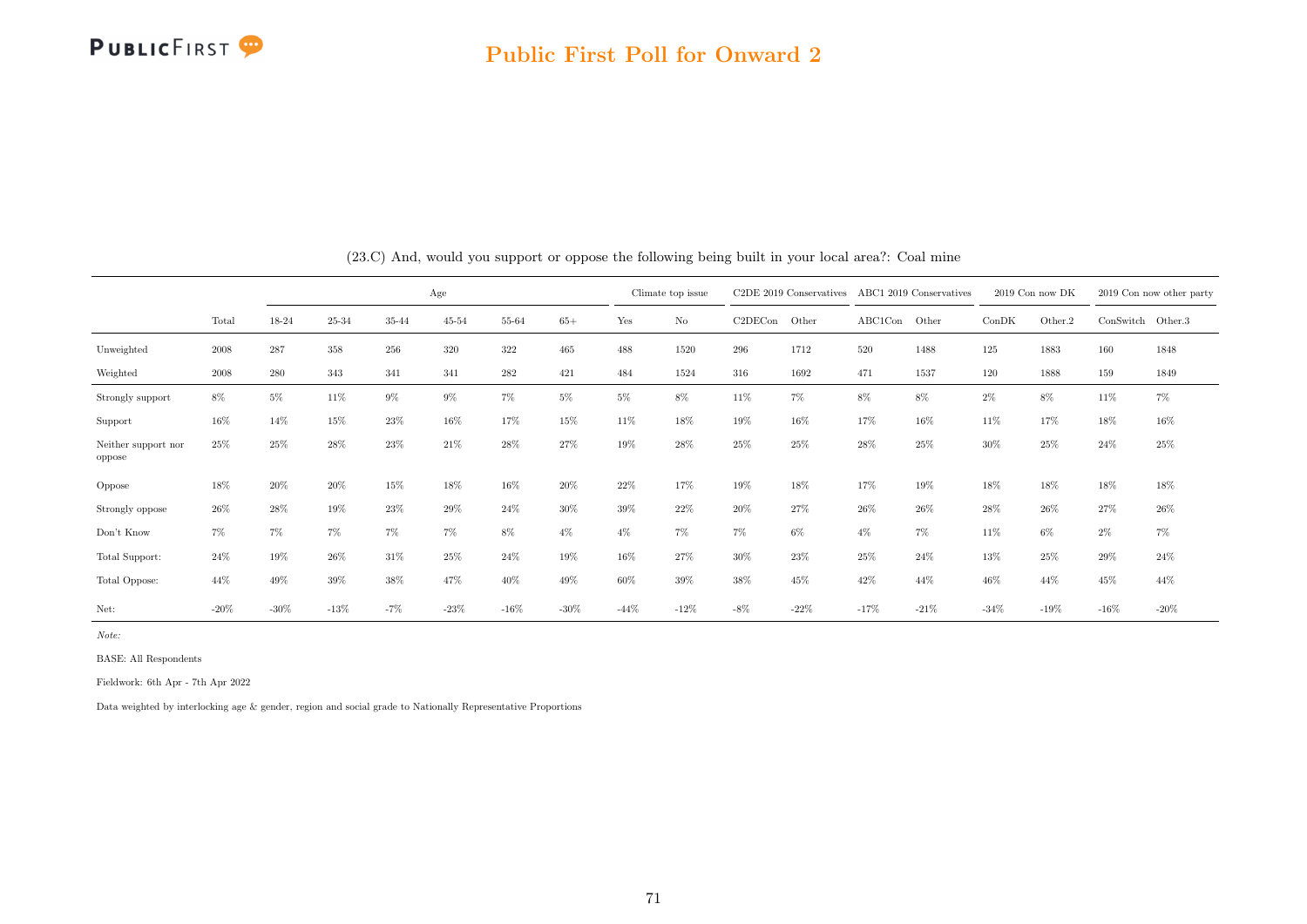(23.C) And, would you support or oppose the following being built in your local area?: Coal mine

| | | Age | | | | | | Climate top issue | | C2DE 2019 Conservatives | | ABC1 2019 Conservatives | | 2019 Con now DK | | 2019 Con now other party | |
|---|---|---|---|---|---|---|---|---|---|---|---|---|---|---|---|---|---|
| | Total | 18-24 | 25-34 | 35-44 | 45-54 | 55-64 | 65+ | Yes | No | C2DECon | Other | ABC1Con | Other | ConDK | Other.2 | ConSwitch | Other.3 |
| Unweighted | 2008 | 287 | 358 | 256 | 320 | 322 | 465 | 488 | 1520 | 296 | 1712 | 520 | 1488 | 125 | 1883 | 160 | 1848 |
| Weighted | 2008 | 280 | 343 | 341 | 341 | 282 | 421 | 484 | 1524 | 316 | 1692 | 471 | 1537 | 120 | 1888 | 159 | 1849 |
| Strongly support | 8% | 5% | 11% | 9% | 9% | 7% | 5% | 5% | 8% | 11% | 7% | 8% | 8% | 2% | 8% | 11% | 7% |
| Support | 16% | 14% | 15% | 23% | 16% | 17% | 15% | 11% | 18% | 19% | 16% | 17% | 16% | 11% | 17% | 18% | 16% |
| Neither support nor oppose | 25% | 25% | 28% | 23% | 21% | 28% | 27% | 19% | 28% | 25% | 25% | 28% | 25% | 30% | 25% | 24% | 25% |
| Oppose | 18% | 20% | 20% | 15% | 18% | 16% | 20% | 22% | 17% | 19% | 18% | 17% | 19% | 18% | 18% | 18% | 18% |
| Strongly oppose | 26% | 28% | 19% | 23% | 29% | 24% | 30% | 39% | 22% | 20% | 27% | 26% | 26% | 28% | 26% | 27% | 26% |
| Don't Know | 7% | 7% | 7% | 7% | 7% | 8% | 4% | 4% | 7% | 7% | 6% | 4% | 7% | 11% | 6% | 2% | 7% |
| Total Support: | 24% | 19% | 26% | 31% | 25% | 24% | 19% | 16% | 27% | 30% | 23% | 25% | 24% | 13% | 25% | 29% | 24% |
| Total Oppose: | 44% | 49% | 39% | 38% | 47% | 40% | 49% | 60% | 39% | 38% | 45% | 42% | 44% | 46% | 44% | 45% | 44% |
| Net: | -20% | -30% | -13% | -7% | -23% | -16% | -30% | -44% | -12% | -8% | -22% | -17% | -21% | -34% | -19% | -16% | -20% |

*Note:*

BASE: All Respondents

Fieldwork: 6th Apr - 7th Apr 2022

Data weighted by interlocking age & gender, region and social grade to Nationally Representative Proportions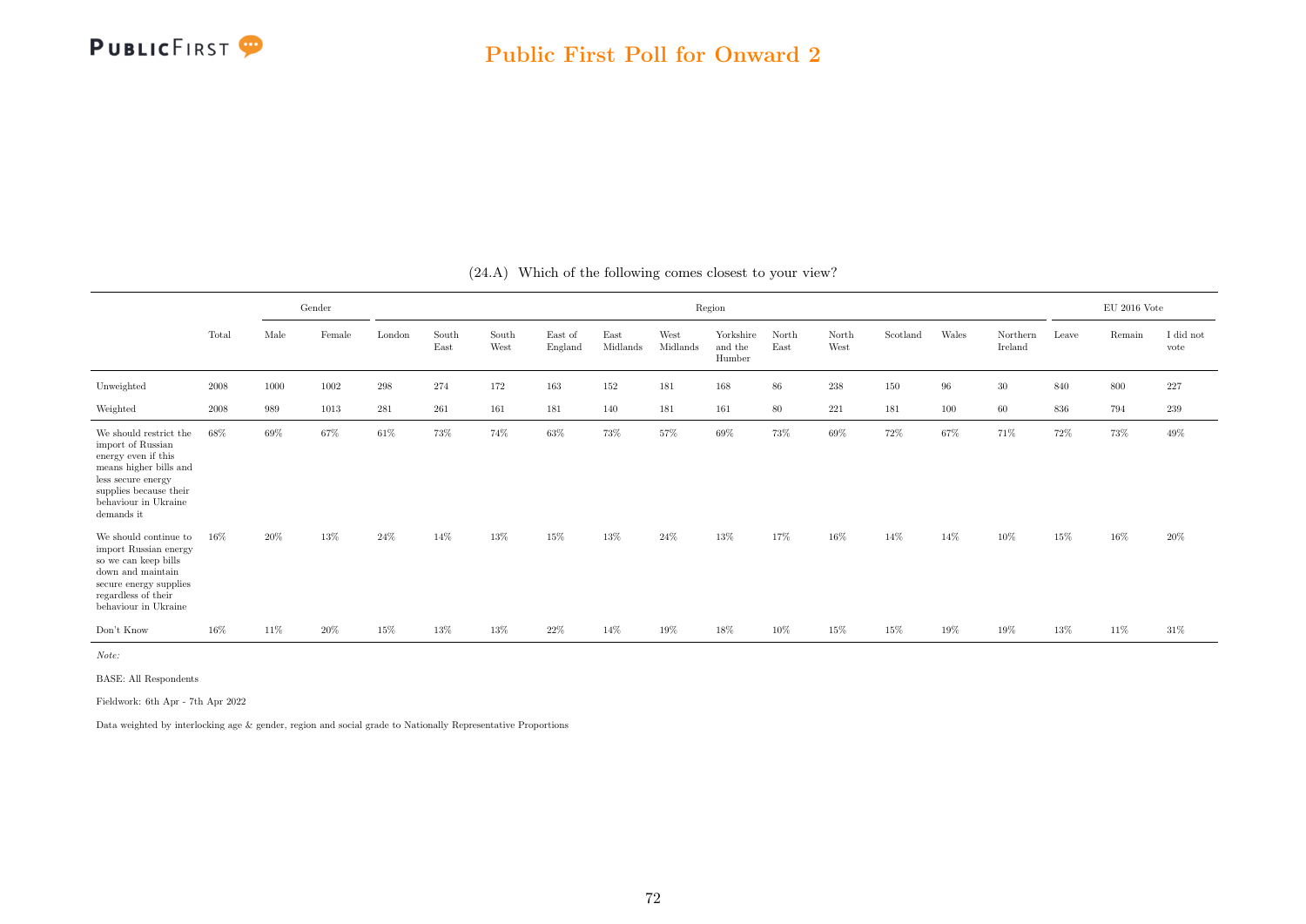(24.A) Which of the following comes closest to your view?

| | Total | Gender | | Region | | | | | | | | | | | | EU 2016 Vote | | |
|---|---|---|---|---|---|---|---|---|---|---|---|---|---|---|---|---|---|---|
| | | Male | Female | London | South East | South West | East of England | East Midlands | West Midlands | Yorkshire and the Humber | North East | North West | Scotland | Wales | Northern Ireland | Leave | Remain | I did not vote |
| Unweighted | 2008 | 1000 | 1002 | 298 | 274 | 172 | 163 | 152 | 181 | 168 | 86 | 238 | 150 | 96 | 30 | 840 | 800 | 227 |
| Weighted | 2008 | 989 | 1013 | 281 | 261 | 161 | 181 | 140 | 181 | 161 | 80 | 221 | 181 | 100 | 60 | 836 | 794 | 239 |
| We should restrict the import of Russian energy even if this means higher bills and less secure energy supplies because their behaviour in Ukraine demands it | 68% | 69% | 67% | 61% | 73% | 74% | 63% | 73% | 57% | 69% | 73% | 69% | 72% | 67% | 71% | 72% | 73% | 49% |
| We should continue to import Russian energy so we can keep bills down and maintain secure energy supplies regardless of their behaviour in Ukraine | 16% | 20% | 13% | 24% | 14% | 13% | 15% | 13% | 24% | 13% | 17% | 16% | 14% | 14% | 10% | 15% | 16% | 20% |
| Don't Know | 16% | 11% | 20% | 15% | 13% | 13% | 22% | 14% | 19% | 18% | 10% | 15% | 15% | 19% | 19% | 13% | 11% | 31% |

*Note:*

BASE: All Respondents

Fieldwork: 6th Apr - 7th Apr 2022

Data weighted by interlocking age & gender, region and social grade to Nationally Representative Proportions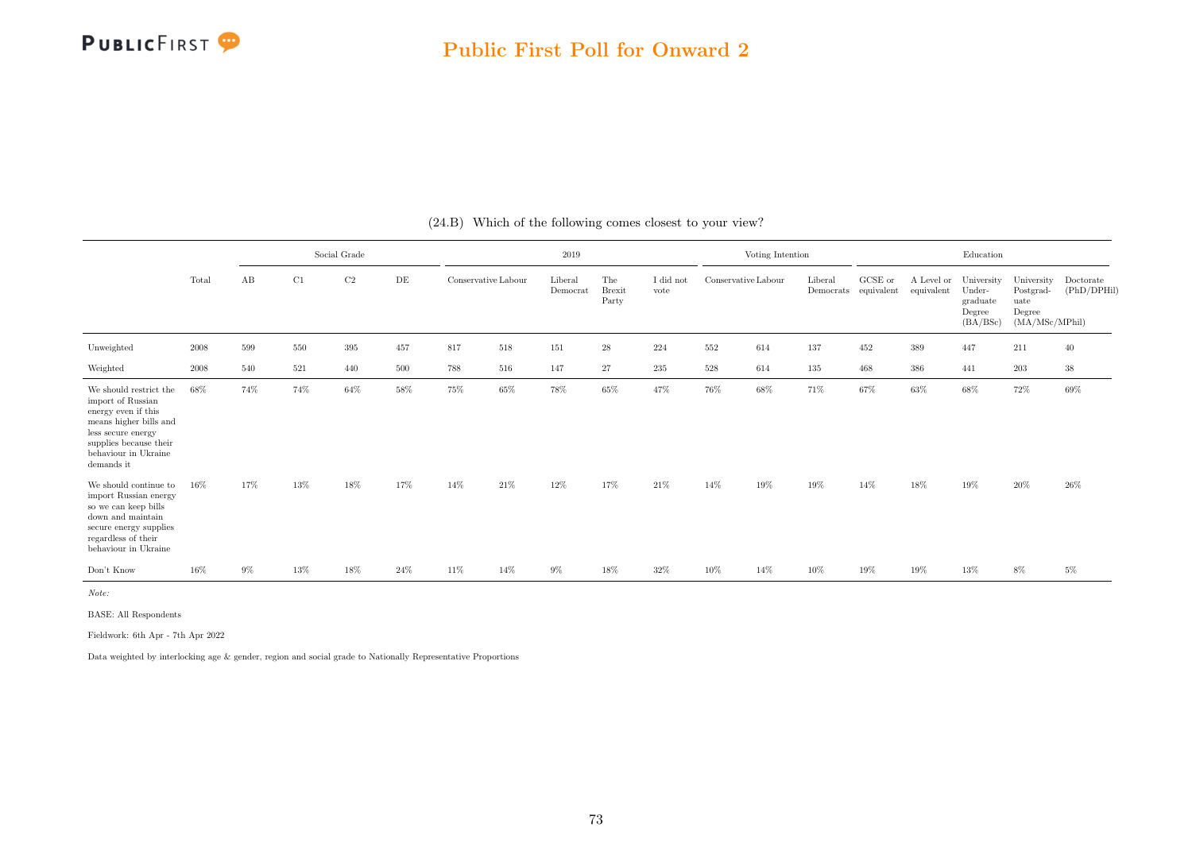(24.B) Which of the following comes closest to your view?

| | Total | Social Grade | | | | 2019 | | | | | Voting Intention | | | Education | | | | |
|---|---|---|---|---|---|---|---|---|---|---|---|---|---|---|---|---|---|---|
| | | AB | C1 | C2 | DE | Conservative | Labour | Liberal Democrat | The Brexit Party | I did not vote | Conservative | Labour | Liberal Democrats | GCSE or equivalent | A Level or equivalent | University Under-graduate Degree (BA/BSc) | University Postgrad-uate Degree (MA/MSc/MPhil) | Doctorate (PhD/DPHil) |
| Unweighted | 2008 | 599 | 550 | 395 | 457 | 817 | 518 | 151 | 28 | 224 | 552 | 614 | 137 | 452 | 389 | 447 | 211 | 40 |
| Weighted | 2008 | 540 | 521 | 440 | 500 | 788 | 516 | 147 | 27 | 235 | 528 | 614 | 135 | 468 | 386 | 441 | 203 | 38 |
| We should restrict the import of Russian energy even if this means higher bills and less secure energy supplies because their behaviour in Ukraine demands it | 68% | 74% | 74% | 64% | 58% | 75% | 65% | 78% | 65% | 47% | 76% | 68% | 71% | 67% | 63% | 68% | 72% | 69% |
| We should continue to import Russian energy so we can keep bills down and maintain secure energy supplies regardless of their behaviour in Ukraine | 16% | 17% | 13% | 18% | 17% | 14% | 21% | 12% | 17% | 21% | 14% | 19% | 19% | 14% | 18% | 19% | 20% | 26% |
| Don't Know | 16% | 9% | 13% | 18% | 24% | 11% | 14% | 9% | 18% | 32% | 10% | 14% | 10% | 19% | 19% | 13% | 8% | 5% |

*Note:*

BASE: All Respondents

Fieldwork: 6th Apr - 7th Apr 2022

Data weighted by interlocking age & gender, region and social grade to Nationally Representative Proportions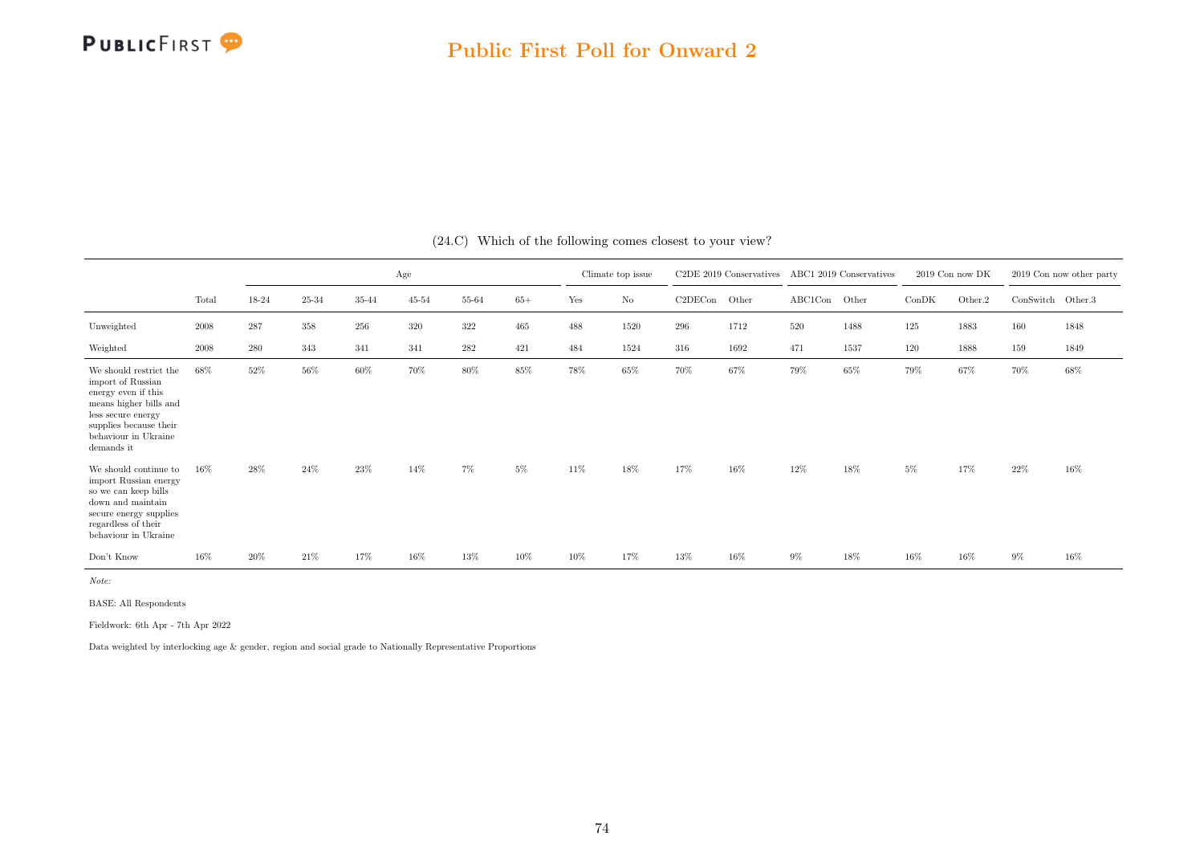## Public First Poll for Onward 2

(24.C) Which of the following comes closest to your view?

| | Total | Age | | | | | | Climate top issue | | C2DE 2019 Conservatives | | ABC1 2019 Conservatives | | 2019 Con now DK | | 2019 Con now other party | |
|---|---|---|---|---|---|---|---|---|---|---|---|---|---|---|---|---|---|
| | | 18-24 | 25-34 | 35-44 | 45-54 | 55-64 | 65+ | Yes | No | C2DECon | Other | ABC1Con | Other | ConDK | Other.2 | ConSwitch | Other.3 |
| Unweighted | 2008 | 287 | 358 | 256 | 320 | 322 | 465 | 488 | 1520 | 296 | 1712 | 520 | 1488 | 125 | 1883 | 160 | 1848 |
| Weighted | 2008 | 280 | 343 | 341 | 341 | 282 | 421 | 484 | 1524 | 316 | 1692 | 471 | 1537 | 120 | 1888 | 159 | 1849 |
| We should restrict the import of Russian energy even if this means higher bills and less secure energy supplies because their behaviour in Ukraine demands it | 68% | 52% | 56% | 60% | 70% | 80% | 85% | 78% | 65% | 70% | 67% | 79% | 65% | 79% | 67% | 70% | 68% |
| We should continue to import Russian energy so we can keep bills down and maintain secure energy supplies regardless of their behaviour in Ukraine | 16% | 28% | 24% | 23% | 14% | 7% | 5% | 11% | 18% | 17% | 16% | 12% | 18% | 5% | 17% | 22% | 16% |
| Don't Know | 16% | 20% | 21% | 17% | 16% | 13% | 10% | 10% | 17% | 13% | 16% | 9% | 18% | 16% | 16% | 9% | 16% |

*Note:*

BASE: All Respondents

Fieldwork: 6th Apr - 7th Apr 2022

Data weighted by interlocking age & gender, region and social grade to Nationally Representative Proportions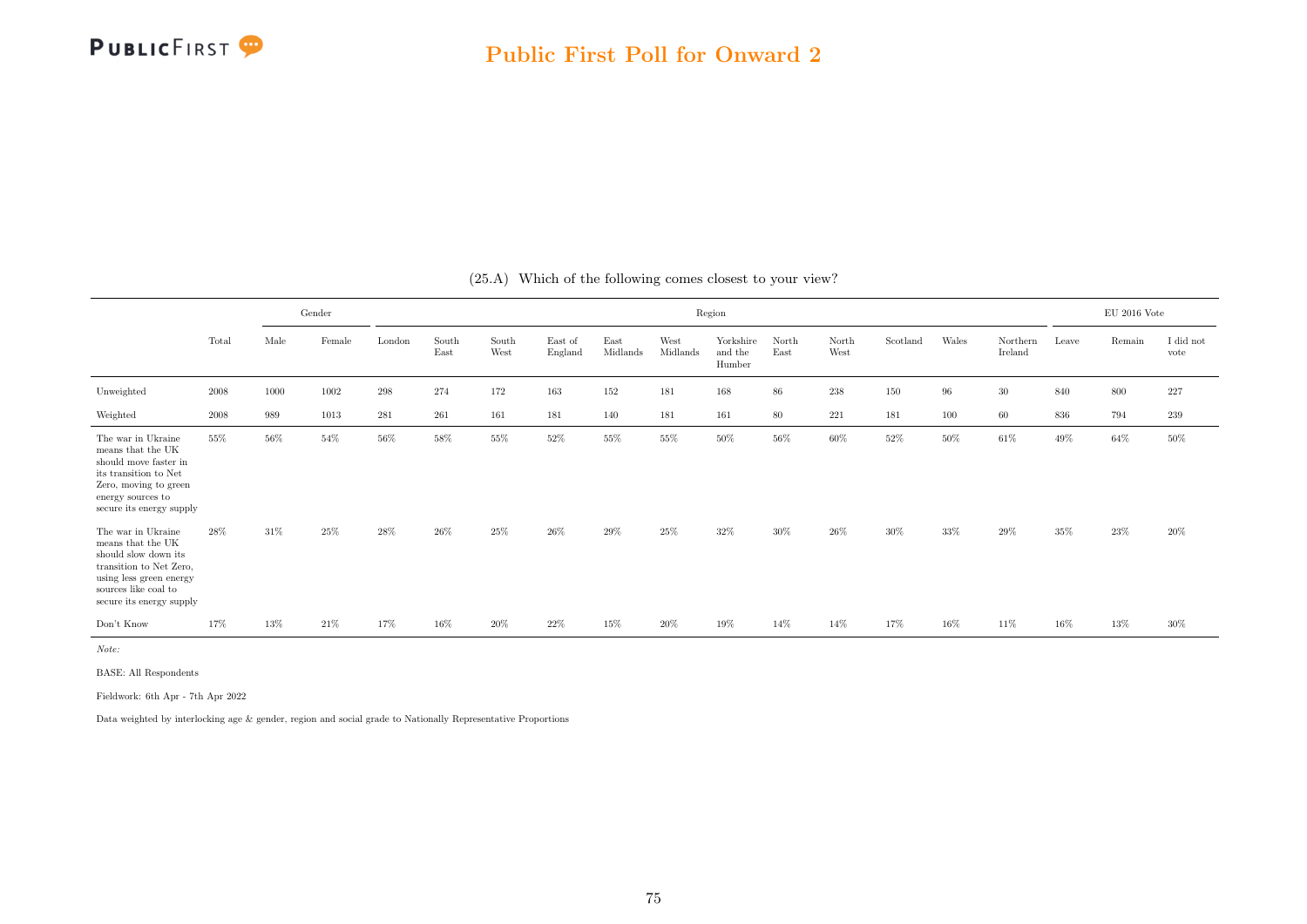## Public First Poll for Onward 2

(25.A) Which of the following comes closest to your view?

| | Total | Gender | | Region | | | | | | | | | | | | | EU 2016 Vote | | |
|---|---|---|---|---|---|---|---|---|---|---|---|---|---|---|---|---|---|---|---|
| | | Male | Female | London | South East | South West | East of England | East Midlands | West Midlands | Yorkshire and the Humber | North East | North West | Scotland | Wales | Northern Ireland | Leave | Remain | I did not vote |
| Unweighted | 2008 | 1000 | 1002 | 298 | 274 | 172 | 163 | 152 | 181 | 168 | 86 | 238 | 150 | 96 | 30 | 840 | 800 | 227 |
| Weighted | 2008 | 989 | 1013 | 281 | 261 | 161 | 181 | 140 | 181 | 161 | 80 | 221 | 181 | 100 | 60 | 836 | 794 | 239 |
| The war in Ukraine means that the UK should move faster in its transition to Net Zero, moving to green energy sources to secure its energy supply | 55% | 56% | 54% | 56% | 58% | 55% | 52% | 55% | 55% | 50% | 56% | 60% | 52% | 50% | 61% | 49% | 64% | 50% |
| The war in Ukraine means that the UK should slow down its transition to Net Zero, using less green energy sources like coal to secure its energy supply | 28% | 31% | 25% | 28% | 26% | 25% | 26% | 29% | 25% | 32% | 30% | 26% | 30% | 33% | 29% | 35% | 23% | 20% |
| Don't Know | 17% | 13% | 21% | 17% | 16% | 20% | 22% | 15% | 20% | 19% | 14% | 14% | 17% | 16% | 11% | 16% | 13% | 30% |

*Note:*

BASE: All Respondents

Fieldwork: 6th Apr - 7th Apr 2022

Data weighted by interlocking age & gender, region and social grade to Nationally Representative Proportions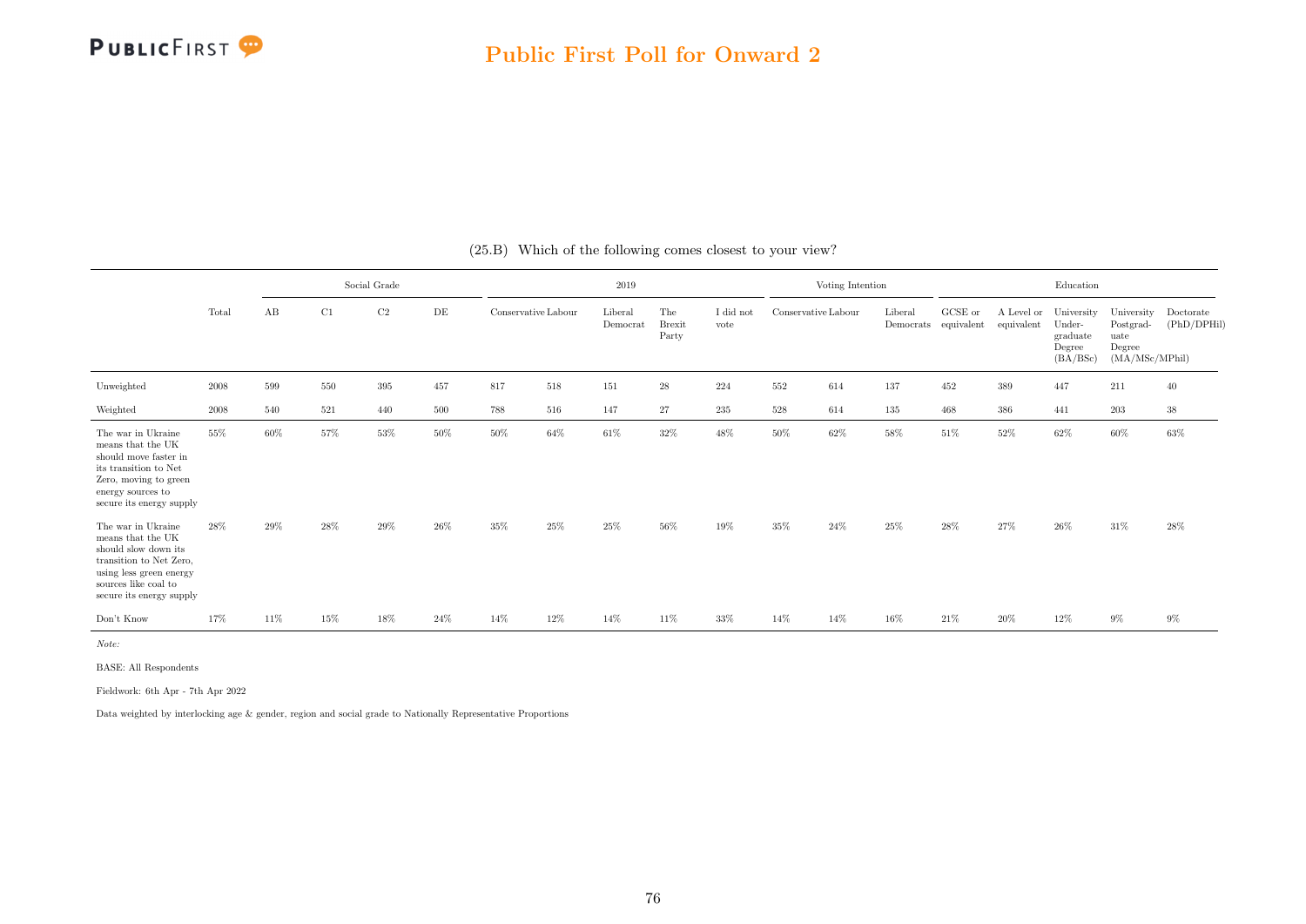(25.B) Which of the following comes closest to your view?

| | Total | Social Grade | | | | 2019 | | | | | Voting Intention | | | Education | | | | |
|---|---|---|---|---|---|---|---|---|---|---|---|---|---|---|---|---|---|---|
| | | AB | C1 | C2 | DE | Conservative | Labour | Liberal Democrat | The Brexit Party | I did not vote | Conservative | Labour | Liberal Democrats | GCSE or equivalent | A Level or equivalent | University Undergraduate Degree (BA/BSc) | University Postgraduate Degree (MA/MSc/MPhil) | Doctorate (PhD/DPHil) |
| Unweighted | 2008 | 599 | 550 | 395 | 457 | 817 | 518 | 151 | 28 | 224 | 552 | 614 | 137 | 452 | 389 | 447 | 211 | 40 |
| Weighted | 2008 | 540 | 521 | 440 | 500 | 788 | 516 | 147 | 27 | 235 | 528 | 614 | 135 | 468 | 386 | 441 | 203 | 38 |
| The war in Ukraine means that the UK should move faster in its transition to Net Zero, moving to green energy sources to secure its energy supply | 55% | 60% | 57% | 53% | 50% | 50% | 64% | 61% | 32% | 48% | 50% | 62% | 58% | 51% | 52% | 62% | 60% | 63% |
| The war in Ukraine means that the UK should slow down its transition to Net Zero, using less green energy sources like coal to secure its energy supply | 28% | 29% | 28% | 29% | 26% | 35% | 25% | 25% | 56% | 19% | 35% | 24% | 25% | 28% | 27% | 26% | 31% | 28% |
| Don't Know | 17% | 11% | 15% | 18% | 24% | 14% | 12% | 14% | 11% | 33% | 14% | 14% | 16% | 21% | 20% | 12% | 9% | 9% |

*Note:*

BASE: All Respondents

Fieldwork: 6th Apr - 7th Apr 2022

Data weighted by interlocking age & gender, region and social grade to Nationally Representative Proportions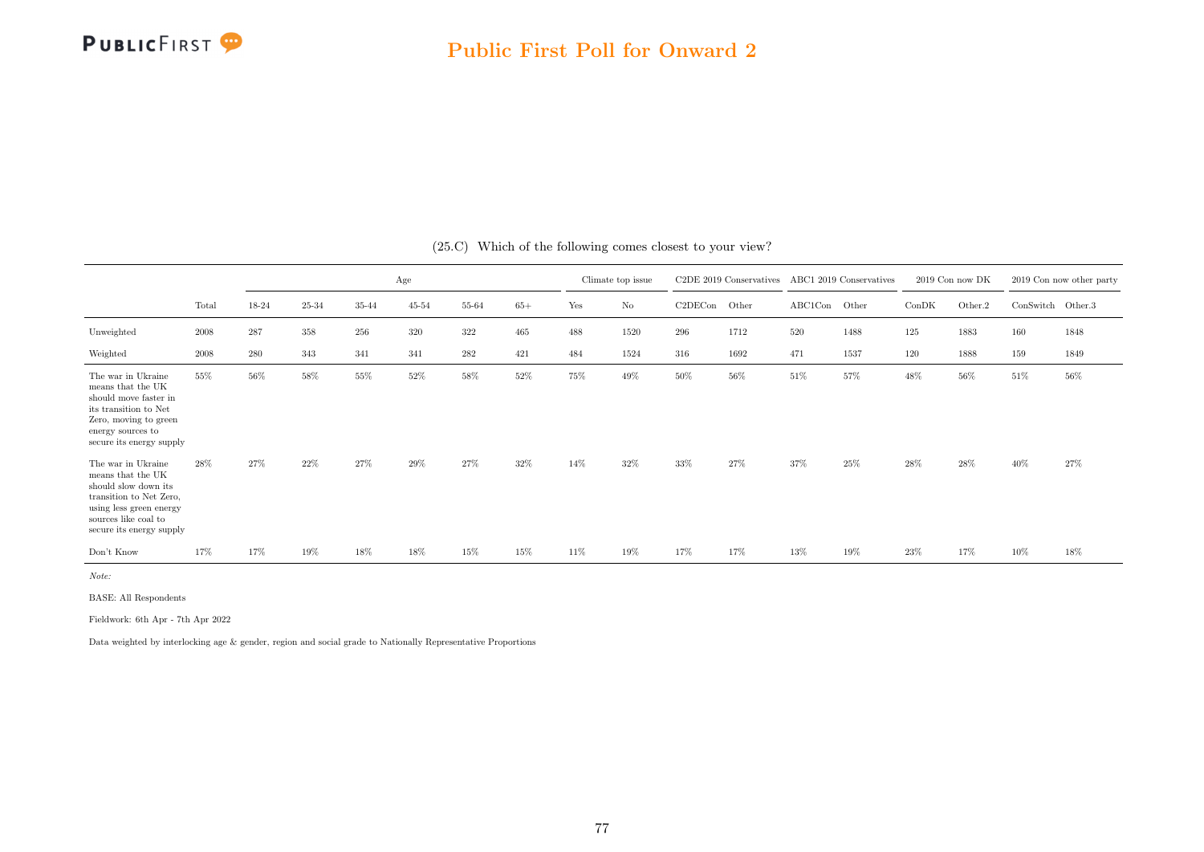## Public First Poll for Onward 2

(25.C) Which of the following comes closest to your view?

| | | Age | | | | | | Climate top issue | | C2DE 2019 Conservatives | | ABC1 2019 Conservatives | | 2019 Con now DK | | 2019 Con now other party | |
|---|---|---|---|---|---|---|---|---|---|---|---|---|---|---|---|---|---|
| | Total | 18-24 | 25-34 | 35-44 | 45-54 | 55-64 | 65+ | Yes | No | C2DECon | Other | ABC1Con | Other | ConDK | Other.2 | ConSwitch | Other.3 |
| Unweighted | 2008 | 287 | 358 | 256 | 320 | 322 | 465 | 488 | 1520 | 296 | 1712 | 520 | 1488 | 125 | 1883 | 160 | 1848 |
| Weighted | 2008 | 280 | 343 | 341 | 341 | 282 | 421 | 484 | 1524 | 316 | 1692 | 471 | 1537 | 120 | 1888 | 159 | 1849 |
| The war in Ukraine means that the UK should move faster in its transition to Net Zero, moving to green energy sources to secure its energy supply | 55% | 56% | 58% | 55% | 52% | 58% | 52% | 75% | 49% | 50% | 56% | 51% | 57% | 48% | 56% | 51% | 56% |
| The war in Ukraine means that the UK should slow down its transition to Net Zero, using less green energy sources like coal to secure its energy supply | 28% | 27% | 22% | 27% | 29% | 27% | 32% | 14% | 32% | 33% | 27% | 37% | 25% | 28% | 28% | 40% | 27% |
| Don't Know | 17% | 17% | 19% | 18% | 18% | 15% | 15% | 11% | 19% | 17% | 17% | 13% | 19% | 23% | 17% | 10% | 18% |

*Note:*

BASE: All Respondents

Fieldwork: 6th Apr - 7th Apr 2022

Data weighted by interlocking age & gender, region and social grade to Nationally Representative Proportions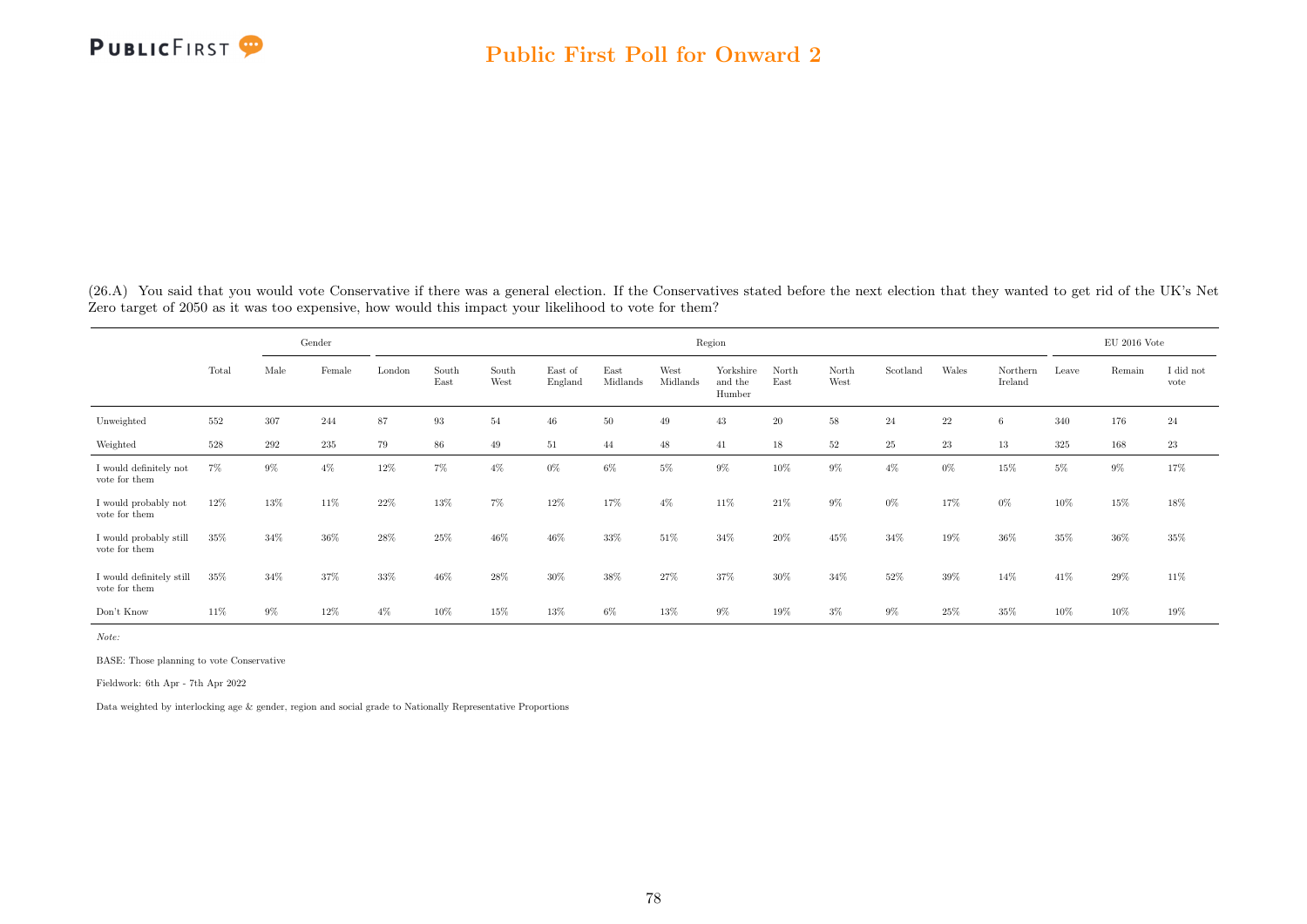(26.A) You said that you would vote Conservative if there was a general election. If the Conservatives stated before the next election that they wanted to get rid of the UK's Net Zero target of 2050 as it was too expensive, how would this impact your likelihood to vote for them?

| | | Gender | | Region | | | | | | | | | | | | | EU 2016 Vote | | |
|---|---|---|---|---|---|---|---|---|---|---|---|---|---|---|---|---|---|---|---|
| | Total | Male | Female | London | South East | South West | East of England | East Midlands | West Midlands | Yorkshire and the Humber | North East | North West | Scotland | Wales | Northern Ireland | Leave | Remain | I did not vote |
| Unweighted | 552 | 307 | 244 | 87 | 93 | 54 | 46 | 50 | 49 | 43 | 20 | 58 | 24 | 22 | 6 | 340 | 176 | 24 |
| Weighted | 528 | 292 | 235 | 79 | 86 | 49 | 51 | 44 | 48 | 41 | 18 | 52 | 25 | 23 | 13 | 325 | 168 | 23 |
| I would definitely not vote for them | 7% | 9% | 4% | 12% | 7% | 4% | 0% | 6% | 5% | 9% | 10% | 9% | 4% | 0% | 15% | 5% | 9% | 17% |
| I would probably not vote for them | 12% | 13% | 11% | 22% | 13% | 7% | 12% | 17% | 4% | 11% | 21% | 9% | 0% | 17% | 0% | 10% | 15% | 18% |
| I would probably still vote for them | 35% | 34% | 36% | 28% | 25% | 46% | 46% | 33% | 51% | 34% | 20% | 45% | 34% | 19% | 36% | 35% | 36% | 35% |
| I would definitely still vote for them | 35% | 34% | 37% | 33% | 46% | 28% | 30% | 38% | 27% | 37% | 30% | 34% | 52% | 39% | 14% | 41% | 29% | 11% |
| Don't Know | 11% | 9% | 12% | 4% | 10% | 15% | 13% | 6% | 13% | 9% | 19% | 3% | 9% | 25% | 35% | 10% | 10% | 19% |

*Note:*

BASE: Those planning to vote Conservative

Fieldwork: 6th Apr - 7th Apr 2022

Data weighted by interlocking age & gender, region and social grade to Nationally Representative Proportions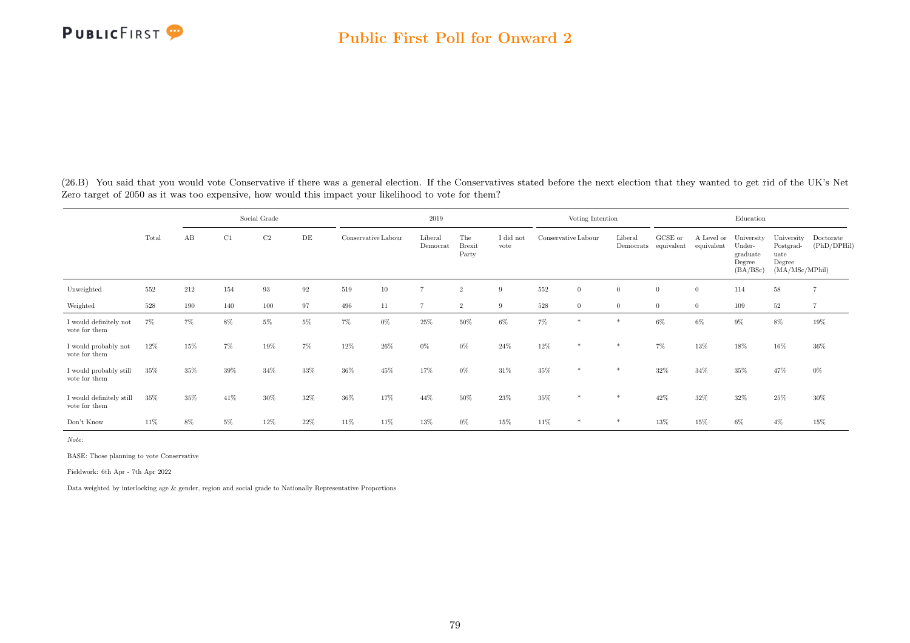(26.B) You said that you would vote Conservative if there was a general election. If the Conservatives stated before the next election that they wanted to get rid of the UK's Net Zero target of 2050 as it was too expensive, how would this impact your likelihood to vote for them?

| | Total | Social Grade | | | | 2019 | | | | | Voting Intention | | | Education | | | | |
|---|---|---|---|---|---|---|---|---|---|---|---|---|---|---|---|---|---|---|
| | | AB | C1 | C2 | DE | Conservative | Labour | Liberal Democrat | The Brexit Party | I did not vote | Conservative | Labour | Liberal Democrats | GCSE or equivalent | A Level or equivalent | University Under-graduate Degree (BA/BSc) | University Postgrad-uate Degree (MA/MSc/MPhil) | Doctorate (PhD/DPHil) |
| Unweighted | 552 | 212 | 154 | 93 | 92 | 519 | 10 | 7 | 2 | 9 | 552 | 0 | 0 | 0 | 0 | 114 | 58 | 7 |
| Weighted | 528 | 190 | 140 | 100 | 97 | 496 | 11 | 7 | 2 | 9 | 528 | 0 | 0 | 0 | 0 | 109 | 52 | 7 |
| I would definitely not vote for them | 7% | 7% | 8% | 5% | 5% | 7% | 0% | 25% | 50% | 6% | 7% | * | * | 6% | 6% | 9% | 8% | 19% |
| I would probably not vote for them | 12% | 15% | 7% | 19% | 7% | 12% | 26% | 0% | 0% | 24% | 12% | * | * | 7% | 13% | 18% | 16% | 36% |
| I would probably still vote for them | 35% | 35% | 39% | 34% | 33% | 36% | 45% | 17% | 0% | 31% | 35% | * | * | 32% | 34% | 35% | 47% | 0% |
| I would definitely still vote for them | 35% | 35% | 41% | 30% | 32% | 36% | 17% | 44% | 50% | 23% | 35% | * | * | 42% | 32% | 32% | 25% | 30% |
| Don't Know | 11% | 8% | 5% | 12% | 22% | 11% | 11% | 13% | 0% | 15% | 11% | * | * | 13% | 15% | 6% | 4% | 15% |

*Note:*

BASE: Those planning to vote Conservative

Fieldwork: 6th Apr - 7th Apr 2022

Data weighted by interlocking age & gender, region and social grade to Nationally Representative Proportions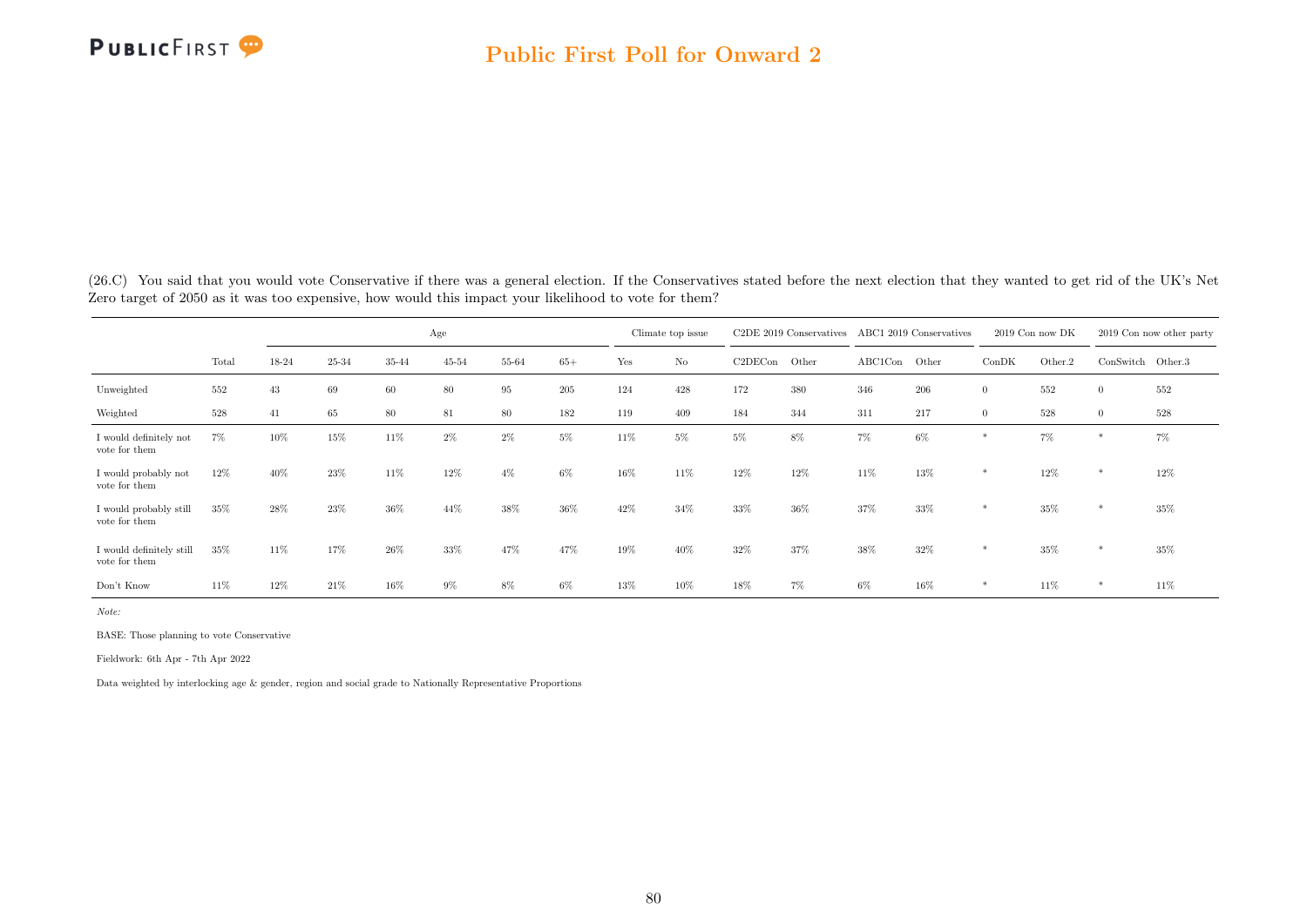(26.C) You said that you would vote Conservative if there was a general election. If the Conservatives stated before the next election that they wanted to get rid of the UK's Net Zero target of 2050 as it was too expensive, how would this impact your likelihood to vote for them?

| | | Age | | | | | | Climate top issue | | C2DE 2019 Conservatives | | ABC1 2019 Conservatives | | 2019 Con now DK | | 2019 Con now other party | |
|---|---|---|---|---|---|---|---|---|---|---|---|---|---|---|---|---|---|
| | Total | 18-24 | 25-34 | 35-44 | 45-54 | 55-64 | 65+ | Yes | No | C2DECon | Other | ABC1Con | Other | ConDK | Other.2 | ConSwitch | Other.3 |
| Unweighted | 552 | 43 | 69 | 60 | 80 | 95 | 205 | 124 | 428 | 172 | 380 | 346 | 206 | 0 | 552 | 0 | 552 |
| Weighted | 528 | 41 | 65 | 80 | 81 | 80 | 182 | 119 | 409 | 184 | 344 | 311 | 217 | 0 | 528 | 0 | 528 |
| I would definitely not vote for them | 7% | 10% | 15% | 11% | 2% | 2% | 5% | 11% | 5% | 5% | 8% | 7% | 6% | * | 7% | * | 7% |
| I would probably not vote for them | 12% | 40% | 23% | 11% | 12% | 4% | 6% | 16% | 11% | 12% | 12% | 11% | 13% | * | 12% | * | 12% |
| I would probably still vote for them | 35% | 28% | 23% | 36% | 44% | 38% | 36% | 42% | 34% | 33% | 36% | 37% | 33% | * | 35% | * | 35% |
| I would definitely still vote for them | 35% | 11% | 17% | 26% | 33% | 47% | 47% | 19% | 40% | 32% | 37% | 38% | 32% | * | 35% | * | 35% |
| Don't Know | 11% | 12% | 21% | 16% | 9% | 8% | 6% | 13% | 10% | 18% | 7% | 6% | 16% | * | 11% | * | 11% |

*Note:*

BASE: Those planning to vote Conservative

Fieldwork: 6th Apr - 7th Apr 2022

Data weighted by interlocking age & gender, region and social grade to Nationally Representative Proportions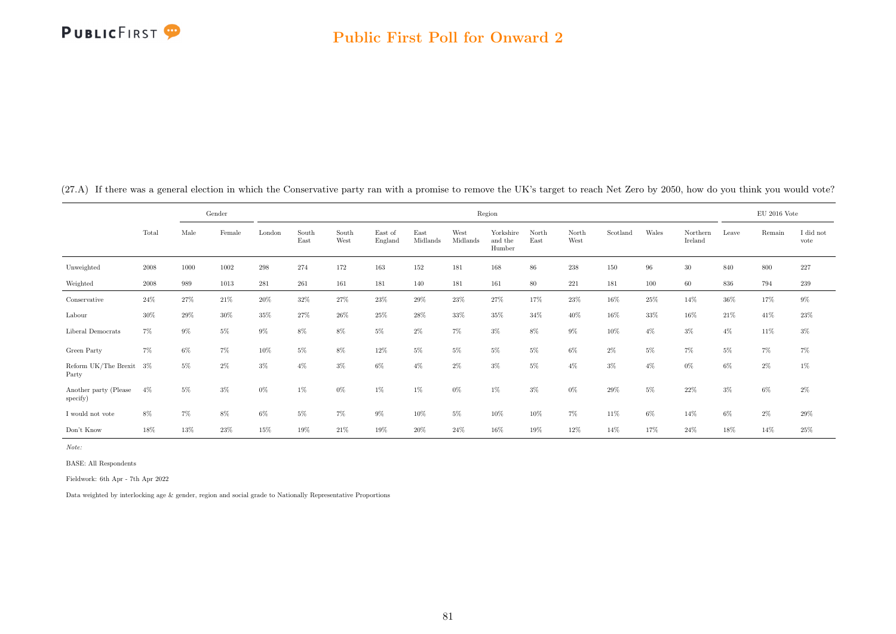(27.A) If there was a general election in which the Conservative party ran with a promise to remove the UK's target to reach Net Zero by 2050, how do you think you would vote?

| | Total | Gender | | Region | | | | | | | | | | | | | EU 2016 Vote | | |
|---|---|---|---|---|---|---|---|---|---|---|---|---|---|---|---|---|---|---|---|
| | | Male | Female | London | South East | South West | East of England | East Midlands | West Midlands | Yorkshire and the Humber | North East | North West | Scotland | Wales | Northern Ireland | Leave | Remain | I did not vote |
| Unweighted | 2008 | 1000 | 1002 | 298 | 274 | 172 | 163 | 152 | 181 | 168 | 86 | 238 | 150 | 96 | 30 | 840 | 800 | 227 |
| Weighted | 2008 | 989 | 1013 | 281 | 261 | 161 | 181 | 140 | 181 | 161 | 80 | 221 | 181 | 100 | 60 | 836 | 794 | 239 |
| Conservative | 24% | 27% | 21% | 20% | 32% | 27% | 23% | 29% | 23% | 27% | 17% | 23% | 16% | 25% | 14% | 36% | 17% | 9% |
| Labour | 30% | 29% | 30% | 35% | 27% | 26% | 25% | 28% | 33% | 35% | 34% | 40% | 16% | 33% | 16% | 21% | 41% | 23% |
| Liberal Democrats | 7% | 9% | 5% | 9% | 8% | 8% | 5% | 2% | 7% | 3% | 8% | 9% | 10% | 4% | 3% | 4% | 11% | 3% |
| Green Party | 7% | 6% | 7% | 10% | 5% | 8% | 12% | 5% | 5% | 5% | 5% | 6% | 2% | 5% | 7% | 5% | 7% | 7% |
| Reform UK/The Brexit Party | 3% | 5% | 2% | 3% | 4% | 3% | 6% | 4% | 2% | 3% | 5% | 4% | 3% | 4% | 0% | 6% | 2% | 1% |
| Another party (Please specify) | 4% | 5% | 3% | 0% | 1% | 0% | 1% | 1% | 0% | 1% | 3% | 0% | 29% | 5% | 22% | 3% | 6% | 2% |
| I would not vote | 8% | 7% | 8% | 6% | 5% | 7% | 9% | 10% | 5% | 10% | 10% | 7% | 11% | 6% | 14% | 6% | 2% | 29% |
| Don't Know | 18% | 13% | 23% | 15% | 19% | 21% | 19% | 20% | 24% | 16% | 19% | 12% | 14% | 17% | 24% | 18% | 14% | 25% |

*Note:*

BASE: All Respondents

Fieldwork: 6th Apr - 7th Apr 2022

Data weighted by interlocking age & gender, region and social grade to Nationally Representative Proportions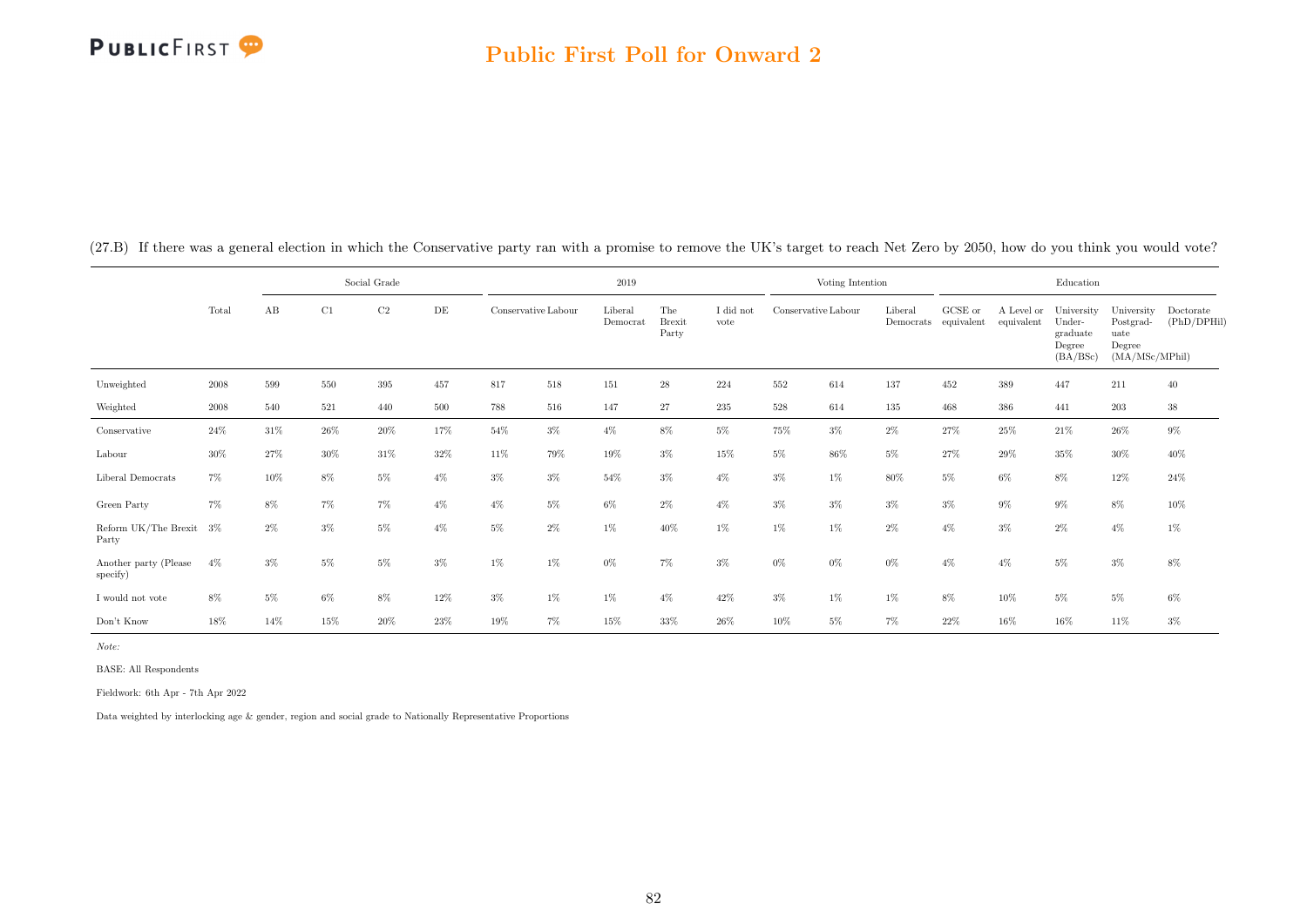(27.B) If there was a general election in which the Conservative party ran with a promise to remove the UK's target to reach Net Zero by 2050, how do you think you would vote?

| | Total | Social Grade | | | | 2019 | | | | | Voting Intention | | | Education | | | | |
|---|---|---|---|---|---|---|---|---|---|---|---|---|---|---|---|---|---|---|
| | | AB | C1 | C2 | DE | Conservative | Labour | Liberal Democrat | The Brexit Party | I did not vote | Conservative | Labour | Liberal Democrats | GCSE or equivalent | A Level or equivalent | University Under-graduate Degree (BA/BSc) | University Postgrad-uate Degree (MA/MSc/MPhil) | Doctorate (PhD/DPHil) |
| Unweighted | 2008 | 599 | 550 | 395 | 457 | 817 | 518 | 151 | 28 | 224 | 552 | 614 | 137 | 452 | 389 | 447 | 211 | 40 |
| Weighted | 2008 | 540 | 521 | 440 | 500 | 788 | 516 | 147 | 27 | 235 | 528 | 614 | 135 | 468 | 386 | 441 | 203 | 38 |
| Conservative | 24% | 31% | 26% | 20% | 17% | 54% | 3% | 4% | 8% | 5% | 75% | 3% | 2% | 27% | 25% | 21% | 26% | 9% |
| Labour | 30% | 27% | 30% | 31% | 32% | 11% | 79% | 19% | 3% | 15% | 5% | 86% | 5% | 27% | 29% | 35% | 30% | 40% |
| Liberal Democrats | 7% | 10% | 8% | 5% | 4% | 3% | 3% | 54% | 3% | 4% | 3% | 1% | 80% | 5% | 6% | 8% | 12% | 24% |
| Green Party | 7% | 8% | 7% | 7% | 4% | 4% | 5% | 6% | 2% | 4% | 3% | 3% | 3% | 3% | 9% | 9% | 8% | 10% |
| Reform UK/The Brexit Party | 3% | 2% | 3% | 5% | 4% | 5% | 2% | 1% | 40% | 1% | 1% | 1% | 2% | 4% | 3% | 2% | 4% | 1% |
| Another party (Please specify) | 4% | 3% | 5% | 5% | 3% | 1% | 1% | 0% | 7% | 3% | 0% | 0% | 0% | 4% | 4% | 5% | 3% | 8% |
| I would not vote | 8% | 5% | 6% | 8% | 12% | 3% | 1% | 1% | 4% | 42% | 3% | 1% | 1% | 8% | 10% | 5% | 5% | 6% |
| Don't Know | 18% | 14% | 15% | 20% | 23% | 19% | 7% | 15% | 33% | 26% | 10% | 5% | 7% | 22% | 16% | 16% | 11% | 3% |

*Note:*

BASE: All Respondents

Fieldwork: 6th Apr - 7th Apr 2022

Data weighted by interlocking age & gender, region and social grade to Nationally Representative Proportions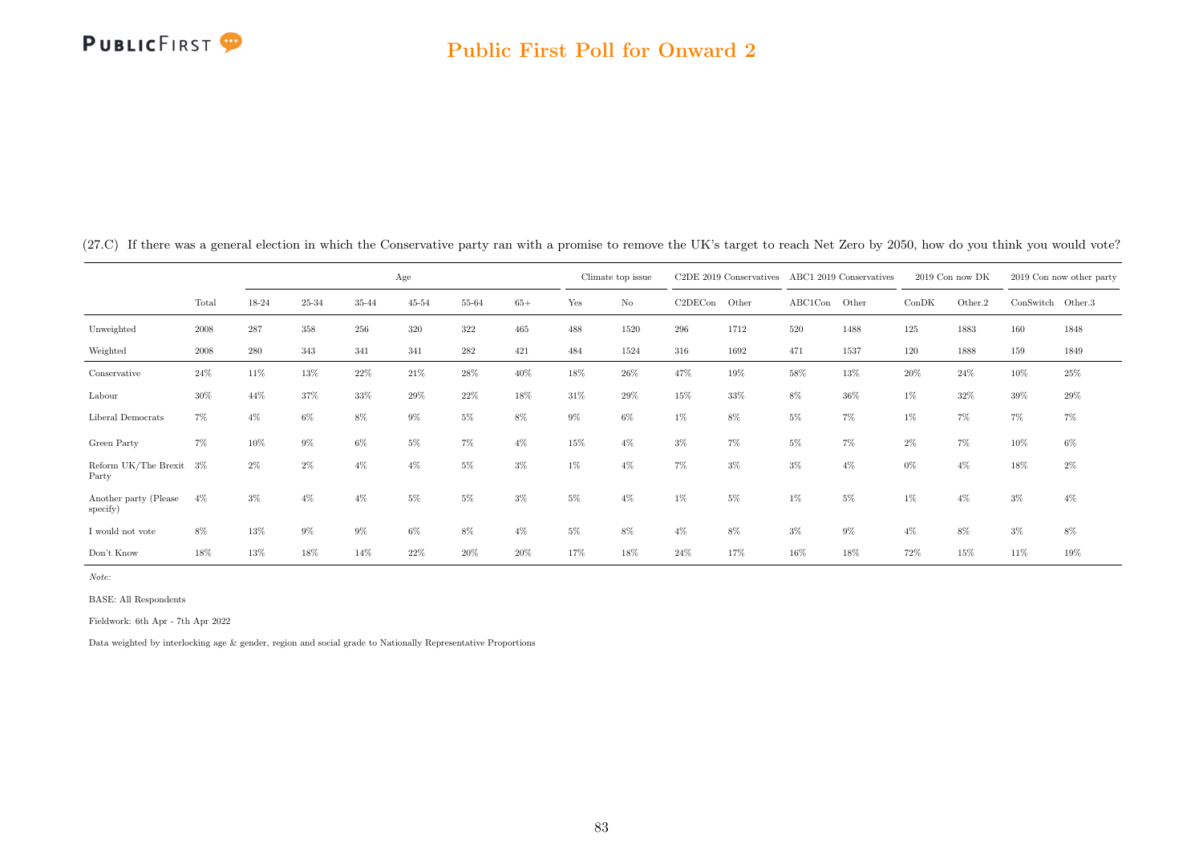(27.C) If there was a general election in which the Conservative party ran with a promise to remove the UK's target to reach Net Zero by 2050, how do you think you would vote?

| | | Age | | | | | | Climate top issue | | C2DE 2019 Conservatives | | ABC1 2019 Conservatives | | 2019 Con now DK | | 2019 Con now other party | |
|---|---|---|---|---|---|---|---|---|---|---|---|---|---|---|---|---|---|
| | Total | 18-24 | 25-34 | 35-44 | 45-54 | 55-64 | 65+ | Yes | No | C2DECon | Other | ABC1Con | Other | ConDK | Other.2 | ConSwitch | Other.3 |
| Unweighted | 2008 | 287 | 358 | 256 | 320 | 322 | 465 | 488 | 1520 | 296 | 1712 | 520 | 1488 | 125 | 1883 | 160 | 1848 |
| Weighted | 2008 | 280 | 343 | 341 | 341 | 282 | 421 | 484 | 1524 | 316 | 1692 | 471 | 1537 | 120 | 1888 | 159 | 1849 |
| Conservative | 24% | 11% | 13% | 22% | 21% | 28% | 40% | 18% | 26% | 47% | 19% | 58% | 13% | 20% | 24% | 10% | 25% |
| Labour | 30% | 44% | 37% | 33% | 29% | 22% | 18% | 31% | 29% | 15% | 33% | 8% | 36% | 1% | 32% | 39% | 29% |
| Liberal Democrats | 7% | 4% | 6% | 8% | 9% | 5% | 8% | 9% | 6% | 1% | 8% | 5% | 7% | 1% | 7% | 7% | 7% |
| Green Party | 7% | 10% | 9% | 6% | 5% | 7% | 4% | 15% | 4% | 3% | 7% | 5% | 7% | 2% | 7% | 10% | 6% |
| Reform UK/The Brexit Party | 3% | 2% | 2% | 4% | 4% | 5% | 3% | 1% | 4% | 7% | 3% | 3% | 4% | 0% | 4% | 18% | 2% |
| Another party (Please specify) | 4% | 3% | 4% | 4% | 5% | 5% | 3% | 5% | 4% | 1% | 5% | 1% | 5% | 1% | 4% | 3% | 4% |
| I would not vote | 8% | 13% | 9% | 9% | 6% | 8% | 4% | 5% | 8% | 4% | 8% | 3% | 9% | 4% | 8% | 3% | 8% |
| Don't Know | 18% | 13% | 18% | 14% | 22% | 20% | 20% | 17% | 18% | 24% | 17% | 16% | 18% | 72% | 15% | 11% | 19% |

*Note:*

BASE: All Respondents

Fieldwork: 6th Apr - 7th Apr 2022

Data weighted by interlocking age & gender, region and social grade to Nationally Representative Proportions